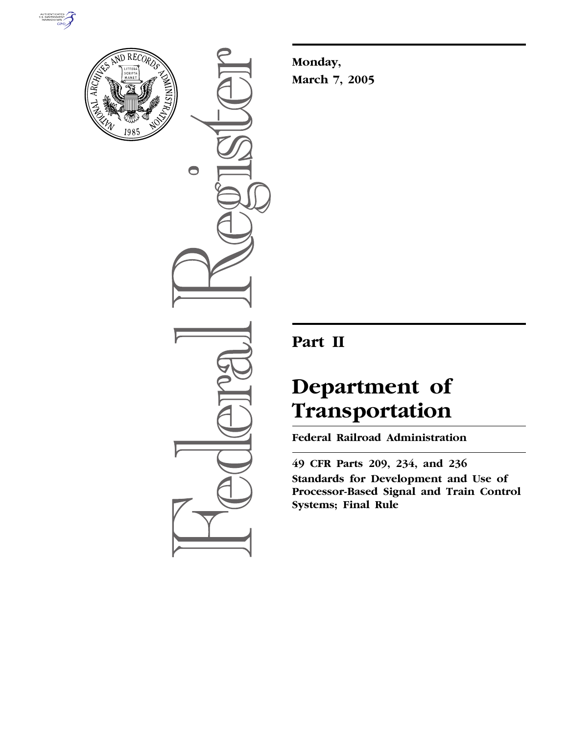**Monday,**
**March 7, 2005**

## Part II

# Department of Transportation

**Federal Railroad Administration**

**49 CFR Parts 209, 234, and 236**
**Standards for Development and Use of Processor-Based Signal and Train Control Systems; Final Rule**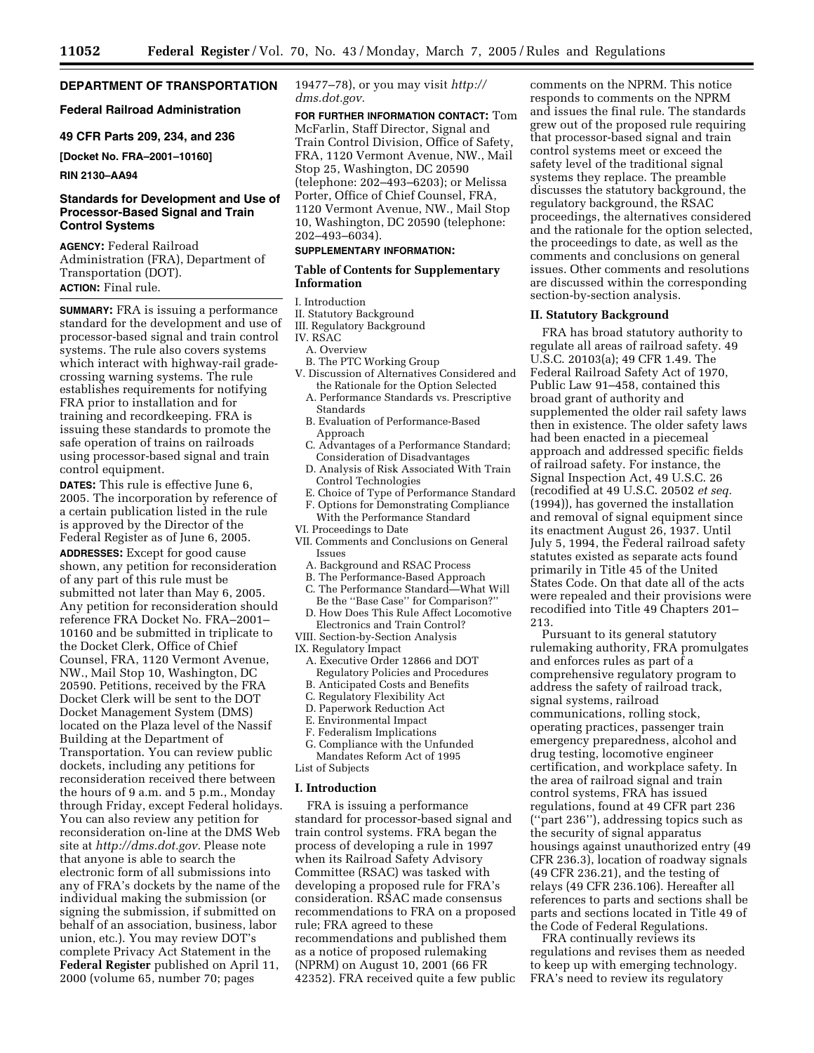## DEPARTMENT OF TRANSPORTATION

### Federal Railroad Administration

### 49 CFR Parts 209, 234, and 236

**[Docket No. FRA–2001–10160]**

**RIN 2130–AA94**

### Standards for Development and Use of Processor-Based Signal and Train Control Systems

**AGENCY:** Federal Railroad Administration (FRA), Department of Transportation (DOT).

**ACTION:** Final rule.

**SUMMARY:** FRA is issuing a performance standard for the development and use of processor-based signal and train control systems. The rule also covers systems which interact with highway-rail grade-crossing warning systems. The rule establishes requirements for notifying FRA prior to installation and for training and recordkeeping. FRA is issuing these standards to promote the safe operation of trains on railroads using processor-based signal and train control equipment.

**DATES:** This rule is effective June 6, 2005. The incorporation by reference of a certain publication listed in the rule is approved by the Director of the Federal Register as of June 6, 2005.

**ADDRESSES:** Except for good cause shown, any petition for reconsideration of any part of this rule must be submitted not later than May 6, 2005. Any petition for reconsideration should reference FRA Docket No. FRA–2001–10160 and be submitted in triplicate to the Docket Clerk, Office of Chief Counsel, FRA, 1120 Vermont Avenue, NW., Mail Stop 10, Washington, DC 20590. Petitions, received by the FRA Docket Clerk will be sent to the DOT Docket Management System (DMS) located on the Plaza level of the Nassif Building at the Department of Transportation. You can review public dockets, including any petitions for reconsideration received there between the hours of 9 a.m. and 5 p.m., Monday through Friday, except Federal holidays. You can also review any petition for reconsideration on-line at the DMS Web site at *http://dms.dot.gov*. Please note that anyone is able to search the electronic form of all submissions into any of FRA's dockets by the name of the individual making the submission (or signing the submission, if submitted on behalf of an association, business, labor union, etc.). You may review DOT's complete Privacy Act Statement in the **Federal Register** published on April 11, 2000 (volume 65, number 70; pages 19477–78), or you may visit *http://dms.dot.gov.*

**FOR FURTHER INFORMATION CONTACT:** Tom McFarlin, Staff Director, Signal and Train Control Division, Office of Safety, FRA, 1120 Vermont Avenue, NW., Mail Stop 25, Washington, DC 20590 (telephone: 202–493–6203); or Melissa Porter, Office of Chief Counsel, FRA, 1120 Vermont Avenue, NW., Mail Stop 10, Washington, DC 20590 (telephone: 202–493–6034).

**SUPPLEMENTARY INFORMATION:**

### Table of Contents for Supplementary Information

I. Introduction
II. Statutory Background
III. Regulatory Background
IV. RSAC
  A. Overview
  B. The PTC Working Group
V. Discussion of Alternatives Considered and the Rationale for the Option Selected
  A. Performance Standards vs. Prescriptive Standards
  B. Evaluation of Performance-Based Approach
  C. Advantages of a Performance Standard; Consideration of Disadvantages
  D. Analysis of Risk Associated With Train Control Technologies
  E. Choice of Type of Performance Standard
  F. Options for Demonstrating Compliance With the Performance Standard
VI. Proceedings to Date
VII. Comments and Conclusions on General Issues
  A. Background and RSAC Process
  B. The Performance-Based Approach
  C. The Performance Standard—What Will Be the ''Base Case'' for Comparison?''
  D. How Does This Rule Affect Locomotive Electronics and Train Control?
VIII. Section-by-Section Analysis
IX. Regulatory Impact
  A. Executive Order 12866 and DOT Regulatory Policies and Procedures
  B. Anticipated Costs and Benefits
  C. Regulatory Flexibility Act
  D. Paperwork Reduction Act
  E. Environmental Impact
  F. Federalism Implications
  G. Compliance with the Unfunded Mandates Reform Act of 1995
List of Subjects

### I. Introduction

FRA is issuing a performance standard for processor-based signal and train control systems. FRA began the process of developing a rule in 1997 when its Railroad Safety Advisory Committee (RSAC) was tasked with developing a proposed rule for FRA's consideration. RSAC made consensus recommendations to FRA on a proposed rule; FRA agreed to these recommendations and published them as a notice of proposed rulemaking (NPRM) on August 10, 2001 (66 FR 42352). FRA received quite a few public comments on the NPRM. This notice responds to comments on the NPRM and issues the final rule. The standards grew out of the proposed rule requiring that processor-based signal and train control systems meet or exceed the safety level of the traditional signal systems they replace. The preamble discusses the statutory background, the regulatory background, the RSAC proceedings, the alternatives considered and the rationale for the option selected, the proceedings to date, as well as the comments and conclusions on general issues. Other comments and resolutions are discussed within the corresponding section-by-section analysis.

### II. Statutory Background

FRA has broad statutory authority to regulate all areas of railroad safety. 49 U.S.C. 20103(a); 49 CFR 1.49. The Federal Railroad Safety Act of 1970, Public Law 91–458, contained this broad grant of authority and supplemented the older rail safety laws then in existence. The older safety laws had been enacted in a piecemeal approach and addressed specific fields of railroad safety. For instance, the Signal Inspection Act, 49 U.S.C. 26 (recodified at 49 U.S.C. 20502 *et seq.* (1994)), has governed the installation and removal of signal equipment since its enactment August 26, 1937. Until July 5, 1994, the Federal railroad safety statutes existed as separate acts found primarily in Title 45 of the United States Code. On that date all of the acts were repealed and their provisions were recodified into Title 49 Chapters 201–213.

Pursuant to its general statutory rulemaking authority, FRA promulgates and enforces rules as part of a comprehensive regulatory program to address the safety of railroad track, signal systems, railroad communications, rolling stock, operating practices, passenger train emergency preparedness, alcohol and drug testing, locomotive engineer certification, and workplace safety. In the area of railroad signal and train control systems, FRA has issued regulations, found at 49 CFR part 236 (''part 236''), addressing topics such as the security of signal apparatus housings against unauthorized entry (49 CFR 236.3), location of roadway signals (49 CFR 236.21), and the testing of relays (49 CFR 236.106). Hereafter all references to parts and sections shall be parts and sections located in Title 49 of the Code of Federal Regulations.

FRA continually reviews its regulations and revises them as needed to keep up with emerging technology. FRA's need to review its regulatory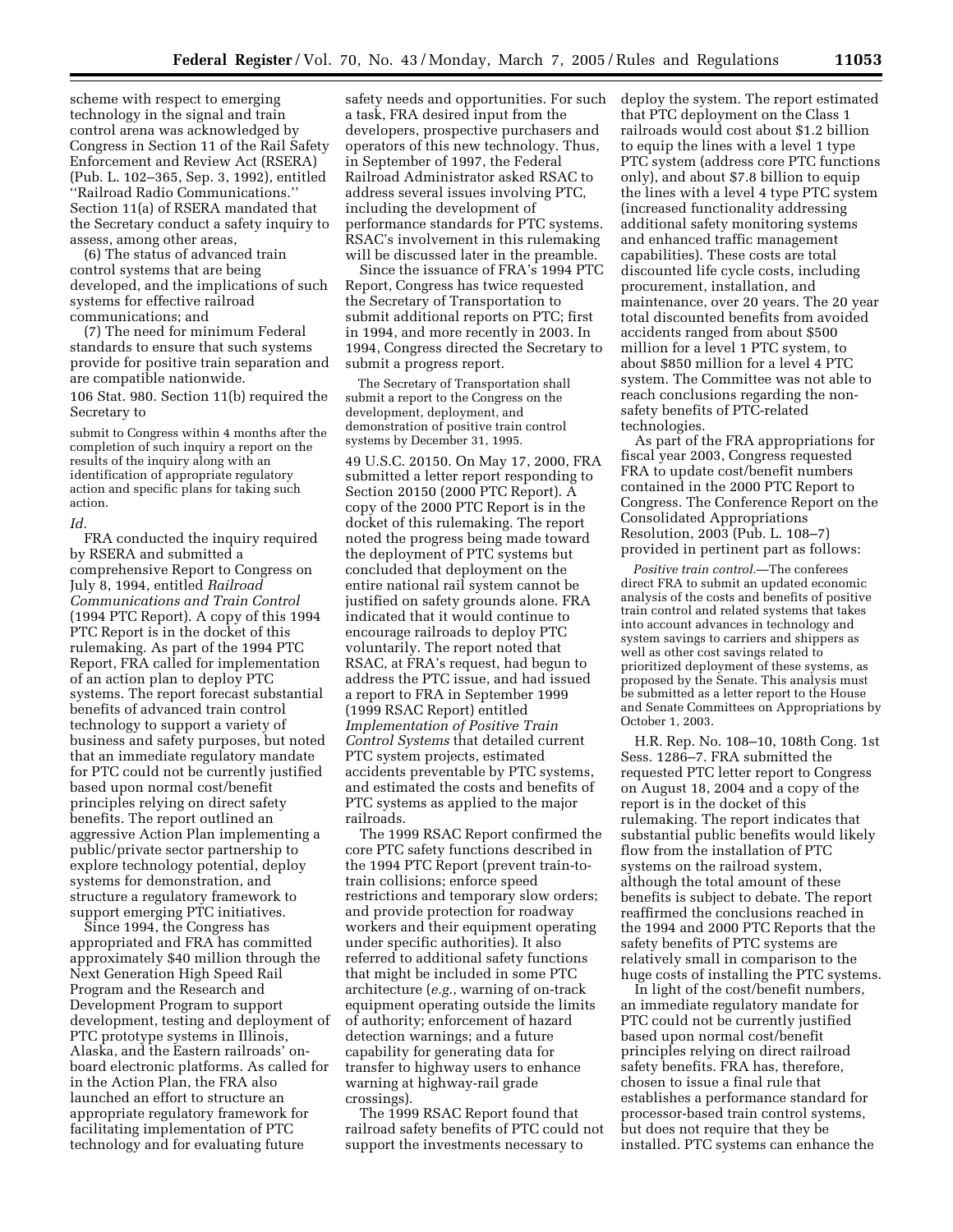scheme with respect to emerging technology in the signal and train control arena was acknowledged by Congress in Section 11 of the Rail Safety Enforcement and Review Act (RSERA) (Pub. L. 102–365, Sep. 3, 1992), entitled ''Railroad Radio Communications.'' Section 11(a) of RSERA mandated that the Secretary conduct a safety inquiry to assess, among other areas,

(6) The status of advanced train control systems that are being developed, and the implications of such systems for effective railroad communications; and

(7) The need for minimum Federal standards to ensure that such systems provide for positive train separation and are compatible nationwide.

106 Stat. 980. Section 11(b) required the Secretary to

> submit to Congress within 4 months after the completion of such inquiry a report on the results of the inquiry along with an identification of appropriate regulatory action and specific plans for taking such action.

*Id.*

FRA conducted the inquiry required by RSERA and submitted a comprehensive Report to Congress on July 8, 1994, entitled *Railroad Communications and Train Control* (1994 PTC Report). A copy of this 1994 PTC Report is in the docket of this rulemaking. As part of the 1994 PTC Report, FRA called for implementation of an action plan to deploy PTC systems. The report forecast substantial benefits of advanced train control technology to support a variety of business and safety purposes, but noted that an immediate regulatory mandate for PTC could not be currently justified based upon normal cost/benefit principles relying on direct safety benefits. The report outlined an aggressive Action Plan implementing a public/private sector partnership to explore technology potential, deploy systems for demonstration, and structure a regulatory framework to support emerging PTC initiatives.

Since 1994, the Congress has appropriated and FRA has committed approximately $40 million through the Next Generation High Speed Rail Program and the Research and Development Program to support development, testing and deployment of PTC prototype systems in Illinois, Alaska, and the Eastern railroads' on-board electronic platforms. As called for in the Action Plan, the FRA also launched an effort to structure an appropriate regulatory framework for facilitating implementation of PTC technology and for evaluating future safety needs and opportunities. For such a task, FRA desired input from the developers, prospective purchasers and operators of this new technology. Thus, in September of 1997, the Federal Railroad Administrator asked RSAC to address several issues involving PTC, including the development of performance standards for PTC systems. RSAC's involvement in this rulemaking will be discussed later in the preamble.

Since the issuance of FRA's 1994 PTC Report, Congress has twice requested the Secretary of Transportation to submit additional reports on PTC; first in 1994, and more recently in 2003. In 1994, Congress directed the Secretary to submit a progress report.

> The Secretary of Transportation shall submit a report to the Congress on the development, deployment, and demonstration of positive train control systems by December 31, 1995.

49 U.S.C. 20150. On May 17, 2000, FRA submitted a letter report responding to Section 20150 (2000 PTC Report). A copy of the 2000 PTC Report is in the docket of this rulemaking. The report noted the progress being made toward the deployment of PTC systems but concluded that deployment on the entire national rail system cannot be justified on safety grounds alone. FRA indicated that it would continue to encourage railroads to deploy PTC voluntarily. The report noted that RSAC, at FRA's request, had begun to address the PTC issue, and had issued a report to FRA in September 1999 (1999 RSAC Report) entitled *Implementation of Positive Train Control Systems* that detailed current PTC system projects, estimated accidents preventable by PTC systems, and estimated the costs and benefits of PTC systems as applied to the major railroads.

The 1999 RSAC Report confirmed the core PTC safety functions described in the 1994 PTC Report (prevent train-to-train collisions; enforce speed restrictions and temporary slow orders; and provide protection for roadway workers and their equipment operating under specific authorities). It also referred to additional safety functions that might be included in some PTC architecture (*e.g.*, warning of on-track equipment operating outside the limits of authority; enforcement of hazard detection warnings; and a future capability for generating data for transfer to highway users to enhance warning at highway-rail grade crossings).

The 1999 RSAC Report found that railroad safety benefits of PTC could not support the investments necessary to deploy the system. The report estimated that PTC deployment on the Class 1 railroads would cost about $1.2 billion to equip the lines with a level 1 type PTC system (address core PTC functions only), and about $7.8 billion to equip the lines with a level 4 type PTC system (increased functionality addressing additional safety monitoring systems and enhanced traffic management capabilities). These costs are total discounted life cycle costs, including procurement, installation, and maintenance, over 20 years. The 20 year total discounted benefits from avoided accidents ranged from about $500 million for a level 1 PTC system, to about $850 million for a level 4 PTC system. The Committee was not able to reach conclusions regarding the non-safety benefits of PTC-related technologies.

As part of the FRA appropriations for fiscal year 2003, Congress requested FRA to update cost/benefit numbers contained in the 2000 PTC Report to Congress. The Conference Report on the Consolidated Appropriations Resolution, 2003 (Pub. L. 108–7) provided in pertinent part as follows:

> *Positive train control.*—The conferees direct FRA to submit an updated economic analysis of the costs and benefits of positive train control and related systems that takes into account advances in technology and system savings to carriers and shippers as well as other cost savings related to prioritized deployment of these systems, as proposed by the Senate. This analysis must be submitted as a letter report to the House and Senate Committees on Appropriations by October 1, 2003.

H.R. Rep. No. 108–10, 108th Cong. 1st Sess. 1286–7. FRA submitted the requested PTC letter report to Congress on August 18, 2004 and a copy of the report is in the docket of this rulemaking. The report indicates that substantial public benefits would likely flow from the installation of PTC systems on the railroad system, although the total amount of these benefits is subject to debate. The report reaffirmed the conclusions reached in the 1994 and 2000 PTC Reports that the safety benefits of PTC systems are relatively small in comparison to the huge costs of installing the PTC systems.

In light of the cost/benefit numbers, an immediate regulatory mandate for PTC could not be currently justified based upon normal cost/benefit principles relying on direct railroad safety benefits. FRA has, therefore, chosen to issue a final rule that establishes a performance standard for processor-based train control systems, but does not require that they be installed. PTC systems can enhance the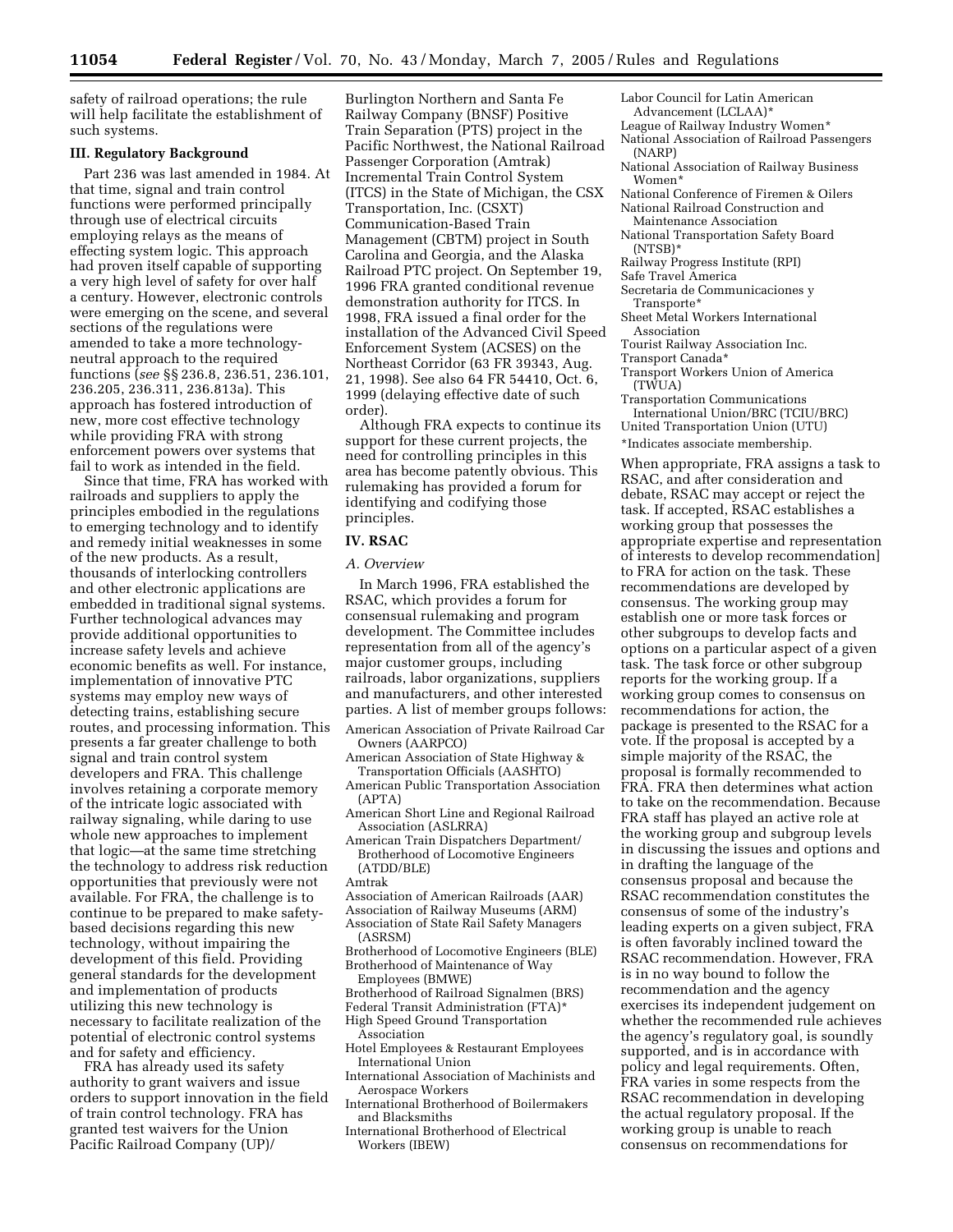safety of railroad operations; the rule will help facilitate the establishment of such systems.

### III. Regulatory Background

Part 236 was last amended in 1984. At that time, signal and train control functions were performed principally through use of electrical circuits employing relays as the means of effecting system logic. This approach had proven itself capable of supporting a very high level of safety for over half a century. However, electronic controls were emerging on the scene, and several sections of the regulations were amended to take a more technology-neutral approach to the required functions (*see* §§ 236.8, 236.51, 236.101, 236.205, 236.311, 236.813a). This approach has fostered introduction of new, more cost effective technology while providing FRA with strong enforcement powers over systems that fail to work as intended in the field.

Since that time, FRA has worked with railroads and suppliers to apply the principles embodied in the regulations to emerging technology and to identify and remedy initial weaknesses in some of the new products. As a result, thousands of interlocking controllers and other electronic applications are embedded in traditional signal systems. Further technological advances may provide additional opportunities to increase safety levels and achieve economic benefits as well. For instance, implementation of innovative PTC systems may employ new ways of detecting trains, establishing secure routes, and processing information. This presents a far greater challenge to both signal and train control system developers and FRA. This challenge involves retaining a corporate memory of the intricate logic associated with railway signaling, while daring to use whole new approaches to implement that logic—at the same time stretching the technology to address risk reduction opportunities that previously were not available. For FRA, the challenge is to continue to be prepared to make safety-based decisions regarding this new technology, without impairing the development of this field. Providing general standards for the development and implementation of products utilizing this new technology is necessary to facilitate realization of the potential of electronic control systems and for safety and efficiency.

FRA has already used its safety authority to grant waivers and issue orders to support innovation in the field of train control technology. FRA has granted test waivers for the Union Pacific Railroad Company (UP)/Burlington Northern and Santa Fe Railway Company (BNSF) Positive Train Separation (PTS) project in the Pacific Northwest, the National Railroad Passenger Corporation (Amtrak) Incremental Train Control System (ITCS) in the State of Michigan, the CSX Transportation, Inc. (CSXT) Communication-Based Train Management (CBTM) project in South Carolina and Georgia, and the Alaska Railroad PTC project. On September 19, 1996 FRA granted conditional revenue demonstration authority for ITCS. In 1998, FRA issued a final order for the installation of the Advanced Civil Speed Enforcement System (ACSES) on the Northeast Corridor (63 FR 39343, Aug. 21, 1998). See also 64 FR 54410, Oct. 6, 1999 (delaying effective date of such order).

Although FRA expects to continue its support for these current projects, the need for controlling principles in this area has become patently obvious. This rulemaking has provided a forum for identifying and codifying those principles.

### IV. RSAC

#### *A. Overview*

In March 1996, FRA established the RSAC, which provides a forum for consensual rulemaking and program development. The Committee includes representation from all of the agency's major customer groups, including railroads, labor organizations, suppliers and manufacturers, and other interested parties. A list of member groups follows:

- American Association of Private Railroad Car Owners (AARPCO)
- American Association of State Highway & Transportation Officials (AASHTO)
- American Public Transportation Association (APTA)
- American Short Line and Regional Railroad Association (ASLRRA)
- American Train Dispatchers Department/Brotherhood of Locomotive Engineers (ATDD/BLE)
- Amtrak
- Association of American Railroads (AAR)
- Association of Railway Museums (ARM)
- Association of State Rail Safety Managers (ASRSM)
- Brotherhood of Locomotive Engineers (BLE)
- Brotherhood of Maintenance of Way Employees (BMWE)
- Brotherhood of Railroad Signalmen (BRS)
- Federal Transit Administration (FTA)*
- High Speed Ground Transportation Association
- Hotel Employees & Restaurant Employees International Union
- International Association of Machinists and Aerospace Workers
- International Brotherhood of Boilermakers and Blacksmiths
- International Brotherhood of Electrical Workers (IBEW)
- Labor Council for Latin American Advancement (LCLAA)*
- League of Railway Industry Women*
- National Association of Railroad Passengers (NARP)
- National Association of Railway Business Women*
- National Conference of Firemen & Oilers
- National Railroad Construction and Maintenance Association
- National Transportation Safety Board (NTSB)*
- Railway Progress Institute (RPI)
- Safe Travel America
- Secretaria de Communicaciones y Transporte*
- Sheet Metal Workers International Association
- Tourist Railway Association Inc.
- Transport Canada*
- Transport Workers Union of America (TWUA)
- Transportation Communications International Union/BRC (TCIU/BRC)
- United Transportation Union (UTU)

*Indicates associate membership.

When appropriate, FRA assigns a task to RSAC, and after consideration and debate, RSAC may accept or reject the task. If accepted, RSAC establishes a working group that possesses the appropriate expertise and representation of interests to develop recommendation] to FRA for action on the task. These recommendations are developed by consensus. The working group may establish one or more task forces or other subgroups to develop facts and options on a particular aspect of a given task. The task force or other subgroup reports for the working group. If a working group comes to consensus on recommendations for action, the package is presented to the RSAC for a vote. If the proposal is accepted by a simple majority of the RSAC, the proposal is formally recommended to FRA. FRA then determines what action to take on the recommendation. Because FRA staff has played an active role at the working group and subgroup levels in discussing the issues and options and in drafting the language of the consensus proposal and because the RSAC recommendation constitutes the consensus of some of the industry's leading experts on a given subject, FRA is often favorably inclined toward the RSAC recommendation. However, FRA is in no way bound to follow the recommendation and the agency exercises its independent judgement on whether the recommended rule achieves the agency's regulatory goal, is soundly supported, and is in accordance with policy and legal requirements. Often, FRA varies in some respects from the RSAC recommendation in developing the actual regulatory proposal. If the working group is unable to reach consensus on recommendations for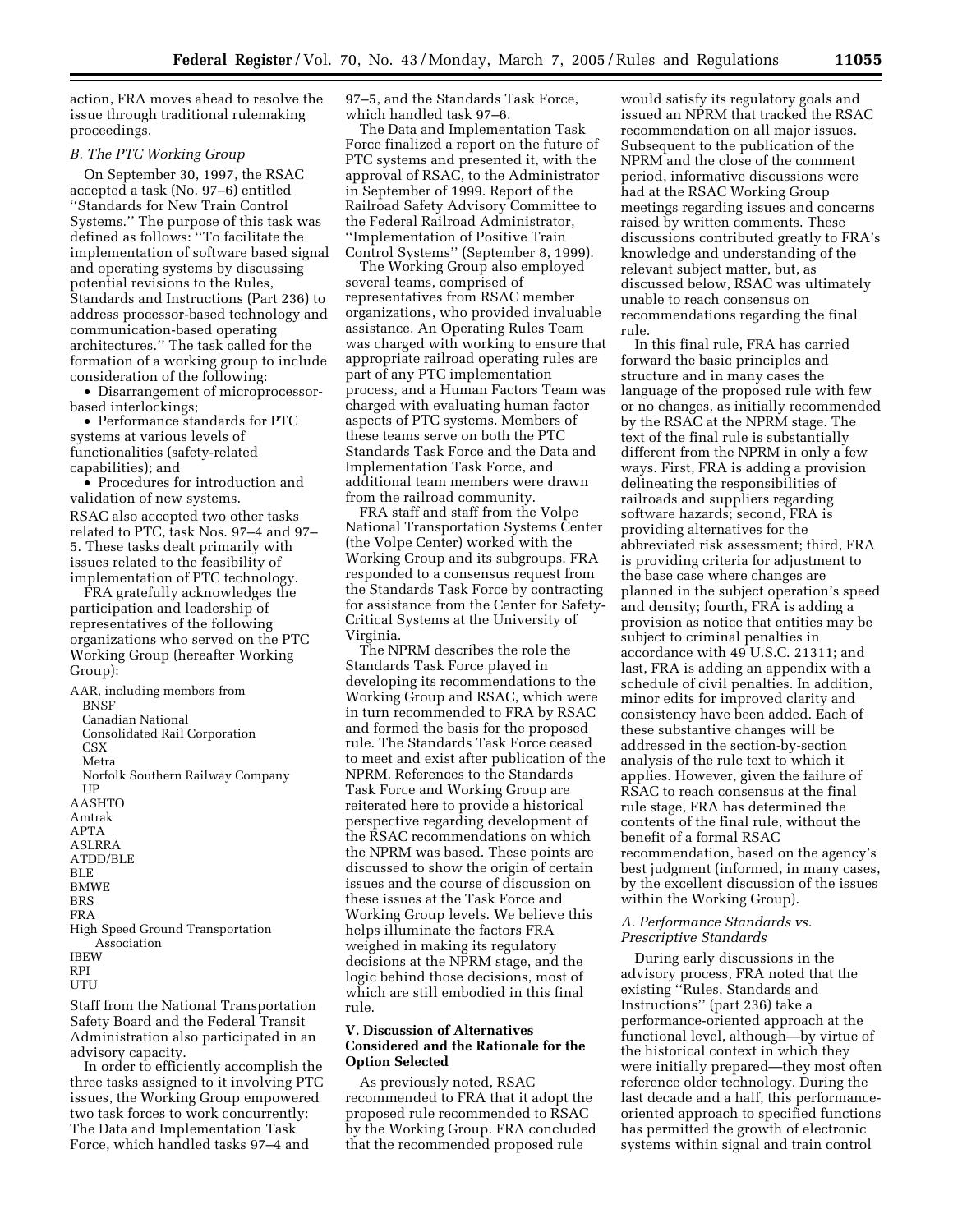action, FRA moves ahead to resolve the issue through traditional rulemaking proceedings.

### B. The PTC Working Group

On September 30, 1997, the RSAC accepted a task (No. 97–6) entitled ''Standards for New Train Control Systems.'' The purpose of this task was defined as follows: ''To facilitate the implementation of software based signal and operating systems by discussing potential revisions to the Rules, Standards and Instructions (Part 236) to address processor-based technology and communication-based operating architectures.'' The task called for the formation of a working group to include consideration of the following:

- Disarrangement of microprocessor-based interlockings;
- Performance standards for PTC systems at various levels of functionalities (safety-related capabilities); and
- Procedures for introduction and validation of new systems.

RSAC also accepted two other tasks related to PTC, task Nos. 97–4 and 97–5. These tasks dealt primarily with issues related to the feasibility of implementation of PTC technology.

FRA gratefully acknowledges the participation and leadership of representatives of the following organizations who served on the PTC Working Group (hereafter Working Group):

AAR, including members from
- BNSF
- Canadian National
- Consolidated Rail Corporation
- CSX
- Metra
- Norfolk Southern Railway Company
- UP

AASHTO
Amtrak
APTA
ASLRRA
ATDD/BLE
BLE
BMWE
BRS
FRA
High Speed Ground Transportation Association
IBEW
RPI
UTU

Staff from the National Transportation Safety Board and the Federal Transit Administration also participated in an advisory capacity.

In order to efficiently accomplish the three tasks assigned to it involving PTC issues, the Working Group empowered two task forces to work concurrently: The Data and Implementation Task Force, which handled tasks 97–4 and 97–5, and the Standards Task Force, which handled task 97–6.

The Data and Implementation Task Force finalized a report on the future of PTC systems and presented it, with the approval of RSAC, to the Administrator in September of 1999. Report of the Railroad Safety Advisory Committee to the Federal Railroad Administrator, ''Implementation of Positive Train Control Systems'' (September 8, 1999).

The Working Group also employed several teams, comprised of representatives from RSAC member organizations, who provided invaluable assistance. An Operating Rules Team was charged with working to ensure that appropriate railroad operating rules are part of any PTC implementation process, and a Human Factors Team was charged with evaluating human factor aspects of PTC systems. Members of these teams serve on both the PTC Standards Task Force and the Data and Implementation Task Force, and additional team members were drawn from the railroad community.

FRA staff and staff from the Volpe National Transportation Systems Center (the Volpe Center) worked with the Working Group and its subgroups. FRA responded to a consensus request from the Standards Task Force by contracting for assistance from the Center for Safety-Critical Systems at the University of Virginia.

The NPRM describes the role the Standards Task Force played in developing its recommendations to the Working Group and RSAC, which were in turn recommended to FRA by RSAC and formed the basis for the proposed rule. The Standards Task Force ceased to meet and exist after publication of the NPRM. References to the Standards Task Force and Working Group are reiterated here to provide a historical perspective regarding development of the RSAC recommendations on which the NPRM was based. These points are discussed to show the origin of certain issues and the course of discussion on these issues at the Task Force and Working Group levels. We believe this helps illuminate the factors FRA weighed in making its regulatory decisions at the NPRM stage, and the logic behind those decisions, most of which are still embodied in this final rule.

## V. Discussion of Alternatives Considered and the Rationale for the Option Selected

As previously noted, RSAC recommended to FRA that it adopt the proposed rule recommended to RSAC by the Working Group. FRA concluded that the recommended proposed rule would satisfy its regulatory goals and issued an NPRM that tracked the RSAC recommendation on all major issues. Subsequent to the publication of the NPRM and the close of the comment period, informative discussions were had at the RSAC Working Group meetings regarding issues and concerns raised by written comments. These discussions contributed greatly to FRA's knowledge and understanding of the relevant subject matter, but, as discussed below, RSAC was ultimately unable to reach consensus on recommendations regarding the final rule.

In this final rule, FRA has carried forward the basic principles and structure and in many cases the language of the proposed rule with few or no changes, as initially recommended by the RSAC at the NPRM stage. The text of the final rule is substantially different from the NPRM in only a few ways. First, FRA is adding a provision delineating the responsibilities of railroads and suppliers regarding software hazards; second, FRA is providing alternatives for the abbreviated risk assessment; third, FRA is providing criteria for adjustment to the base case where changes are planned in the subject operation's speed and density; fourth, FRA is adding a provision as notice that entities may be subject to criminal penalties in accordance with 49 U.S.C. 21311; and last, FRA is adding an appendix with a schedule of civil penalties. In addition, minor edits for improved clarity and consistency have been added. Each of these substantive changes will be addressed in the section-by-section analysis of the rule text to which it applies. However, given the failure of RSAC to reach consensus at the final rule stage, FRA has determined the contents of the final rule, without the benefit of a formal RSAC recommendation, based on the agency's best judgment (informed, in many cases, by the excellent discussion of the issues within the Working Group).

### A. Performance Standards vs. Prescriptive Standards

During early discussions in the advisory process, FRA noted that the existing ''Rules, Standards and Instructions'' (part 236) take a performance-oriented approach at the functional level, although—by virtue of the historical context in which they were initially prepared—they most often reference older technology. During the last decade and a half, this performance-oriented approach to specified functions has permitted the growth of electronic systems within signal and train control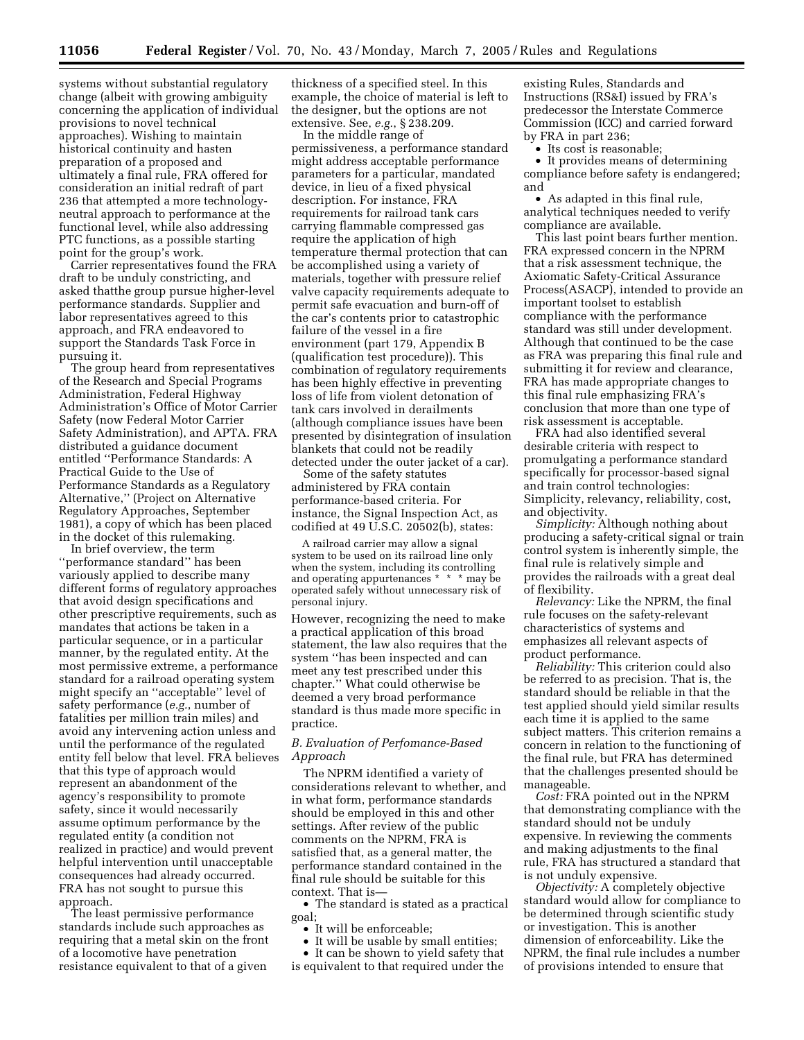systems without substantial regulatory change (albeit with growing ambiguity concerning the application of individual provisions to novel technical approaches). Wishing to maintain historical continuity and hasten preparation of a proposed and ultimately a final rule, FRA offered for consideration an initial redraft of part 236 that attempted a more technology-neutral approach to performance at the functional level, while also addressing PTC functions, as a possible starting point for the group's work.

Carrier representatives found the FRA draft to be unduly constricting, and asked thatthe group pursue higher-level performance standards. Supplier and labor representatives agreed to this approach, and FRA endeavored to support the Standards Task Force in pursuing it.

The group heard from representatives of the Research and Special Programs Administration, Federal Highway Administration's Office of Motor Carrier Safety (now Federal Motor Carrier Safety Administration), and APTA. FRA distributed a guidance document entitled "Performance Standards: A Practical Guide to the Use of Performance Standards as a Regulatory Alternative," (Project on Alternative Regulatory Approaches, September 1981), a copy of which has been placed in the docket of this rulemaking.

In brief overview, the term "performance standard" has been variously applied to describe many different forms of regulatory approaches that avoid design specifications and other prescriptive requirements, such as mandates that actions be taken in a particular sequence, or in a particular manner, by the regulated entity. At the most permissive extreme, a performance standard for a railroad operating system might specify an "acceptable" level of safety performance (*e.g.*, number of fatalities per million train miles) and avoid any intervening action unless and until the performance of the regulated entity fell below that level. FRA believes that this type of approach would represent an abandonment of the agency's responsibility to promote safety, since it would necessarily assume optimum performance by the regulated entity (a condition not realized in practice) and would prevent helpful intervention until unacceptable consequences had already occurred. FRA has not sought to pursue this approach.

The least permissive performance standards include such approaches as requiring that a metal skin on the front of a locomotive have penetration resistance equivalent to that of a given thickness of a specified steel. In this example, the choice of material is left to the designer, but the options are not extensive. See, *e.g.*, § 238.209.

In the middle range of permissiveness, a performance standard might address acceptable performance parameters for a particular, mandated device, in lieu of a fixed physical description. For instance, FRA requirements for railroad tank cars carrying flammable compressed gas require the application of high temperature thermal protection that can be accomplished using a variety of materials, together with pressure relief valve capacity requirements adequate to permit safe evacuation and burn-off of the car's contents prior to catastrophic failure of the vessel in a fire environment (part 179, Appendix B (qualification test procedure)). This combination of regulatory requirements has been highly effective in preventing loss of life from violent detonation of tank cars involved in derailments (although compliance issues have been presented by disintegration of insulation blankets that could not be readily detected under the outer jacket of a car).

Some of the safety statutes administered by FRA contain performance-based criteria. For instance, the Signal Inspection Act, as codified at 49 U.S.C. 20502(b), states:

> A railroad carrier may allow a signal system to be used on its railroad line only when the system, including its controlling and operating appurtenances * * * may be operated safely without unnecessary risk of personal injury.

However, recognizing the need to make a practical application of this broad statement, the law also requires that the system "has been inspected and can meet any test prescribed under this chapter." What could otherwise be deemed a very broad performance standard is thus made more specific in practice.

### *B. Evaluation of Perfomance-Based Approach*

The NPRM identified a variety of considerations relevant to whether, and in what form, performance standards should be employed in this and other settings. After review of the public comments on the NPRM, FRA is satisfied that, as a general matter, the performance standard contained in the final rule should be suitable for this context. That is—

- The standard is stated as a practical goal;
- It will be enforceable;
- It will be usable by small entities;
- It can be shown to yield safety that is equivalent to that required under the existing Rules, Standards and Instructions (RS&I) issued by FRA's predecessor the Interstate Commerce Commission (ICC) and carried forward by FRA in part 236;
- Its cost is reasonable;
- It provides means of determining compliance before safety is endangered; and
- As adapted in this final rule, analytical techniques needed to verify compliance are available.

This last point bears further mention. FRA expressed concern in the NPRM that a risk assessment technique, the Axiomatic Safety-Critical Assurance Process(ASACP), intended to provide an important toolset to establish compliance with the performance standard was still under development. Although that continued to be the case as FRA was preparing this final rule and submitting it for review and clearance, FRA has made appropriate changes to this final rule emphasizing FRA's conclusion that more than one type of risk assessment is acceptable.

FRA had also identified several desirable criteria with respect to promulgating a performance standard specifically for processor-based signal and train control technologies: Simplicity, relevancy, reliability, cost, and objectivity.

*Simplicity:* Although nothing about producing a safety-critical signal or train control system is inherently simple, the final rule is relatively simple and provides the railroads with a great deal of flexibility.

*Relevancy:* Like the NPRM, the final rule focuses on the safety-relevant characteristics of systems and emphasizes all relevant aspects of product performance.

*Reliability:* This criterion could also be referred to as precision. That is, the standard should be reliable in that the test applied should yield similar results each time it is applied to the same subject matters. This criterion remains a concern in relation to the functioning of the final rule, but FRA has determined that the challenges presented should be manageable.

*Cost:* FRA pointed out in the NPRM that demonstrating compliance with the standard should not be unduly expensive. In reviewing the comments and making adjustments to the final rule, FRA has structured a standard that is not unduly expensive.

*Objectivity:* A completely objective standard would allow for compliance to be determined through scientific study or investigation. This is another dimension of enforceability. Like the NPRM, the final rule includes a number of provisions intended to ensure that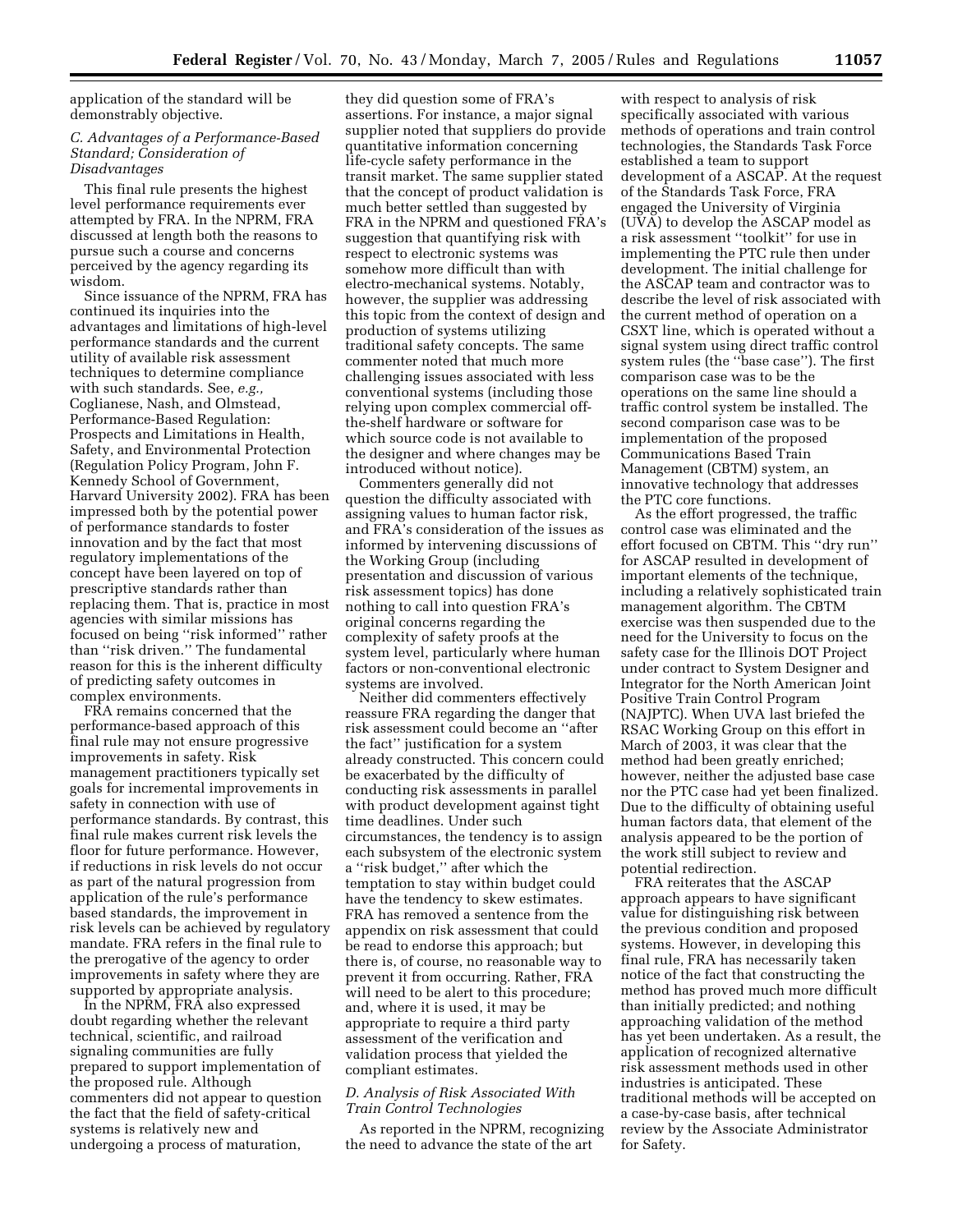application of the standard will be demonstrably objective.

### C. Advantages of a Performance-Based Standard; Consideration of Disadvantages

This final rule presents the highest level performance requirements ever attempted by FRA. In the NPRM, FRA discussed at length both the reasons to pursue such a course and concerns perceived by the agency regarding its wisdom.

Since issuance of the NPRM, FRA has continued its inquiries into the advantages and limitations of high-level performance standards and the current utility of available risk assessment techniques to determine compliance with such standards. See, *e.g.,* Coglianese, Nash, and Olmstead, Performance-Based Regulation: Prospects and Limitations in Health, Safety, and Environmental Protection (Regulation Policy Program, John F. Kennedy School of Government, Harvard University 2002). FRA has been impressed both by the potential power of performance standards to foster innovation and by the fact that most regulatory implementations of the concept have been layered on top of prescriptive standards rather than replacing them. That is, practice in most agencies with similar missions has focused on being "risk informed" rather than "risk driven." The fundamental reason for this is the inherent difficulty of predicting safety outcomes in complex environments.

FRA remains concerned that the performance-based approach of this final rule may not ensure progressive improvements in safety. Risk management practitioners typically set goals for incremental improvements in safety in connection with use of performance standards. By contrast, this final rule makes current risk levels the floor for future performance. However, if reductions in risk levels do not occur as part of the natural progression from application of the rule's performance based standards, the improvement in risk levels can be achieved by regulatory mandate. FRA refers in the final rule to the prerogative of the agency to order improvements in safety where they are supported by appropriate analysis.

In the NPRM, FRA also expressed doubt regarding whether the relevant technical, scientific, and railroad signaling communities are fully prepared to support implementation of the proposed rule. Although commenters did not appear to question the fact that the field of safety-critical systems is relatively new and undergoing a process of maturation, they did question some of FRA's assertions. For instance, a major signal supplier noted that suppliers do provide quantitative information concerning life-cycle safety performance in the transit market. The same supplier stated that the concept of product validation is much better settled than suggested by FRA in the NPRM and questioned FRA's suggestion that quantifying risk with respect to electronic systems was somehow more difficult than with electro-mechanical systems. Notably, however, the supplier was addressing this topic from the context of design and production of systems utilizing traditional safety concepts. The same commenter noted that much more challenging issues associated with less conventional systems (including those relying upon complex commercial off-the-shelf hardware or software for which source code is not available to the designer and where changes may be introduced without notice).

Commenters generally did not question the difficulty associated with assigning values to human factor risk, and FRA's consideration of the issues as informed by intervening discussions of the Working Group (including presentation and discussion of various risk assessment topics) has done nothing to call into question FRA's original concerns regarding the complexity of safety proofs at the system level, particularly where human factors or non-conventional electronic systems are involved.

Neither did commenters effectively reassure FRA regarding the danger that risk assessment could become an "after the fact" justification for a system already constructed. This concern could be exacerbated by the difficulty of conducting risk assessments in parallel with product development against tight time deadlines. Under such circumstances, the tendency is to assign each subsystem of the electronic system a "risk budget," after which the temptation to stay within budget could have the tendency to skew estimates. FRA has removed a sentence from the appendix on risk assessment that could be read to endorse this approach; but there is, of course, no reasonable way to prevent it from occurring. Rather, FRA will need to be alert to this procedure; and, where it is used, it may be appropriate to require a third party assessment of the verification and validation process that yielded the compliant estimates.

### D. Analysis of Risk Associated With Train Control Technologies

As reported in the NPRM, recognizing the need to advance the state of the art with respect to analysis of risk specifically associated with various methods of operations and train control technologies, the Standards Task Force established a team to support development of a ASCAP. At the request of the Standards Task Force, FRA engaged the University of Virginia (UVA) to develop the ASCAP model as a risk assessment "toolkit" for use in implementing the PTC rule then under development. The initial challenge for the ASCAP team and contractor was to describe the level of risk associated with the current method of operation on a CSXT line, which is operated without a signal system using direct traffic control system rules (the "base case"). The first comparison case was to be the operations on the same line should a traffic control system be installed. The second comparison case was to be implementation of the proposed Communications Based Train Management (CBTM) system, an innovative technology that addresses the PTC core functions.

As the effort progressed, the traffic control case was eliminated and the effort focused on CBTM. This "dry run" for ASCAP resulted in development of important elements of the technique, including a relatively sophisticated train management algorithm. The CBTM exercise was then suspended due to the need for the University to focus on the safety case for the Illinois DOT Project under contract to System Designer and Integrator for the North American Joint Positive Train Control Program (NAJPTC). When UVA last briefed the RSAC Working Group on this effort in March of 2003, it was clear that the method had been greatly enriched; however, neither the adjusted base case nor the PTC case had yet been finalized. Due to the difficulty of obtaining useful human factors data, that element of the analysis appeared to be the portion of the work still subject to review and potential redirection.

FRA reiterates that the ASCAP approach appears to have significant value for distinguishing risk between the previous condition and proposed systems. However, in developing this final rule, FRA has necessarily taken notice of the fact that constructing the method has proved much more difficult than initially predicted; and nothing approaching validation of the method has yet been undertaken. As a result, the application of recognized alternative risk assessment methods used in other industries is anticipated. These traditional methods will be accepted on a case-by-case basis, after technical review by the Associate Administrator for Safety.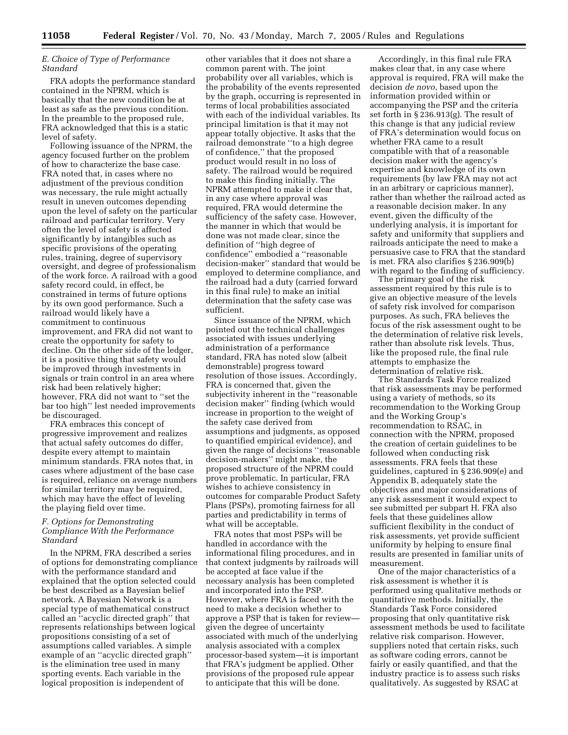### E. Choice of Type of Performance Standard

FRA adopts the performance standard contained in the NPRM, which is basically that the new condition be at least as safe as the previous condition. In the preamble to the proposed rule, FRA acknowledged that this is a static level of safety.

Following issuance of the NPRM, the agency focused further on the problem of how to characterize the base case. FRA noted that, in cases where no adjustment of the previous condition was necessary, the rule might actually result in uneven outcomes depending upon the level of safety on the particular railroad and particular territory. Very often the level of safety is affected significantly by intangibles such as specific provisions of the operating rules, training, degree of supervisory oversight, and degree of professionalism of the work force. A railroad with a good safety record could, in effect, be constrained in terms of future options by its own good performance. Such a railroad would likely have a commitment to continuous improvement, and FRA did not want to create the opportunity for safety to decline. On the other side of the ledger, it is a positive thing that safety would be improved through investments in signals or train control in an area where risk had been relatively higher; however, FRA did not want to ''set the bar too high'' lest needed improvements be discouraged.

FRA embraces this concept of progressive improvement and realizes that actual safety outcomes do differ, despite every attempt to maintain minimum standards. FRA notes that, in cases where adjustment of the base case is required, reliance on average numbers for similar territory may be required, which may have the effect of leveling the playing field over time.

### F. Options for Demonstrating Compliance With the Performance Standard

In the NPRM, FRA described a series of options for demonstrating compliance with the performance standard and explained that the option selected could be best described as a Bayesian belief network. A Bayesian Network is a special type of mathematical construct called an ''acyclic directed graph'' that represents relationships between logical propositions consisting of a set of assumptions called variables. A simple example of an ''acyclic directed graph'' is the elimination tree used in many sporting events. Each variable in the logical proposition is independent of other variables that it does not share a common parent with. The joint probability over all variables, which is the probability of the events represented by the graph, occurring is represented in terms of local probabilities associated with each of the individual variables. Its principal limitation is that it may not appear totally objective. It asks that the railroad demonstrate ''to a high degree of confidence,'' that the proposed product would result in no loss of safety. The railroad would be required to make this finding initially. The NPRM attempted to make it clear that, in any case where approval was required, FRA would determine the sufficiency of the safety case. However, the manner in which that would be done was not made clear, since the definition of ''high degree of confidence'' embodied a ''reasonable decision-maker'' standard that would be employed to determine compliance, and the railroad had a duty (carried forward in this final rule) to make an initial determination that the safety case was sufficient.

Since issuance of the NPRM, which pointed out the technical challenges associated with issues underlying administration of a performance standard, FRA has noted slow (albeit demonstrable) progress toward resolution of those issues. Accordingly, FRA is concerned that, given the subjectivity inherent in the ''reasonable decision maker'' finding (which would increase in proportion to the weight of the safety case derived from assumptions and judgments, as opposed to quantified empirical evidence), and given the range of decisions ''reasonable decision-makers'' might make, the proposed structure of the NPRM could prove problematic. In particular, FRA wishes to achieve consistency in outcomes for comparable Product Safety Plans (PSPs), promoting fairness for all parties and predictability in terms of what will be acceptable.

FRA notes that most PSPs will be handled in accordance with the informational filing procedures, and in that context judgments by railroads will be accepted at face value if the necessary analysis has been completed and incorporated into the PSP. However, where FRA is faced with the need to make a decision whether to approve a PSP that is taken for review—given the degree of uncertainty associated with much of the underlying analysis associated with a complex processor-based system—it is important that FRA's judgment be applied. Other provisions of the proposed rule appear to anticipate that this will be done.

Accordingly, in this final rule FRA makes clear that, in any case where approval is required, FRA will make the decision *de novo*, based upon the information provided within or accompanying the PSP and the criteria set forth in § 236.913(g). The result of this change is that any judicial review of FRA's determination would focus on whether FRA came to a result compatible with that of a reasonable decision maker with the agency's expertise and knowledge of its own requirements (by law FRA may not act in an arbitrary or capricious manner), rather than whether the railroad acted as a reasonable decision maker. In any event, given the difficulty of the underlying analysis, it is important for safety and uniformity that suppliers and railroads anticipate the need to make a persuasive case to FRA that the standard is met. FRA also clarifies § 236.909(b) with regard to the finding of sufficiency.

The primary goal of the risk assessment required by this rule is to give an objective measure of the levels of safety risk involved for comparison purposes. As such, FRA believes the focus of the risk assessment ought to be the determination of relative risk levels, rather than absolute risk levels. Thus, like the proposed rule, the final rule attempts to emphasize the determination of relative risk.

The Standards Task Force realized that risk assessments may be performed using a variety of methods, so its recommendation to the Working Group and the Working Group's recommendation to RSAC, in connection with the NPRM, proposed the creation of certain guidelines to be followed when conducting risk assessments. FRA feels that these guidelines, captured in § 236.909(e) and Appendix B, adequately state the objectives and major considerations of any risk assessment it would expect to see submitted per subpart H. FRA also feels that these guidelines allow sufficient flexibility in the conduct of risk assessments, yet provide sufficient uniformity by helping to ensure final results are presented in familiar units of measurement.

One of the major characteristics of a risk assessment is whether it is performed using qualitative methods or quantitative methods. Initially, the Standards Task Force considered proposing that only quantitative risk assessment methods be used to facilitate relative risk comparison. However, suppliers noted that certain risks, such as software coding errors, cannot be fairly or easily quantified, and that the industry practice is to assess such risks qualitatively. As suggested by RSAC at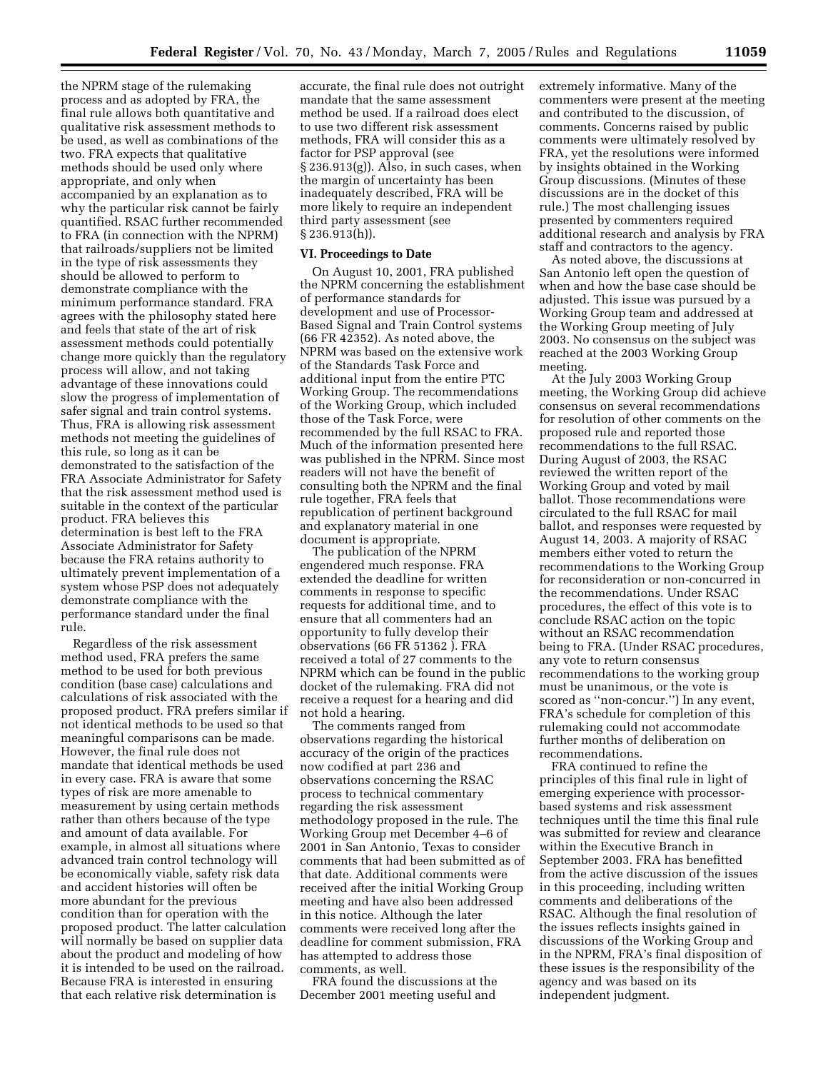the NPRM stage of the rulemaking process and as adopted by FRA, the final rule allows both quantitative and qualitative risk assessment methods to be used, as well as combinations of the two. FRA expects that qualitative methods should be used only where appropriate, and only when accompanied by an explanation as to why the particular risk cannot be fairly quantified. RSAC further recommended to FRA (in connection with the NPRM) that railroads/suppliers not be limited in the type of risk assessments they should be allowed to perform to demonstrate compliance with the minimum performance standard. FRA agrees with the philosophy stated here and feels that state of the art of risk assessment methods could potentially change more quickly than the regulatory process will allow, and not taking advantage of these innovations could slow the progress of implementation of safer signal and train control systems. Thus, FRA is allowing risk assessment methods not meeting the guidelines of this rule, so long as it can be demonstrated to the satisfaction of the FRA Associate Administrator for Safety that the risk assessment method used is suitable in the context of the particular product. FRA believes this determination is best left to the FRA Associate Administrator for Safety because the FRA retains authority to ultimately prevent implementation of a system whose PSP does not adequately demonstrate compliance with the performance standard under the final rule.

Regardless of the risk assessment method used, FRA prefers the same method to be used for both previous condition (base case) calculations and calculations of risk associated with the proposed product. FRA prefers similar if not identical methods to be used so that meaningful comparisons can be made. However, the final rule does not mandate that identical methods be used in every case. FRA is aware that some types of risk are more amenable to measurement by using certain methods rather than others because of the type and amount of data available. For example, in almost all situations where advanced train control technology will be economically viable, safety risk data and accident histories will often be more abundant for the previous condition than for operation with the proposed product. The latter calculation will normally be based on supplier data about the product and modeling of how it is intended to be used on the railroad. Because FRA is interested in ensuring that each relative risk determination is accurate, the final rule does not outright mandate that the same assessment method be used. If a railroad does elect to use two different risk assessment methods, FRA will consider this as a factor for PSP approval (see § 236.913(g)). Also, in such cases, when the margin of uncertainty has been inadequately described, FRA will be more likely to require an independent third party assessment (see § 236.913(h)).

## VI. Proceedings to Date

On August 10, 2001, FRA published the NPRM concerning the establishment of performance standards for development and use of Processor-Based Signal and Train Control systems (66 FR 42352). As noted above, the NPRM was based on the extensive work of the Standards Task Force and additional input from the entire PTC Working Group. The recommendations of the Working Group, which included those of the Task Force, were recommended by the full RSAC to FRA. Much of the information presented here was published in the NPRM. Since most readers will not have the benefit of consulting both the NPRM and the final rule together, FRA feels that republication of pertinent background and explanatory material in one document is appropriate.

The publication of the NPRM engendered much response. FRA extended the deadline for written comments in response to specific requests for additional time, and to ensure that all commenters had an opportunity to fully develop their observations (66 FR 51362 ). FRA received a total of 27 comments to the NPRM which can be found in the public docket of the rulemaking. FRA did not receive a request for a hearing and did not hold a hearing.

The comments ranged from observations regarding the historical accuracy of the origin of the practices now codified at part 236 and observations concerning the RSAC process to technical commentary regarding the risk assessment methodology proposed in the rule. The Working Group met December 4–6 of 2001 in San Antonio, Texas to consider comments that had been submitted as of that date. Additional comments were received after the initial Working Group meeting and have also been addressed in this notice. Although the later comments were received long after the deadline for comment submission, FRA has attempted to address those comments, as well.

FRA found the discussions at the December 2001 meeting useful and extremely informative. Many of the commenters were present at the meeting and contributed to the discussion, of comments. Concerns raised by public comments were ultimately resolved by FRA, yet the resolutions were informed by insights obtained in the Working Group discussions. (Minutes of these discussions are in the docket of this rule.) The most challenging issues presented by commenters required additional research and analysis by FRA staff and contractors to the agency.

As noted above, the discussions at San Antonio left open the question of when and how the base case should be adjusted. This issue was pursued by a Working Group team and addressed at the Working Group meeting of July 2003. No consensus on the subject was reached at the 2003 Working Group meeting.

At the July 2003 Working Group meeting, the Working Group did achieve consensus on several recommendations for resolution of other comments on the proposed rule and reported those recommendations to the full RSAC. During August of 2003, the RSAC reviewed the written report of the Working Group and voted by mail ballot. Those recommendations were circulated to the full RSAC for mail ballot, and responses were requested by August 14, 2003. A majority of RSAC members either voted to return the recommendations to the Working Group for reconsideration or non-concurred in the recommendations. Under RSAC procedures, the effect of this vote is to conclude RSAC action on the topic without an RSAC recommendation being to FRA. (Under RSAC procedures, any vote to return consensus recommendations to the working group must be unanimous, or the vote is scored as ''non-concur.'') In any event, FRA's schedule for completion of this rulemaking could not accommodate further months of deliberation on recommendations.

FRA continued to refine the principles of this final rule in light of emerging experience with processor-based systems and risk assessment techniques until the time this final rule was submitted for review and clearance within the Executive Branch in September 2003. FRA has benefitted from the active discussion of the issues in this proceeding, including written comments and deliberations of the RSAC. Although the final resolution of the issues reflects insights gained in discussions of the Working Group and in the NPRM, FRA's final disposition of these issues is the responsibility of the agency and was based on its independent judgment.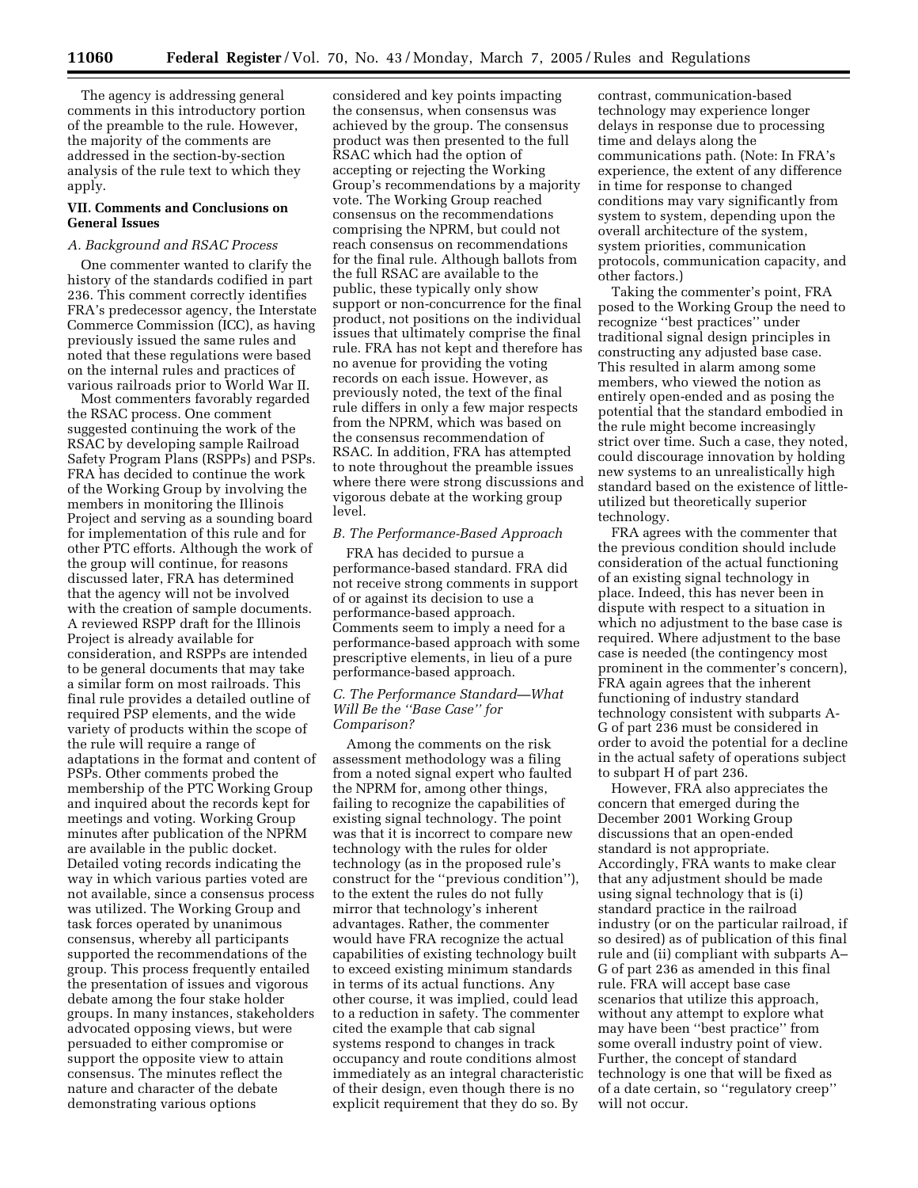The agency is addressing general comments in this introductory portion of the preamble to the rule. However, the majority of the comments are addressed in the section-by-section analysis of the rule text to which they apply.

## VII. Comments and Conclusions on General Issues

### A. Background and RSAC Process

One commenter wanted to clarify the history of the standards codified in part 236. This comment correctly identifies FRA's predecessor agency, the Interstate Commerce Commission (ICC), as having previously issued the same rules and noted that these regulations were based on the internal rules and practices of various railroads prior to World War II.

Most commenters favorably regarded the RSAC process. One comment suggested continuing the work of the RSAC by developing sample Railroad Safety Program Plans (RSPPs) and PSPs. FRA has decided to continue the work of the Working Group by involving the members in monitoring the Illinois Project and serving as a sounding board for implementation of this rule and for other PTC efforts. Although the work of the group will continue, for reasons discussed later, FRA has determined that the agency will not be involved with the creation of sample documents. A reviewed RSPP draft for the Illinois Project is already available for consideration, and RSPPs are intended to be general documents that may take a similar form on most railroads. This final rule provides a detailed outline of required PSP elements, and the wide variety of products within the scope of the rule will require a range of adaptations in the format and content of PSPs. Other comments probed the membership of the PTC Working Group and inquired about the records kept for meetings and voting. Working Group minutes after publication of the NPRM are available in the public docket. Detailed voting records indicating the way in which various parties voted are not available, since a consensus process was utilized. The Working Group and task forces operated by unanimous consensus, whereby all participants supported the recommendations of the group. This process frequently entailed the presentation of issues and vigorous debate among the four stake holder groups. In many instances, stakeholders advocated opposing views, but were persuaded to either compromise or support the opposite view to attain consensus. The minutes reflect the nature and character of the debate demonstrating various options considered and key points impacting the consensus, when consensus was achieved by the group. The consensus product was then presented to the full RSAC which had the option of accepting or rejecting the Working Group's recommendations by a majority vote. The Working Group reached consensus on the recommendations comprising the NPRM, but could not reach consensus on recommendations for the final rule. Although ballots from the full RSAC are available to the public, these typically only show support or non-concurrence for the final product, not positions on the individual issues that ultimately comprise the final rule. FRA has not kept and therefore has no avenue for providing the voting records on each issue. However, as previously noted, the text of the final rule differs in only a few major respects from the NPRM, which was based on the consensus recommendation of RSAC. In addition, FRA has attempted to note throughout the preamble issues where there were strong discussions and vigorous debate at the working group level.

### B. The Performance-Based Approach

FRA has decided to pursue a performance-based standard. FRA did not receive strong comments in support of or against its decision to use a performance-based approach. Comments seem to imply a need for a performance-based approach with some prescriptive elements, in lieu of a pure performance-based approach.

### C. The Performance Standard—What Will Be the "Base Case" for Comparison?

Among the comments on the risk assessment methodology was a filing from a noted signal expert who faulted the NPRM for, among other things, failing to recognize the capabilities of existing signal technology. The point was that it is incorrect to compare new technology with the rules for older technology (as in the proposed rule's construct for the "previous condition"), to the extent the rules do not fully mirror that technology's inherent advantages. Rather, the commenter would have FRA recognize the actual capabilities of existing technology built to exceed existing minimum standards in terms of its actual functions. Any other course, it was implied, could lead to a reduction in safety. The commenter cited the example that cab signal systems respond to changes in track occupancy and route conditions almost immediately as an integral characteristic of their design, even though there is no explicit requirement that they do so. By contrast, communication-based technology may experience longer delays in response due to processing time and delays along the communications path. (Note: In FRA's experience, the extent of any difference in time for response to changed conditions may vary significantly from system to system, depending upon the overall architecture of the system, system priorities, communication protocols, communication capacity, and other factors.)

Taking the commenter's point, FRA posed to the Working Group the need to recognize "best practices" under traditional signal design principles in constructing any adjusted base case. This resulted in alarm among some members, who viewed the notion as entirely open-ended and as posing the potential that the standard embodied in the rule might become increasingly strict over time. Such a case, they noted, could discourage innovation by holding new systems to an unrealistically high standard based on the existence of little-utilized but theoretically superior technology.

FRA agrees with the commenter that the previous condition should include consideration of the actual functioning of an existing signal technology in place. Indeed, this has never been in dispute with respect to a situation in which no adjustment to the base case is required. Where adjustment to the base case is needed (the contingency most prominent in the commenter's concern), FRA again agrees that the inherent functioning of industry standard technology consistent with subparts A-G of part 236 must be considered in order to avoid the potential for a decline in the actual safety of operations subject to subpart H of part 236.

However, FRA also appreciates the concern that emerged during the December 2001 Working Group discussions that an open-ended standard is not appropriate. Accordingly, FRA wants to make clear that any adjustment should be made using signal technology that is (i) standard practice in the railroad industry (or on the particular railroad, if so desired) as of publication of this final rule and (ii) compliant with subparts A–G of part 236 as amended in this final rule. FRA will accept base case scenarios that utilize this approach, without any attempt to explore what may have been "best practice" from some overall industry point of view. Further, the concept of standard technology is one that will be fixed as of a date certain, so "regulatory creep" will not occur.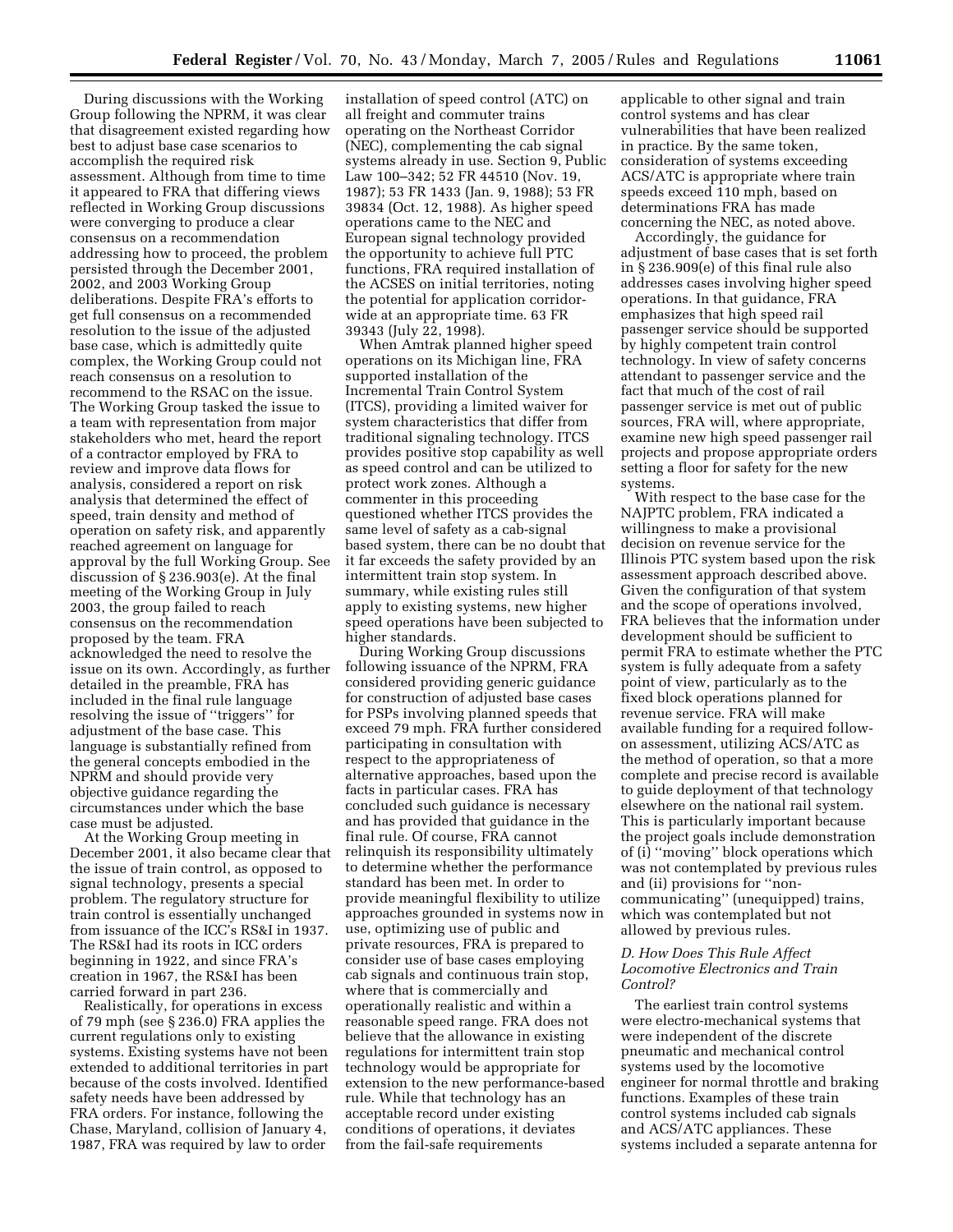During discussions with the Working Group following the NPRM, it was clear that disagreement existed regarding how best to adjust base case scenarios to accomplish the required risk assessment. Although from time to time it appeared to FRA that differing views reflected in Working Group discussions were converging to produce a clear consensus on a recommendation addressing how to proceed, the problem persisted through the December 2001, 2002, and 2003 Working Group deliberations. Despite FRA's efforts to get full consensus on a recommended resolution to the issue of the adjusted base case, which is admittedly quite complex, the Working Group could not reach consensus on a resolution to recommend to the RSAC on the issue. The Working Group tasked the issue to a team with representation from major stakeholders who met, heard the report of a contractor employed by FRA to review and improve data flows for analysis, considered a report on risk analysis that determined the effect of speed, train density and method of operation on safety risk, and apparently reached agreement on language for approval by the full Working Group. See discussion of § 236.903(e). At the final meeting of the Working Group in July 2003, the group failed to reach consensus on the recommendation proposed by the team. FRA acknowledged the need to resolve the issue on its own. Accordingly, as further detailed in the preamble, FRA has included in the final rule language resolving the issue of ''triggers'' for adjustment of the base case. This language is substantially refined from the general concepts embodied in the NPRM and should provide very objective guidance regarding the circumstances under which the base case must be adjusted.

At the Working Group meeting in December 2001, it also became clear that the issue of train control, as opposed to signal technology, presents a special problem. The regulatory structure for train control is essentially unchanged from issuance of the ICC's RS&I in 1937. The RS&I had its roots in ICC orders beginning in 1922, and since FRA's creation in 1967, the RS&I has been carried forward in part 236.

Realistically, for operations in excess of 79 mph (see § 236.0) FRA applies the current regulations only to existing systems. Existing systems have not been extended to additional territories in part because of the costs involved. Identified safety needs have been addressed by FRA orders. For instance, following the Chase, Maryland, collision of January 4, 1987, FRA was required by law to order installation of speed control (ATC) on all freight and commuter trains operating on the Northeast Corridor (NEC), complementing the cab signal systems already in use. Section 9, Public Law 100–342; 52 FR 44510 (Nov. 19, 1987); 53 FR 1433 (Jan. 9, 1988); 53 FR 39834 (Oct. 12, 1988). As higher speed operations came to the NEC and European signal technology provided the opportunity to achieve full PTC functions, FRA required installation of the ACSES on initial territories, noting the potential for application corridor-wide at an appropriate time. 63 FR 39343 (July 22, 1998).

When Amtrak planned higher speed operations on its Michigan line, FRA supported installation of the Incremental Train Control System (ITCS), providing a limited waiver for system characteristics that differ from traditional signaling technology. ITCS provides positive stop capability as well as speed control and can be utilized to protect work zones. Although a commenter in this proceeding questioned whether ITCS provides the same level of safety as a cab-signal based system, there can be no doubt that it far exceeds the safety provided by an intermittent train stop system. In summary, while existing rules still apply to existing systems, new higher speed operations have been subjected to higher standards.

During Working Group discussions following issuance of the NPRM, FRA considered providing generic guidance for construction of adjusted base cases for PSPs involving planned speeds that exceed 79 mph. FRA further considered participating in consultation with respect to the appropriateness of alternative approaches, based upon the facts in particular cases. FRA has concluded such guidance is necessary and has provided that guidance in the final rule. Of course, FRA cannot relinquish its responsibility ultimately to determine whether the performance standard has been met. In order to provide meaningful flexibility to utilize approaches grounded in systems now in use, optimizing use of public and private resources, FRA is prepared to consider use of base cases employing cab signals and continuous train stop, where that is commercially and operationally realistic and within a reasonable speed range. FRA does not believe that the allowance in existing regulations for intermittent train stop technology would be appropriate for extension to the new performance-based rule. While that technology has an acceptable record under existing conditions of operations, it deviates from the fail-safe requirements applicable to other signal and train control systems and has clear vulnerabilities that have been realized in practice. By the same token, consideration of systems exceeding ACS/ATC is appropriate where train speeds exceed 110 mph, based on determinations FRA has made concerning the NEC, as noted above.

Accordingly, the guidance for adjustment of base cases that is set forth in § 236.909(e) of this final rule also addresses cases involving higher speed operations. In that guidance, FRA emphasizes that high speed rail passenger service should be supported by highly competent train control technology. In view of safety concerns attendant to passenger service and the fact that much of the cost of rail passenger service is met out of public sources, FRA will, where appropriate, examine new high speed passenger rail projects and propose appropriate orders setting a floor for safety for the new systems.

With respect to the base case for the NAJPTC problem, FRA indicated a willingness to make a provisional decision on revenue service for the Illinois PTC system based upon the risk assessment approach described above. Given the configuration of that system and the scope of operations involved, FRA believes that the information under development should be sufficient to permit FRA to estimate whether the PTC system is fully adequate from a safety point of view, particularly as to the fixed block operations planned for revenue service. FRA will make available funding for a required follow-on assessment, utilizing ACS/ATC as the method of operation, so that a more complete and precise record is available to guide deployment of that technology elsewhere on the national rail system. This is particularly important because the project goals include demonstration of (i) ''moving'' block operations which was not contemplated by previous rules and (ii) provisions for ''non-communicating'' (unequipped) trains, which was contemplated but not allowed by previous rules.

### *D. How Does This Rule Affect Locomotive Electronics and Train Control?*

The earliest train control systems were electro-mechanical systems that were independent of the discrete pneumatic and mechanical control systems used by the locomotive engineer for normal throttle and braking functions. Examples of these train control systems included cab signals and ACS/ATC appliances. These systems included a separate antenna for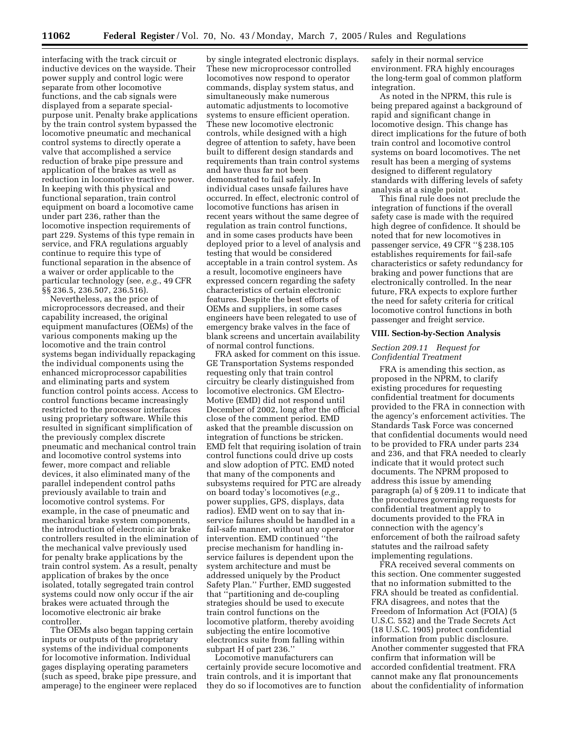interfacing with the track circuit or inductive devices on the wayside. Their power supply and control logic were separate from other locomotive functions, and the cab signals were displayed from a separate special-purpose unit. Penalty brake applications by the train control system bypassed the locomotive pneumatic and mechanical control systems to directly operate a valve that accomplished a service reduction of brake pipe pressure and application of the brakes as well as reduction in locomotive tractive power. In keeping with this physical and functional separation, train control equipment on board a locomotive came under part 236, rather than the locomotive inspection requirements of part 229. Systems of this type remain in service, and FRA regulations arguably continue to require this type of functional separation in the absence of a waiver or order applicable to the particular technology (see, *e.g.*, 49 CFR §§ 236.5, 236.507, 236.516).

Nevertheless, as the price of microprocessors decreased, and their capability increased, the original equipment manufactures (OEMs) of the various components making up the locomotive and the train control systems began individually repackaging the individual components using the enhanced microprocessor capabilities and eliminating parts and system function control points access. Access to control functions became increasingly restricted to the processor interfaces using proprietary software. While this resulted in significant simplification of the previously complex discrete pneumatic and mechanical control train and locomotive control systems into fewer, more compact and reliable devices, it also eliminated many of the parallel independent control paths previously available to train and locomotive control systems. For example, in the case of pneumatic and mechanical brake system components, the introduction of electronic air brake controllers resulted in the elimination of the mechanical valve previously used for penalty brake applications by the train control system. As a result, penalty application of brakes by the once isolated, totally segregated train control systems could now only occur if the air brakes were actuated through the locomotive electronic air brake controller.

The OEMs also began tapping certain inputs or outputs of the proprietary systems of the individual components for locomotive information. Individual gages displaying operating parameters (such as speed, brake pipe pressure, and amperage) to the engineer were replaced by single integrated electronic displays. These new microprocessor controlled locomotives now respond to operator commands, display system status, and simultaneously make numerous automatic adjustments to locomotive systems to ensure efficient operation. These new locomotive electronic controls, while designed with a high degree of attention to safety, have been built to different design standards and requirements than train control systems and have thus far not been demonstrated to fail safely. In individual cases unsafe failures have occurred. In effect, electronic control of locomotive functions has arisen in recent years without the same degree of regulation as train control functions, and in some cases products have been deployed prior to a level of analysis and testing that would be considered acceptable in a train control system. As a result, locomotive engineers have expressed concern regarding the safety characteristics of certain electronic features. Despite the best efforts of OEMs and suppliers, in some cases engineers have been relegated to use of emergency brake valves in the face of blank screens and uncertain availability of normal control functions.

FRA asked for comment on this issue. GE Transportation Systems responded requesting only that train control circuitry be clearly distinguished from locomotive electronics. GM Electro-Motive (EMD) did not respond until December of 2002, long after the official close of the comment period. EMD asked that the preamble discussion on integration of functions be stricken. EMD felt that requiring isolation of train control functions could drive up costs and slow adoption of PTC. EMD noted that many of the components and subsystems required for PTC are already on board today's locomotives (*e.g.*, power supplies, GPS, displays, data radios). EMD went on to say that in-service failures should be handled in a fail-safe manner, without any operator intervention. EMD continued "the precise mechanism for handling in-service failures is dependent upon the system architecture and must be addressed uniquely by the Product Safety Plan." Further, EMD suggested that "partitioning and de-coupling strategies should be used to execute train control functions on the locomotive platform, thereby avoiding subjecting the entire locomotive electronics suite from falling within subpart H of part 236."

Locomotive manufacturers can certainly provide secure locomotive and train controls, and it is important that they do so if locomotives are to function safely in their normal service environment. FRA highly encourages the long-term goal of common platform integration.

As noted in the NPRM, this rule is being prepared against a background of rapid and significant change in locomotive design. This change has direct implications for the future of both train control and locomotive control systems on board locomotives. The net result has been a merging of systems designed to different regulatory standards with differing levels of safety analysis at a single point.

This final rule does not preclude the integration of functions if the overall safety case is made with the required high degree of confidence. It should be noted that for new locomotives in passenger service, 49 CFR "§ 238.105 establishes requirements for fail-safe characteristics or safety redundancy for braking and power functions that are electronically controlled. In the near future, FRA expects to explore further the need for safety criteria for critical locomotive control functions in both passenger and freight service.

## VIII. Section-by-Section Analysis

### *Section 209.11 Request for Confidential Treatment*

FRA is amending this section, as proposed in the NPRM, to clarify existing procedures for requesting confidential treatment for documents provided to the FRA in connection with the agency's enforcement activities. The Standards Task Force was concerned that confidential documents would need to be provided to FRA under parts 234 and 236, and that FRA needed to clearly indicate that it would protect such documents. The NPRM proposed to address this issue by amending paragraph (a) of § 209.11 to indicate that the procedures governing requests for confidential treatment apply to documents provided to the FRA in connection with the agency's enforcement of both the railroad safety statutes and the railroad safety implementing regulations.

FRA received several comments on this section. One commenter suggested that no information submitted to the FRA should be treated as confidential. FRA disagrees, and notes that the Freedom of Information Act (FOIA) (5 U.S.C. 552) and the Trade Secrets Act (18 U.S.C. 1905) protect confidential information from public disclosure. Another commenter suggested that FRA confirm that information will be accorded confidential treatment. FRA cannot make any flat pronouncements about the confidentiality of information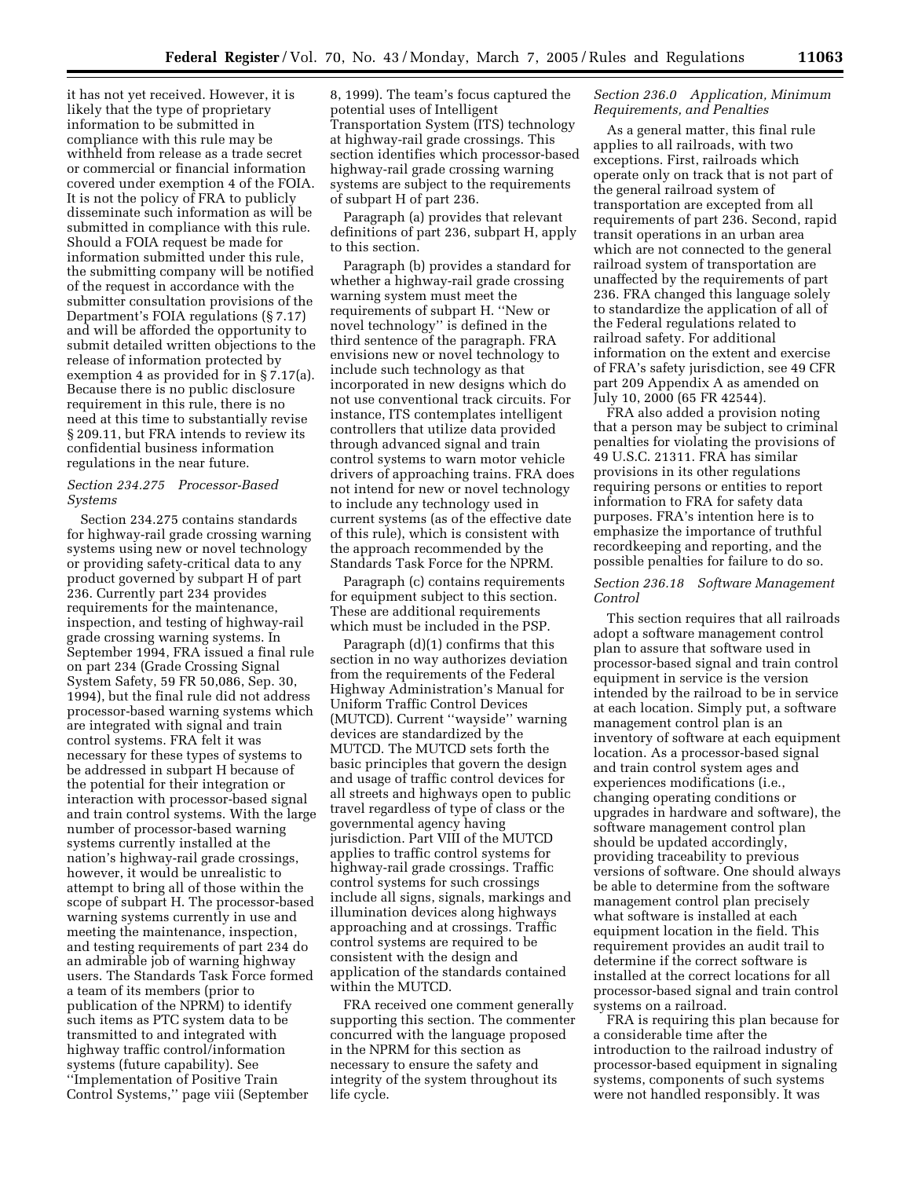it has not yet received. However, it is likely that the type of proprietary information to be submitted in compliance with this rule may be withheld from release as a trade secret or commercial or financial information covered under exemption 4 of the FOIA. It is not the policy of FRA to publicly disseminate such information as will be submitted in compliance with this rule. Should a FOIA request be made for information submitted under this rule, the submitting company will be notified of the request in accordance with the submitter consultation provisions of the Department's FOIA regulations (§ 7.17) and will be afforded the opportunity to submit detailed written objections to the release of information protected by exemption 4 as provided for in § 7.17(a). Because there is no public disclosure requirement in this rule, there is no need at this time to substantially revise § 209.11, but FRA intends to review its confidential business information regulations in the near future.

### *Section 234.275 Processor-Based Systems*

Section 234.275 contains standards for highway-rail grade crossing warning systems using new or novel technology or providing safety-critical data to any product governed by subpart H of part 236. Currently part 234 provides requirements for the maintenance, inspection, and testing of highway-rail grade crossing warning systems. In September 1994, FRA issued a final rule on part 234 (Grade Crossing Signal System Safety, 59 FR 50,086, Sep. 30, 1994), but the final rule did not address processor-based warning systems which are integrated with signal and train control systems. FRA felt it was necessary for these types of systems to be addressed in subpart H because of the potential for their integration or interaction with processor-based signal and train control systems. With the large number of processor-based warning systems currently installed at the nation's highway-rail grade crossings, however, it would be unrealistic to attempt to bring all of those within the scope of subpart H. The processor-based warning systems currently in use and meeting the maintenance, inspection, and testing requirements of part 234 do an admirable job of warning highway users. The Standards Task Force formed a team of its members (prior to publication of the NPRM) to identify such items as PTC system data to be transmitted to and integrated with highway traffic control/information systems (future capability). See ''Implementation of Positive Train Control Systems,'' page viii (September 8, 1999). The team's focus captured the potential uses of Intelligent Transportation System (ITS) technology at highway-rail grade crossings. This section identifies which processor-based highway-rail grade crossing warning systems are subject to the requirements of subpart H of part 236.

Paragraph (a) provides that relevant definitions of part 236, subpart H, apply to this section.

Paragraph (b) provides a standard for whether a highway-rail grade crossing warning system must meet the requirements of subpart H. ''New or novel technology'' is defined in the third sentence of the paragraph. FRA envisions new or novel technology to include such technology as that incorporated in new designs which do not use conventional track circuits. For instance, ITS contemplates intelligent controllers that utilize data provided through advanced signal and train control systems to warn motor vehicle drivers of approaching trains. FRA does not intend for new or novel technology to include any technology used in current systems (as of the effective date of this rule), which is consistent with the approach recommended by the Standards Task Force for the NPRM.

Paragraph (c) contains requirements for equipment subject to this section. These are additional requirements which must be included in the PSP.

Paragraph (d)(1) confirms that this section in no way authorizes deviation from the requirements of the Federal Highway Administration's Manual for Uniform Traffic Control Devices (MUTCD). Current ''wayside'' warning devices are standardized by the MUTCD. The MUTCD sets forth the basic principles that govern the design and usage of traffic control devices for all streets and highways open to public travel regardless of type of class or the governmental agency having jurisdiction. Part VIII of the MUTCD applies to traffic control systems for highway-rail grade crossings. Traffic control systems for such crossings include all signs, signals, markings and illumination devices along highways approaching and at crossings. Traffic control systems are required to be consistent with the design and application of the standards contained within the MUTCD.

FRA received one comment generally supporting this section. The commenter concurred with the language proposed in the NPRM for this section as necessary to ensure the safety and integrity of the system throughout its life cycle.

### *Section 236.0 Application, Minimum Requirements, and Penalties*

As a general matter, this final rule applies to all railroads, with two exceptions. First, railroads which operate only on track that is not part of the general railroad system of transportation are excepted from all requirements of part 236. Second, rapid transit operations in an urban area which are not connected to the general railroad system of transportation are unaffected by the requirements of part 236. FRA changed this language solely to standardize the application of all of the Federal regulations related to railroad safety. For additional information on the extent and exercise of FRA's safety jurisdiction, see 49 CFR part 209 Appendix A as amended on July 10, 2000 (65 FR 42544).

FRA also added a provision noting that a person may be subject to criminal penalties for violating the provisions of 49 U.S.C. 21311. FRA has similar provisions in its other regulations requiring persons or entities to report information to FRA for safety data purposes. FRA's intention here is to emphasize the importance of truthful recordkeeping and reporting, and the possible penalties for failure to do so.

### *Section 236.18 Software Management Control*

This section requires that all railroads adopt a software management control plan to assure that software used in processor-based signal and train control equipment in service is the version intended by the railroad to be in service at each location. Simply put, a software management control plan is an inventory of software at each equipment location. As a processor-based signal and train control system ages and experiences modifications (i.e., changing operating conditions or upgrades in hardware and software), the software management control plan should be updated accordingly, providing traceability to previous versions of software. One should always be able to determine from the software management control plan precisely what software is installed at each equipment location in the field. This requirement provides an audit trail to determine if the correct software is installed at the correct locations for all processor-based signal and train control systems on a railroad.

FRA is requiring this plan because for a considerable time after the introduction to the railroad industry of processor-based equipment in signaling systems, components of such systems were not handled responsibly. It was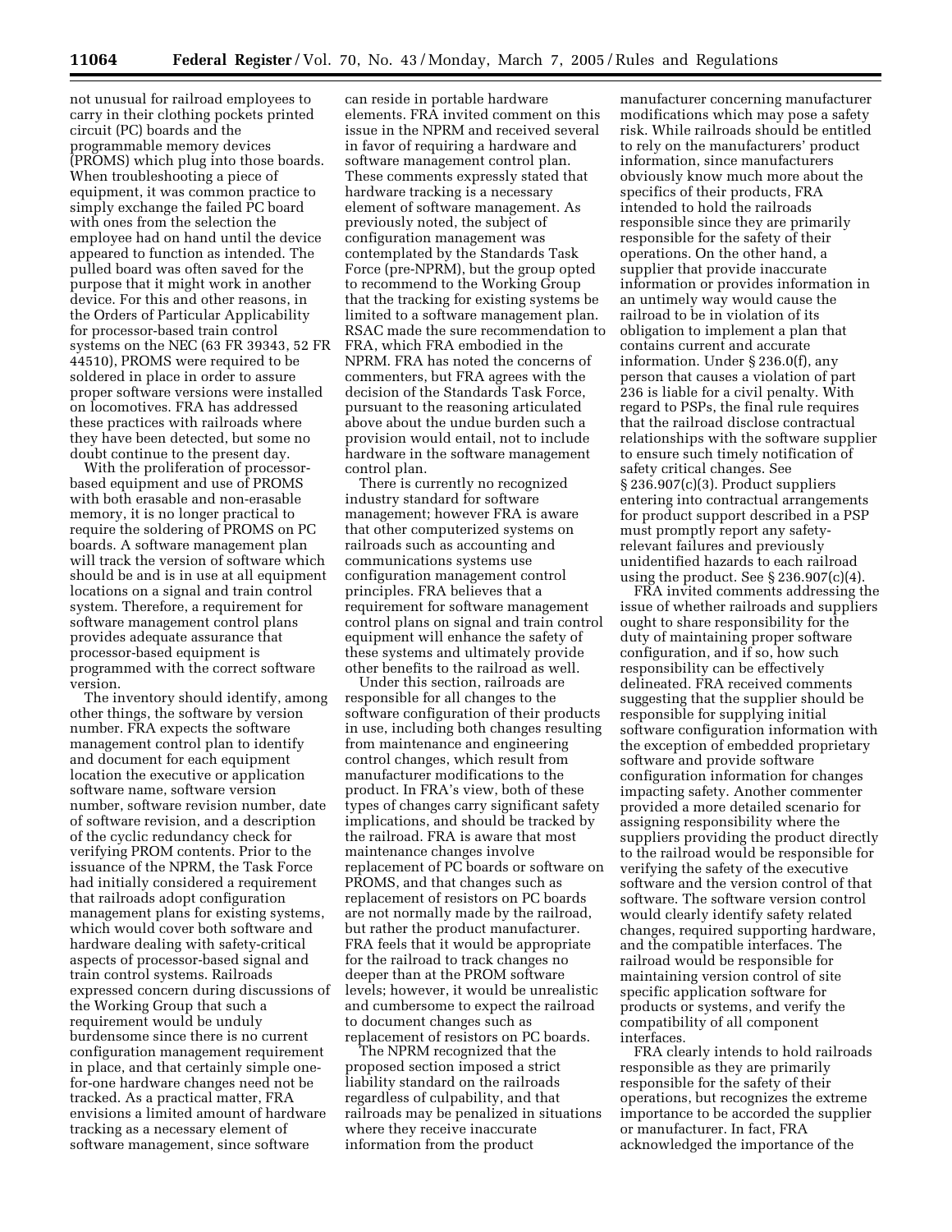not unusual for railroad employees to carry in their clothing pockets printed circuit (PC) boards and the programmable memory devices (PROMS) which plug into those boards. When troubleshooting a piece of equipment, it was common practice to simply exchange the failed PC board with ones from the selection the employee had on hand until the device appeared to function as intended. The pulled board was often saved for the purpose that it might work in another device. For this and other reasons, in the Orders of Particular Applicability for processor-based train control systems on the NEC (63 FR 39343, 52 FR 44510), PROMS were required to be soldered in place in order to assure proper software versions were installed on locomotives. FRA has addressed these practices with railroads where they have been detected, but some no doubt continue to the present day.

With the proliferation of processor-based equipment and use of PROMS with both erasable and non-erasable memory, it is no longer practical to require the soldering of PROMS on PC boards. A software management plan will track the version of software which should be and is in use at all equipment locations on a signal and train control system. Therefore, a requirement for software management control plans provides adequate assurance that processor-based equipment is programmed with the correct software version.

The inventory should identify, among other things, the software by version number. FRA expects the software management control plan to identify and document for each equipment location the executive or application software name, software version number, software revision number, date of software revision, and a description of the cyclic redundancy check for verifying PROM contents. Prior to the issuance of the NPRM, the Task Force had initially considered a requirement that railroads adopt configuration management plans for existing systems, which would cover both software and hardware dealing with safety-critical aspects of processor-based signal and train control systems. Railroads expressed concern during discussions of the Working Group that such a requirement would be unduly burdensome since there is no current configuration management requirement in place, and that certainly simple one-for-one hardware changes need not be tracked. As a practical matter, FRA envisions a limited amount of hardware tracking as a necessary element of software management, since software can reside in portable hardware elements. FRA invited comment on this issue in the NPRM and received several in favor of requiring a hardware and software management control plan. These comments expressly stated that hardware tracking is a necessary element of software management. As previously noted, the subject of configuration management was contemplated by the Standards Task Force (pre-NPRM), but the group opted to recommend to the Working Group that the tracking for existing systems be limited to a software management plan. RSAC made the sure recommendation to FRA, which FRA embodied in the NPRM. FRA has noted the concerns of commenters, but FRA agrees with the decision of the Standards Task Force, pursuant to the reasoning articulated above about the undue burden such a provision would entail, not to include hardware in the software management control plan.

There is currently no recognized industry standard for software management; however FRA is aware that other computerized systems on railroads such as accounting and communications systems use configuration management control principles. FRA believes that a requirement for software management control plans on signal and train control equipment will enhance the safety of these systems and ultimately provide other benefits to the railroad as well.

Under this section, railroads are responsible for all changes to the software configuration of their products in use, including both changes resulting from maintenance and engineering control changes, which result from manufacturer modifications to the product. In FRA's view, both of these types of changes carry significant safety implications, and should be tracked by the railroad. FRA is aware that most maintenance changes involve replacement of PC boards or software on PROMS, and that changes such as replacement of resistors on PC boards are not normally made by the railroad, but rather the product manufacturer. FRA feels that it would be appropriate for the railroad to track changes no deeper than at the PROM software levels; however, it would be unrealistic and cumbersome to expect the railroad to document changes such as replacement of resistors on PC boards.

The NPRM recognized that the proposed section imposed a strict liability standard on the railroads regardless of culpability, and that railroads may be penalized in situations where they receive inaccurate information from the product manufacturer concerning manufacturer modifications which may pose a safety risk. While railroads should be entitled to rely on the manufacturers' product information, since manufacturers obviously know much more about the specifics of their products, FRA intended to hold the railroads responsible since they are primarily responsible for the safety of their operations. On the other hand, a supplier that provide inaccurate information or provides information in an untimely way would cause the railroad to be in violation of its obligation to implement a plan that contains current and accurate information. Under § 236.0(f), any person that causes a violation of part 236 is liable for a civil penalty. With regard to PSPs, the final rule requires that the railroad disclose contractual relationships with the software supplier to ensure such timely notification of safety critical changes. See § 236.907(c)(3). Product suppliers entering into contractual arrangements for product support described in a PSP must promptly report any safety-relevant failures and previously unidentified hazards to each railroad using the product. See § 236.907(c)(4).

FRA invited comments addressing the issue of whether railroads and suppliers ought to share responsibility for the duty of maintaining proper software configuration, and if so, how such responsibility can be effectively delineated. FRA received comments suggesting that the supplier should be responsible for supplying initial software configuration information with the exception of embedded proprietary software and provide software configuration information for changes impacting safety. Another commenter provided a more detailed scenario for assigning responsibility where the suppliers providing the product directly to the railroad would be responsible for verifying the safety of the executive software and the version control of that software. The software version control would clearly identify safety related changes, required supporting hardware, and the compatible interfaces. The railroad would be responsible for maintaining version control of site specific application software for products or systems, and verify the compatibility of all component interfaces.

FRA clearly intends to hold railroads responsible as they are primarily responsible for the safety of their operations, but recognizes the extreme importance to be accorded the supplier or manufacturer. In fact, FRA acknowledged the importance of the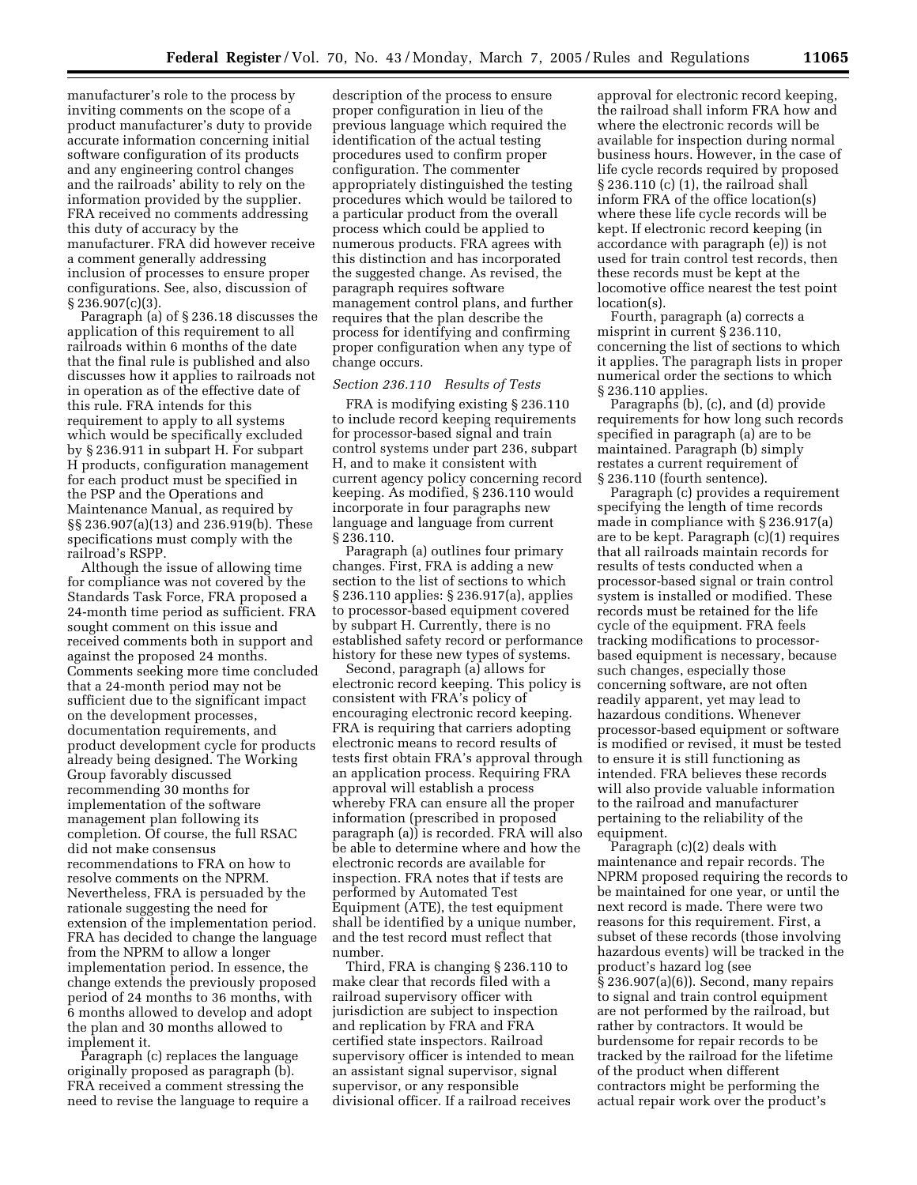manufacturer's role to the process by inviting comments on the scope of a product manufacturer's duty to provide accurate information concerning initial software configuration of its products and any engineering control changes and the railroads' ability to rely on the information provided by the supplier. FRA received no comments addressing this duty of accuracy by the manufacturer. FRA did however receive a comment generally addressing inclusion of processes to ensure proper configurations. See, also, discussion of § 236.907(c)(3).

Paragraph (a) of § 236.18 discusses the application of this requirement to all railroads within 6 months of the date that the final rule is published and also discusses how it applies to railroads not in operation as of the effective date of this rule. FRA intends for this requirement to apply to all systems which would be specifically excluded by § 236.911 in subpart H. For subpart H products, configuration management for each product must be specified in the PSP and the Operations and Maintenance Manual, as required by §§ 236.907(a)(13) and 236.919(b). These specifications must comply with the railroad's RSPP.

Although the issue of allowing time for compliance was not covered by the Standards Task Force, FRA proposed a 24-month time period as sufficient. FRA sought comment on this issue and received comments both in support and against the proposed 24 months. Comments seeking more time concluded that a 24-month period may not be sufficient due to the significant impact on the development processes, documentation requirements, and product development cycle for products already being designed. The Working Group favorably discussed recommending 30 months for implementation of the software management plan following its completion. Of course, the full RSAC did not make consensus recommendations to FRA on how to resolve comments on the NPRM. Nevertheless, FRA is persuaded by the rationale suggesting the need for extension of the implementation period. FRA has decided to change the language from the NPRM to allow a longer implementation period. In essence, the change extends the previously proposed period of 24 months to 36 months, with 6 months allowed to develop and adopt the plan and 30 months allowed to implement it.

Paragraph (c) replaces the language originally proposed as paragraph (b). FRA received a comment stressing the need to revise the language to require a description of the process to ensure proper configuration in lieu of the previous language which required the identification of the actual testing procedures used to confirm proper configuration. The commenter appropriately distinguished the testing procedures which would be tailored to a particular product from the overall process which could be applied to numerous products. FRA agrees with this distinction and has incorporated the suggested change. As revised, the paragraph requires software management control plans, and further requires that the plan describe the process for identifying and confirming proper configuration when any type of change occurs.

*Section 236.110 Results of Tests*

FRA is modifying existing § 236.110 to include record keeping requirements for processor-based signal and train control systems under part 236, subpart H, and to make it consistent with current agency policy concerning record keeping. As modified, § 236.110 would incorporate in four paragraphs new language and language from current § 236.110.

Paragraph (a) outlines four primary changes. First, FRA is adding a new section to the list of sections to which § 236.110 applies: § 236.917(a), applies to processor-based equipment covered by subpart H. Currently, there is no established safety record or performance history for these new types of systems.

Second, paragraph (a) allows for electronic record keeping. This policy is consistent with FRA's policy of encouraging electronic record keeping. FRA is requiring that carriers adopting electronic means to record results of tests first obtain FRA's approval through an application process. Requiring FRA approval will establish a process whereby FRA can ensure all the proper information (prescribed in proposed paragraph (a)) is recorded. FRA will also be able to determine where and how the electronic records are available for inspection. FRA notes that if tests are performed by Automated Test Equipment (ATE), the test equipment shall be identified by a unique number, and the test record must reflect that number.

Third, FRA is changing § 236.110 to make clear that records filed with a railroad supervisory officer with jurisdiction are subject to inspection and replication by FRA and FRA certified state inspectors. Railroad supervisory officer is intended to mean an assistant signal supervisor, signal supervisor, or any responsible divisional officer. If a railroad receives approval for electronic record keeping, the railroad shall inform FRA how and where the electronic records will be available for inspection during normal business hours. However, in the case of life cycle records required by proposed § 236.110 (c) (1), the railroad shall inform FRA of the office location(s) where these life cycle records will be kept. If electronic record keeping (in accordance with paragraph (e)) is not used for train control test records, then these records must be kept at the locomotive office nearest the test point location(s).

Fourth, paragraph (a) corrects a misprint in current § 236.110, concerning the list of sections to which it applies. The paragraph lists in proper numerical order the sections to which § 236.110 applies.

Paragraphs (b), (c), and (d) provide requirements for how long such records specified in paragraph (a) are to be maintained. Paragraph (b) simply restates a current requirement of § 236.110 (fourth sentence).

Paragraph (c) provides a requirement specifying the length of time records made in compliance with § 236.917(a) are to be kept. Paragraph (c)(1) requires that all railroads maintain records for results of tests conducted when a processor-based signal or train control system is installed or modified. These records must be retained for the life cycle of the equipment. FRA feels tracking modifications to processor-based equipment is necessary, because such changes, especially those concerning software, are not often readily apparent, yet may lead to hazardous conditions. Whenever processor-based equipment or software is modified or revised, it must be tested to ensure it is still functioning as intended. FRA believes these records will also provide valuable information to the railroad and manufacturer pertaining to the reliability of the equipment.

Paragraph (c)(2) deals with maintenance and repair records. The NPRM proposed requiring the records to be maintained for one year, or until the next record is made. There were two reasons for this requirement. First, a subset of these records (those involving hazardous events) will be tracked in the product's hazard log (see § 236.907(a)(6)). Second, many repairs to signal and train control equipment are not performed by the railroad, but rather by contractors. It would be burdensome for repair records to be tracked by the railroad for the lifetime of the product when different contractors might be performing the actual repair work over the product's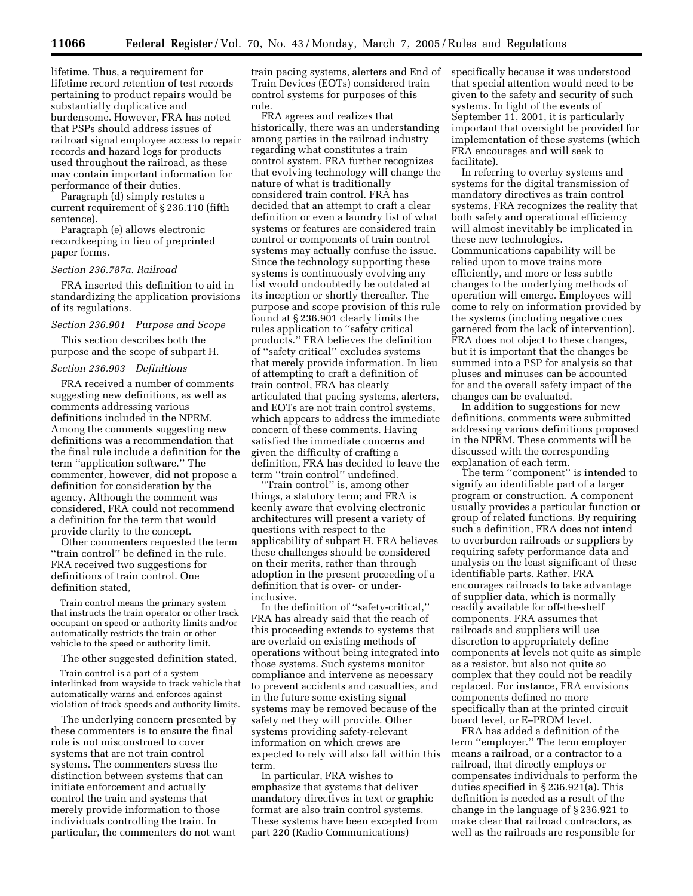lifetime. Thus, a requirement for lifetime record retention of test records pertaining to product repairs would be substantially duplicative and burdensome. However, FRA has noted that PSPs should address issues of railroad signal employee access to repair records and hazard logs for products used throughout the railroad, as these may contain important information for performance of their duties.

Paragraph (d) simply restates a current requirement of § 236.110 (fifth sentence).

Paragraph (e) allows electronic recordkeeping in lieu of preprinted paper forms.

*Section 236.787a. Railroad*

FRA inserted this definition to aid in standardizing the application provisions of its regulations.

*Section 236.901 Purpose and Scope*

This section describes both the purpose and the scope of subpart H.

*Section 236.903 Definitions*

FRA received a number of comments suggesting new definitions, as well as comments addressing various definitions included in the NPRM. Among the comments suggesting new definitions was a recommendation that the final rule include a definition for the term ''application software.'' The commenter, however, did not propose a definition for consideration by the agency. Although the comment was considered, FRA could not recommend a definition for the term that would provide clarity to the concept.

Other commenters requested the term ''train control'' be defined in the rule. FRA received two suggestions for definitions of train control. One definition stated,

> Train control means the primary system that instructs the train operator or other track occupant on speed or authority limits and/or automatically restricts the train or other vehicle to the speed or authority limit.

The other suggested definition stated,

> Train control is a part of a system interlinked from wayside to track vehicle that automatically warns and enforces against violation of track speeds and authority limits.

The underlying concern presented by these commenters is to ensure the final rule is not misconstrued to cover systems that are not train control systems. The commenters stress the distinction between systems that can initiate enforcement and actually control the train and systems that merely provide information to those individuals controlling the train. In particular, the commenters do not want train pacing systems, alerters and End of Train Devices (EOTs) considered train control systems for purposes of this rule.

FRA agrees and realizes that historically, there was an understanding among parties in the railroad industry regarding what constitutes a train control system. FRA further recognizes that evolving technology will change the nature of what is traditionally considered train control. FRA has decided that an attempt to craft a clear definition or even a laundry list of what systems or features are considered train control or components of train control systems may actually confuse the issue. Since the technology supporting these systems is continuously evolving any list would undoubtedly be outdated at its inception or shortly thereafter. The purpose and scope provision of this rule found at § 236.901 clearly limits the rules application to ''safety critical products.'' FRA believes the definition of ''safety critical'' excludes systems that merely provide information. In lieu of attempting to craft a definition of train control, FRA has clearly articulated that pacing systems, alerters, and EOTs are not train control systems, which appears to address the immediate concern of these comments. Having satisfied the immediate concerns and given the difficulty of crafting a definition, FRA has decided to leave the term ''train control'' undefined.

''Train control'' is, among other things, a statutory term; and FRA is keenly aware that evolving electronic architectures will present a variety of questions with respect to the applicability of subpart H. FRA believes these challenges should be considered on their merits, rather than through adoption in the present proceeding of a definition that is over- or under-inclusive.

In the definition of ''safety-critical,'' FRA has already said that the reach of this proceeding extends to systems that are overlaid on existing methods of operations without being integrated into those systems. Such systems monitor compliance and intervene as necessary to prevent accidents and casualties, and in the future some existing signal systems may be removed because of the safety net they will provide. Other systems providing safety-relevant information on which crews are expected to rely will also fall within this term.

In particular, FRA wishes to emphasize that systems that deliver mandatory directives in text or graphic format are also train control systems. These systems have been excepted from part 220 (Radio Communications) specifically because it was understood that special attention would need to be given to the safety and security of such systems. In light of the events of September 11, 2001, it is particularly important that oversight be provided for implementation of these systems (which FRA encourages and will seek to facilitate).

In referring to overlay systems and systems for the digital transmission of mandatory directives as train control systems, FRA recognizes the reality that both safety and operational efficiency will almost inevitably be implicated in these new technologies. Communications capability will be relied upon to move trains more efficiently, and more or less subtle changes to the underlying methods of operation will emerge. Employees will come to rely on information provided by the systems (including negative cues garnered from the lack of intervention). FRA does not object to these changes, but it is important that the changes be summed into a PSP for analysis so that pluses and minuses can be accounted for and the overall safety impact of the changes can be evaluated.

In addition to suggestions for new definitions, comments were submitted addressing various definitions proposed in the NPRM. These comments will be discussed with the corresponding explanation of each term.

The term ''component'' is intended to signify an identifiable part of a larger program or construction. A component usually provides a particular function or group of related functions. By requiring such a definition, FRA does not intend to overburden railroads or suppliers by requiring safety performance data and analysis on the least significant of these identifiable parts. Rather, FRA encourages railroads to take advantage of supplier data, which is normally readily available for off-the-shelf components. FRA assumes that railroads and suppliers will use discretion to appropriately define components at levels not quite as simple as a resistor, but also not quite so complex that they could not be readily replaced. For instance, FRA envisions components defined no more specifically than at the printed circuit board level, or E–PROM level.

FRA has added a definition of the term ''employer.'' The term employer means a railroad, or a contractor to a railroad, that directly employs or compensates individuals to perform the duties specified in § 236.921(a). This definition is needed as a result of the change in the language of § 236.921 to make clear that railroad contractors, as well as the railroads are responsible for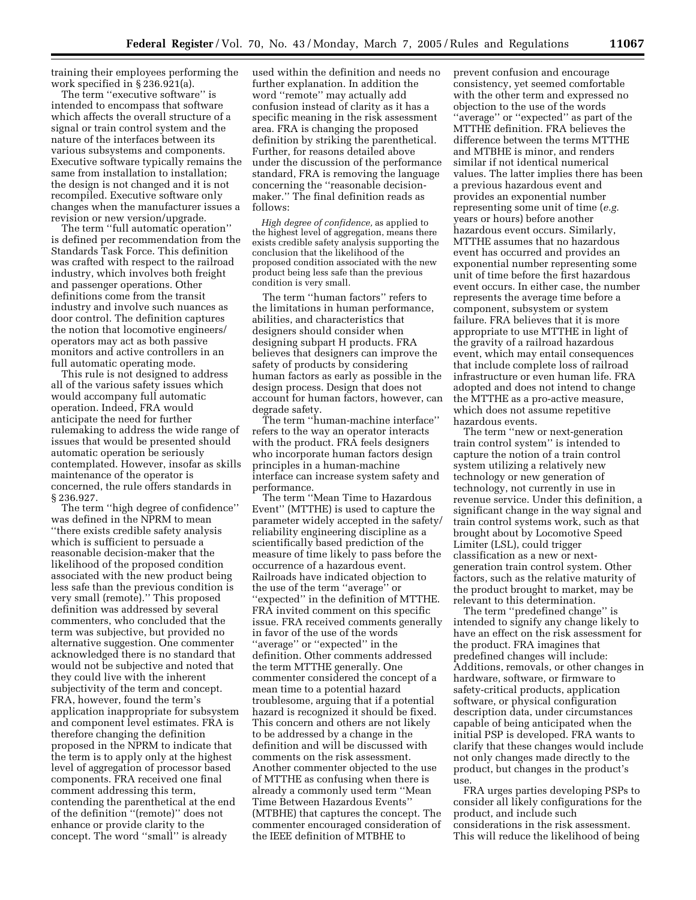training their employees performing the work specified in § 236.921(a).

The term ''executive software'' is intended to encompass that software which affects the overall structure of a signal or train control system and the nature of the interfaces between its various subsystems and components. Executive software typically remains the same from installation to installation; the design is not changed and it is not recompiled. Executive software only changes when the manufacturer issues a revision or new version/upgrade.

The term ''full automatic operation'' is defined per recommendation from the Standards Task Force. This definition was crafted with respect to the railroad industry, which involves both freight and passenger operations. Other definitions come from the transit industry and involve such nuances as door control. The definition captures the notion that locomotive engineers/operators may act as both passive monitors and active controllers in an full automatic operating mode.

This rule is not designed to address all of the various safety issues which would accompany full automatic operation. Indeed, FRA would anticipate the need for further rulemaking to address the wide range of issues that would be presented should automatic operation be seriously contemplated. However, insofar as skills maintenance of the operator is concerned, the rule offers standards in § 236.927.

The term ''high degree of confidence'' was defined in the NPRM to mean ''there exists credible safety analysis which is sufficient to persuade a reasonable decision-maker that the likelihood of the proposed condition associated with the new product being less safe than the previous condition is very small (remote).'' This proposed definition was addressed by several commenters, who concluded that the term was subjective, but provided no alternative suggestion. One commenter acknowledged there is no standard that would not be subjective and noted that they could live with the inherent subjectivity of the term and concept. FRA, however, found the term's application inappropriate for subsystem and component level estimates. FRA is therefore changing the definition proposed in the NPRM to indicate that the term is to apply only at the highest level of aggregation of processor based components. FRA received one final comment addressing this term, contending the parenthetical at the end of the definition ''(remote)'' does not enhance or provide clarity to the concept. The word ''small'' is already used within the definition and needs no further explanation. In addition the word ''remote'' may actually add confusion instead of clarity as it has a specific meaning in the risk assessment area. FRA is changing the proposed definition by striking the parenthetical. Further, for reasons detailed above under the discussion of the performance standard, FRA is removing the language concerning the ''reasonable decision-maker.'' The final definition reads as follows:

*High degree of confidence,* as applied to the highest level of aggregation, means there exists credible safety analysis supporting the conclusion that the likelihood of the proposed condition associated with the new product being less safe than the previous condition is very small.

The term ''human factors'' refers to the limitations in human performance, abilities, and characteristics that designers should consider when designing subpart H products. FRA believes that designers can improve the safety of products by considering human factors as early as possible in the design process. Design that does not account for human factors, however, can degrade safety.

The term ''human-machine interface'' refers to the way an operator interacts with the product. FRA feels designers who incorporate human factors design principles in a human-machine interface can increase system safety and performance.

The term ''Mean Time to Hazardous Event'' (MTTHE) is used to capture the parameter widely accepted in the safety/reliability engineering discipline as a scientifically based prediction of the measure of time likely to pass before the occurrence of a hazardous event. Railroads have indicated objection to the use of the term ''average'' or ''expected'' in the definition of MTTHE. FRA invited comment on this specific issue. FRA received comments generally in favor of the use of the words ''average'' or ''expected'' in the definition. Other comments addressed the term MTTHE generally. One commenter considered the concept of a mean time to a potential hazard troublesome, arguing that if a potential hazard is recognized it should be fixed. This concern and others are not likely to be addressed by a change in the definition and will be discussed with comments on the risk assessment. Another commenter objected to the use of MTTHE as confusing when there is already a commonly used term ''Mean Time Between Hazardous Events'' (MTBHE) that captures the concept. The commenter encouraged consideration of the IEEE definition of MTBHE to prevent confusion and encourage consistency, yet seemed comfortable with the other term and expressed no objection to the use of the words ''average'' or ''expected'' as part of the MTTHE definition. FRA believes the difference between the terms MTTHE and MTBHE is minor, and renders similar if not identical numerical values. The latter implies there has been a previous hazardous event and provides an exponential number representing some unit of time (*e.g.* years or hours) before another hazardous event occurs. Similarly, MTTHE assumes that no hazardous event has occurred and provides an exponential number representing some unit of time before the first hazardous event occurs. In either case, the number represents the average time before a component, subsystem or system failure. FRA believes that it is more appropriate to use MTTHE in light of the gravity of a railroad hazardous event, which may entail consequences that include complete loss of railroad infrastructure or even human life. FRA adopted and does not intend to change the MTTHE as a pro-active measure, which does not assume repetitive hazardous events.

The term ''new or next-generation train control system'' is intended to capture the notion of a train control system utilizing a relatively new technology or new generation of technology, not currently in use in revenue service. Under this definition, a significant change in the way signal and train control systems work, such as that brought about by Locomotive Speed Limiter (LSL), could trigger classification as a new or next-generation train control system. Other factors, such as the relative maturity of the product brought to market, may be relevant to this determination.

The term ''predefined change'' is intended to signify any change likely to have an effect on the risk assessment for the product. FRA imagines that predefined changes will include: Additions, removals, or other changes in hardware, software, or firmware to safety-critical products, application software, or physical configuration description data, under circumstances capable of being anticipated when the initial PSP is developed. FRA wants to clarify that these changes would include not only changes made directly to the product, but changes in the product's use.

FRA urges parties developing PSPs to consider all likely configurations for the product, and include such considerations in the risk assessment. This will reduce the likelihood of being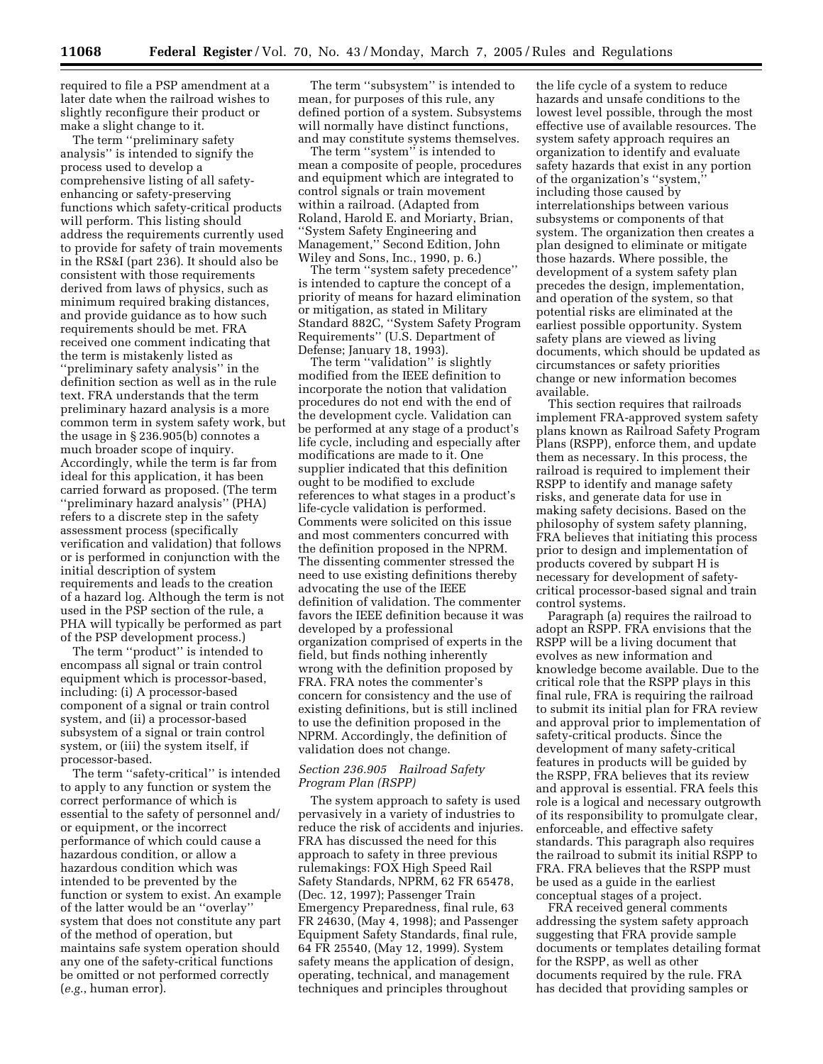required to file a PSP amendment at a later date when the railroad wishes to slightly reconfigure their product or make a slight change to it.

The term ''preliminary safety analysis'' is intended to signify the process used to develop a comprehensive listing of all safety-enhancing or safety-preserving functions which safety-critical products will perform. This listing should address the requirements currently used to provide for safety of train movements in the RS&I (part 236). It should also be consistent with those requirements derived from laws of physics, such as minimum required braking distances, and provide guidance as to how such requirements should be met. FRA received one comment indicating that the term is mistakenly listed as ''preliminary safety analysis'' in the definition section as well as in the rule text. FRA understands that the term preliminary hazard analysis is a more common term in system safety work, but the usage in § 236.905(b) connotes a much broader scope of inquiry. Accordingly, while the term is far from ideal for this application, it has been carried forward as proposed. (The term ''preliminary hazard analysis'' (PHA) refers to a discrete step in the safety assessment process (specifically verification and validation) that follows or is performed in conjunction with the initial description of system requirements and leads to the creation of a hazard log. Although the term is not used in the PSP section of the rule, a PHA will typically be performed as part of the PSP development process.)

The term ''product'' is intended to encompass all signal or train control equipment which is processor-based, including: (i) A processor-based component of a signal or train control system, and (ii) a processor-based subsystem of a signal or train control system, or (iii) the system itself, if processor-based.

The term ''safety-critical'' is intended to apply to any function or system the correct performance of which is essential to the safety of personnel and/or equipment, or the incorrect performance of which could cause a hazardous condition, or allow a hazardous condition which was intended to be prevented by the function or system to exist. An example of the latter would be an ''overlay'' system that does not constitute any part of the method of operation, but maintains safe system operation should any one of the safety-critical functions be omitted or not performed correctly (*e.g.*, human error).

The term ''subsystem'' is intended to mean, for purposes of this rule, any defined portion of a system. Subsystems will normally have distinct functions, and may constitute systems themselves.

The term ''system'' is intended to mean a composite of people, procedures and equipment which are integrated to control signals or train movement within a railroad. (Adapted from Roland, Harold E. and Moriarty, Brian, ''System Safety Engineering and Management,'' Second Edition, John Wiley and Sons, Inc., 1990, p. 6.)

The term ''system safety precedence'' is intended to capture the concept of a priority of means for hazard elimination or mitigation, as stated in Military Standard 882C, ''System Safety Program Requirements'' (U.S. Department of Defense; January 18, 1993).

The term ''validation'' is slightly modified from the IEEE definition to incorporate the notion that validation procedures do not end with the end of the development cycle. Validation can be performed at any stage of a product's life cycle, including and especially after modifications are made to it. One supplier indicated that this definition ought to be modified to exclude references to what stages in a product's life-cycle validation is performed. Comments were solicited on this issue and most commenters concurred with the definition proposed in the NPRM. The dissenting commenter stressed the need to use existing definitions thereby advocating the use of the IEEE definition of validation. The commenter favors the IEEE definition because it was developed by a professional organization comprised of experts in the field, but finds nothing inherently wrong with the definition proposed by FRA. FRA notes the commenter's concern for consistency and the use of existing definitions, but is still inclined to use the definition proposed in the NPRM. Accordingly, the definition of validation does not change.

*Section 236.905 Railroad Safety Program Plan (RSPP)*

The system approach to safety is used pervasively in a variety of industries to reduce the risk of accidents and injuries. FRA has discussed the need for this approach to safety in three previous rulemakings: FOX High Speed Rail Safety Standards, NPRM, 62 FR 65478, (Dec. 12, 1997); Passenger Train Emergency Preparedness, final rule, 63 FR 24630, (May 4, 1998); and Passenger Equipment Safety Standards, final rule, 64 FR 25540, (May 12, 1999). System safety means the application of design, operating, technical, and management techniques and principles throughout the life cycle of a system to reduce hazards and unsafe conditions to the lowest level possible, through the most effective use of available resources. The system safety approach requires an organization to identify and evaluate safety hazards that exist in any portion of the organization's ''system,'' including those caused by interrelationships between various subsystems or components of that system. The organization then creates a plan designed to eliminate or mitigate those hazards. Where possible, the development of a system safety plan precedes the design, implementation, and operation of the system, so that potential risks are eliminated at the earliest possible opportunity. System safety plans are viewed as living documents, which should be updated as circumstances or safety priorities change or new information becomes available.

This section requires that railroads implement FRA-approved system safety plans known as Railroad Safety Program Plans (RSPP), enforce them, and update them as necessary. In this process, the railroad is required to implement their RSPP to identify and manage safety risks, and generate data for use in making safety decisions. Based on the philosophy of system safety planning, FRA believes that initiating this process prior to design and implementation of products covered by subpart H is necessary for development of safety-critical processor-based signal and train control systems.

Paragraph (a) requires the railroad to adopt an RSPP. FRA envisions that the RSPP will be a living document that evolves as new information and knowledge become available. Due to the critical role that the RSPP plays in this final rule, FRA is requiring the railroad to submit its initial plan for FRA review and approval prior to implementation of safety-critical products. Since the development of many safety-critical features in products will be guided by the RSPP, FRA believes that its review and approval is essential. FRA feels this role is a logical and necessary outgrowth of its responsibility to promulgate clear, enforceable, and effective safety standards. This paragraph also requires the railroad to submit its initial RSPP to FRA. FRA believes that the RSPP must be used as a guide in the earliest conceptual stages of a project.

FRA received general comments addressing the system safety approach suggesting that FRA provide sample documents or templates detailing format for the RSPP, as well as other documents required by the rule. FRA has decided that providing samples or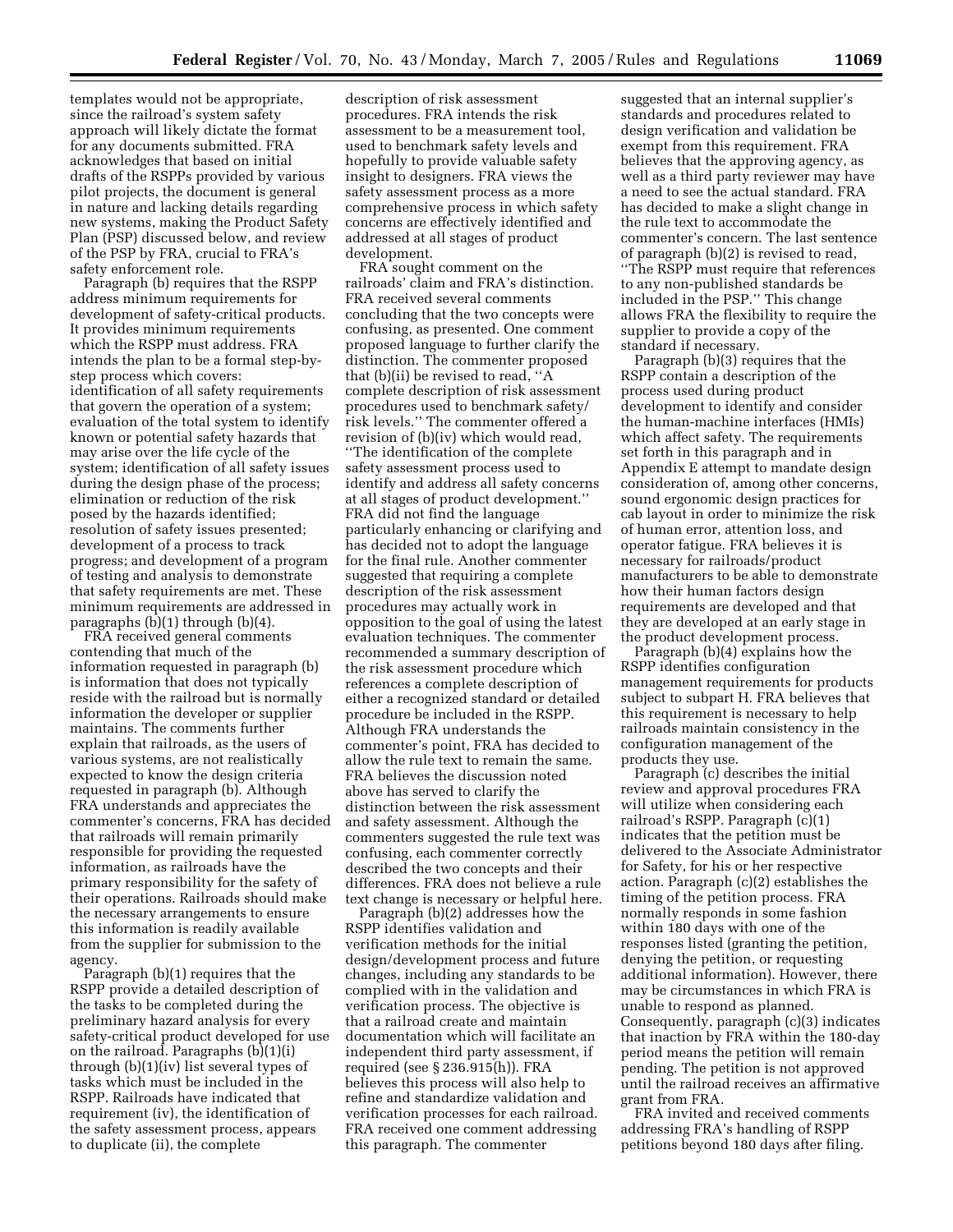templates would not be appropriate, since the railroad's system safety approach will likely dictate the format for any documents submitted. FRA acknowledges that based on initial drafts of the RSPPs provided by various pilot projects, the document is general in nature and lacking details regarding new systems, making the Product Safety Plan (PSP) discussed below, and review of the PSP by FRA, crucial to FRA's safety enforcement role.

Paragraph (b) requires that the RSPP address minimum requirements for development of safety-critical products. It provides minimum requirements which the RSPP must address. FRA intends the plan to be a formal step-by-step process which covers: identification of all safety requirements that govern the operation of a system; evaluation of the total system to identify known or potential safety hazards that may arise over the life cycle of the system; identification of all safety issues during the design phase of the process; elimination or reduction of the risk posed by the hazards identified; resolution of safety issues presented; development of a process to track progress; and development of a program of testing and analysis to demonstrate that safety requirements are met. These minimum requirements are addressed in paragraphs (b)(1) through (b)(4).

FRA received general comments contending that much of the information requested in paragraph (b) is information that does not typically reside with the railroad but is normally information the developer or supplier maintains. The comments further explain that railroads, as the users of various systems, are not realistically expected to know the design criteria requested in paragraph (b). Although FRA understands and appreciates the commenter's concerns, FRA has decided that railroads will remain primarily responsible for providing the requested information, as railroads have the primary responsibility for the safety of their operations. Railroads should make the necessary arrangements to ensure this information is readily available from the supplier for submission to the agency.

Paragraph (b)(1) requires that the RSPP provide a detailed description of the tasks to be completed during the preliminary hazard analysis for every safety-critical product developed for use on the railroad. Paragraphs (b)(1)(i) through (b)(1)(iv) list several types of tasks which must be included in the RSPP. Railroads have indicated that requirement (iv), the identification of the safety assessment process, appears to duplicate (ii), the complete description of risk assessment procedures. FRA intends the risk assessment to be a measurement tool, used to benchmark safety levels and hopefully to provide valuable safety insight to designers. FRA views the safety assessment process as a more comprehensive process in which safety concerns are effectively identified and addressed at all stages of product development.

FRA sought comment on the railroads' claim and FRA's distinction. FRA received several comments concluding that the two concepts were confusing, as presented. One comment proposed language to further clarify the distinction. The commenter proposed that (b)(ii) be revised to read, "A complete description of risk assessment procedures used to benchmark safety/risk levels." The commenter offered a revision of (b)(iv) which would read, "The identification of the complete safety assessment process used to identify and address all safety concerns at all stages of product development." FRA did not find the language particularly enhancing or clarifying and has decided not to adopt the language for the final rule. Another commenter suggested that requiring a complete description of the risk assessment procedures may actually work in opposition to the goal of using the latest evaluation techniques. The commenter recommended a summary description of the risk assessment procedure which references a complete description of either a recognized standard or detailed procedure be included in the RSPP. Although FRA understands the commenter's point, FRA has decided to allow the rule text to remain the same. FRA believes the discussion noted above has served to clarify the distinction between the risk assessment and safety assessment. Although the commenters suggested the rule text was confusing, each commenter correctly described the two concepts and their differences. FRA does not believe a rule text change is necessary or helpful here.

Paragraph (b)(2) addresses how the RSPP identifies validation and verification methods for the initial design/development process and future changes, including any standards to be complied with in the validation and verification process. The objective is that a railroad create and maintain documentation which will facilitate an independent third party assessment, if required (see § 236.915(h)). FRA believes this process will also help to refine and standardize validation and verification processes for each railroad. FRA received one comment addressing this paragraph. The commenter suggested that an internal supplier's standards and procedures related to design verification and validation be exempt from this requirement. FRA believes that the approving agency, as well as a third party reviewer may have a need to see the actual standard. FRA has decided to make a slight change in the rule text to accommodate the commenter's concern. The last sentence of paragraph (b)(2) is revised to read, "The RSPP must require that references to any non-published standards be included in the PSP." This change allows FRA the flexibility to require the supplier to provide a copy of the standard if necessary.

Paragraph (b)(3) requires that the RSPP contain a description of the process used during product development to identify and consider the human-machine interfaces (HMIs) which affect safety. The requirements set forth in this paragraph and in Appendix E attempt to mandate design consideration of, among other concerns, sound ergonomic design practices for cab layout in order to minimize the risk of human error, attention loss, and operator fatigue. FRA believes it is necessary for railroads/product manufacturers to be able to demonstrate how their human factors design requirements are developed and that they are developed at an early stage in the product development process.

Paragraph (b)(4) explains how the RSPP identifies configuration management requirements for products subject to subpart H. FRA believes that this requirement is necessary to help railroads maintain consistency in the configuration management of the products they use.

Paragraph (c) describes the initial review and approval procedures FRA will utilize when considering each railroad's RSPP. Paragraph (c)(1) indicates that the petition must be delivered to the Associate Administrator for Safety, for his or her respective action. Paragraph (c)(2) establishes the timing of the petition process. FRA normally responds in some fashion within 180 days with one of the responses listed (granting the petition, denying the petition, or requesting additional information). However, there may be circumstances in which FRA is unable to respond as planned. Consequently, paragraph (c)(3) indicates that inaction by FRA within the 180-day period means the petition will remain pending. The petition is not approved until the railroad receives an affirmative grant from FRA.

FRA invited and received comments addressing FRA's handling of RSPP petitions beyond 180 days after filing.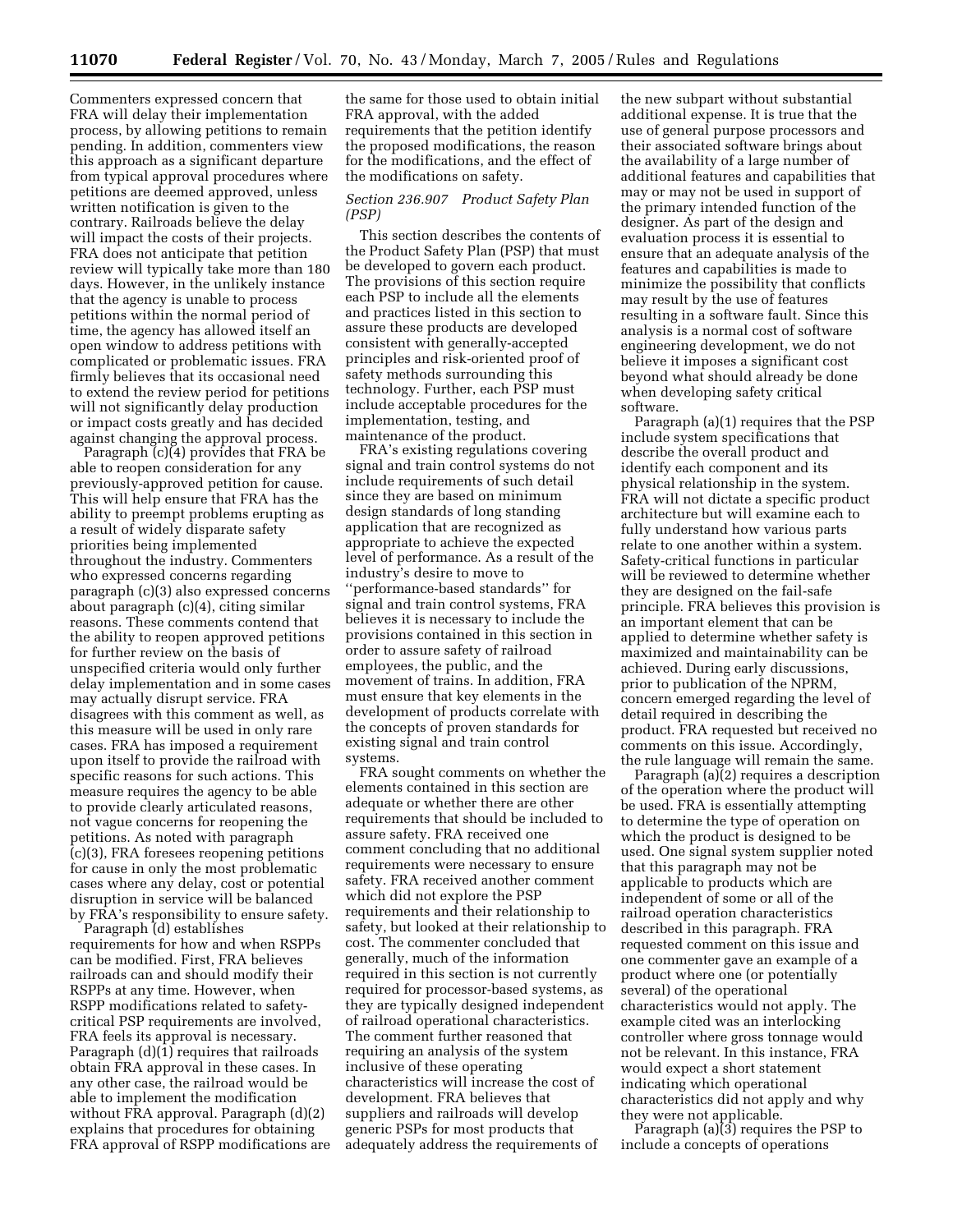Commenters expressed concern that FRA will delay their implementation process, by allowing petitions to remain pending. In addition, commenters view this approach as a significant departure from typical approval procedures where petitions are deemed approved, unless written notification is given to the contrary. Railroads believe the delay will impact the costs of their projects. FRA does not anticipate that petition review will typically take more than 180 days. However, in the unlikely instance that the agency is unable to process petitions within the normal period of time, the agency has allowed itself an open window to address petitions with complicated or problematic issues. FRA firmly believes that its occasional need to extend the review period for petitions will not significantly delay production or impact costs greatly and has decided against changing the approval process.

Paragraph (c)(4) provides that FRA be able to reopen consideration for any previously-approved petition for cause. This will help ensure that FRA has the ability to preempt problems erupting as a result of widely disparate safety priorities being implemented throughout the industry. Commenters who expressed concerns regarding paragraph (c)(3) also expressed concerns about paragraph (c)(4), citing similar reasons. These comments contend that the ability to reopen approved petitions for further review on the basis of unspecified criteria would only further delay implementation and in some cases may actually disrupt service. FRA disagrees with this comment as well, as this measure will be used in only rare cases. FRA has imposed a requirement upon itself to provide the railroad with specific reasons for such actions. This measure requires the agency to be able to provide clearly articulated reasons, not vague concerns for reopening the petitions. As noted with paragraph (c)(3), FRA foresees reopening petitions for cause in only the most problematic cases where any delay, cost or potential disruption in service will be balanced by FRA's responsibility to ensure safety.

Paragraph (d) establishes requirements for how and when RSPPs can be modified. First, FRA believes railroads can and should modify their RSPPs at any time. However, when RSPP modifications related to safety-critical PSP requirements are involved, FRA feels its approval is necessary. Paragraph (d)(1) requires that railroads obtain FRA approval in these cases. In any other case, the railroad would be able to implement the modification without FRA approval. Paragraph (d)(2) explains that procedures for obtaining FRA approval of RSPP modifications are the same for those used to obtain initial FRA approval, with the added requirements that the petition identify the proposed modifications, the reason for the modifications, and the effect of the modifications on safety.

*Section 236.907 Product Safety Plan (PSP)*

This section describes the contents of the Product Safety Plan (PSP) that must be developed to govern each product. The provisions of this section require each PSP to include all the elements and practices listed in this section to assure these products are developed consistent with generally-accepted principles and risk-oriented proof of safety methods surrounding this technology. Further, each PSP must include acceptable procedures for the implementation, testing, and maintenance of the product.

FRA's existing regulations covering signal and train control systems do not include requirements of such detail since they are based on minimum design standards of long standing application that are recognized as appropriate to achieve the expected level of performance. As a result of the industry's desire to move to "performance-based standards" for signal and train control systems, FRA believes it is necessary to include the provisions contained in this section in order to assure safety of railroad employees, the public, and the movement of trains. In addition, FRA must ensure that key elements in the development of products correlate with the concepts of proven standards for existing signal and train control systems.

FRA sought comments on whether the elements contained in this section are adequate or whether there are other requirements that should be included to assure safety. FRA received one comment concluding that no additional requirements were necessary to ensure safety. FRA received another comment which did not explore the PSP requirements and their relationship to safety, but looked at their relationship to cost. The commenter concluded that generally, much of the information required in this section is not currently required for processor-based systems, as they are typically designed independent of railroad operational characteristics. The comment further reasoned that requiring an analysis of the system inclusive of these operating characteristics will increase the cost of development. FRA believes that suppliers and railroads will develop generic PSPs for most products that adequately address the requirements of the new subpart without substantial additional expense. It is true that the use of general purpose processors and their associated software brings about the availability of a large number of additional features and capabilities that may or may not be used in support of the primary intended function of the designer. As part of the design and evaluation process it is essential to ensure that an adequate analysis of the features and capabilities is made to minimize the possibility that conflicts may result by the use of features resulting in a software fault. Since this analysis is a normal cost of software engineering development, we do not believe it imposes a significant cost beyond what should already be done when developing safety critical software.

Paragraph (a)(1) requires that the PSP include system specifications that describe the overall product and identify each component and its physical relationship in the system. FRA will not dictate a specific product architecture but will examine each to fully understand how various parts relate to one another within a system. Safety-critical functions in particular will be reviewed to determine whether they are designed on the fail-safe principle. FRA believes this provision is an important element that can be applied to determine whether safety is maximized and maintainability can be achieved. During early discussions, prior to publication of the NPRM, concern emerged regarding the level of detail required in describing the product. FRA requested but received no comments on this issue. Accordingly, the rule language will remain the same.

Paragraph (a)(2) requires a description of the operation where the product will be used. FRA is essentially attempting to determine the type of operation on which the product is designed to be used. One signal system supplier noted that this paragraph may not be applicable to products which are independent of some or all of the railroad operation characteristics described in this paragraph. FRA requested comment on this issue and one commenter gave an example of a product where one (or potentially several) of the operational characteristics would not apply. The example cited was an interlocking controller where gross tonnage would not be relevant. In this instance, FRA would expect a short statement indicating which operational characteristics did not apply and why they were not applicable.

Paragraph (a)(3) requires the PSP to include a concepts of operations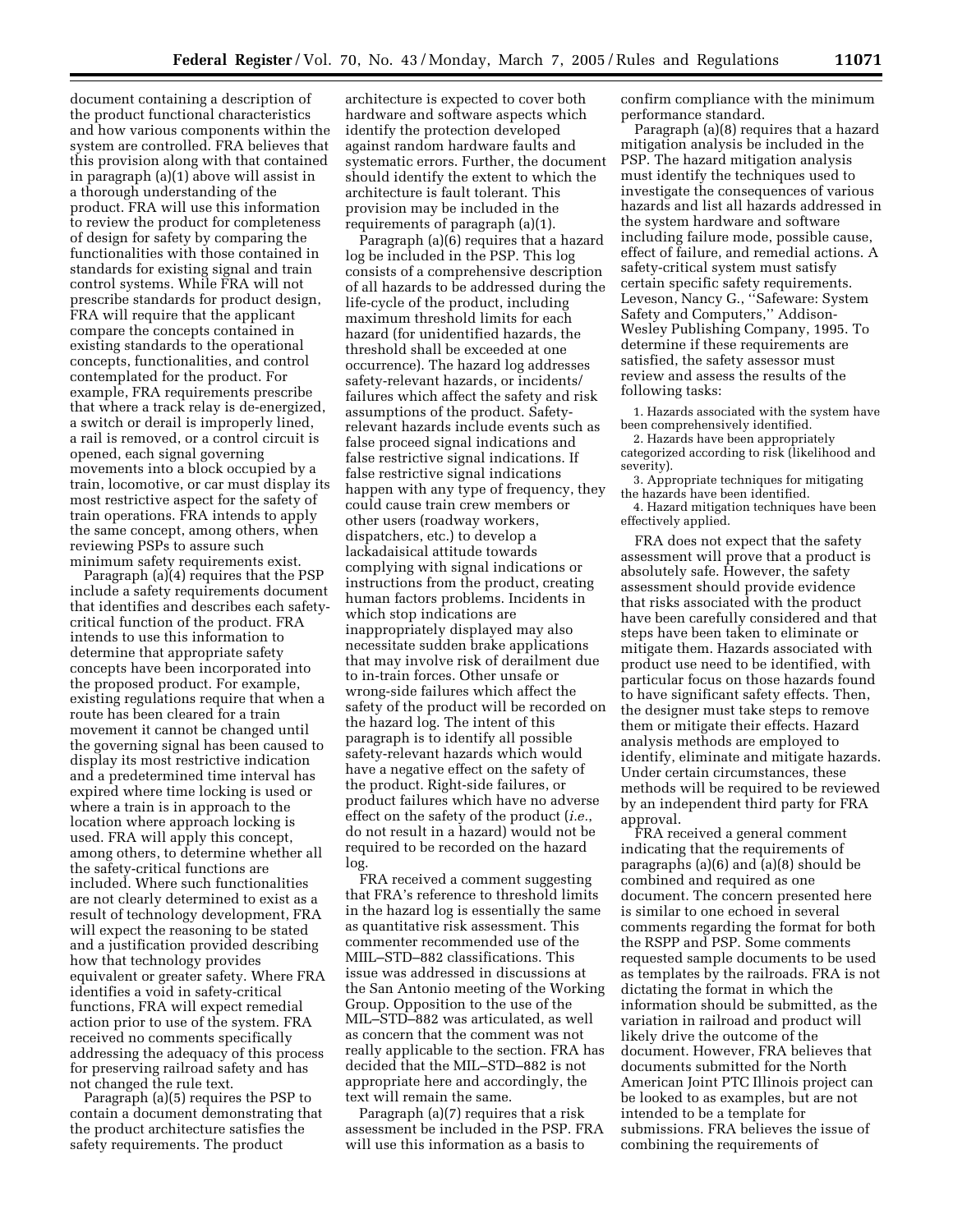document containing a description of the product functional characteristics and how various components within the system are controlled. FRA believes that this provision along with that contained in paragraph (a)(1) above will assist in a thorough understanding of the product. FRA will use this information to review the product for completeness of design for safety by comparing the functionalities with those contained in standards for existing signal and train control systems. While FRA will not prescribe standards for product design, FRA will require that the applicant compare the concepts contained in existing standards to the operational concepts, functionalities, and control contemplated for the product. For example, FRA requirements prescribe that where a track relay is de-energized, a switch or derail is improperly lined, a rail is removed, or a control circuit is opened, each signal governing movements into a block occupied by a train, locomotive, or car must display its most restrictive aspect for the safety of train operations. FRA intends to apply the same concept, among others, when reviewing PSPs to assure such minimum safety requirements exist.

Paragraph (a)(4) requires that the PSP include a safety requirements document that identifies and describes each safety-critical function of the product. FRA intends to use this information to determine that appropriate safety concepts have been incorporated into the proposed product. For example, existing regulations require that when a route has been cleared for a train movement it cannot be changed until the governing signal has been caused to display its most restrictive indication and a predetermined time interval has expired where time locking is used or where a train is in approach to the location where approach locking is used. FRA will apply this concept, among others, to determine whether all the safety-critical functions are included. Where such functionalities are not clearly determined to exist as a result of technology development, FRA will expect the reasoning to be stated and a justification provided describing how that technology provides equivalent or greater safety. Where FRA identifies a void in safety-critical functions, FRA will expect remedial action prior to use of the system. FRA received no comments specifically addressing the adequacy of this process for preserving railroad safety and has not changed the rule text.

Paragraph (a)(5) requires the PSP to contain a document demonstrating that the product architecture satisfies the safety requirements. The product architecture is expected to cover both hardware and software aspects which identify the protection developed against random hardware faults and systematic errors. Further, the document should identify the extent to which the architecture is fault tolerant. This provision may be included in the requirements of paragraph (a)(1).

Paragraph (a)(6) requires that a hazard log be included in the PSP. This log consists of a comprehensive description of all hazards to be addressed during the life-cycle of the product, including maximum threshold limits for each hazard (for unidentified hazards, the threshold shall be exceeded at one occurrence). The hazard log addresses safety-relevant hazards, or incidents/failures which affect the safety and risk assumptions of the product. Safety-relevant hazards include events such as false proceed signal indications and false restrictive signal indications. If false restrictive signal indications happen with any type of frequency, they could cause train crew members or other users (roadway workers, dispatchers, etc.) to develop a lackadaisical attitude towards complying with signal indications or instructions from the product, creating human factors problems. Incidents in which stop indications are inappropriately displayed may also necessitate sudden brake applications that may involve risk of derailment due to in-train forces. Other unsafe or wrong-side failures which affect the safety of the product will be recorded on the hazard log. The intent of this paragraph is to identify all possible safety-relevant hazards which would have a negative effect on the safety of the product. Right-side failures, or product failures which have no adverse effect on the safety of the product (*i.e.*, do not result in a hazard) would not be required to be recorded on the hazard log.

FRA received a comment suggesting that FRA's reference to threshold limits in the hazard log is essentially the same as quantitative risk assessment. This commenter recommended use of the MIIL–STD–882 classifications. This issue was addressed in discussions at the San Antonio meeting of the Working Group. Opposition to the use of the MIL–STD–882 was articulated, as well as concern that the comment was not really applicable to the section. FRA has decided that the MIL–STD–882 is not appropriate here and accordingly, the text will remain the same.

Paragraph (a)(7) requires that a risk assessment be included in the PSP. FRA will use this information as a basis to confirm compliance with the minimum performance standard.

Paragraph (a)(8) requires that a hazard mitigation analysis be included in the PSP. The hazard mitigation analysis must identify the techniques used to investigate the consequences of various hazards and list all hazards addressed in the system hardware and software including failure mode, possible cause, effect of failure, and remedial actions. A safety-critical system must satisfy certain specific safety requirements. Leveson, Nancy G., ''Safeware: System Safety and Computers,'' Addison-Wesley Publishing Company, 1995. To determine if these requirements are satisfied, the safety assessor must review and assess the results of the following tasks:

1. Hazards associated with the system have been comprehensively identified.
2. Hazards have been appropriately categorized according to risk (likelihood and severity).
3. Appropriate techniques for mitigating the hazards have been identified.
4. Hazard mitigation techniques have been effectively applied.

FRA does not expect that the safety assessment will prove that a product is absolutely safe. However, the safety assessment should provide evidence that risks associated with the product have been carefully considered and that steps have been taken to eliminate or mitigate them. Hazards associated with product use need to be identified, with particular focus on those hazards found to have significant safety effects. Then, the designer must take steps to remove them or mitigate their effects. Hazard analysis methods are employed to identify, eliminate and mitigate hazards. Under certain circumstances, these methods will be required to be reviewed by an independent third party for FRA approval.

FRA received a general comment indicating that the requirements of paragraphs (a)(6) and (a)(8) should be combined and required as one document. The concern presented here is similar to one echoed in several comments regarding the format for both the RSPP and PSP. Some comments requested sample documents to be used as templates by the railroads. FRA is not dictating the format in which the information should be submitted, as the variation in railroad and product will likely drive the outcome of the document. However, FRA believes that documents submitted for the North American Joint PTC Illinois project can be looked to as examples, but are not intended to be a template for submissions. FRA believes the issue of combining the requirements of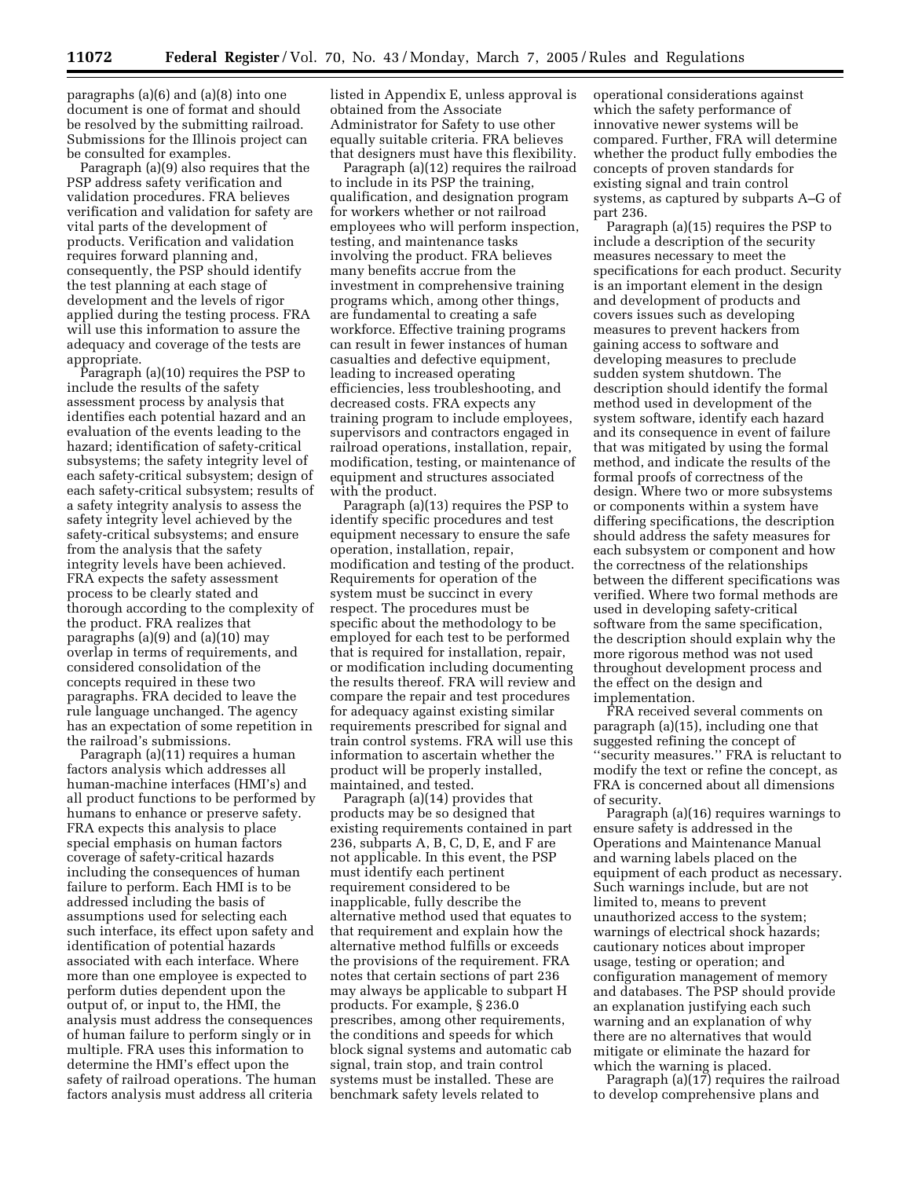paragraphs (a)(6) and (a)(8) into one document is one of format and should be resolved by the submitting railroad. Submissions for the Illinois project can be consulted for examples.

Paragraph (a)(9) also requires that the PSP address safety verification and validation procedures. FRA believes verification and validation for safety are vital parts of the development of products. Verification and validation requires forward planning and, consequently, the PSP should identify the test planning at each stage of development and the levels of rigor applied during the testing process. FRA will use this information to assure the adequacy and coverage of the tests are appropriate.

Paragraph (a)(10) requires the PSP to include the results of the safety assessment process by analysis that identifies each potential hazard and an evaluation of the events leading to the hazard; identification of safety-critical subsystems; the safety integrity level of each safety-critical subsystem; design of each safety-critical subsystem; results of a safety integrity analysis to assess the safety integrity level achieved by the safety-critical subsystems; and ensure from the analysis that the safety integrity levels have been achieved. FRA expects the safety assessment process to be clearly stated and thorough according to the complexity of the product. FRA realizes that paragraphs (a)(9) and (a)(10) may overlap in terms of requirements, and considered consolidation of the concepts required in these two paragraphs. FRA decided to leave the rule language unchanged. The agency has an expectation of some repetition in the railroad's submissions.

Paragraph (a)(11) requires a human factors analysis which addresses all human-machine interfaces (HMI's) and all product functions to be performed by humans to enhance or preserve safety. FRA expects this analysis to place special emphasis on human factors coverage of safety-critical hazards including the consequences of human failure to perform. Each HMI is to be addressed including the basis of assumptions used for selecting each such interface, its effect upon safety and identification of potential hazards associated with each interface. Where more than one employee is expected to perform duties dependent upon the output of, or input to, the HMI, the analysis must address the consequences of human failure to perform singly or in multiple. FRA uses this information to determine the HMI's effect upon the safety of railroad operations. The human factors analysis must address all criteria listed in Appendix E, unless approval is obtained from the Associate Administrator for Safety to use other equally suitable criteria. FRA believes that designers must have this flexibility.

Paragraph (a)(12) requires the railroad to include in its PSP the training, qualification, and designation program for workers whether or not railroad employees who will perform inspection, testing, and maintenance tasks involving the product. FRA believes many benefits accrue from the investment in comprehensive training programs which, among other things, are fundamental to creating a safe workforce. Effective training programs can result in fewer instances of human casualties and defective equipment, leading to increased operating efficiencies, less troubleshooting, and decreased costs. FRA expects any training program to include employees, supervisors and contractors engaged in railroad operations, installation, repair, modification, testing, or maintenance of equipment and structures associated with the product.

Paragraph (a)(13) requires the PSP to identify specific procedures and test equipment necessary to ensure the safe operation, installation, repair, modification and testing of the product. Requirements for operation of the system must be succinct in every respect. The procedures must be specific about the methodology to be employed for each test to be performed that is required for installation, repair, or modification including documenting the results thereof. FRA will review and compare the repair and test procedures for adequacy against existing similar requirements prescribed for signal and train control systems. FRA will use this information to ascertain whether the product will be properly installed, maintained, and tested.

Paragraph (a)(14) provides that products may be so designed that existing requirements contained in part 236, subparts A, B, C, D, E, and F are not applicable. In this event, the PSP must identify each pertinent requirement considered to be inapplicable, fully describe the alternative method used that equates to that requirement and explain how the alternative method fulfills or exceeds the provisions of the requirement. FRA notes that certain sections of part 236 may always be applicable to subpart H products. For example, § 236.0 prescribes, among other requirements, the conditions and speeds for which block signal systems and automatic cab signal, train stop, and train control systems must be installed. These are benchmark safety levels related to operational considerations against which the safety performance of innovative newer systems will be compared. Further, FRA will determine whether the product fully embodies the concepts of proven standards for existing signal and train control systems, as captured by subparts A–G of part 236.

Paragraph (a)(15) requires the PSP to include a description of the security measures necessary to meet the specifications for each product. Security is an important element in the design and development of products and covers issues such as developing measures to prevent hackers from gaining access to software and developing measures to preclude sudden system shutdown. The description should identify the formal method used in development of the system software, identify each hazard and its consequence in event of failure that was mitigated by using the formal method, and indicate the results of the formal proofs of correctness of the design. Where two or more subsystems or components within a system have differing specifications, the description should address the safety measures for each subsystem or component and how the correctness of the relationships between the different specifications was verified. Where two formal methods are used in developing safety-critical software from the same specification, the description should explain why the more rigorous method was not used throughout development process and the effect on the design and implementation.

FRA received several comments on paragraph (a)(15), including one that suggested refining the concept of ''security measures.'' FRA is reluctant to modify the text or refine the concept, as FRA is concerned about all dimensions of security.

Paragraph (a)(16) requires warnings to ensure safety is addressed in the Operations and Maintenance Manual and warning labels placed on the equipment of each product as necessary. Such warnings include, but are not limited to, means to prevent unauthorized access to the system; warnings of electrical shock hazards; cautionary notices about improper usage, testing or operation; and configuration management of memory and databases. The PSP should provide an explanation justifying each such warning and an explanation of why there are no alternatives that would mitigate or eliminate the hazard for which the warning is placed.

Paragraph (a)(17) requires the railroad to develop comprehensive plans and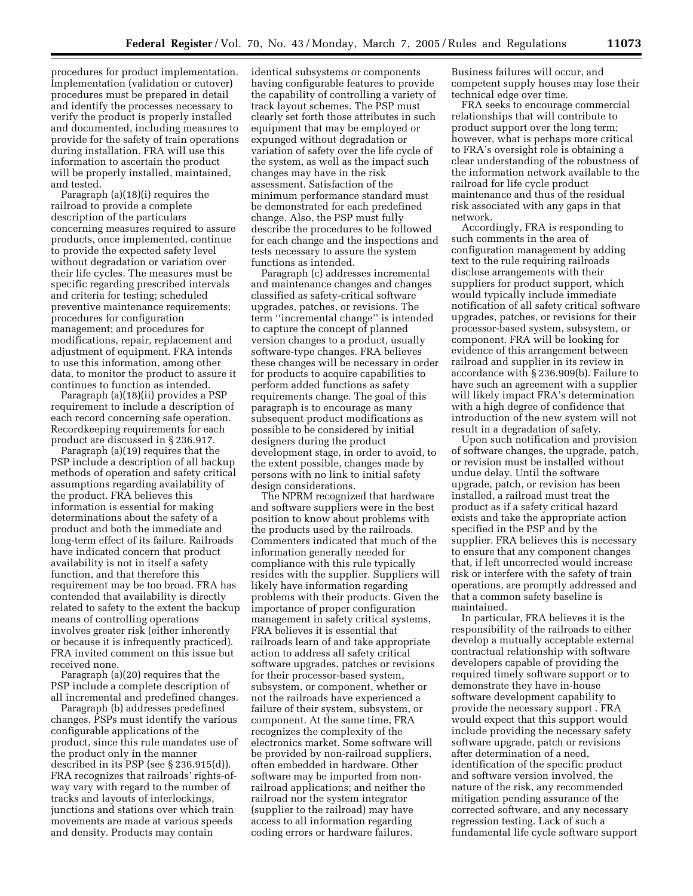procedures for product implementation. Implementation (validation or cutover) procedures must be prepared in detail and identify the processes necessary to verify the product is properly installed and documented, including measures to provide for the safety of train operations during installation. FRA will use this information to ascertain the product will be properly installed, maintained, and tested.

Paragraph (a)(18)(i) requires the railroad to provide a complete description of the particulars concerning measures required to assure products, once implemented, continue to provide the expected safety level without degradation or variation over their life cycles. The measures must be specific regarding prescribed intervals and criteria for testing; scheduled preventive maintenance requirements; procedures for configuration management; and procedures for modifications, repair, replacement and adjustment of equipment. FRA intends to use this information, among other data, to monitor the product to assure it continues to function as intended.

Paragraph (a)(18)(ii) provides a PSP requirement to include a description of each record concerning safe operation. Recordkeeping requirements for each product are discussed in § 236.917.

Paragraph (a)(19) requires that the PSP include a description of all backup methods of operation and safety critical assumptions regarding availability of the product. FRA believes this information is essential for making determinations about the safety of a product and both the immediate and long-term effect of its failure. Railroads have indicated concern that product availability is not in itself a safety function, and that therefore this requirement may be too broad. FRA has contended that availability is directly related to safety to the extent the backup means of controlling operations involves greater risk (either inherently or because it is infrequently practiced). FRA invited comment on this issue but received none.

Paragraph (a)(20) requires that the PSP include a complete description of all incremental and predefined changes.

Paragraph (b) addresses predefined changes. PSPs must identify the various configurable applications of the product, since this rule mandates use of the product only in the manner described in its PSP (see § 236.915(d)). FRA recognizes that railroads' rights-of-way vary with regard to the number of tracks and layouts of interlockings, junctions and stations over which train movements are made at various speeds and density. Products may contain identical subsystems or components having configurable features to provide the capability of controlling a variety of track layout schemes. The PSP must clearly set forth those attributes in such equipment that may be employed or expunged without degradation or variation of safety over the life cycle of the system, as well as the impact such changes may have in the risk assessment. Satisfaction of the minimum performance standard must be demonstrated for each predefined change. Also, the PSP must fully describe the procedures to be followed for each change and the inspections and tests necessary to assure the system functions as intended.

Paragraph (c) addresses incremental and maintenance changes and changes classified as safety-critical software upgrades, patches, or revisions. The term ''incremental change'' is intended to capture the concept of planned version changes to a product, usually software-type changes. FRA believes these changes will be necessary in order for products to acquire capabilities to perform added functions as safety requirements change. The goal of this paragraph is to encourage as many subsequent product modifications as possible to be considered by initial designers during the product development stage, in order to avoid, to the extent possible, changes made by persons with no link to initial safety design considerations.

The NPRM recognized that hardware and software suppliers were in the best position to know about problems with the products used by the railroads. Commenters indicated that much of the information generally needed for compliance with this rule typically resides with the supplier. Suppliers will likely have information regarding problems with their products. Given the importance of proper configuration management in safety critical systems, FRA believes it is essential that railroads learn of and take appropriate action to address all safety critical software upgrades, patches or revisions for their processor-based system, subsystem, or component, whether or not the railroads have experienced a failure of their system, subsystem, or component. At the same time, FRA recognizes the complexity of the electronics market. Some software will be provided by non-railroad suppliers, often embedded in hardware. Other software may be imported from non-railroad applications; and neither the railroad nor the system integrator (supplier to the railroad) may have access to all information regarding coding errors or hardware failures. Business failures will occur, and competent supply houses may lose their technical edge over time.

FRA seeks to encourage commercial relationships that will contribute to product support over the long term; however, what is perhaps more critical to FRA's oversight role is obtaining a clear understanding of the robustness of the information network available to the railroad for life cycle product maintenance and thus of the residual risk associated with any gaps in that network.

Accordingly, FRA is responding to such comments in the area of configuration management by adding text to the rule requiring railroads disclose arrangements with their suppliers for product support, which would typically include immediate notification of all safety critical software upgrades, patches, or revisions for their processor-based system, subsystem, or component. FRA will be looking for evidence of this arrangement between railroad and supplier in its review in accordance with § 236.909(b). Failure to have such an agreement with a supplier will likely impact FRA's determination with a high degree of confidence that introduction of the new system will not result in a degradation of safety.

Upon such notification and provision of software changes, the upgrade, patch, or revision must be installed without undue delay. Until the software upgrade, patch, or revision has been installed, a railroad must treat the product as if a safety critical hazard exists and take the appropriate action specified in the PSP and by the supplier. FRA believes this is necessary to ensure that any component changes that, if left uncorrected would increase risk or interfere with the safety of train operations, are promptly addressed and that a common safety baseline is maintained.

In particular, FRA believes it is the responsibility of the railroads to either develop a mutually acceptable external contractual relationship with software developers capable of providing the required timely software support or to demonstrate they have in-house software development capability to provide the necessary support . FRA would expect that this support would include providing the necessary safety software upgrade, patch or revisions after determination of a need, identification of the specific product and software version involved, the nature of the risk, any recommended mitigation pending assurance of the corrected software, and any necessary regression testing. Lack of such a fundamental life cycle software support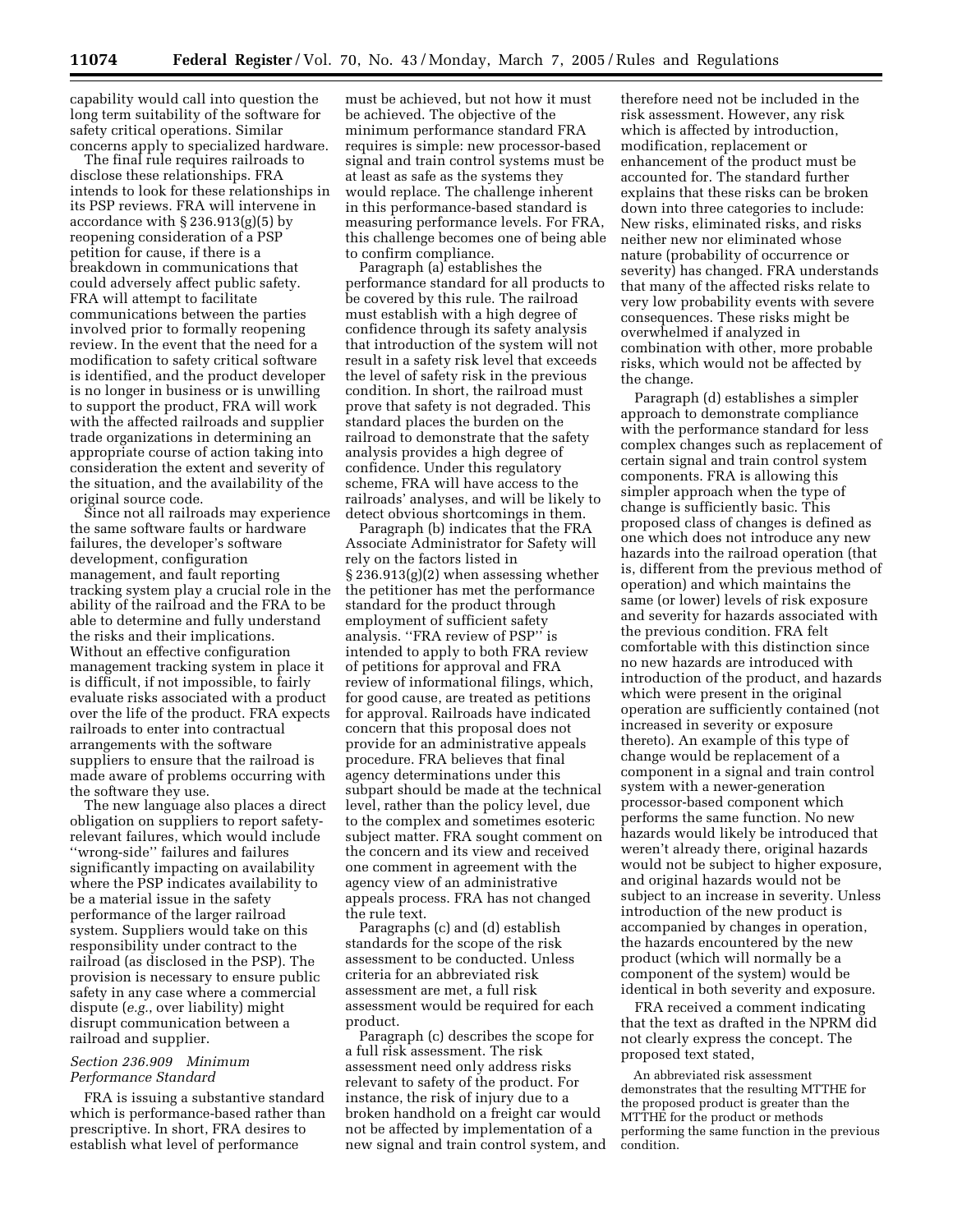capability would call into question the long term suitability of the software for safety critical operations. Similar concerns apply to specialized hardware.

The final rule requires railroads to disclose these relationships. FRA intends to look for these relationships in its PSP reviews. FRA will intervene in accordance with § 236.913(g)(5) by reopening consideration of a PSP petition for cause, if there is a breakdown in communications that could adversely affect public safety. FRA will attempt to facilitate communications between the parties involved prior to formally reopening review. In the event that the need for a modification to safety critical software is identified, and the product developer is no longer in business or is unwilling to support the product, FRA will work with the affected railroads and supplier trade organizations in determining an appropriate course of action taking into consideration the extent and severity of the situation, and the availability of the original source code.

Since not all railroads may experience the same software faults or hardware failures, the developer's software development, configuration management, and fault reporting tracking system play a crucial role in the ability of the railroad and the FRA to be able to determine and fully understand the risks and their implications. Without an effective configuration management tracking system in place it is difficult, if not impossible, to fairly evaluate risks associated with a product over the life of the product. FRA expects railroads to enter into contractual arrangements with the software suppliers to ensure that the railroad is made aware of problems occurring with the software they use.

The new language also places a direct obligation on suppliers to report safety-relevant failures, which would include ''wrong-side'' failures and failures significantly impacting on availability where the PSP indicates availability to be a material issue in the safety performance of the larger railroad system. Suppliers would take on this responsibility under contract to the railroad (as disclosed in the PSP). The provision is necessary to ensure public safety in any case where a commercial dispute (*e.g.*, over liability) might disrupt communication between a railroad and supplier.

### *Section 236.909 Minimum Performance Standard*

FRA is issuing a substantive standard which is performance-based rather than prescriptive. In short, FRA desires to establish what level of performance must be achieved, but not how it must be achieved. The objective of the minimum performance standard FRA requires is simple: new processor-based signal and train control systems must be at least as safe as the systems they would replace. The challenge inherent in this performance-based standard is measuring performance levels. For FRA, this challenge becomes one of being able to confirm compliance.

Paragraph (a) establishes the performance standard for all products to be covered by this rule. The railroad must establish with a high degree of confidence through its safety analysis that introduction of the system will not result in a safety risk level that exceeds the level of safety risk in the previous condition. In short, the railroad must prove that safety is not degraded. This standard places the burden on the railroad to demonstrate that the safety analysis provides a high degree of confidence. Under this regulatory scheme, FRA will have access to the railroads' analyses, and will be likely to detect obvious shortcomings in them.

Paragraph (b) indicates that the FRA Associate Administrator for Safety will rely on the factors listed in § 236.913(g)(2) when assessing whether the petitioner has met the performance standard for the product through employment of sufficient safety analysis. ''FRA review of PSP'' is intended to apply to both FRA review of petitions for approval and FRA review of informational filings, which, for good cause, are treated as petitions for approval. Railroads have indicated concern that this proposal does not provide for an administrative appeals procedure. FRA believes that final agency determinations under this subpart should be made at the technical level, rather than the policy level, due to the complex and sometimes esoteric subject matter. FRA sought comment on the concern and its view and received one comment in agreement with the agency view of an administrative appeals process. FRA has not changed the rule text.

Paragraphs (c) and (d) establish standards for the scope of the risk assessment to be conducted. Unless criteria for an abbreviated risk assessment are met, a full risk assessment would be required for each product.

Paragraph (c) describes the scope for a full risk assessment. The risk assessment need only address risks relevant to safety of the product. For instance, the risk of injury due to a broken handhold on a freight car would not be affected by implementation of a new signal and train control system, and therefore need not be included in the risk assessment. However, any risk which is affected by introduction, modification, replacement or enhancement of the product must be accounted for. The standard further explains that these risks can be broken down into three categories to include: New risks, eliminated risks, and risks neither new nor eliminated whose nature (probability of occurrence or severity) has changed. FRA understands that many of the affected risks relate to very low probability events with severe consequences. These risks might be overwhelmed if analyzed in combination with other, more probable risks, which would not be affected by the change.

Paragraph (d) establishes a simpler approach to demonstrate compliance with the performance standard for less complex changes such as replacement of certain signal and train control system components. FRA is allowing this simpler approach when the type of change is sufficiently basic. This proposed class of changes is defined as one which does not introduce any new hazards into the railroad operation (that is, different from the previous method of operation) and which maintains the same (or lower) levels of risk exposure and severity for hazards associated with the previous condition. FRA felt comfortable with this distinction since no new hazards are introduced with introduction of the product, and hazards which were present in the original operation are sufficiently contained (not increased in severity or exposure thereto). An example of this type of change would be replacement of a component in a signal and train control system with a newer-generation processor-based component which performs the same function. No new hazards would likely be introduced that weren't already there, original hazards would not be subject to higher exposure, and original hazards would not be subject to an increase in severity. Unless introduction of the new product is accompanied by changes in operation, the hazards encountered by the new product (which will normally be a component of the system) would be identical in both severity and exposure.

FRA received a comment indicating that the text as drafted in the NPRM did not clearly express the concept. The proposed text stated,

> An abbreviated risk assessment demonstrates that the resulting MTTHE for the proposed product is greater than the MTTHE for the product or methods performing the same function in the previous condition.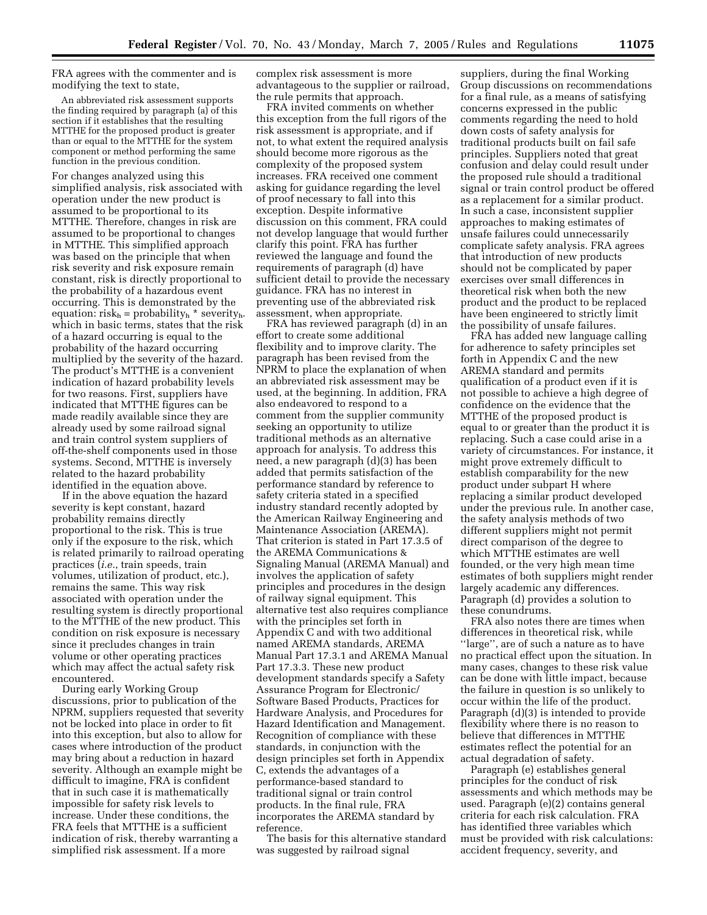FRA agrees with the commenter and is modifying the text to state,

> An abbreviated risk assessment supports the finding required by paragraph (a) of this section if it establishes that the resulting MTTHE for the proposed product is greater than or equal to the MTTHE for the system component or method performing the same function in the previous condition.

For changes analyzed using this simplified analysis, risk associated with operation under the new product is assumed to be proportional to its MTTHE. Therefore, changes in risk are assumed to be proportional to changes in MTTHE. This simplified approach was based on the principle that when risk severity and risk exposure remain constant, risk is directly proportional to the probability of a hazardous event occurring. This is demonstrated by the equation: $risk_h = probability_h * severity_h$. which in basic terms, states that the risk of a hazard occurring is equal to the probability of the hazard occurring multiplied by the severity of the hazard. The product's MTTHE is a convenient indication of hazard probability levels for two reasons. First, suppliers have indicated that MTTHE figures can be made readily available since they are already used by some railroad signal and train control system suppliers of off-the-shelf components used in those systems. Second, MTTHE is inversely related to the hazard probability identified in the equation above.

If in the above equation the hazard severity is kept constant, hazard probability remains directly proportional to the risk. This is true only if the exposure to the risk, which is related primarily to railroad operating practices (*i.e.*, train speeds, train volumes, utilization of product, etc.), remains the same. This way risk associated with operation under the resulting system is directly proportional to the MTTHE of the new product. This condition on risk exposure is necessary since it precludes changes in train volume or other operating practices which may affect the actual safety risk encountered.

During early Working Group discussions, prior to publication of the NPRM, suppliers requested that severity not be locked into place in order to fit into this exception, but also to allow for cases where introduction of the product may bring about a reduction in hazard severity. Although an example might be difficult to imagine, FRA is confident that in such case it is mathematically impossible for safety risk levels to increase. Under these conditions, the FRA feels that MTTHE is a sufficient indication of risk, thereby warranting a simplified risk assessment. If a more complex risk assessment is more advantageous to the supplier or railroad, the rule permits that approach.

FRA invited comments on whether this exception from the full rigors of the risk assessment is appropriate, and if not, to what extent the required analysis should become more rigorous as the complexity of the proposed system increases. FRA received one comment asking for guidance regarding the level of proof necessary to fall into this exception. Despite informative discussion on this comment, FRA could not develop language that would further clarify this point. FRA has further reviewed the language and found the requirements of paragraph (d) have sufficient detail to provide the necessary guidance. FRA has no interest in preventing use of the abbreviated risk assessment, when appropriate.

FRA has reviewed paragraph (d) in an effort to create some additional flexibility and to improve clarity. The paragraph has been revised from the NPRM to place the explanation of when an abbreviated risk assessment may be used, at the beginning. In addition, FRA also endeavored to respond to a comment from the supplier community seeking an opportunity to utilize traditional methods as an alternative approach for analysis. To address this need, a new paragraph (d)(3) has been added that permits satisfaction of the performance standard by reference to safety criteria stated in a specified industry standard recently adopted by the American Railway Engineering and Maintenance Association (AREMA). That criterion is stated in Part 17.3.5 of the AREMA Communications & Signaling Manual (AREMA Manual) and involves the application of safety principles and procedures in the design of railway signal equipment. This alternative test also requires compliance with the principles set forth in Appendix C and with two additional named AREMA standards, AREMA Manual Part 17.3.1 and AREMA Manual Part 17.3.3. These new product development standards specify a Safety Assurance Program for Electronic/Software Based Products, Practices for Hardware Analysis, and Procedures for Hazard Identification and Management. Recognition of compliance with these standards, in conjunction with the design principles set forth in Appendix C, extends the advantages of a performance-based standard to traditional signal or train control products. In the final rule, FRA incorporates the AREMA standard by reference.

The basis for this alternative standard was suggested by railroad signal suppliers, during the final Working Group discussions on recommendations for a final rule, as a means of satisfying concerns expressed in the public comments regarding the need to hold down costs of safety analysis for traditional products built on fail safe principles. Suppliers noted that great confusion and delay could result under the proposed rule should a traditional signal or train control product be offered as a replacement for a similar product. In such a case, inconsistent supplier approaches to making estimates of unsafe failures could unnecessarily complicate safety analysis. FRA agrees that introduction of new products should not be complicated by paper exercises over small differences in theoretical risk when both the new product and the product to be replaced have been engineered to strictly limit the possibility of unsafe failures.

FRA has added new language calling for adherence to safety principles set forth in Appendix C and the new AREMA standard and permits qualification of a product even if it is not possible to achieve a high degree of confidence on the evidence that the MTTHE of the proposed product is equal to or greater than the product it is replacing. Such a case could arise in a variety of circumstances. For instance, it might prove extremely difficult to establish comparability for the new product under subpart H where replacing a similar product developed under the previous rule. In another case, the safety analysis methods of two different suppliers might not permit direct comparison of the degree to which MTTHE estimates are well founded, or the very high mean time estimates of both suppliers might render largely academic any differences. Paragraph (d) provides a solution to these conundrums.

FRA also notes there are times when differences in theoretical risk, while "large", are of such a nature as to have no practical effect upon the situation. In many cases, changes to these risk value can be done with little impact, because the failure in question is so unlikely to occur within the life of the product. Paragraph (d)(3) is intended to provide flexibility where there is no reason to believe that differences in MTTHE estimates reflect the potential for an actual degradation of safety.

Paragraph (e) establishes general principles for the conduct of risk assessments and which methods may be used. Paragraph (e)(2) contains general criteria for each risk calculation. FRA has identified three variables which must be provided with risk calculations: accident frequency, severity, and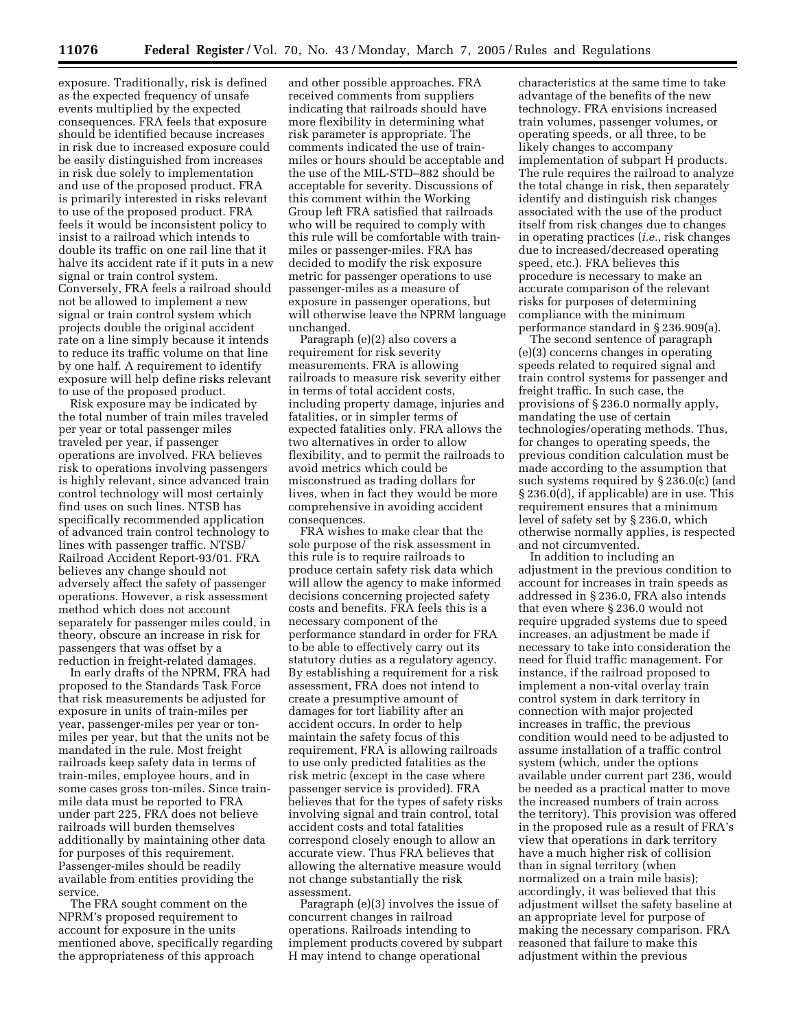exposure. Traditionally, risk is defined as the expected frequency of unsafe events multiplied by the expected consequences. FRA feels that exposure should be identified because increases in risk due to increased exposure could be easily distinguished from increases in risk due solely to implementation and use of the proposed product. FRA is primarily interested in risks relevant to use of the proposed product. FRA feels it would be inconsistent policy to insist to a railroad which intends to double its traffic on one rail line that it halve its accident rate if it puts in a new signal or train control system. Conversely, FRA feels a railroad should not be allowed to implement a new signal or train control system which projects double the original accident rate on a line simply because it intends to reduce its traffic volume on that line by one half. A requirement to identify exposure will help define risks relevant to use of the proposed product.

Risk exposure may be indicated by the total number of train miles traveled per year or total passenger miles traveled per year, if passenger operations are involved. FRA believes risk to operations involving passengers is highly relevant, since advanced train control technology will most certainly find uses on such lines. NTSB has specifically recommended application of advanced train control technology to lines with passenger traffic. NTSB/Railroad Accident Report-93/01. FRA believes any change should not adversely affect the safety of passenger operations. However, a risk assessment method which does not account separately for passenger miles could, in theory, obscure an increase in risk for passengers that was offset by a reduction in freight-related damages.

In early drafts of the NPRM, FRA had proposed to the Standards Task Force that risk measurements be adjusted for exposure in units of train-miles per year, passenger-miles per year or ton-miles per year, but that the units not be mandated in the rule. Most freight railroads keep safety data in terms of train-miles, employee hours, and in some cases gross ton-miles. Since train-mile data must be reported to FRA under part 225, FRA does not believe railroads will burden themselves additionally by maintaining other data for purposes of this requirement. Passenger-miles should be readily available from entities providing the service.

The FRA sought comment on the NPRM's proposed requirement to account for exposure in the units mentioned above, specifically regarding the appropriateness of this approach and other possible approaches. FRA received comments from suppliers indicating that railroads should have more flexibility in determining what risk parameter is appropriate. The comments indicated the use of train-miles or hours should be acceptable and the use of the MIL-STD–882 should be acceptable for severity. Discussions of this comment within the Working Group left FRA satisfied that railroads who will be required to comply with this rule will be comfortable with train-miles or passenger-miles. FRA has decided to modify the risk exposure metric for passenger operations to use passenger-miles as a measure of exposure in passenger operations, but will otherwise leave the NPRM language unchanged.

Paragraph (e)(2) also covers a requirement for risk severity measurements. FRA is allowing railroads to measure risk severity either in terms of total accident costs, including property damage, injuries and fatalities, or in simpler terms of expected fatalities only. FRA allows the two alternatives in order to allow flexibility, and to permit the railroads to avoid metrics which could be misconstrued as trading dollars for lives, when in fact they would be more comprehensive in avoiding accident consequences.

FRA wishes to make clear that the sole purpose of the risk assessment in this rule is to require railroads to produce certain safety risk data which will allow the agency to make informed decisions concerning projected safety costs and benefits. FRA feels this is a necessary component of the performance standard in order for FRA to be able to effectively carry out its statutory duties as a regulatory agency. By establishing a requirement for a risk assessment, FRA does not intend to create a presumptive amount of damages for tort liability after an accident occurs. In order to help maintain the safety focus of this requirement, FRA is allowing railroads to use only predicted fatalities as the risk metric (except in the case where passenger service is provided). FRA believes that for the types of safety risks involving signal and train control, total accident costs and total fatalities correspond closely enough to allow an accurate view. Thus FRA believes that allowing the alternative measure would not change substantially the risk assessment.

Paragraph (e)(3) involves the issue of concurrent changes in railroad operations. Railroads intending to implement products covered by subpart H may intend to change operational characteristics at the same time to take advantage of the benefits of the new technology. FRA envisions increased train volumes, passenger volumes, or operating speeds, or all three, to be likely changes to accompany implementation of subpart H products. The rule requires the railroad to analyze the total change in risk, then separately identify and distinguish risk changes associated with the use of the product itself from risk changes due to changes in operating practices (*i.e.*, risk changes due to increased/decreased operating speed, etc.). FRA believes this procedure is necessary to make an accurate comparison of the relevant risks for purposes of determining compliance with the minimum performance standard in § 236.909(a).

The second sentence of paragraph (e)(3) concerns changes in operating speeds related to required signal and train control systems for passenger and freight traffic. In such case, the provisions of § 236.0 normally apply, mandating the use of certain technologies/operating methods. Thus, for changes to operating speeds, the previous condition calculation must be made according to the assumption that such systems required by § 236.0(c) (and § 236.0(d), if applicable) are in use. This requirement ensures that a minimum level of safety set by § 236.0, which otherwise normally applies, is respected and not circumvented.

In addition to including an adjustment in the previous condition to account for increases in train speeds as addressed in § 236.0, FRA also intends that even where § 236.0 would not require upgraded systems due to speed increases, an adjustment be made if necessary to take into consideration the need for fluid traffic management. For instance, if the railroad proposed to implement a non-vital overlay train control system in dark territory in connection with major projected increases in traffic, the previous condition would need to be adjusted to assume installation of a traffic control system (which, under the options available under current part 236, would be needed as a practical matter to move the increased numbers of train across the territory). This provision was offered in the proposed rule as a result of FRA's view that operations in dark territory have a much higher risk of collision than in signal territory (when normalized on a train mile basis); accordingly, it was believed that this adjustment willset the safety baseline at an appropriate level for purpose of making the necessary comparison. FRA reasoned that failure to make this adjustment within the previous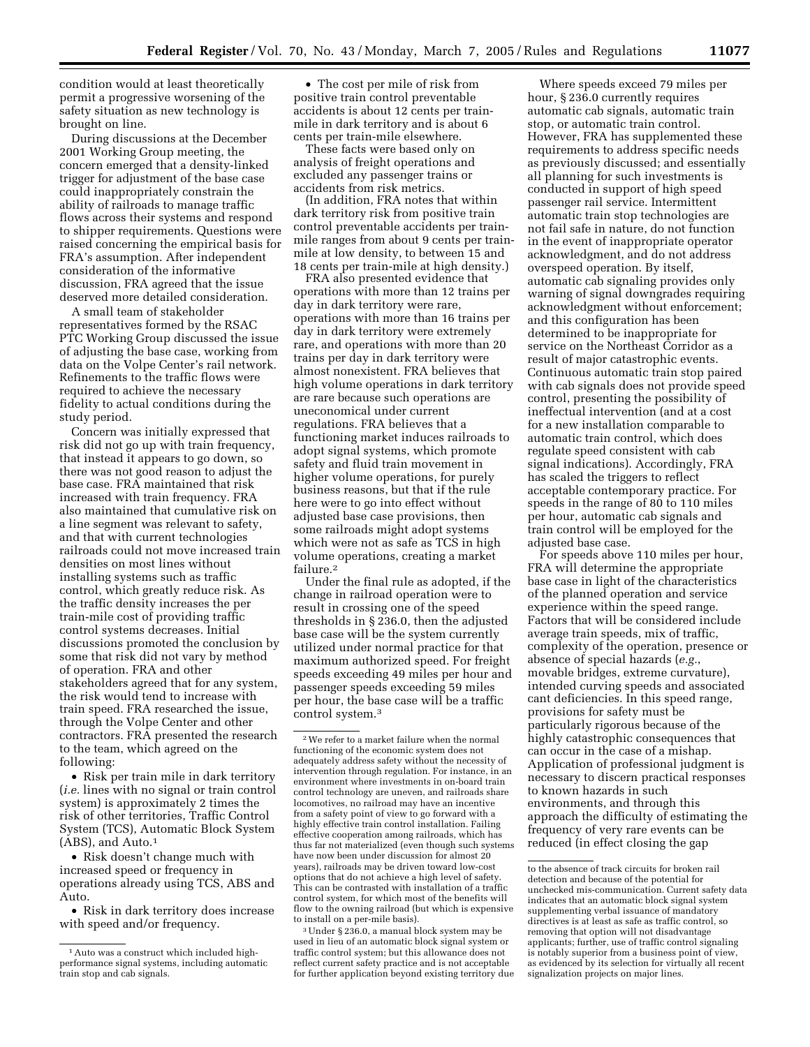condition would at least theoretically permit a progressive worsening of the safety situation as new technology is brought on line.

During discussions at the December 2001 Working Group meeting, the concern emerged that a density-linked trigger for adjustment of the base case could inappropriately constrain the ability of railroads to manage traffic flows across their systems and respond to shipper requirements. Questions were raised concerning the empirical basis for FRA's assumption. After independent consideration of the informative discussion, FRA agreed that the issue deserved more detailed consideration.

A small team of stakeholder representatives formed by the RSAC PTC Working Group discussed the issue of adjusting the base case, working from data on the Volpe Center's rail network. Refinements to the traffic flows were required to achieve the necessary fidelity to actual conditions during the study period.

Concern was initially expressed that risk did not go up with train frequency, that instead it appears to go down, so there was not good reason to adjust the base case. FRA maintained that risk increased with train frequency. FRA also maintained that cumulative risk on a line segment was relevant to safety, and that with current technologies railroads could not move increased train densities on most lines without installing systems such as traffic control, which greatly reduce risk. As the traffic density increases the per train-mile cost of providing traffic control systems decreases. Initial discussions promoted the conclusion by some that risk did not vary by method of operation. FRA and other stakeholders agreed that for any system, the risk would tend to increase with train speed. FRA researched the issue, through the Volpe Center and other contractors. FRA presented the research to the team, which agreed on the following:

- Risk per train mile in dark territory (*i.e.* lines with no signal or train control system) is approximately 2 times the risk of other territories, Traffic Control System (TCS), Automatic Block System (ABS), and Auto.[1]
- Risk doesn't change much with increased speed or frequency in operations already using TCS, ABS and Auto.
- Risk in dark territory does increase with speed and/or frequency.
- The cost per mile of risk from positive train control preventable accidents is about 12 cents per train-mile in dark territory and is about 6 cents per train-mile elsewhere.

These facts were based only on analysis of freight operations and excluded any passenger trains or accidents from risk metrics.

(In addition, FRA notes that within dark territory risk from positive train control preventable accidents per train-mile ranges from about 9 cents per train-mile at low density, to between 15 and 18 cents per train-mile at high density.)

FRA also presented evidence that operations with more than 12 trains per day in dark territory were rare, operations with more than 16 trains per day in dark territory were extremely rare, and operations with more than 20 trains per day in dark territory were almost nonexistent. FRA believes that high volume operations in dark territory are rare because such operations are uneconomical under current regulations. FRA believes that a functioning market induces railroads to adopt signal systems, which promote safety and fluid train movement in higher volume operations, for purely business reasons, but that if the rule here were to go into effect without adjusted base case provisions, then some railroads might adopt systems which were not as safe as TCS in high volume operations, creating a market failure.[2]

Under the final rule as adopted, if the change in railroad operation were to result in crossing one of the speed thresholds in § 236.0, then the adjusted base case will be the system currently utilized under normal practice for that maximum authorized speed. For freight speeds exceeding 49 miles per hour and passenger speeds exceeding 59 miles per hour, the base case will be a traffic control system.[3]

Where speeds exceed 79 miles per hour, § 236.0 currently requires automatic cab signals, automatic train stop, or automatic train control. However, FRA has supplemented these requirements to address specific needs as previously discussed; and essentially all planning for such investments is conducted in support of high speed passenger rail service. Intermittent automatic train stop technologies are not fail safe in nature, do not function in the event of inappropriate operator acknowledgment, and do not address overspeed operation. By itself, automatic cab signaling provides only warning of signal downgrades requiring acknowledgment without enforcement; and this configuration has been determined to be inappropriate for service on the Northeast Corridor as a result of major catastrophic events. Continuous automatic train stop paired with cab signals does not provide speed control, presenting the possibility of ineffectual intervention (and at a cost for a new installation comparable to automatic train control, which does regulate speed consistent with cab signal indications). Accordingly, FRA has scaled the triggers to reflect acceptable contemporary practice. For speeds in the range of 80 to 110 miles per hour, automatic cab signals and train control will be employed for the adjusted base case.

For speeds above 110 miles per hour, FRA will determine the appropriate base case in light of the characteristics of the planned operation and service experience within the speed range. Factors that will be considered include average train speeds, mix of traffic, complexity of the operation, presence or absence of special hazards (*e.g.*, movable bridges, extreme curvature), intended curving speeds and associated cant deficiencies. In this speed range, provisions for safety must be particularly rigorous because of the highly catastrophic consequences that can occur in the case of a mishap. Application of professional judgment is necessary to discern practical responses to known hazards in such environments, and through this approach the difficulty of estimating the frequency of very rare events can be reduced (in effect closing the gap

---

[1] Auto was a construct which included high-performance signal systems, including automatic train stop and cab signals.

[2] We refer to a market failure when the normal functioning of the economic system does not adequately address safety without the necessity of intervention through regulation. For instance, in an environment where investments in on-board train control technology are uneven, and railroads share locomotives, no railroad may have an incentive from a safety point of view to go forward with a highly effective train control installation. Failing effective cooperation among railroads, which has thus far not materialized (even though such systems have now been under discussion for almost 20 years), railroads may be driven toward low-cost options that do not achieve a high level of safety. This can be contrasted with installation of a traffic control system, for which most of the benefits will flow to the owning railroad (but which is expensive to install on a per-mile basis).

[3] Under § 236.0, a manual block system may be used in lieu of an automatic block signal system or traffic control system; but this allowance does not reflect current safety practice and is not acceptable for further application beyond existing territory due to the absence of track circuits for broken rail detection and because of the potential for unchecked mis-communication. Current safety data indicates that an automatic block signal system supplementing verbal issuance of mandatory directives is at least as safe as traffic control, so removing that option will not disadvantage applicants; further, use of traffic control signaling is notably superior from a business point of view, as evidenced by its selection for virtually all recent signalization projects on major lines.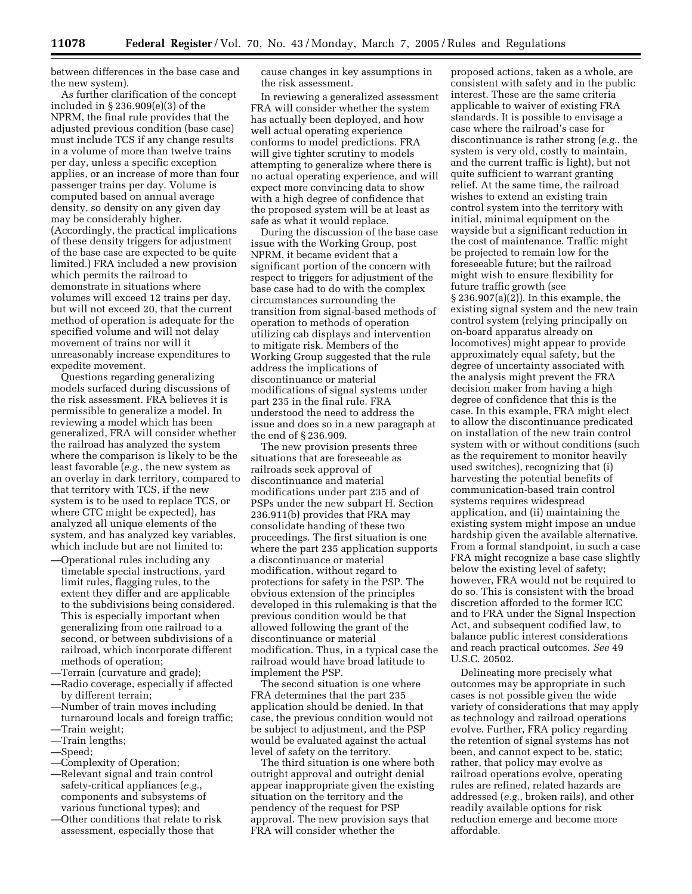between differences in the base case and the new system).

As further clarification of the concept included in § 236.909(e)(3) of the NPRM, the final rule provides that the adjusted previous condition (base case) must include TCS if any change results in a volume of more than twelve trains per day, unless a specific exception applies, or an increase of more than four passenger trains per day. Volume is computed based on annual average density, so density on any given day may be considerably higher. (Accordingly, the practical implications of these density triggers for adjustment of the base case are expected to be quite limited.) FRA included a new provision which permits the railroad to demonstrate in situations where volumes will exceed 12 trains per day, but will not exceed 20, that the current method of operation is adequate for the specified volume and will not delay movement of trains nor will it unreasonably increase expenditures to expedite movement.

Questions regarding generalizing models surfaced during discussions of the risk assessment. FRA believes it is permissible to generalize a model. In reviewing a model which has been generalized, FRA will consider whether the railroad has analyzed the system where the comparison is likely to be the least favorable (*e.g.*, the new system as an overlay in dark territory, compared to that territory with TCS, if the new system is to be used to replace TCS, or where CTC might be expected), has analyzed all unique elements of the system, and has analyzed key variables, which include but are not limited to:

—Operational rules including any timetable special instructions, yard limit rules, flagging rules, to the extent they differ and are applicable to the subdivisions being considered. This is especially important when generalizing from one railroad to a second, or between subdivisions of a railroad, which incorporate different methods of operation;
—Terrain (curvature and grade);
—Radio coverage, especially if affected by different terrain;
—Number of train moves including turnaround locals and foreign traffic;
—Train weight;
—Train lengths;
—Speed;
—Complexity of Operation;
—Relevant signal and train control safety-critical appliances (*e.g.*, components and subsystems of various functional types); and
—Other conditions that relate to risk assessment, especially those that cause changes in key assumptions in the risk assessment.

In reviewing a generalized assessment FRA will consider whether the system has actually been deployed, and how well actual operating experience conforms to model predictions. FRA will give tighter scrutiny to models attempting to generalize where there is no actual operating experience, and will expect more convincing data to show with a high degree of confidence that the proposed system will be at least as safe as what it would replace.

During the discussion of the base case issue with the Working Group, post NPRM, it became evident that a significant portion of the concern with respect to triggers for adjustment of the base case had to do with the complex circumstances surrounding the transition from signal-based methods of operation to methods of operation utilizing cab displays and intervention to mitigate risk. Members of the Working Group suggested that the rule address the implications of discontinuance or material modifications of signal systems under part 235 in the final rule. FRA understood the need to address the issue and does so in a new paragraph at the end of § 236.909.

The new provision presents three situations that are foreseeable as railroads seek approval of discontinuance and material modifications under part 235 and of PSPs under the new subpart H. Section 236.911(b) provides that FRA may consolidate handing of these two proceedings. The first situation is one where the part 235 application supports a discontinuance or material modification, without regard to protections for safety in the PSP. The obvious extension of the principles developed in this rulemaking is that the previous condition would be that allowed following the grant of the discontinuance or material modification. Thus, in a typical case the railroad would have broad latitude to implement the PSP.

The second situation is one where FRA determines that the part 235 application should be denied. In that case, the previous condition would not be subject to adjustment, and the PSP would be evaluated against the actual level of safety on the territory.

The third situation is one where both outright approval and outright denial appear inappropriate given the existing situation on the territory and the pendency of the request for PSP approval. The new provision says that FRA will consider whether the proposed actions, taken as a whole, are consistent with safety and in the public interest. These are the same criteria applicable to waiver of existing FRA standards. It is possible to envisage a case where the railroad's case for discontinuance is rather strong (*e.g.*, the system is very old, costly to maintain, and the current traffic is light), but not quite sufficient to warrant granting relief. At the same time, the railroad wishes to extend an existing train control system into the territory with initial, minimal equipment on the wayside but a significant reduction in the cost of maintenance. Traffic might be projected to remain low for the foreseeable future; but the railroad might wish to ensure flexibility for future traffic growth (see § 236.907(a)(2)). In this example, the existing signal system and the new train control system (relying principally on on-board apparatus already on locomotives) might appear to provide approximately equal safety, but the degree of uncertainty associated with the analysis might prevent the FRA decision maker from having a high degree of confidence that this is the case. In this example, FRA might elect to allow the discontinuance predicated on installation of the new train control system with or without conditions (such as the requirement to monitor heavily used switches), recognizing that (i) harvesting the potential benefits of communication-based train control systems requires widespread application, and (ii) maintaining the existing system might impose an undue hardship given the available alternative. From a formal standpoint, in such a case FRA might recognize a base case slightly below the existing level of safety; however, FRA would not be required to do so. This is consistent with the broad discretion afforded to the former ICC and to FRA under the Signal Inspection Act, and subsequent codified law, to balance public interest considerations and reach practical outcomes. *See* 49 U.S.C. 20502.

Delineating more precisely what outcomes may be appropriate in such cases is not possible given the wide variety of considerations that may apply as technology and railroad operations evolve. Further, FRA policy regarding the retention of signal systems has not been, and cannot expect to be, static; rather, that policy may evolve as railroad operations evolve, operating rules are refined, related hazards are addressed (*e.g.*, broken rails), and other readily available options for risk reduction emerge and become more affordable.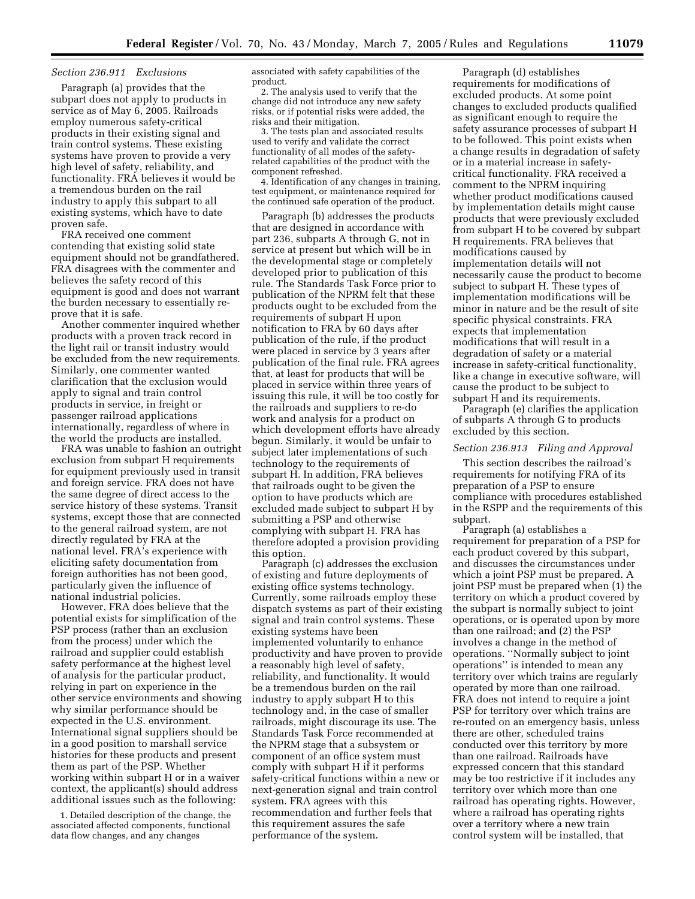*Section 236.911 Exclusions*

Paragraph (a) provides that the subpart does not apply to products in service as of May 6, 2005. Railroads employ numerous safety-critical products in their existing signal and train control systems. These existing systems have proven to provide a very high level of safety, reliability, and functionality. FRA believes it would be a tremendous burden on the rail industry to apply this subpart to all existing systems, which have to date proven safe.

FRA received one comment contending that existing solid state equipment should not be grandfathered. FRA disagrees with the commenter and believes the safety record of this equipment is good and does not warrant the burden necessary to essentially re-prove that it is safe.

Another commenter inquired whether products with a proven track record in the light rail or transit industry would be excluded from the new requirements. Similarly, one commenter wanted clarification that the exclusion would apply to signal and train control products in service, in freight or passenger railroad applications internationally, regardless of where in the world the products are installed.

FRA was unable to fashion an outright exclusion from subpart H requirements for equipment previously used in transit and foreign service. FRA does not have the same degree of direct access to the service history of these systems. Transit systems, except those that are connected to the general railroad system, are not directly regulated by FRA at the national level. FRA's experience with eliciting safety documentation from foreign authorities has not been good, particularly given the influence of national industrial policies.

However, FRA does believe that the potential exists for simplification of the PSP process (rather than an exclusion from the process) under which the railroad and supplier could establish safety performance at the highest level of analysis for the particular product, relying in part on experience in the other service environments and showing why similar performance should be expected in the U.S. environment. International signal suppliers should be in a good position to marshall service histories for these products and present them as part of the PSP. Whether working within subpart H or in a waiver context, the applicant(s) should address additional issues such as the following:

1. Detailed description of the change, the associated affected components, functional data flow changes, and any changes associated with safety capabilities of the product.

2. The analysis used to verify that the change did not introduce any new safety risks, or if potential risks were added, the risks and their mitigation.

3. The tests plan and associated results used to verify and validate the correct functionality of all modes of the safety-related capabilities of the product with the component refreshed.

4. Identification of any changes in training, test equipment, or maintenance required for the continued safe operation of the product.

Paragraph (b) addresses the products that are designed in accordance with part 236, subparts A through G, not in service at present but which will be in the developmental stage or completely developed prior to publication of this rule. The Standards Task Force prior to publication of the NPRM felt that these products ought to be excluded from the requirements of subpart H upon notification to FRA by 60 days after publication of the rule, if the product were placed in service by 3 years after publication of the final rule. FRA agrees that, at least for products that will be placed in service within three years of issuing this rule, it will be too costly for the railroads and suppliers to re-do work and analysis for a product on which development efforts have already begun. Similarly, it would be unfair to subject later implementations of such technology to the requirements of subpart H. In addition, FRA believes that railroads ought to be given the option to have products which are excluded made subject to subpart H by submitting a PSP and otherwise complying with subpart H. FRA has therefore adopted a provision providing this option.

Paragraph (c) addresses the exclusion of existing and future deployments of existing office systems technology. Currently, some railroads employ these dispatch systems as part of their existing signal and train control systems. These existing systems have been implemented voluntarily to enhance productivity and have proven to provide a reasonably high level of safety, reliability, and functionality. It would be a tremendous burden on the rail industry to apply subpart H to this technology and, in the case of smaller railroads, might discourage its use. The Standards Task Force recommended at the NPRM stage that a subsystem or component of an office system must comply with subpart H if it performs safety-critical functions within a new or next-generation signal and train control system. FRA agrees with this recommendation and further feels that this requirement assures the safe performance of the system.

Paragraph (d) establishes requirements for modifications of excluded products. At some point changes to excluded products qualified as significant enough to require the safety assurance processes of subpart H to be followed. This point exists when a change results in degradation of safety or in a material increase in safety-critical functionality. FRA received a comment to the NPRM inquiring whether product modifications caused by implementation details might cause products that were previously excluded from subpart H to be covered by subpart H requirements. FRA believes that modifications caused by implementation details will not necessarily cause the product to become subject to subpart H. These types of implementation modifications will be minor in nature and be the result of site specific physical constraints. FRA expects that implementation modifications that will result in a degradation of safety or a material increase in safety-critical functionality, like a change in executive software, will cause the product to be subject to subpart H and its requirements.

Paragraph (e) clarifies the application of subparts A through G to products excluded by this section.

*Section 236.913 Filing and Approval*

This section describes the railroad's requirements for notifying FRA of its preparation of a PSP to ensure compliance with procedures established in the RSPP and the requirements of this subpart.

Paragraph (a) establishes a requirement for preparation of a PSP for each product covered by this subpart, and discusses the circumstances under which a joint PSP must be prepared. A joint PSP must be prepared when (1) the territory on which a product covered by the subpart is normally subject to joint operations, or is operated upon by more than one railroad; and (2) the PSP involves a change in the method of operations. ''Normally subject to joint operations'' is intended to mean any territory over which trains are regularly operated by more than one railroad. FRA does not intend to require a joint PSP for territory over which trains are re-routed on an emergency basis, unless there are other, scheduled trains conducted over this territory by more than one railroad. Railroads have expressed concern that this standard may be too restrictive if it includes any territory over which more than one railroad has operating rights. However, where a railroad has operating rights over a territory where a new train control system will be installed, that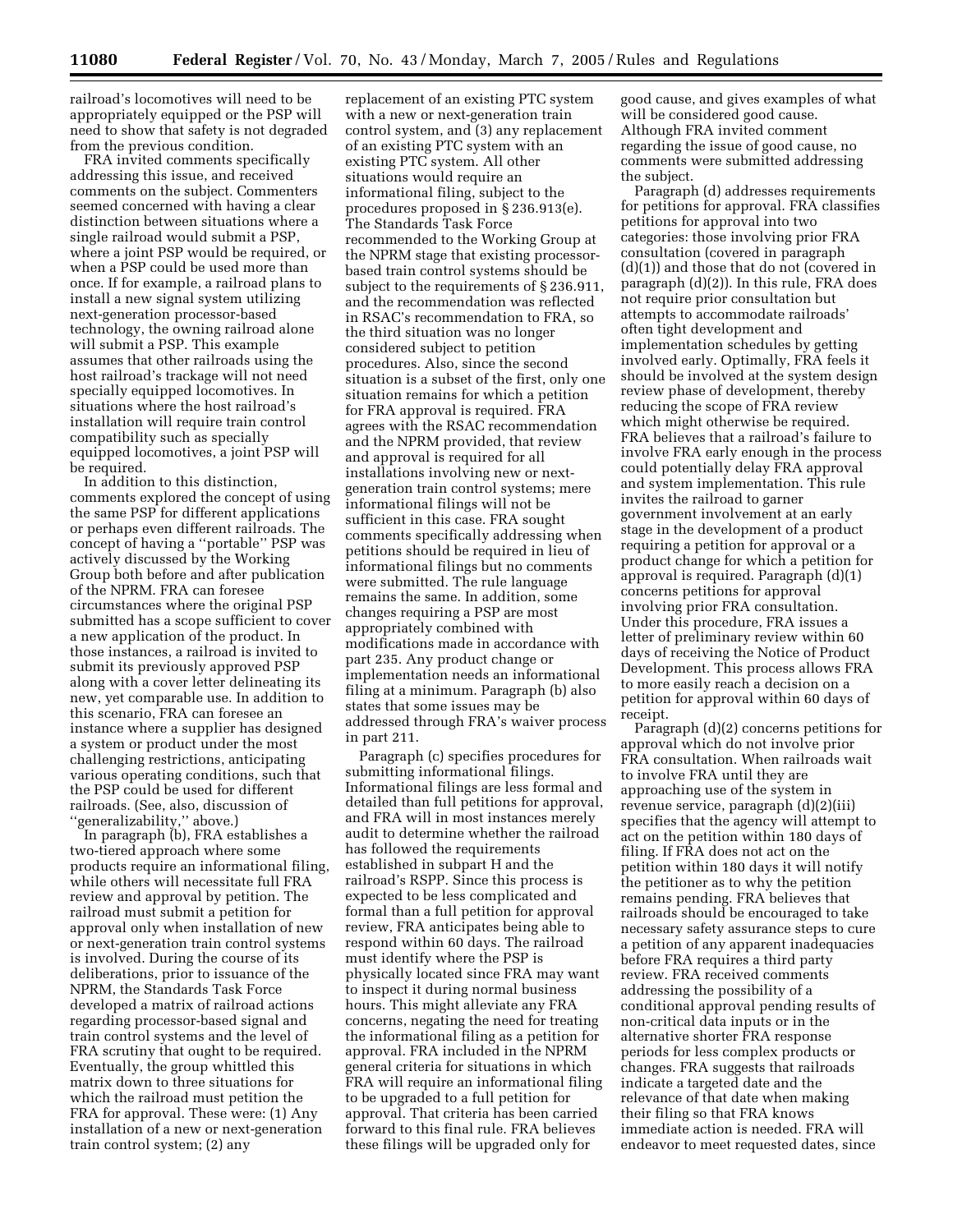railroad's locomotives will need to be appropriately equipped or the PSP will need to show that safety is not degraded from the previous condition.

FRA invited comments specifically addressing this issue, and received comments on the subject. Commenters seemed concerned with having a clear distinction between situations where a single railroad would submit a PSP, where a joint PSP would be required, or when a PSP could be used more than once. If for example, a railroad plans to install a new signal system utilizing next-generation processor-based technology, the owning railroad alone will submit a PSP. This example assumes that other railroads using the host railroad's trackage will not need specially equipped locomotives. In situations where the host railroad's installation will require train control compatibility such as specially equipped locomotives, a joint PSP will be required.

In addition to this distinction, comments explored the concept of using the same PSP for different applications or perhaps even different railroads. The concept of having a ''portable'' PSP was actively discussed by the Working Group both before and after publication of the NPRM. FRA can foresee circumstances where the original PSP submitted has a scope sufficient to cover a new application of the product. In those instances, a railroad is invited to submit its previously approved PSP along with a cover letter delineating its new, yet comparable use. In addition to this scenario, FRA can foresee an instance where a supplier has designed a system or product under the most challenging restrictions, anticipating various operating conditions, such that the PSP could be used for different railroads. (See, also, discussion of ''generalizability,'' above.)

In paragraph (b), FRA establishes a two-tiered approach where some products require an informational filing, while others will necessitate full FRA review and approval by petition. The railroad must submit a petition for approval only when installation of new or next-generation train control systems is involved. During the course of its deliberations, prior to issuance of the NPRM, the Standards Task Force developed a matrix of railroad actions regarding processor-based signal and train control systems and the level of FRA scrutiny that ought to be required. Eventually, the group whittled this matrix down to three situations for which the railroad must petition the FRA for approval. These were: (1) Any installation of a new or next-generation train control system; (2) any replacement of an existing PTC system with a new or next-generation train control system, and (3) any replacement of an existing PTC system with an existing PTC system. All other situations would require an informational filing, subject to the procedures proposed in § 236.913(e). The Standards Task Force recommended to the Working Group at the NPRM stage that existing processor-based train control systems should be subject to the requirements of § 236.911, and the recommendation was reflected in RSAC's recommendation to FRA, so the third situation was no longer considered subject to petition procedures. Also, since the second situation is a subset of the first, only one situation remains for which a petition for FRA approval is required. FRA agrees with the RSAC recommendation and the NPRM provided, that review and approval is required for all installations involving new or next-generation train control systems; mere informational filings will not be sufficient in this case. FRA sought comments specifically addressing when petitions should be required in lieu of informational filings but no comments were submitted. The rule language remains the same. In addition, some changes requiring a PSP are most appropriately combined with modifications made in accordance with part 235. Any product change or implementation needs an informational filing at a minimum. Paragraph (b) also states that some issues may be addressed through FRA's waiver process in part 211.

Paragraph (c) specifies procedures for submitting informational filings. Informational filings are less formal and detailed than full petitions for approval, and FRA will in most instances merely audit to determine whether the railroad has followed the requirements established in subpart H and the railroad's RSPP. Since this process is expected to be less complicated and formal than a full petition for approval review, FRA anticipates being able to respond within 60 days. The railroad must identify where the PSP is physically located since FRA may want to inspect it during normal business hours. This might alleviate any FRA concerns, negating the need for treating the informational filing as a petition for approval. FRA included in the NPRM general criteria for situations in which FRA will require an informational filing to be upgraded to a full petition for approval. That criteria has been carried forward to this final rule. FRA believes these filings will be upgraded only for good cause, and gives examples of what will be considered good cause. Although FRA invited comment regarding the issue of good cause, no comments were submitted addressing the subject.

Paragraph (d) addresses requirements for petitions for approval. FRA classifies petitions for approval into two categories: those involving prior FRA consultation (covered in paragraph (d)(1)) and those that do not (covered in paragraph (d)(2)). In this rule, FRA does not require prior consultation but attempts to accommodate railroads' often tight development and implementation schedules by getting involved early. Optimally, FRA feels it should be involved at the system design review phase of development, thereby reducing the scope of FRA review which might otherwise be required. FRA believes that a railroad's failure to involve FRA early enough in the process could potentially delay FRA approval and system implementation. This rule invites the railroad to garner government involvement at an early stage in the development of a product requiring a petition for approval or a product change for which a petition for approval is required. Paragraph (d)(1) concerns petitions for approval involving prior FRA consultation. Under this procedure, FRA issues a letter of preliminary review within 60 days of receiving the Notice of Product Development. This process allows FRA to more easily reach a decision on a petition for approval within 60 days of receipt.

Paragraph (d)(2) concerns petitions for approval which do not involve prior FRA consultation. When railroads wait to involve FRA until they are approaching use of the system in revenue service, paragraph (d)(2)(iii) specifies that the agency will attempt to act on the petition within 180 days of filing. If FRA does not act on the petition within 180 days it will notify the petitioner as to why the petition remains pending. FRA believes that railroads should be encouraged to take necessary safety assurance steps to cure a petition of any apparent inadequacies before FRA requires a third party review. FRA received comments addressing the possibility of a conditional approval pending results of non-critical data inputs or in the alternative shorter FRA response periods for less complex products or changes. FRA suggests that railroads indicate a targeted date and the relevance of that date when making their filing so that FRA knows immediate action is needed. FRA will endeavor to meet requested dates, since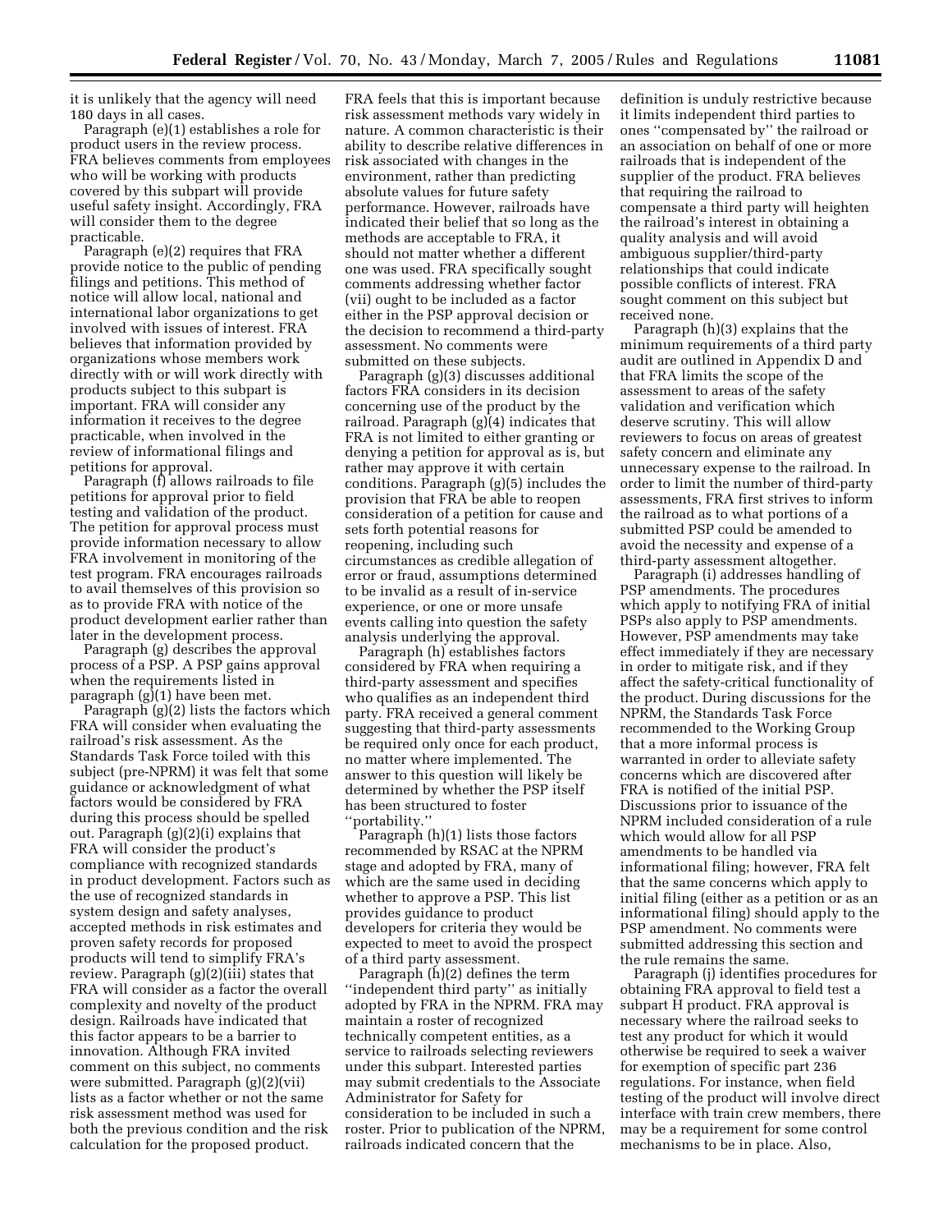it is unlikely that the agency will need 180 days in all cases.

Paragraph (e)(1) establishes a role for product users in the review process. FRA believes comments from employees who will be working with products covered by this subpart will provide useful safety insight. Accordingly, FRA will consider them to the degree practicable.

Paragraph (e)(2) requires that FRA provide notice to the public of pending filings and petitions. This method of notice will allow local, national and international labor organizations to get involved with issues of interest. FRA believes that information provided by organizations whose members work directly with or will work directly with products subject to this subpart is important. FRA will consider any information it receives to the degree practicable, when involved in the review of informational filings and petitions for approval.

Paragraph (f) allows railroads to file petitions for approval prior to field testing and validation of the product. The petition for approval process must provide information necessary to allow FRA involvement in monitoring of the test program. FRA encourages railroads to avail themselves of this provision so as to provide FRA with notice of the product development earlier rather than later in the development process.

Paragraph (g) describes the approval process of a PSP. A PSP gains approval when the requirements listed in paragraph (g)(1) have been met.

Paragraph (g)(2) lists the factors which FRA will consider when evaluating the railroad's risk assessment. As the Standards Task Force toiled with this subject (pre-NPRM) it was felt that some guidance or acknowledgment of what factors would be considered by FRA during this process should be spelled out. Paragraph (g)(2)(i) explains that FRA will consider the product's compliance with recognized standards in product development. Factors such as the use of recognized standards in system design and safety analyses, accepted methods in risk estimates and proven safety records for proposed products will tend to simplify FRA's review. Paragraph (g)(2)(iii) states that FRA will consider as a factor the overall complexity and novelty of the product design. Railroads have indicated that this factor appears to be a barrier to innovation. Although FRA invited comment on this subject, no comments were submitted. Paragraph (g)(2)(vii) lists as a factor whether or not the same risk assessment method was used for both the previous condition and the risk calculation for the proposed product. FRA feels that this is important because risk assessment methods vary widely in nature. A common characteristic is their ability to describe relative differences in risk associated with changes in the environment, rather than predicting absolute values for future safety performance. However, railroads have indicated their belief that so long as the methods are acceptable to FRA, it should not matter whether a different one was used. FRA specifically sought comments addressing whether factor (vii) ought to be included as a factor either in the PSP approval decision or the decision to recommend a third-party assessment. No comments were submitted on these subjects.

Paragraph (g)(3) discusses additional factors FRA considers in its decision concerning use of the product by the railroad. Paragraph (g)(4) indicates that FRA is not limited to either granting or denying a petition for approval as is, but rather may approve it with certain conditions. Paragraph (g)(5) includes the provision that FRA be able to reopen consideration of a petition for cause and sets forth potential reasons for reopening, including such circumstances as credible allegation of error or fraud, assumptions determined to be invalid as a result of in-service experience, or one or more unsafe events calling into question the safety analysis underlying the approval.

Paragraph (h) establishes factors considered by FRA when requiring a third-party assessment and specifies who qualifies as an independent third party. FRA received a general comment suggesting that third-party assessments be required only once for each product, no matter where implemented. The answer to this question will likely be determined by whether the PSP itself has been structured to foster "portability."

Paragraph (h)(1) lists those factors recommended by RSAC at the NPRM stage and adopted by FRA, many of which are the same used in deciding whether to approve a PSP. This list provides guidance to product developers for criteria they would be expected to meet to avoid the prospect of a third party assessment.

Paragraph (h)(2) defines the term "independent third party" as initially adopted by FRA in the NPRM. FRA may maintain a roster of recognized technically competent entities, as a service to railroads selecting reviewers under this subpart. Interested parties may submit credentials to the Associate Administrator for Safety for consideration to be included in such a roster. Prior to publication of the NPRM, railroads indicated concern that the definition is unduly restrictive because it limits independent third parties to ones "compensated by" the railroad or an association on behalf of one or more railroads that is independent of the supplier of the product. FRA believes that requiring the railroad to compensate a third party will heighten the railroad's interest in obtaining a quality analysis and will avoid ambiguous supplier/third-party relationships that could indicate possible conflicts of interest. FRA sought comment on this subject but received none.

Paragraph (h)(3) explains that the minimum requirements of a third party audit are outlined in Appendix D and that FRA limits the scope of the assessment to areas of the safety validation and verification which deserve scrutiny. This will allow reviewers to focus on areas of greatest safety concern and eliminate any unnecessary expense to the railroad. In order to limit the number of third-party assessments, FRA first strives to inform the railroad as to what portions of a submitted PSP could be amended to avoid the necessity and expense of a third-party assessment altogether.

Paragraph (i) addresses handling of PSP amendments. The procedures which apply to notifying FRA of initial PSPs also apply to PSP amendments. However, PSP amendments may take effect immediately if they are necessary in order to mitigate risk, and if they affect the safety-critical functionality of the product. During discussions for the NPRM, the Standards Task Force recommended to the Working Group that a more informal process is warranted in order to alleviate safety concerns which are discovered after FRA is notified of the initial PSP. Discussions prior to issuance of the NPRM included consideration of a rule which would allow for all PSP amendments to be handled via informational filing; however, FRA felt that the same concerns which apply to initial filing (either as a petition or as an informational filing) should apply to the PSP amendment. No comments were submitted addressing this section and the rule remains the same.

Paragraph (j) identifies procedures for obtaining FRA approval to field test a subpart H product. FRA approval is necessary where the railroad seeks to test any product for which it would otherwise be required to seek a waiver for exemption of specific part 236 regulations. For instance, when field testing of the product will involve direct interface with train crew members, there may be a requirement for some control mechanisms to be in place. Also,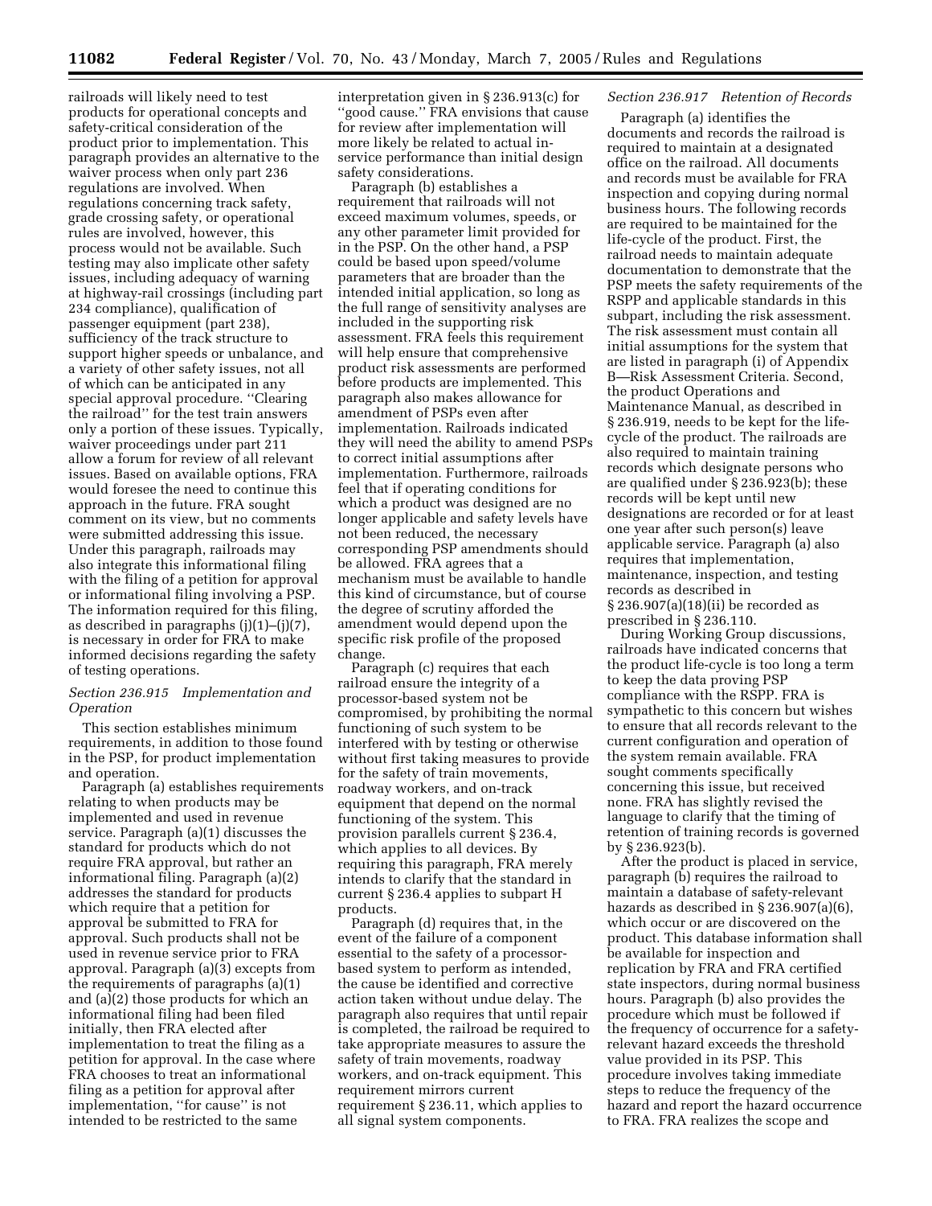railroads will likely need to test products for operational concepts and safety-critical consideration of the product prior to implementation. This paragraph provides an alternative to the waiver process when only part 236 regulations are involved. When regulations concerning track safety, grade crossing safety, or operational rules are involved, however, this process would not be available. Such testing may also implicate other safety issues, including adequacy of warning at highway-rail crossings (including part 234 compliance), qualification of passenger equipment (part 238), sufficiency of the track structure to support higher speeds or unbalance, and a variety of other safety issues, not all of which can be anticipated in any special approval procedure. ''Clearing the railroad'' for the test train answers only a portion of these issues. Typically, waiver proceedings under part 211 allow a forum for review of all relevant issues. Based on available options, FRA would foresee the need to continue this approach in the future. FRA sought comment on its view, but no comments were submitted addressing this issue. Under this paragraph, railroads may also integrate this informational filing with the filing of a petition for approval or informational filing involving a PSP. The information required for this filing, as described in paragraphs (j)(1)–(j)(7), is necessary in order for FRA to make informed decisions regarding the safety of testing operations.

*Section 236.915 Implementation and Operation*

This section establishes minimum requirements, in addition to those found in the PSP, for product implementation and operation.

Paragraph (a) establishes requirements relating to when products may be implemented and used in revenue service. Paragraph (a)(1) discusses the standard for products which do not require FRA approval, but rather an informational filing. Paragraph (a)(2) addresses the standard for products which require that a petition for approval be submitted to FRA for approval. Such products shall not be used in revenue service prior to FRA approval. Paragraph (a)(3) excepts from the requirements of paragraphs (a)(1) and (a)(2) those products for which an informational filing had been filed initially, then FRA elected after implementation to treat the filing as a petition for approval. In the case where FRA chooses to treat an informational filing as a petition for approval after implementation, ''for cause'' is not intended to be restricted to the same interpretation given in § 236.913(c) for ''good cause.'' FRA envisions that cause for review after implementation will more likely be related to actual in-service performance than initial design safety considerations.

Paragraph (b) establishes a requirement that railroads will not exceed maximum volumes, speeds, or any other parameter limit provided for in the PSP. On the other hand, a PSP could be based upon speed/volume parameters that are broader than the intended initial application, so long as the full range of sensitivity analyses are included in the supporting risk assessment. FRA feels this requirement will help ensure that comprehensive product risk assessments are performed before products are implemented. This paragraph also makes allowance for amendment of PSPs even after implementation. Railroads indicated they will need the ability to amend PSPs to correct initial assumptions after implementation. Furthermore, railroads feel that if operating conditions for which a product was designed are no longer applicable and safety levels have not been reduced, the necessary corresponding PSP amendments should be allowed. FRA agrees that a mechanism must be available to handle this kind of circumstance, but of course the degree of scrutiny afforded the amendment would depend upon the specific risk profile of the proposed change.

Paragraph (c) requires that each railroad ensure the integrity of a processor-based system not be compromised, by prohibiting the normal functioning of such system to be interfered with by testing or otherwise without first taking measures to provide for the safety of train movements, roadway workers, and on-track equipment that depend on the normal functioning of the system. This provision parallels current § 236.4, which applies to all devices. By requiring this paragraph, FRA merely intends to clarify that the standard in current § 236.4 applies to subpart H products.

Paragraph (d) requires that, in the event of the failure of a component essential to the safety of a processor-based system to perform as intended, the cause be identified and corrective action taken without undue delay. The paragraph also requires that until repair is completed, the railroad be required to take appropriate measures to assure the safety of train movements, roadway workers, and on-track equipment. This requirement mirrors current requirement § 236.11, which applies to all signal system components.

*Section 236.917 Retention of Records*

Paragraph (a) identifies the documents and records the railroad is required to maintain at a designated office on the railroad. All documents and records must be available for FRA inspection and copying during normal business hours. The following records are required to be maintained for the life-cycle of the product. First, the railroad needs to maintain adequate documentation to demonstrate that the PSP meets the safety requirements of the RSPP and applicable standards in this subpart, including the risk assessment. The risk assessment must contain all initial assumptions for the system that are listed in paragraph (i) of Appendix B—Risk Assessment Criteria. Second, the product Operations and Maintenance Manual, as described in § 236.919, needs to be kept for the life-cycle of the product. The railroads are also required to maintain training records which designate persons who are qualified under § 236.923(b); these records will be kept until new designations are recorded or for at least one year after such person(s) leave applicable service. Paragraph (a) also requires that implementation, maintenance, inspection, and testing records as described in § 236.907(a)(18)(ii) be recorded as prescribed in § 236.110.

During Working Group discussions, railroads have indicated concerns that the product life-cycle is too long a term to keep the data proving PSP compliance with the RSPP. FRA is sympathetic to this concern but wishes to ensure that all records relevant to the current configuration and operation of the system remain available. FRA sought comments specifically concerning this issue, but received none. FRA has slightly revised the language to clarify that the timing of retention of training records is governed by § 236.923(b).

After the product is placed in service, paragraph (b) requires the railroad to maintain a database of safety-relevant hazards as described in § 236.907(a)(6), which occur or are discovered on the product. This database information shall be available for inspection and replication by FRA and FRA certified state inspectors, during normal business hours. Paragraph (b) also provides the procedure which must be followed if the frequency of occurrence for a safety-relevant hazard exceeds the threshold value provided in its PSP. This procedure involves taking immediate steps to reduce the frequency of the hazard and report the hazard occurrence to FRA. FRA realizes the scope and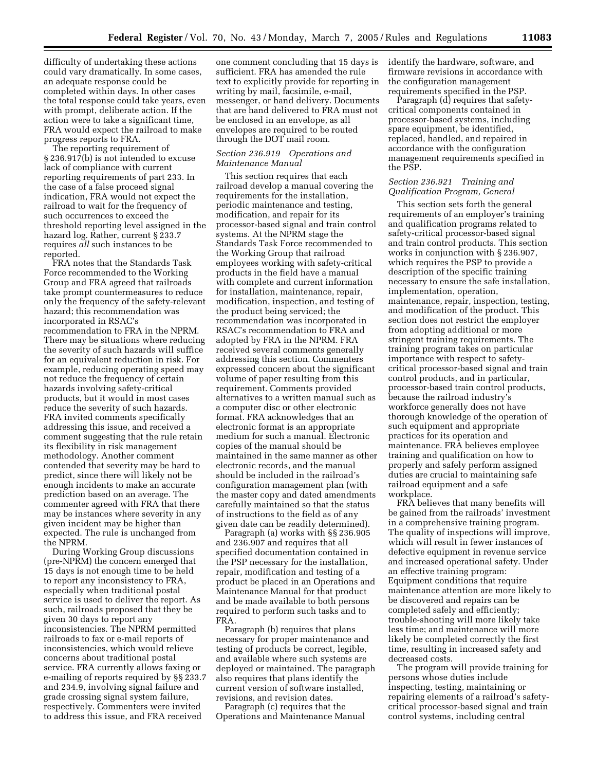difficulty of undertaking these actions could vary dramatically. In some cases, an adequate response could be completed within days. In other cases the total response could take years, even with prompt, deliberate action. If the action were to take a significant time, FRA would expect the railroad to make progress reports to FRA.

The reporting requirement of § 236.917(b) is not intended to excuse lack of compliance with current reporting requirements of part 233. In the case of a false proceed signal indication, FRA would not expect the railroad to wait for the frequency of such occurrences to exceed the threshold reporting level assigned in the hazard log. Rather, current § 233.7 requires *all* such instances to be reported.

FRA notes that the Standards Task Force recommended to the Working Group and FRA agreed that railroads take prompt countermeasures to reduce only the frequency of the safety-relevant hazard; this recommendation was incorporated in RSAC's recommendation to FRA in the NPRM. There may be situations where reducing the severity of such hazards will suffice for an equivalent reduction in risk. For example, reducing operating speed may not reduce the frequency of certain hazards involving safety-critical products, but it would in most cases reduce the severity of such hazards. FRA invited comments specifically addressing this issue, and received a comment suggesting that the rule retain its flexibility in risk management methodology. Another comment contended that severity may be hard to predict, since there will likely not be enough incidents to make an accurate prediction based on an average. The commenter agreed with FRA that there may be instances where severity in any given incident may be higher than expected. The rule is unchanged from the NPRM.

During Working Group discussions (pre-NPRM) the concern emerged that 15 days is not enough time to be held to report any inconsistency to FRA, especially when traditional postal service is used to deliver the report. As such, railroads proposed that they be given 30 days to report any inconsistencies. The NPRM permitted railroads to fax or e-mail reports of inconsistencies, which would relieve concerns about traditional postal service. FRA currently allows faxing or e-mailing of reports required by §§ 233.7 and 234.9, involving signal failure and grade crossing signal system failure, respectively. Commenters were invited to address this issue, and FRA received one comment concluding that 15 days is sufficient. FRA has amended the rule text to explicitly provide for reporting in writing by mail, facsimile, e-mail, messenger, or hand delivery. Documents that are hand delivered to FRA must not be enclosed in an envelope, as all envelopes are required to be routed through the DOT mail room.

### *Section 236.919 Operations and Maintenance Manual*

This section requires that each railroad develop a manual covering the requirements for the installation, periodic maintenance and testing, modification, and repair for its processor-based signal and train control systems. At the NPRM stage the Standards Task Force recommended to the Working Group that railroad employees working with safety-critical products in the field have a manual with complete and current information for installation, maintenance, repair, modification, inspection, and testing of the product being serviced; the recommendation was incorporated in RSAC's recommendation to FRA and adopted by FRA in the NPRM. FRA received several comments generally addressing this section. Commenters expressed concern about the significant volume of paper resulting from this requirement. Comments provided alternatives to a written manual such as a computer disc or other electronic format. FRA acknowledges that an electronic format is an appropriate medium for such a manual. Electronic copies of the manual should be maintained in the same manner as other electronic records, and the manual should be included in the railroad's configuration management plan (with the master copy and dated amendments carefully maintained so that the status of instructions to the field as of any given date can be readily determined).

Paragraph (a) works with §§ 236.905 and 236.907 and requires that all specified documentation contained in the PSP necessary for the installation, repair, modification and testing of a product be placed in an Operations and Maintenance Manual for that product and be made available to both persons required to perform such tasks and to FRA.

Paragraph (b) requires that plans necessary for proper maintenance and testing of products be correct, legible, and available where such systems are deployed or maintained. The paragraph also requires that plans identify the current version of software installed, revisions, and revision dates.

Paragraph (c) requires that the Operations and Maintenance Manual identify the hardware, software, and firmware revisions in accordance with the configuration management requirements specified in the PSP.

Paragraph (d) requires that safety-critical components contained in processor-based systems, including spare equipment, be identified, replaced, handled, and repaired in accordance with the configuration management requirements specified in the PSP.

### *Section 236.921 Training and Qualification Program, General*

This section sets forth the general requirements of an employer's training and qualification programs related to safety-critical processor-based signal and train control products. This section works in conjunction with § 236.907, which requires the PSP to provide a description of the specific training necessary to ensure the safe installation, implementation, operation, maintenance, repair, inspection, testing, and modification of the product. This section does not restrict the employer from adopting additional or more stringent training requirements. The training program takes on particular importance with respect to safety-critical processor-based signal and train control products, and in particular, processor-based train control products, because the railroad industry's workforce generally does not have thorough knowledge of the operation of such equipment and appropriate practices for its operation and maintenance. FRA believes employee training and qualification on how to properly and safely perform assigned duties are crucial to maintaining safe railroad equipment and a safe workplace.

FRA believes that many benefits will be gained from the railroads' investment in a comprehensive training program. The quality of inspections will improve, which will result in fewer instances of defective equipment in revenue service and increased operational safety. Under an effective training program: Equipment conditions that require maintenance attention are more likely to be discovered and repairs can be completed safely and efficiently; trouble-shooting will more likely take less time; and maintenance will more likely be completed correctly the first time, resulting in increased safety and decreased costs.

The program will provide training for persons whose duties include inspecting, testing, maintaining or repairing elements of a railroad's safety-critical processor-based signal and train control systems, including central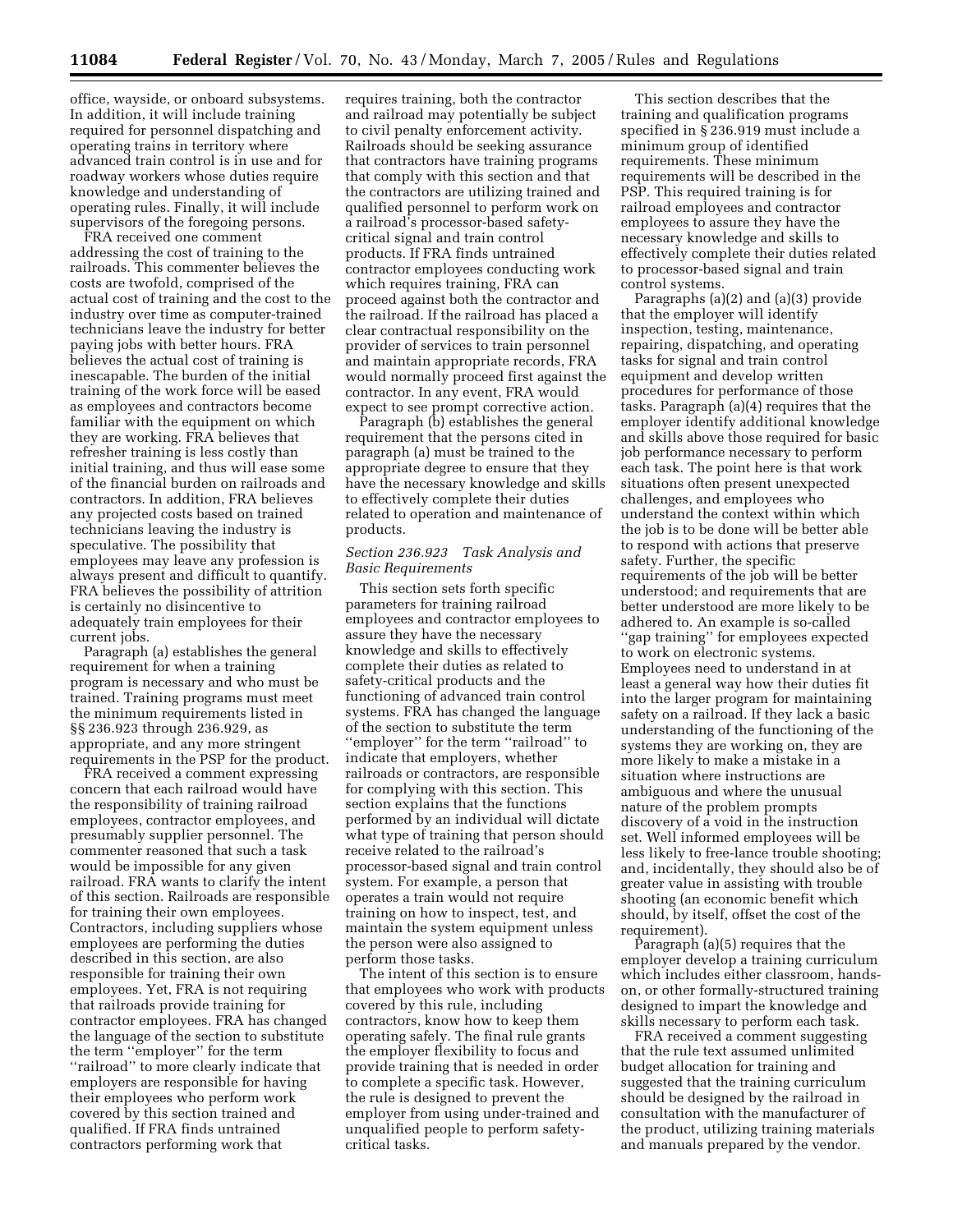office, wayside, or onboard subsystems. In addition, it will include training required for personnel dispatching and operating trains in territory where advanced train control is in use and for roadway workers whose duties require knowledge and understanding of operating rules. Finally, it will include supervisors of the foregoing persons.

FRA received one comment addressing the cost of training to the railroads. This commenter believes the costs are twofold, comprised of the actual cost of training and the cost to the industry over time as computer-trained technicians leave the industry for better paying jobs with better hours. FRA believes the actual cost of training is inescapable. The burden of the initial training of the work force will be eased as employees and contractors become familiar with the equipment on which they are working. FRA believes that refresher training is less costly than initial training, and thus will ease some of the financial burden on railroads and contractors. In addition, FRA believes any projected costs based on trained technicians leaving the industry is speculative. The possibility that employees may leave any profession is always present and difficult to quantify. FRA believes the possibility of attrition is certainly no disincentive to adequately train employees for their current jobs.

Paragraph (a) establishes the general requirement for when a training program is necessary and who must be trained. Training programs must meet the minimum requirements listed in §§ 236.923 through 236.929, as appropriate, and any more stringent requirements in the PSP for the product.

FRA received a comment expressing concern that each railroad would have the responsibility of training railroad employees, contractor employees, and presumably supplier personnel. The commenter reasoned that such a task would be impossible for any given railroad. FRA wants to clarify the intent of this section. Railroads are responsible for training their own employees. Contractors, including suppliers whose employees are performing the duties described in this section, are also responsible for training their own employees. Yet, FRA is not requiring that railroads provide training for contractor employees. FRA has changed the language of the section to substitute the term ''employer'' for the term ''railroad'' to more clearly indicate that employers are responsible for having their employees who perform work covered by this section trained and qualified. If FRA finds untrained contractors performing work that requires training, both the contractor and railroad may potentially be subject to civil penalty enforcement activity. Railroads should be seeking assurance that contractors have training programs that comply with this section and that the contractors are utilizing trained and qualified personnel to perform work on a railroad's processor-based safety-critical signal and train control products. If FRA finds untrained contractor employees conducting work which requires training, FRA can proceed against both the contractor and the railroad. If the railroad has placed a clear contractual responsibility on the provider of services to train personnel and maintain appropriate records, FRA would normally proceed first against the contractor. In any event, FRA would expect to see prompt corrective action.

Paragraph (b) establishes the general requirement that the persons cited in paragraph (a) must be trained to the appropriate degree to ensure that they have the necessary knowledge and skills to effectively complete their duties related to operation and maintenance of products.

*Section 236.923 Task Analysis and Basic Requirements*

This section sets forth specific parameters for training railroad employees and contractor employees to assure they have the necessary knowledge and skills to effectively complete their duties as related to safety-critical products and the functioning of advanced train control systems. FRA has changed the language of the section to substitute the term ''employer'' for the term ''railroad'' to indicate that employers, whether railroads or contractors, are responsible for complying with this section. This section explains that the functions performed by an individual will dictate what type of training that person should receive related to the railroad's processor-based signal and train control system. For example, a person that operates a train would not require training on how to inspect, test, and maintain the system equipment unless the person were also assigned to perform those tasks.

The intent of this section is to ensure that employees who work with products covered by this rule, including contractors, know how to keep them operating safely. The final rule grants the employer flexibility to focus and provide training that is needed in order to complete a specific task. However, the rule is designed to prevent the employer from using under-trained and unqualified people to perform safety-critical tasks.

This section describes that the training and qualification programs specified in § 236.919 must include a minimum group of identified requirements. These minimum requirements will be described in the PSP. This required training is for railroad employees and contractor employees to assure they have the necessary knowledge and skills to effectively complete their duties related to processor-based signal and train control systems.

Paragraphs (a)(2) and (a)(3) provide that the employer will identify inspection, testing, maintenance, repairing, dispatching, and operating tasks for signal and train control equipment and develop written procedures for performance of those tasks. Paragraph (a)(4) requires that the employer identify additional knowledge and skills above those required for basic job performance necessary to perform each task. The point here is that work situations often present unexpected challenges, and employees who understand the context within which the job is to be done will be better able to respond with actions that preserve safety. Further, the specific requirements of the job will be better understood; and requirements that are better understood are more likely to be adhered to. An example is so-called ''gap training'' for employees expected to work on electronic systems. Employees need to understand in at least a general way how their duties fit into the larger program for maintaining safety on a railroad. If they lack a basic understanding of the functioning of the systems they are working on, they are more likely to make a mistake in a situation where instructions are ambiguous and where the unusual nature of the problem prompts discovery of a void in the instruction set. Well informed employees will be less likely to free-lance trouble shooting; and, incidentally, they should also be of greater value in assisting with trouble shooting (an economic benefit which should, by itself, offset the cost of the requirement).

Paragraph (a)(5) requires that the employer develop a training curriculum which includes either classroom, hands-on, or other formally-structured training designed to impart the knowledge and skills necessary to perform each task.

FRA received a comment suggesting that the rule text assumed unlimited budget allocation for training and suggested that the training curriculum should be designed by the railroad in consultation with the manufacturer of the product, utilizing training materials and manuals prepared by the vendor.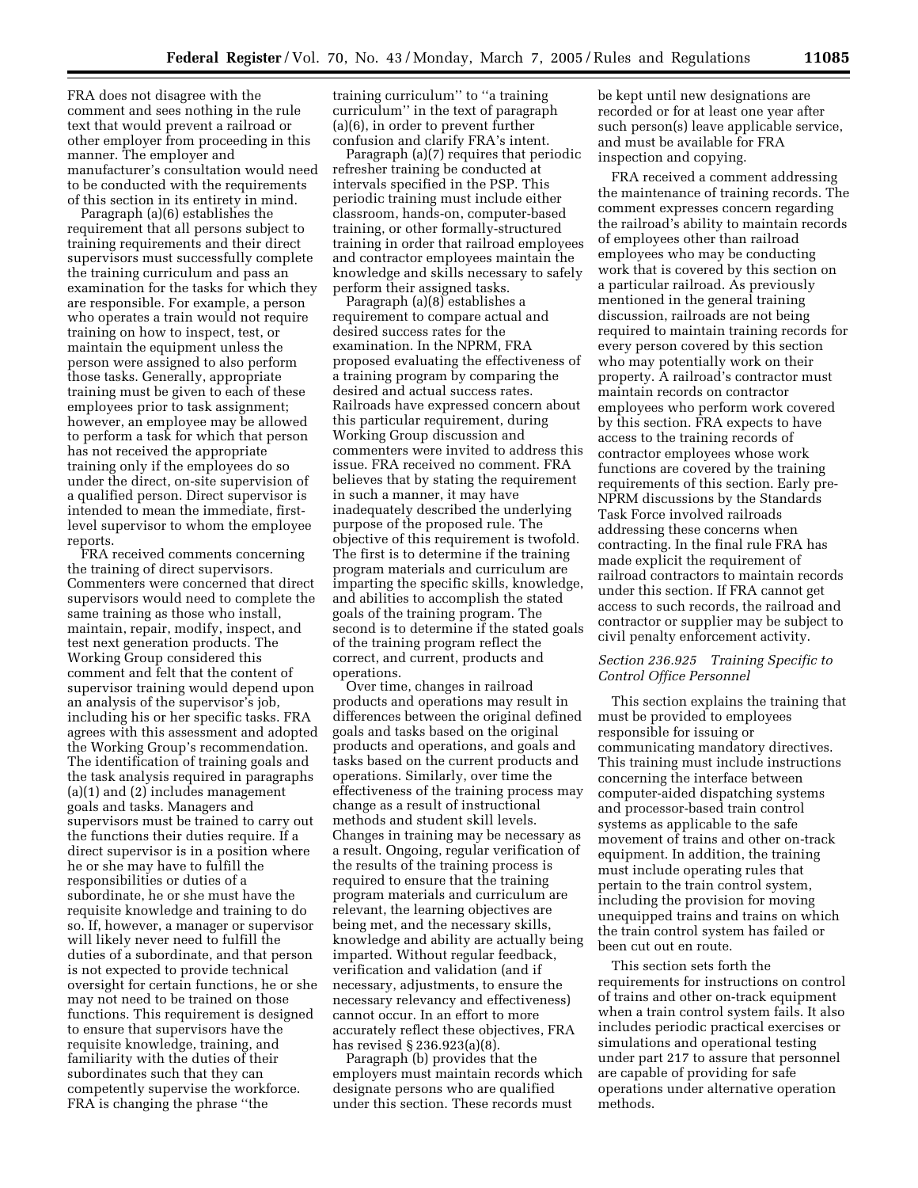FRA does not disagree with the comment and sees nothing in the rule text that would prevent a railroad or other employer from proceeding in this manner. The employer and manufacturer's consultation would need to be conducted with the requirements of this section in its entirety in mind.

Paragraph (a)(6) establishes the requirement that all persons subject to training requirements and their direct supervisors must successfully complete the training curriculum and pass an examination for the tasks for which they are responsible. For example, a person who operates a train would not require training on how to inspect, test, or maintain the equipment unless the person were assigned to also perform those tasks. Generally, appropriate training must be given to each of these employees prior to task assignment; however, an employee may be allowed to perform a task for which that person has not received the appropriate training only if the employees do so under the direct, on-site supervision of a qualified person. Direct supervisor is intended to mean the immediate, first-level supervisor to whom the employee reports.

FRA received comments concerning the training of direct supervisors. Commenters were concerned that direct supervisors would need to complete the same training as those who install, maintain, repair, modify, inspect, and test next generation products. The Working Group considered this comment and felt that the content of supervisor training would depend upon an analysis of the supervisor's job, including his or her specific tasks. FRA agrees with this assessment and adopted the Working Group's recommendation. The identification of training goals and the task analysis required in paragraphs (a)(1) and (2) includes management goals and tasks. Managers and supervisors must be trained to carry out the functions their duties require. If a direct supervisor is in a position where he or she may have to fulfill the responsibilities or duties of a subordinate, he or she must have the requisite knowledge and training to do so. If, however, a manager or supervisor will likely never need to fulfill the duties of a subordinate, and that person is not expected to provide technical oversight for certain functions, he or she may not need to be trained on those functions. This requirement is designed to ensure that supervisors have the requisite knowledge, training, and familiarity with the duties of their subordinates such that they can competently supervise the workforce. FRA is changing the phrase "the training curriculum" to "a training curriculum" in the text of paragraph (a)(6), in order to prevent further confusion and clarify FRA's intent.

Paragraph (a)(7) requires that periodic refresher training be conducted at intervals specified in the PSP. This periodic training must include either classroom, hands-on, computer-based training, or other formally-structured training in order that railroad employees and contractor employees maintain the knowledge and skills necessary to safely perform their assigned tasks.

Paragraph (a)(8) establishes a requirement to compare actual and desired success rates for the examination. In the NPRM, FRA proposed evaluating the effectiveness of a training program by comparing the desired and actual success rates. Railroads have expressed concern about this particular requirement, during Working Group discussion and commenters were invited to address this issue. FRA received no comment. FRA believes that by stating the requirement in such a manner, it may have inadequately described the underlying purpose of the proposed rule. The objective of this requirement is twofold. The first is to determine if the training program materials and curriculum are imparting the specific skills, knowledge, and abilities to accomplish the stated goals of the training program. The second is to determine if the stated goals of the training program reflect the correct, and current, products and operations.

Over time, changes in railroad products and operations may result in differences between the original defined goals and tasks based on the original products and operations, and goals and tasks based on the current products and operations. Similarly, over time the effectiveness of the training process may change as a result of instructional methods and student skill levels. Changes in training may be necessary as a result. Ongoing, regular verification of the results of the training process is required to ensure that the training program materials and curriculum are relevant, the learning objectives are being met, and the necessary skills, knowledge and ability are actually being imparted. Without regular feedback, verification and validation (and if necessary, adjustments, to ensure the necessary relevancy and effectiveness) cannot occur. In an effort to more accurately reflect these objectives, FRA has revised § 236.923(a)(8).

Paragraph (b) provides that the employers must maintain records which designate persons who are qualified under this section. These records must be kept until new designations are recorded or for at least one year after such person(s) leave applicable service, and must be available for FRA inspection and copying.

FRA received a comment addressing the maintenance of training records. The comment expresses concern regarding the railroad's ability to maintain records of employees other than railroad employees who may be conducting work that is covered by this section on a particular railroad. As previously mentioned in the general training discussion, railroads are not being required to maintain training records for every person covered by this section who may potentially work on their property. A railroad's contractor must maintain records on contractor employees who perform work covered by this section. FRA expects to have access to the training records of contractor employees whose work functions are covered by the training requirements of this section. Early pre-NPRM discussions by the Standards Task Force involved railroads addressing these concerns when contracting. In the final rule FRA has made explicit the requirement of railroad contractors to maintain records under this section. If FRA cannot get access to such records, the railroad and contractor or supplier may be subject to civil penalty enforcement activity.

*Section 236.925 Training Specific to Control Office Personnel*

This section explains the training that must be provided to employees responsible for issuing or communicating mandatory directives. This training must include instructions concerning the interface between computer-aided dispatching systems and processor-based train control systems as applicable to the safe movement of trains and other on-track equipment. In addition, the training must include operating rules that pertain to the train control system, including the provision for moving unequipped trains and trains on which the train control system has failed or been cut out en route.

This section sets forth the requirements for instructions on control of trains and other on-track equipment when a train control system fails. It also includes periodic practical exercises or simulations and operational testing under part 217 to assure that personnel are capable of providing for safe operations under alternative operation methods.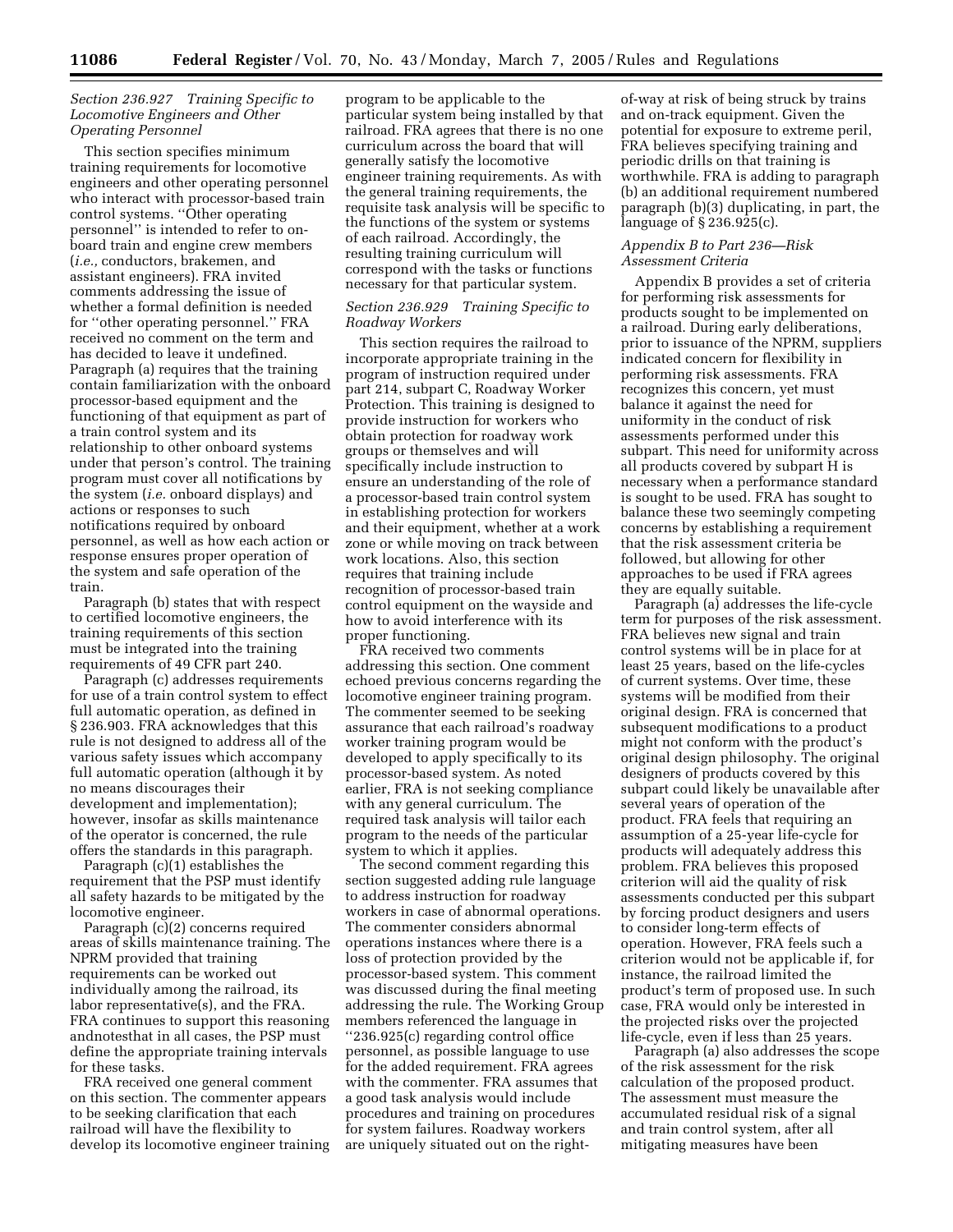*Section 236.927 Training Specific to Locomotive Engineers and Other Operating Personnel*

This section specifies minimum training requirements for locomotive engineers and other operating personnel who interact with processor-based train control systems. ''Other operating personnel'' is intended to refer to on-board train and engine crew members (*i.e.,* conductors, brakemen, and assistant engineers). FRA invited comments addressing the issue of whether a formal definition is needed for ''other operating personnel.'' FRA received no comment on the term and has decided to leave it undefined. Paragraph (a) requires that the training contain familiarization with the onboard processor-based equipment and the functioning of that equipment as part of a train control system and its relationship to other onboard systems under that person's control. The training program must cover all notifications by the system (*i.e.* onboard displays) and actions or responses to such notifications required by onboard personnel, as well as how each action or response ensures proper operation of the system and safe operation of the train.

Paragraph (b) states that with respect to certified locomotive engineers, the training requirements of this section must be integrated into the training requirements of 49 CFR part 240.

Paragraph (c) addresses requirements for use of a train control system to effect full automatic operation, as defined in § 236.903. FRA acknowledges that this rule is not designed to address all of the various safety issues which accompany full automatic operation (although it by no means discourages their development and implementation); however, insofar as skills maintenance of the operator is concerned, the rule offers the standards in this paragraph.

Paragraph (c)(1) establishes the requirement that the PSP must identify all safety hazards to be mitigated by the locomotive engineer.

Paragraph (c)(2) concerns required areas of skills maintenance training. The NPRM provided that training requirements can be worked out individually among the railroad, its labor representative(s), and the FRA. FRA continues to support this reasoning andnotesthat in all cases, the PSP must define the appropriate training intervals for these tasks.

FRA received one general comment on this section. The commenter appears to be seeking clarification that each railroad will have the flexibility to develop its locomotive engineer training program to be applicable to the particular system being installed by that railroad. FRA agrees that there is no one curriculum across the board that will generally satisfy the locomotive engineer training requirements. As with the general training requirements, the requisite task analysis will be specific to the functions of the system or systems of each railroad. Accordingly, the resulting training curriculum will correspond with the tasks or functions necessary for that particular system.

*Section 236.929 Training Specific to Roadway Workers*

This section requires the railroad to incorporate appropriate training in the program of instruction required under part 214, subpart C, Roadway Worker Protection. This training is designed to provide instruction for workers who obtain protection for roadway work groups or themselves and will specifically include instruction to ensure an understanding of the role of a processor-based train control system in establishing protection for workers and their equipment, whether at a work zone or while moving on track between work locations. Also, this section requires that training include recognition of processor-based train control equipment on the wayside and how to avoid interference with its proper functioning.

FRA received two comments addressing this section. One comment echoed previous concerns regarding the locomotive engineer training program. The commenter seemed to be seeking assurance that each railroad's roadway worker training program would be developed to apply specifically to its processor-based system. As noted earlier, FRA is not seeking compliance with any general curriculum. The required task analysis will tailor each program to the needs of the particular system to which it applies.

The second comment regarding this section suggested adding rule language to address instruction for roadway workers in case of abnormal operations. The commenter considers abnormal operations instances where there is a loss of protection provided by the processor-based system. This comment was discussed during the final meeting addressing the rule. The Working Group members referenced the language in ''236.925(c) regarding control office personnel, as possible language to use for the added requirement. FRA agrees with the commenter. FRA assumes that a good task analysis would include procedures and training on procedures for system failures. Roadway workers are uniquely situated out on the right-of-way at risk of being struck by trains and on-track equipment. Given the potential for exposure to extreme peril, FRA believes specifying training and periodic drills on that training is worthwhile. FRA is adding to paragraph (b) an additional requirement numbered paragraph (b)(3) duplicating, in part, the language of § 236.925(c).

*Appendix B to Part 236—Risk Assessment Criteria*

Appendix B provides a set of criteria for performing risk assessments for products sought to be implemented on a railroad. During early deliberations, prior to issuance of the NPRM, suppliers indicated concern for flexibility in performing risk assessments. FRA recognizes this concern, yet must balance it against the need for uniformity in the conduct of risk assessments performed under this subpart. This need for uniformity across all products covered by subpart H is necessary when a performance standard is sought to be used. FRA has sought to balance these two seemingly competing concerns by establishing a requirement that the risk assessment criteria be followed, but allowing for other approaches to be used if FRA agrees they are equally suitable.

Paragraph (a) addresses the life-cycle term for purposes of the risk assessment. FRA believes new signal and train control systems will be in place for at least 25 years, based on the life-cycles of current systems. Over time, these systems will be modified from their original design. FRA is concerned that subsequent modifications to a product might not conform with the product's original design philosophy. The original designers of products covered by this subpart could likely be unavailable after several years of operation of the product. FRA feels that requiring an assumption of a 25-year life-cycle for products will adequately address this problem. FRA believes this proposed criterion will aid the quality of risk assessments conducted per this subpart by forcing product designers and users to consider long-term effects of operation. However, FRA feels such a criterion would not be applicable if, for instance, the railroad limited the product's term of proposed use. In such case, FRA would only be interested in the projected risks over the projected life-cycle, even if less than 25 years.

Paragraph (a) also addresses the scope of the risk assessment for the risk calculation of the proposed product. The assessment must measure the accumulated residual risk of a signal and train control system, after all mitigating measures have been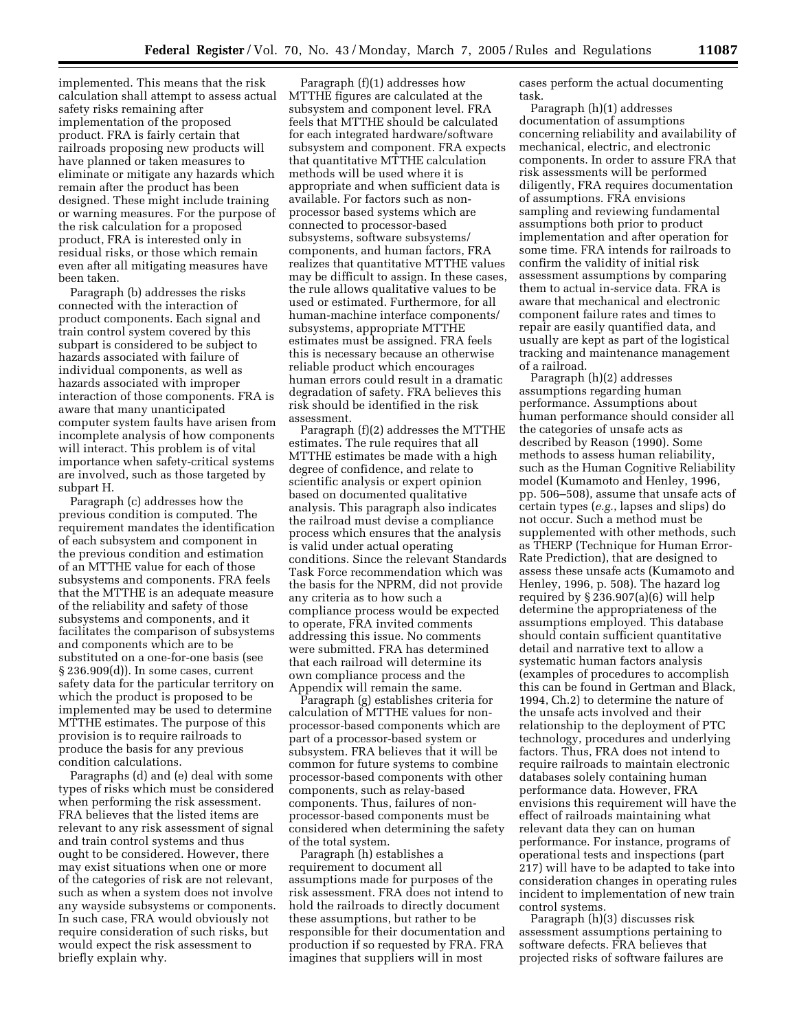implemented. This means that the risk calculation shall attempt to assess actual safety risks remaining after implementation of the proposed product. FRA is fairly certain that railroads proposing new products will have planned or taken measures to eliminate or mitigate any hazards which remain after the product has been designed. These might include training or warning measures. For the purpose of the risk calculation for a proposed product, FRA is interested only in residual risks, or those which remain even after all mitigating measures have been taken.

Paragraph (b) addresses the risks connected with the interaction of product components. Each signal and train control system covered by this subpart is considered to be subject to hazards associated with failure of individual components, as well as hazards associated with improper interaction of those components. FRA is aware that many unanticipated computer system faults have arisen from incomplete analysis of how components will interact. This problem is of vital importance when safety-critical systems are involved, such as those targeted by subpart H.

Paragraph (c) addresses how the previous condition is computed. The requirement mandates the identification of each subsystem and component in the previous condition and estimation of an MTTHE value for each of those subsystems and components. FRA feels that the MTTHE is an adequate measure of the reliability and safety of those subsystems and components, and it facilitates the comparison of subsystems and components which are to be substituted on a one-for-one basis (see § 236.909(d)). In some cases, current safety data for the particular territory on which the product is proposed to be implemented may be used to determine MTTHE estimates. The purpose of this provision is to require railroads to produce the basis for any previous condition calculations.

Paragraphs (d) and (e) deal with some types of risks which must be considered when performing the risk assessment. FRA believes that the listed items are relevant to any risk assessment of signal and train control systems and thus ought to be considered. However, there may exist situations when one or more of the categories of risk are not relevant, such as when a system does not involve any wayside subsystems or components. In such case, FRA would obviously not require consideration of such risks, but would expect the risk assessment to briefly explain why.

Paragraph (f)(1) addresses how MTTHE figures are calculated at the subsystem and component level. FRA feels that MTTHE should be calculated for each integrated hardware/software subsystem and component. FRA expects that quantitative MTTHE calculation methods will be used where it is appropriate and when sufficient data is available. For factors such as non-processor based systems which are connected to processor-based subsystems, software subsystems/components, and human factors, FRA realizes that quantitative MTTHE values may be difficult to assign. In these cases, the rule allows qualitative values to be used or estimated. Furthermore, for all human-machine interface components/subsystems, appropriate MTTHE estimates must be assigned. FRA feels this is necessary because an otherwise reliable product which encourages human errors could result in a dramatic degradation of safety. FRA believes this risk should be identified in the risk assessment.

Paragraph (f)(2) addresses the MTTHE estimates. The rule requires that all MTTHE estimates be made with a high degree of confidence, and relate to scientific analysis or expert opinion based on documented qualitative analysis. This paragraph also indicates the railroad must devise a compliance process which ensures that the analysis is valid under actual operating conditions. Since the relevant Standards Task Force recommendation which was the basis for the NPRM, did not provide any criteria as to how such a compliance process would be expected to operate, FRA invited comments addressing this issue. No comments were submitted. FRA has determined that each railroad will determine its own compliance process and the Appendix will remain the same.

Paragraph (g) establishes criteria for calculation of MTTHE values for non-processor-based components which are part of a processor-based system or subsystem. FRA believes that it will be common for future systems to combine processor-based components with other components, such as relay-based components. Thus, failures of non-processor-based components must be considered when determining the safety of the total system.

Paragraph (h) establishes a requirement to document all assumptions made for purposes of the risk assessment. FRA does not intend to hold the railroads to directly document these assumptions, but rather to be responsible for their documentation and production if so requested by FRA. FRA imagines that suppliers will in most cases perform the actual documenting task.

Paragraph (h)(1) addresses documentation of assumptions concerning reliability and availability of mechanical, electric, and electronic components. In order to assure FRA that risk assessments will be performed diligently, FRA requires documentation of assumptions. FRA envisions sampling and reviewing fundamental assumptions both prior to product implementation and after operation for some time. FRA intends for railroads to confirm the validity of initial risk assessment assumptions by comparing them to actual in-service data. FRA is aware that mechanical and electronic component failure rates and times to repair are easily quantified data, and usually are kept as part of the logistical tracking and maintenance management of a railroad.

Paragraph (h)(2) addresses assumptions regarding human performance. Assumptions about human performance should consider all the categories of unsafe acts as described by Reason (1990). Some methods to assess human reliability, such as the Human Cognitive Reliability model (Kumamoto and Henley, 1996, pp. 506–508), assume that unsafe acts of certain types (*e.g.*, lapses and slips) do not occur. Such a method must be supplemented with other methods, such as THERP (Technique for Human Error-Rate Prediction), that are designed to assess these unsafe acts (Kumamoto and Henley, 1996, p. 508). The hazard log required by § 236.907(a)(6) will help determine the appropriateness of the assumptions employed. This database should contain sufficient quantitative detail and narrative text to allow a systematic human factors analysis (examples of procedures to accomplish this can be found in Gertman and Black, 1994, Ch.2) to determine the nature of the unsafe acts involved and their relationship to the deployment of PTC technology, procedures and underlying factors. Thus, FRA does not intend to require railroads to maintain electronic databases solely containing human performance data. However, FRA envisions this requirement will have the effect of railroads maintaining what relevant data they can on human performance. For instance, programs of operational tests and inspections (part 217) will have to be adapted to take into consideration changes in operating rules incident to implementation of new train control systems.

Paragraph (h)(3) discusses risk assessment assumptions pertaining to software defects. FRA believes that projected risks of software failures are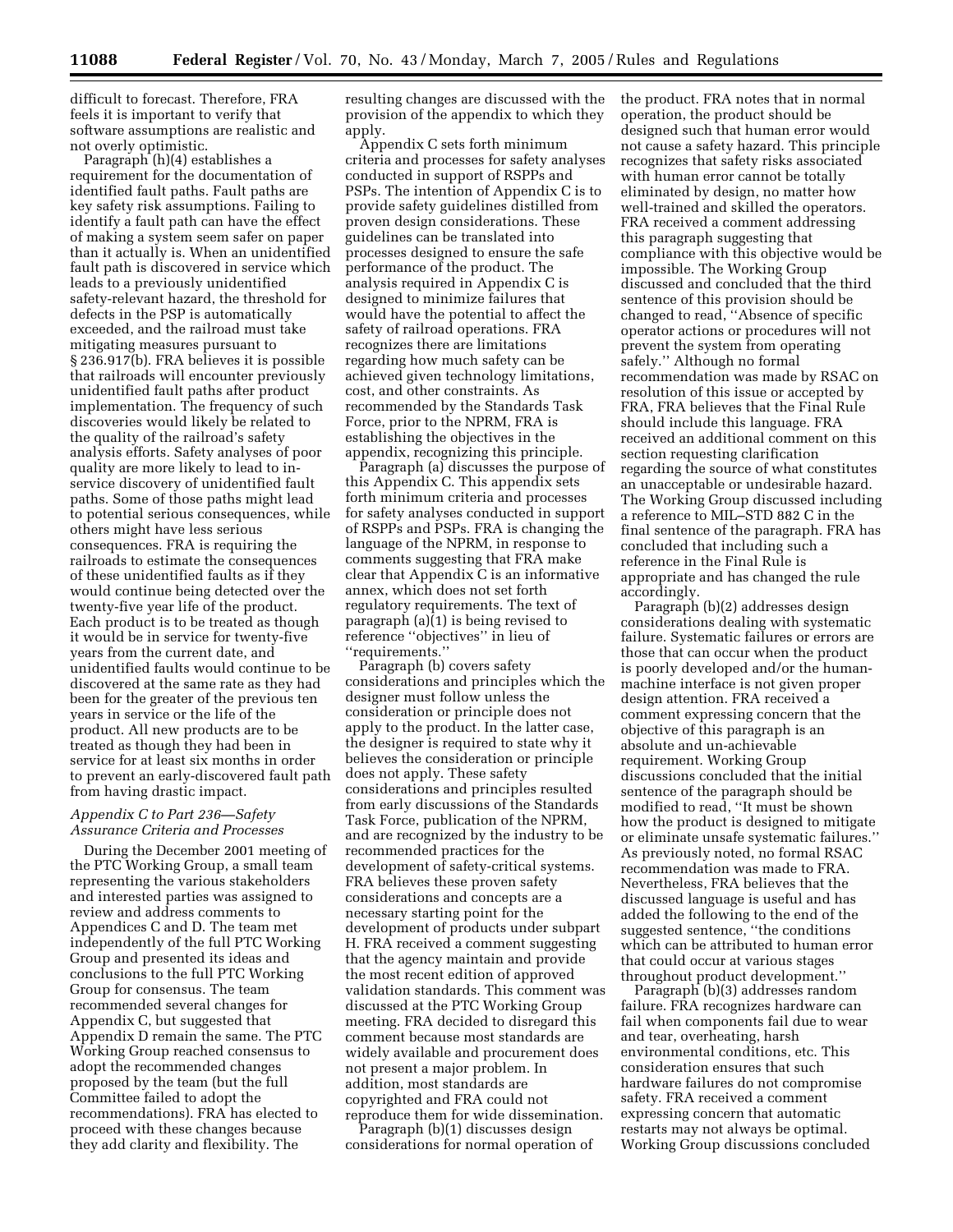difficult to forecast. Therefore, FRA feels it is important to verify that software assumptions are realistic and not overly optimistic.

Paragraph (h)(4) establishes a requirement for the documentation of identified fault paths. Fault paths are key safety risk assumptions. Failing to identify a fault path can have the effect of making a system seem safer on paper than it actually is. When an unidentified fault path is discovered in service which leads to a previously unidentified safety-relevant hazard, the threshold for defects in the PSP is automatically exceeded, and the railroad must take mitigating measures pursuant to § 236.917(b). FRA believes it is possible that railroads will encounter previously unidentified fault paths after product implementation. The frequency of such discoveries would likely be related to the quality of the railroad's safety analysis efforts. Safety analyses of poor quality are more likely to lead to in-service discovery of unidentified fault paths. Some of those paths might lead to potential serious consequences, while others might have less serious consequences. FRA is requiring the railroads to estimate the consequences of these unidentified faults as if they would continue being detected over the twenty-five year life of the product. Each product is to be treated as though it would be in service for twenty-five years from the current date, and unidentified faults would continue to be discovered at the same rate as they had been for the greater of the previous ten years in service or the life of the product. All new products are to be treated as though they had been in service for at least six months in order to prevent an early-discovered fault path from having drastic impact.

### *Appendix C to Part 236—Safety Assurance Criteria and Processes*

During the December 2001 meeting of the PTC Working Group, a small team representing the various stakeholders and interested parties was assigned to review and address comments to Appendices C and D. The team met independently of the full PTC Working Group and presented its ideas and conclusions to the full PTC Working Group for consensus. The team recommended several changes for Appendix C, but suggested that Appendix D remain the same. The PTC Working Group reached consensus to adopt the recommended changes proposed by the team (but the full Committee failed to adopt the recommendations). FRA has elected to proceed with these changes because they add clarity and flexibility. The resulting changes are discussed with the provision of the appendix to which they apply.

Appendix C sets forth minimum criteria and processes for safety analyses conducted in support of RSPPs and PSPs. The intention of Appendix C is to provide safety guidelines distilled from proven design considerations. These guidelines can be translated into processes designed to ensure the safe performance of the product. The analysis required in Appendix C is designed to minimize failures that would have the potential to affect the safety of railroad operations. FRA recognizes there are limitations regarding how much safety can be achieved given technology limitations, cost, and other constraints. As recommended by the Standards Task Force, prior to the NPRM, FRA is establishing the objectives in the appendix, recognizing this principle.

Paragraph (a) discusses the purpose of this Appendix C. This appendix sets forth minimum criteria and processes for safety analyses conducted in support of RSPPs and PSPs. FRA is changing the language of the NPRM, in response to comments suggesting that FRA make clear that Appendix C is an informative annex, which does not set forth regulatory requirements. The text of paragraph (a)(1) is being revised to reference ''objectives'' in lieu of ''requirements.''

Paragraph (b) covers safety considerations and principles which the designer must follow unless the consideration or principle does not apply to the product. In the latter case, the designer is required to state why it believes the consideration or principle does not apply. These safety considerations and principles resulted from early discussions of the Standards Task Force, publication of the NPRM, and are recognized by the industry to be recommended practices for the development of safety-critical systems. FRA believes these proven safety considerations and concepts are a necessary starting point for the development of products under subpart H. FRA received a comment suggesting that the agency maintain and provide the most recent edition of approved validation standards. This comment was discussed at the PTC Working Group meeting. FRA decided to disregard this comment because most standards are widely available and procurement does not present a major problem. In addition, most standards are copyrighted and FRA could not reproduce them for wide dissemination.

Paragraph (b)(1) discusses design considerations for normal operation of the product. FRA notes that in normal operation, the product should be designed such that human error would not cause a safety hazard. This principle recognizes that safety risks associated with human error cannot be totally eliminated by design, no matter how well-trained and skilled the operators. FRA received a comment addressing this paragraph suggesting that compliance with this objective would be impossible. The Working Group discussed and concluded that the third sentence of this provision should be changed to read, ''Absence of specific operator actions or procedures will not prevent the system from operating safely.'' Although no formal recommendation was made by RSAC on resolution of this issue or accepted by FRA, FRA believes that the Final Rule should include this language. FRA received an additional comment on this section requesting clarification regarding the source of what constitutes an unacceptable or undesirable hazard. The Working Group discussed including a reference to MIL–STD 882 C in the final sentence of the paragraph. FRA has concluded that including such a reference in the Final Rule is appropriate and has changed the rule accordingly.

Paragraph (b)(2) addresses design considerations dealing with systematic failure. Systematic failures or errors are those that can occur when the product is poorly developed and/or the human-machine interface is not given proper design attention. FRA received a comment expressing concern that the objective of this paragraph is an absolute and un-achievable requirement. Working Group discussions concluded that the initial sentence of the paragraph should be modified to read, ''It must be shown how the product is designed to mitigate or eliminate unsafe systematic failures.'' As previously noted, no formal RSAC recommendation was made to FRA. Nevertheless, FRA believes that the discussed language is useful and has added the following to the end of the suggested sentence, ''the conditions which can be attributed to human error that could occur at various stages throughout product development.''

Paragraph (b)(3) addresses random failure. FRA recognizes hardware can fail when components fail due to wear and tear, overheating, harsh environmental conditions, etc. This consideration ensures that such hardware failures do not compromise safety. FRA received a comment expressing concern that automatic restarts may not always be optimal. Working Group discussions concluded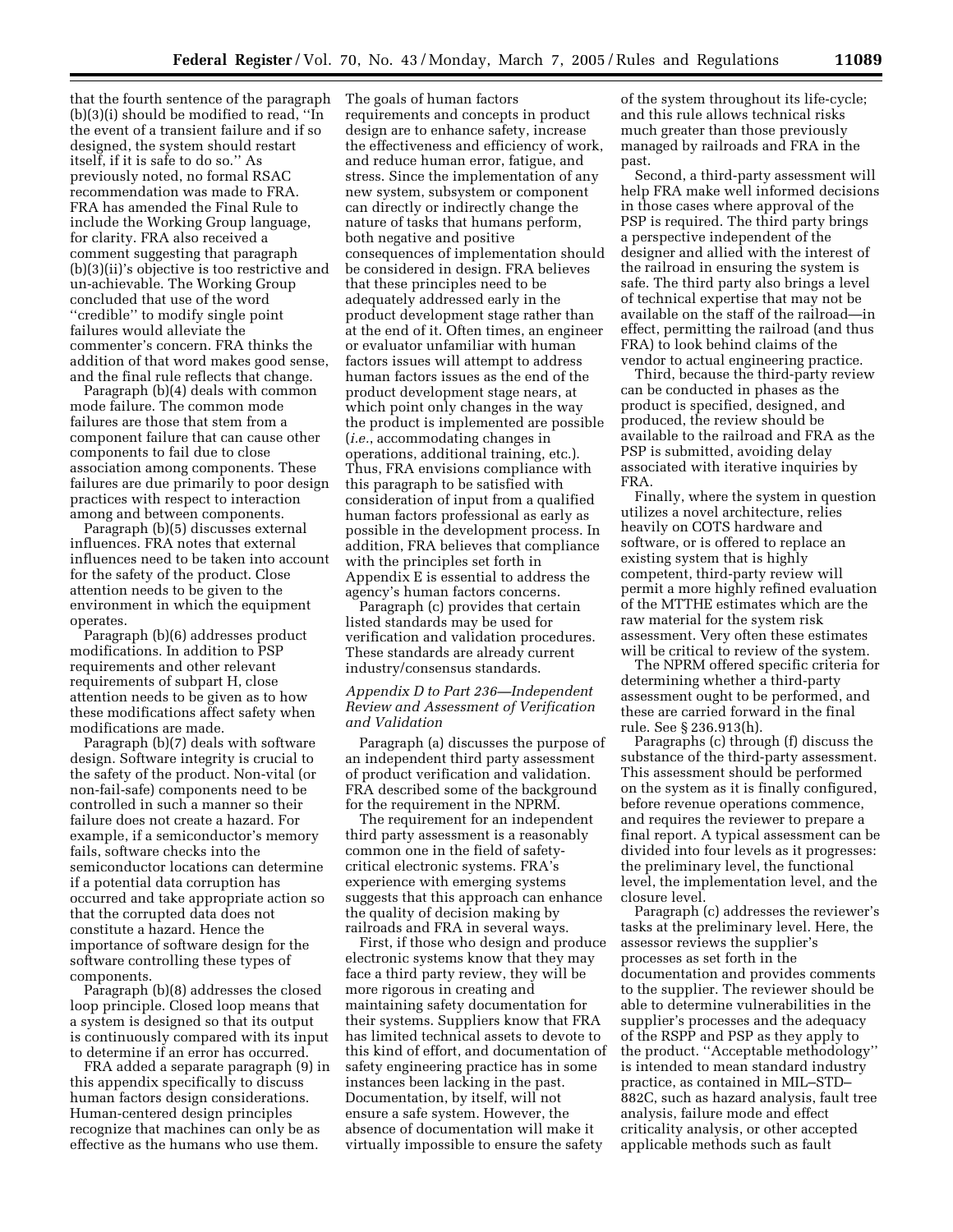that the fourth sentence of the paragraph (b)(3)(i) should be modified to read, ''In the event of a transient failure and if so designed, the system should restart itself, if it is safe to do so.'' As previously noted, no formal RSAC recommendation was made to FRA. FRA has amended the Final Rule to include the Working Group language, for clarity. FRA also received a comment suggesting that paragraph (b)(3)(ii)'s objective is too restrictive and un-achievable. The Working Group concluded that use of the word ''credible'' to modify single point failures would alleviate the commenter's concern. FRA thinks the addition of that word makes good sense, and the final rule reflects that change.

Paragraph (b)(4) deals with common mode failure. The common mode failures are those that stem from a component failure that can cause other components to fail due to close association among components. These failures are due primarily to poor design practices with respect to interaction among and between components.

Paragraph (b)(5) discusses external influences. FRA notes that external influences need to be taken into account for the safety of the product. Close attention needs to be given to the environment in which the equipment operates.

Paragraph (b)(6) addresses product modifications. In addition to PSP requirements and other relevant requirements of subpart H, close attention needs to be given as to how these modifications affect safety when modifications are made.

Paragraph (b)(7) deals with software design. Software integrity is crucial to the safety of the product. Non-vital (or non-fail-safe) components need to be controlled in such a manner so their failure does not create a hazard. For example, if a semiconductor's memory fails, software checks into the semiconductor locations can determine if a potential data corruption has occurred and take appropriate action so that the corrupted data does not constitute a hazard. Hence the importance of software design for the software controlling these types of components.

Paragraph (b)(8) addresses the closed loop principle. Closed loop means that a system is designed so that its output is continuously compared with its input to determine if an error has occurred.

FRA added a separate paragraph (9) in this appendix specifically to discuss human factors design considerations. Human-centered design principles recognize that machines can only be as effective as the humans who use them. The goals of human factors requirements and concepts in product design are to enhance safety, increase the effectiveness and efficiency of work, and reduce human error, fatigue, and stress. Since the implementation of any new system, subsystem or component can directly or indirectly change the nature of tasks that humans perform, both negative and positive consequences of implementation should be considered in design. FRA believes that these principles need to be adequately addressed early in the product development stage rather than at the end of it. Often times, an engineer or evaluator unfamiliar with human factors issues will attempt to address human factors issues as the end of the product development stage nears, at which point only changes in the way the product is implemented are possible (*i.e.*, accommodating changes in operations, additional training, etc.). Thus, FRA envisions compliance with this paragraph to be satisfied with consideration of input from a qualified human factors professional as early as possible in the development process. In addition, FRA believes that compliance with the principles set forth in Appendix E is essential to address the agency's human factors concerns.

Paragraph (c) provides that certain listed standards may be used for verification and validation procedures. These standards are already current industry/consensus standards.

*Appendix D to Part 236—Independent Review and Assessment of Verification and Validation*

Paragraph (a) discusses the purpose of an independent third party assessment of product verification and validation. FRA described some of the background for the requirement in the NPRM.

The requirement for an independent third party assessment is a reasonably common one in the field of safety-critical electronic systems. FRA's experience with emerging systems suggests that this approach can enhance the quality of decision making by railroads and FRA in several ways.

First, if those who design and produce electronic systems know that they may face a third party review, they will be more rigorous in creating and maintaining safety documentation for their systems. Suppliers know that FRA has limited technical assets to devote to this kind of effort, and documentation of safety engineering practice has in some instances been lacking in the past. Documentation, by itself, will not ensure a safe system. However, the absence of documentation will make it virtually impossible to ensure the safety of the system throughout its life-cycle; and this rule allows technical risks much greater than those previously managed by railroads and FRA in the past.

Second, a third-party assessment will help FRA make well informed decisions in those cases where approval of the PSP is required. The third party brings a perspective independent of the designer and allied with the interest of the railroad in ensuring the system is safe. The third party also brings a level of technical expertise that may not be available on the staff of the railroad—in effect, permitting the railroad (and thus FRA) to look behind claims of the vendor to actual engineering practice.

Third, because the third-party review can be conducted in phases as the product is specified, designed, and produced, the review should be available to the railroad and FRA as the PSP is submitted, avoiding delay associated with iterative inquiries by FRA.

Finally, where the system in question utilizes a novel architecture, relies heavily on COTS hardware and software, or is offered to replace an existing system that is highly competent, third-party review will permit a more highly refined evaluation of the MTTHE estimates which are the raw material for the system risk assessment. Very often these estimates will be critical to review of the system.

The NPRM offered specific criteria for determining whether a third-party assessment ought to be performed, and these are carried forward in the final rule. See § 236.913(h).

Paragraphs (c) through (f) discuss the substance of the third-party assessment. This assessment should be performed on the system as it is finally configured, before revenue operations commence, and requires the reviewer to prepare a final report. A typical assessment can be divided into four levels as it progresses: the preliminary level, the functional level, the implementation level, and the closure level.

Paragraph (c) addresses the reviewer's tasks at the preliminary level. Here, the assessor reviews the supplier's processes as set forth in the documentation and provides comments to the supplier. The reviewer should be able to determine vulnerabilities in the supplier's processes and the adequacy of the RSPP and PSP as they apply to the product. ''Acceptable methodology'' is intended to mean standard industry practice, as contained in MIL–STD–882C, such as hazard analysis, fault tree analysis, failure mode and effect criticality analysis, or other accepted applicable methods such as fault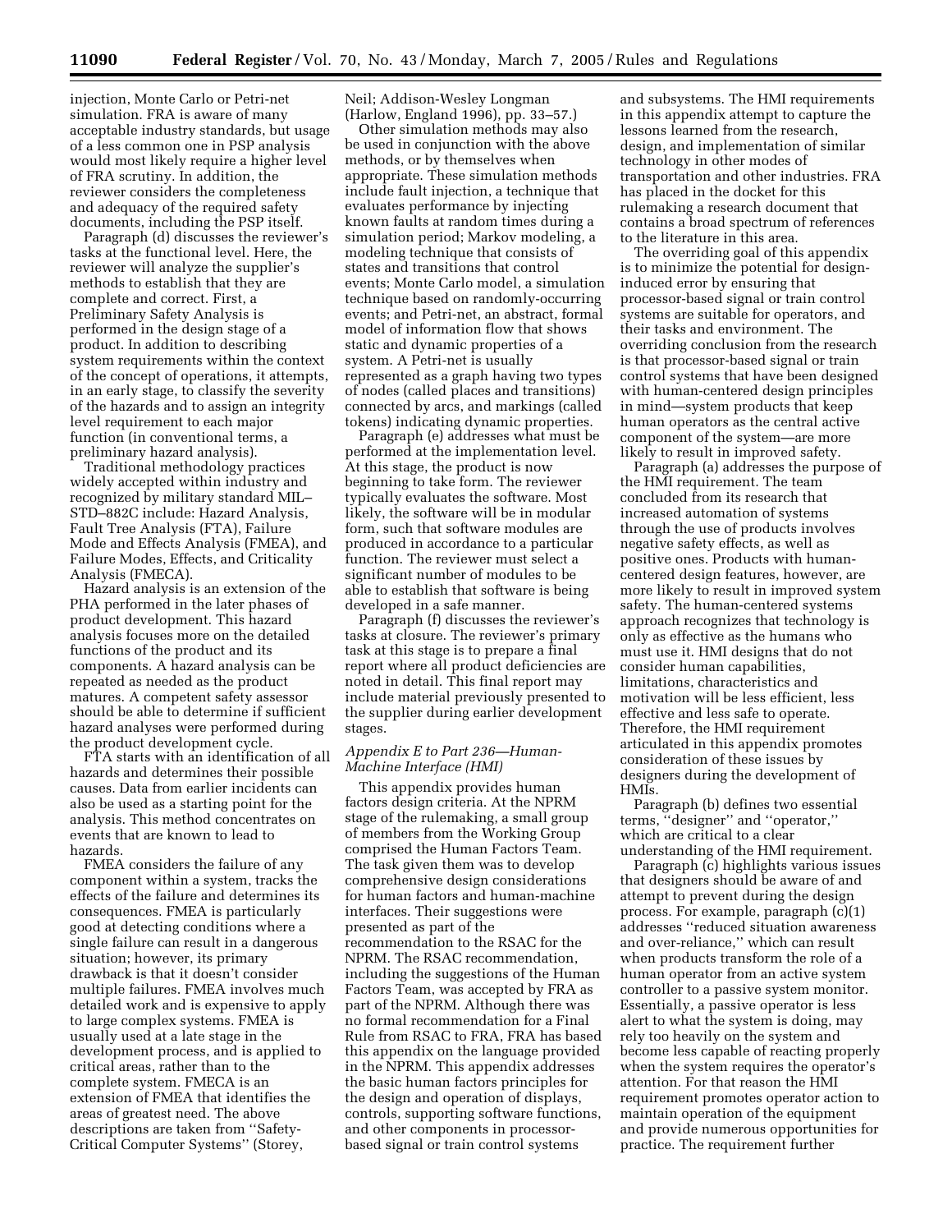injection, Monte Carlo or Petri-net simulation. FRA is aware of many acceptable industry standards, but usage of a less common one in PSP analysis would most likely require a higher level of FRA scrutiny. In addition, the reviewer considers the completeness and adequacy of the required safety documents, including the PSP itself.

Paragraph (d) discusses the reviewer's tasks at the functional level. Here, the reviewer will analyze the supplier's methods to establish that they are complete and correct. First, a Preliminary Safety Analysis is performed in the design stage of a product. In addition to describing system requirements within the context of the concept of operations, it attempts, in an early stage, to classify the severity of the hazards and to assign an integrity level requirement to each major function (in conventional terms, a preliminary hazard analysis).

Traditional methodology practices widely accepted within industry and recognized by military standard MIL–STD–882C include: Hazard Analysis, Fault Tree Analysis (FTA), Failure Mode and Effects Analysis (FMEA), and Failure Modes, Effects, and Criticality Analysis (FMECA).

Hazard analysis is an extension of the PHA performed in the later phases of product development. This hazard analysis focuses more on the detailed functions of the product and its components. A hazard analysis can be repeated as needed as the product matures. A competent safety assessor should be able to determine if sufficient hazard analyses were performed during the product development cycle.

FTA starts with an identification of all hazards and determines their possible causes. Data from earlier incidents can also be used as a starting point for the analysis. This method concentrates on events that are known to lead to hazards.

FMEA considers the failure of any component within a system, tracks the effects of the failure and determines its consequences. FMEA is particularly good at detecting conditions where a single failure can result in a dangerous situation; however, its primary drawback is that it doesn't consider multiple failures. FMEA involves much detailed work and is expensive to apply to large complex systems. FMEA is usually used at a late stage in the development process, and is applied to critical areas, rather than to the complete system. FMECA is an extension of FMEA that identifies the areas of greatest need. The above descriptions are taken from ''Safety-Critical Computer Systems'' (Storey, Neil; Addison-Wesley Longman (Harlow, England 1996), pp. 33–57.)

Other simulation methods may also be used in conjunction with the above methods, or by themselves when appropriate. These simulation methods include fault injection, a technique that evaluates performance by injecting known faults at random times during a simulation period; Markov modeling, a modeling technique that consists of states and transitions that control events; Monte Carlo model, a simulation technique based on randomly-occurring events; and Petri-net, an abstract, formal model of information flow that shows static and dynamic properties of a system. A Petri-net is usually represented as a graph having two types of nodes (called places and transitions) connected by arcs, and markings (called tokens) indicating dynamic properties.

Paragraph (e) addresses what must be performed at the implementation level. At this stage, the product is now beginning to take form. The reviewer typically evaluates the software. Most likely, the software will be in modular form, such that software modules are produced in accordance to a particular function. The reviewer must select a significant number of modules to be able to establish that software is being developed in a safe manner.

Paragraph (f) discusses the reviewer's tasks at closure. The reviewer's primary task at this stage is to prepare a final report where all product deficiencies are noted in detail. This final report may include material previously presented to the supplier during earlier development stages.

### *Appendix E to Part 236—Human-Machine Interface (HMI)*

This appendix provides human factors design criteria. At the NPRM stage of the rulemaking, a small group of members from the Working Group comprised the Human Factors Team. The task given them was to develop comprehensive design considerations for human factors and human-machine interfaces. Their suggestions were presented as part of the recommendation to the RSAC for the NPRM. The RSAC recommendation, including the suggestions of the Human Factors Team, was accepted by FRA as part of the NPRM. Although there was no formal recommendation for a Final Rule from RSAC to FRA, FRA has based this appendix on the language provided in the NPRM. This appendix addresses the basic human factors principles for the design and operation of displays, controls, supporting software functions, and other components in processor-based signal or train control systems and subsystems. The HMI requirements in this appendix attempt to capture the lessons learned from the research, design, and implementation of similar technology in other modes of transportation and other industries. FRA has placed in the docket for this rulemaking a research document that contains a broad spectrum of references to the literature in this area.

The overriding goal of this appendix is to minimize the potential for design-induced error by ensuring that processor-based signal or train control systems are suitable for operators, and their tasks and environment. The overriding conclusion from the research is that processor-based signal or train control systems that have been designed with human-centered design principles in mind—system products that keep human operators as the central active component of the system—are more likely to result in improved safety.

Paragraph (a) addresses the purpose of the HMI requirement. The team concluded from its research that increased automation of systems through the use of products involves negative safety effects, as well as positive ones. Products with human-centered design features, however, are more likely to result in improved system safety. The human-centered systems approach recognizes that technology is only as effective as the humans who must use it. HMI designs that do not consider human capabilities, limitations, characteristics and motivation will be less efficient, less effective and less safe to operate. Therefore, the HMI requirement articulated in this appendix promotes consideration of these issues by designers during the development of HMIs.

Paragraph (b) defines two essential terms, ''designer'' and ''operator,'' which are critical to a clear understanding of the HMI requirement.

Paragraph (c) highlights various issues that designers should be aware of and attempt to prevent during the design process. For example, paragraph (c)(1) addresses ''reduced situation awareness and over-reliance,'' which can result when products transform the role of a human operator from an active system controller to a passive system monitor. Essentially, a passive operator is less alert to what the system is doing, may rely too heavily on the system and become less capable of reacting properly when the system requires the operator's attention. For that reason the HMI requirement promotes operator action to maintain operation of the equipment and provide numerous opportunities for practice. The requirement further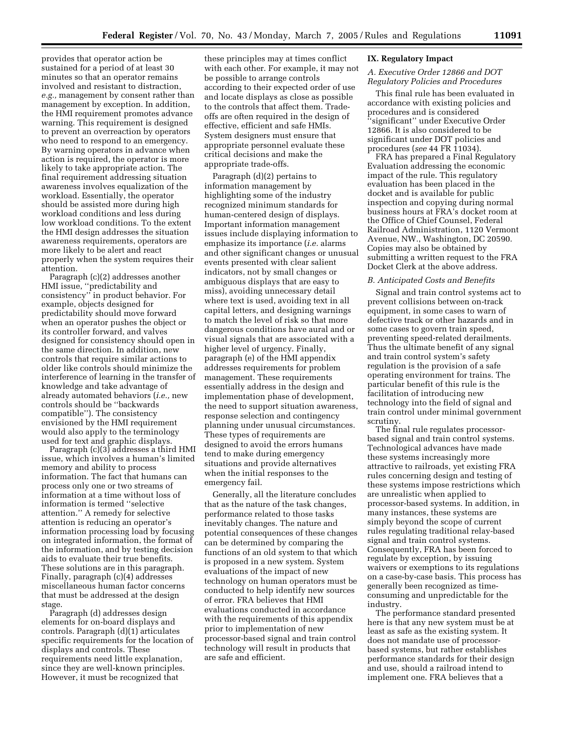provides that operator action be sustained for a period of at least 30 minutes so that an operator remains involved and resistant to distraction, *e.g.,* management by consent rather than management by exception. In addition, the HMI requirement promotes advance warning. This requirement is designed to prevent an overreaction by operators who need to respond to an emergency. By warning operators in advance when action is required, the operator is more likely to take appropriate action. The final requirement addressing situation awareness involves equalization of the workload. Essentially, the operator should be assisted more during high workload conditions and less during low workload conditions. To the extent the HMI design addresses the situation awareness requirements, operators are more likely to be alert and react properly when the system requires their attention.

Paragraph (c)(2) addresses another HMI issue, ''predictability and consistency'' in product behavior. For example, objects designed for predictability should move forward when an operator pushes the object or its controller forward, and valves designed for consistency should open in the same direction. In addition, new controls that require similar actions to older like controls should minimize the interference of learning in the transfer of knowledge and take advantage of already automated behaviors (*i.e.,* new controls should be ''backwards compatible''). The consistency envisioned by the HMI requirement would also apply to the terminology used for text and graphic displays.

Paragraph (c)(3) addresses a third HMI issue, which involves a human's limited memory and ability to process information. The fact that humans can process only one or two streams of information at a time without loss of information is termed ''selective attention.'' A remedy for selective attention is reducing an operator's information processing load by focusing on integrated information, the format of the information, and by testing decision aids to evaluate their true benefits. These solutions are in this paragraph. Finally, paragraph (c)(4) addresses miscellaneous human factor concerns that must be addressed at the design stage.

Paragraph (d) addresses design elements for on-board displays and controls. Paragraph (d)(1) articulates specific requirements for the location of displays and controls. These requirements need little explanation, since they are well-known principles. However, it must be recognized that these principles may at times conflict with each other. For example, it may not be possible to arrange controls according to their expected order of use and locate displays as close as possible to the controls that affect them. Trade-offs are often required in the design of effective, efficient and safe HMIs. System designers must ensure that appropriate personnel evaluate these critical decisions and make the appropriate trade-offs.

Paragraph (d)(2) pertains to information management by highlighting some of the industry recognized minimum standards for human-centered design of displays. Important information management issues include displaying information to emphasize its importance (*i.e.* alarms and other significant changes or unusual events presented with clear salient indicators, not by small changes or ambiguous displays that are easy to miss), avoiding unnecessary detail where text is used, avoiding text in all capital letters, and designing warnings to match the level of risk so that more dangerous conditions have aural and or visual signals that are associated with a higher level of urgency. Finally, paragraph (e) of the HMI appendix addresses requirements for problem management. These requirements essentially address in the design and implementation phase of development, the need to support situation awareness, response selection and contingency planning under unusual circumstances. These types of requirements are designed to avoid the errors humans tend to make during emergency situations and provide alternatives when the initial responses to the emergency fail.

Generally, all the literature concludes that as the nature of the task changes, performance related to those tasks inevitably changes. The nature and potential consequences of these changes can be determined by comparing the functions of an old system to that which is proposed in a new system. System evaluations of the impact of new technology on human operators must be conducted to help identify new sources of error. FRA believes that HMI evaluations conducted in accordance with the requirements of this appendix prior to implementation of new processor-based signal and train control technology will result in products that are safe and efficient.

## IX. Regulatory Impact

### *A. Executive Order 12866 and DOT Regulatory Policies and Procedures*

This final rule has been evaluated in accordance with existing policies and procedures and is considered ''significant'' under Executive Order 12866. It is also considered to be significant under DOT policies and procedures (*see* 44 FR 11034).

FRA has prepared a Final Regulatory Evaluation addressing the economic impact of the rule. This regulatory evaluation has been placed in the docket and is available for public inspection and copying during normal business hours at FRA's docket room at the Office of Chief Counsel, Federal Railroad Administration, 1120 Vermont Avenue, NW., Washington, DC 20590. Copies may also be obtained by submitting a written request to the FRA Docket Clerk at the above address.

### *B. Anticipated Costs and Benefits*

Signal and train control systems act to prevent collisions between on-track equipment, in some cases to warn of defective track or other hazards and in some cases to govern train speed, preventing speed-related derailments. Thus the ultimate benefit of any signal and train control system's safety regulation is the provision of a safe operating environment for trains. The particular benefit of this rule is the facilitation of introducing new technology into the field of signal and train control under minimal government scrutiny.

The final rule regulates processor-based signal and train control systems. Technological advances have made these systems increasingly more attractive to railroads, yet existing FRA rules concerning design and testing of these systems impose restrictions which are unrealistic when applied to processor-based systems. In addition, in many instances, these systems are simply beyond the scope of current rules regulating traditional relay-based signal and train control systems. Consequently, FRA has been forced to regulate by exception, by issuing waivers or exemptions to its regulations on a case-by-case basis. This process has generally been recognized as time-consuming and unpredictable for the industry.

The performance standard presented here is that any new system must be at least as safe as the existing system. It does not mandate use of processor-based systems, but rather establishes performance standards for their design and use, should a railroad intend to implement one. FRA believes that a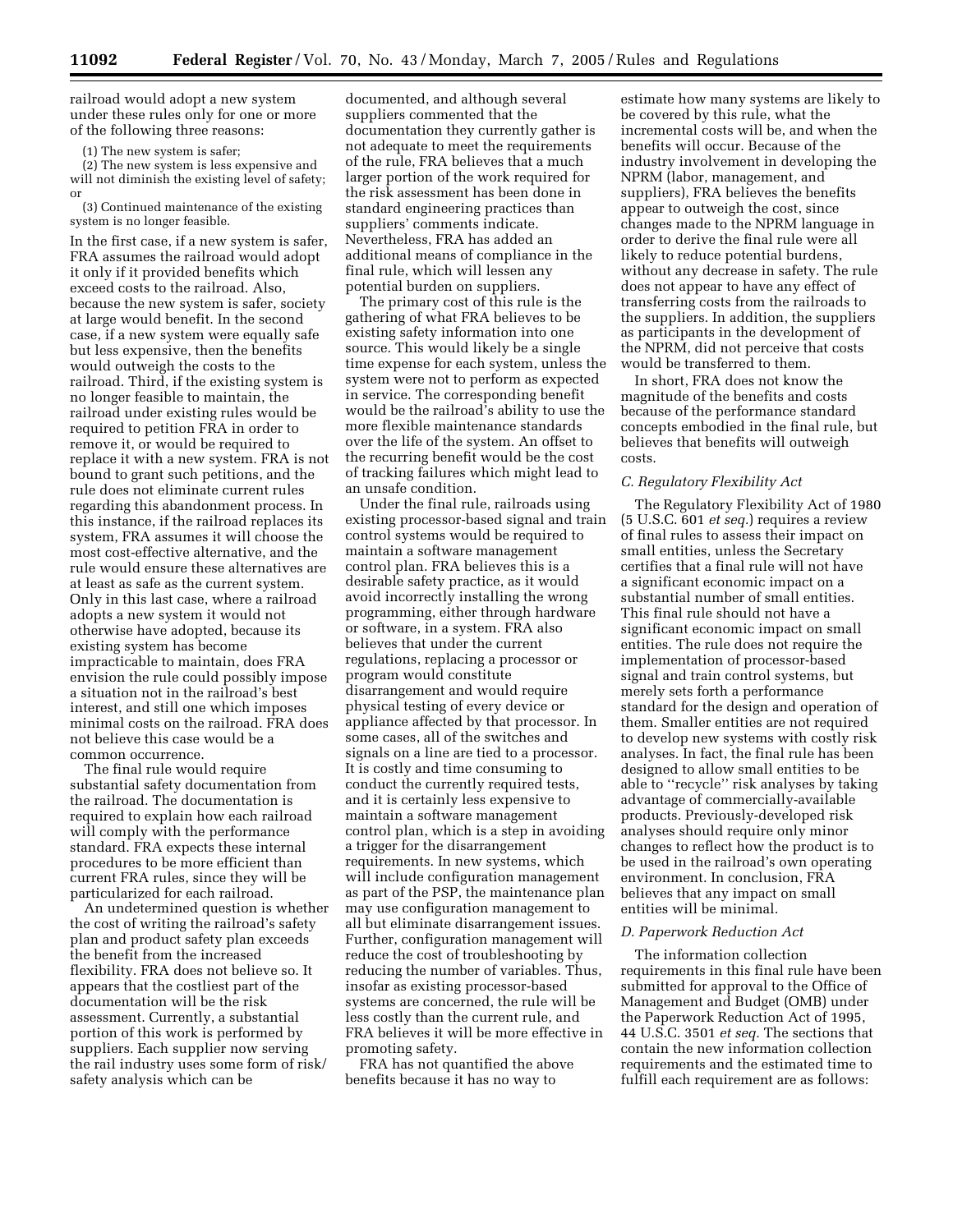railroad would adopt a new system under these rules only for one or more of the following three reasons:

(1) The new system is safer;

(2) The new system is less expensive and will not diminish the existing level of safety; or

(3) Continued maintenance of the existing system is no longer feasible.

In the first case, if a new system is safer, FRA assumes the railroad would adopt it only if it provided benefits which exceed costs to the railroad. Also, because the new system is safer, society at large would benefit. In the second case, if a new system were equally safe but less expensive, then the benefits would outweigh the costs to the railroad. Third, if the existing system is no longer feasible to maintain, the railroad under existing rules would be required to petition FRA in order to remove it, or would be required to replace it with a new system. FRA is not bound to grant such petitions, and the rule does not eliminate current rules regarding this abandonment process. In this instance, if the railroad replaces its system, FRA assumes it will choose the most cost-effective alternative, and the rule would ensure these alternatives are at least as safe as the current system. Only in this last case, where a railroad adopts a new system it would not otherwise have adopted, because its existing system has become impracticable to maintain, does FRA envision the rule could possibly impose a situation not in the railroad's best interest, and still one which imposes minimal costs on the railroad. FRA does not believe this case would be a common occurrence.

The final rule would require substantial safety documentation from the railroad. The documentation is required to explain how each railroad will comply with the performance standard. FRA expects these internal procedures to be more efficient than current FRA rules, since they will be particularized for each railroad.

An undetermined question is whether the cost of writing the railroad's safety plan and product safety plan exceeds the benefit from the increased flexibility. FRA does not believe so. It appears that the costliest part of the documentation will be the risk assessment. Currently, a substantial portion of this work is performed by suppliers. Each supplier now serving the rail industry uses some form of risk/safety analysis which can be documented, and although several suppliers commented that the documentation they currently gather is not adequate to meet the requirements of the rule, FRA believes that a much larger portion of the work required for the risk assessment has been done in standard engineering practices than suppliers' comments indicate. Nevertheless, FRA has added an additional means of compliance in the final rule, which will lessen any potential burden on suppliers.

The primary cost of this rule is the gathering of what FRA believes to be existing safety information into one source. This would likely be a single time expense for each system, unless the system were not to perform as expected in service. The corresponding benefit would be the railroad's ability to use the more flexible maintenance standards over the life of the system. An offset to the recurring benefit would be the cost of tracking failures which might lead to an unsafe condition.

Under the final rule, railroads using existing processor-based signal and train control systems would be required to maintain a software management control plan. FRA believes this is a desirable safety practice, as it would avoid incorrectly installing the wrong programming, either through hardware or software, in a system. FRA also believes that under the current regulations, replacing a processor or program would constitute disarrangement and would require physical testing of every device or appliance affected by that processor. In some cases, all of the switches and signals on a line are tied to a processor. It is costly and time consuming to conduct the currently required tests, and it is certainly less expensive to maintain a software management control plan, which is a step in avoiding a trigger for the disarrangement requirements. In new systems, which will include configuration management as part of the PSP, the maintenance plan may use configuration management to all but eliminate disarrangement issues. Further, configuration management will reduce the cost of troubleshooting by reducing the number of variables. Thus, insofar as existing processor-based systems are concerned, the rule will be less costly than the current rule, and FRA believes it will be more effective in promoting safety.

FRA has not quantified the above benefits because it has no way to estimate how many systems are likely to be covered by this rule, what the incremental costs will be, and when the benefits will occur. Because of the industry involvement in developing the NPRM (labor, management, and suppliers), FRA believes the benefits appear to outweigh the cost, since changes made to the NPRM language in order to derive the final rule were all likely to reduce potential burdens, without any decrease in safety. The rule does not appear to have any effect of transferring costs from the railroads to the suppliers. In addition, the suppliers as participants in the development of the NPRM, did not perceive that costs would be transferred to them.

In short, FRA does not know the magnitude of the benefits and costs because of the performance standard concepts embodied in the final rule, but believes that benefits will outweigh costs.

### *C. Regulatory Flexibility Act*

The Regulatory Flexibility Act of 1980 (5 U.S.C. 601 *et seq.*) requires a review of final rules to assess their impact on small entities, unless the Secretary certifies that a final rule will not have a significant economic impact on a substantial number of small entities. This final rule should not have a significant economic impact on small entities. The rule does not require the implementation of processor-based signal and train control systems, but merely sets forth a performance standard for the design and operation of them. Smaller entities are not required to develop new systems with costly risk analyses. In fact, the final rule has been designed to allow small entities to be able to ''recycle'' risk analyses by taking advantage of commercially-available products. Previously-developed risk analyses should require only minor changes to reflect how the product is to be used in the railroad's own operating environment. In conclusion, FRA believes that any impact on small entities will be minimal.

### *D. Paperwork Reduction Act*

The information collection requirements in this final rule have been submitted for approval to the Office of Management and Budget (OMB) under the Paperwork Reduction Act of 1995, 44 U.S.C. 3501 *et seq.* The sections that contain the new information collection requirements and the estimated time to fulfill each requirement are as follows: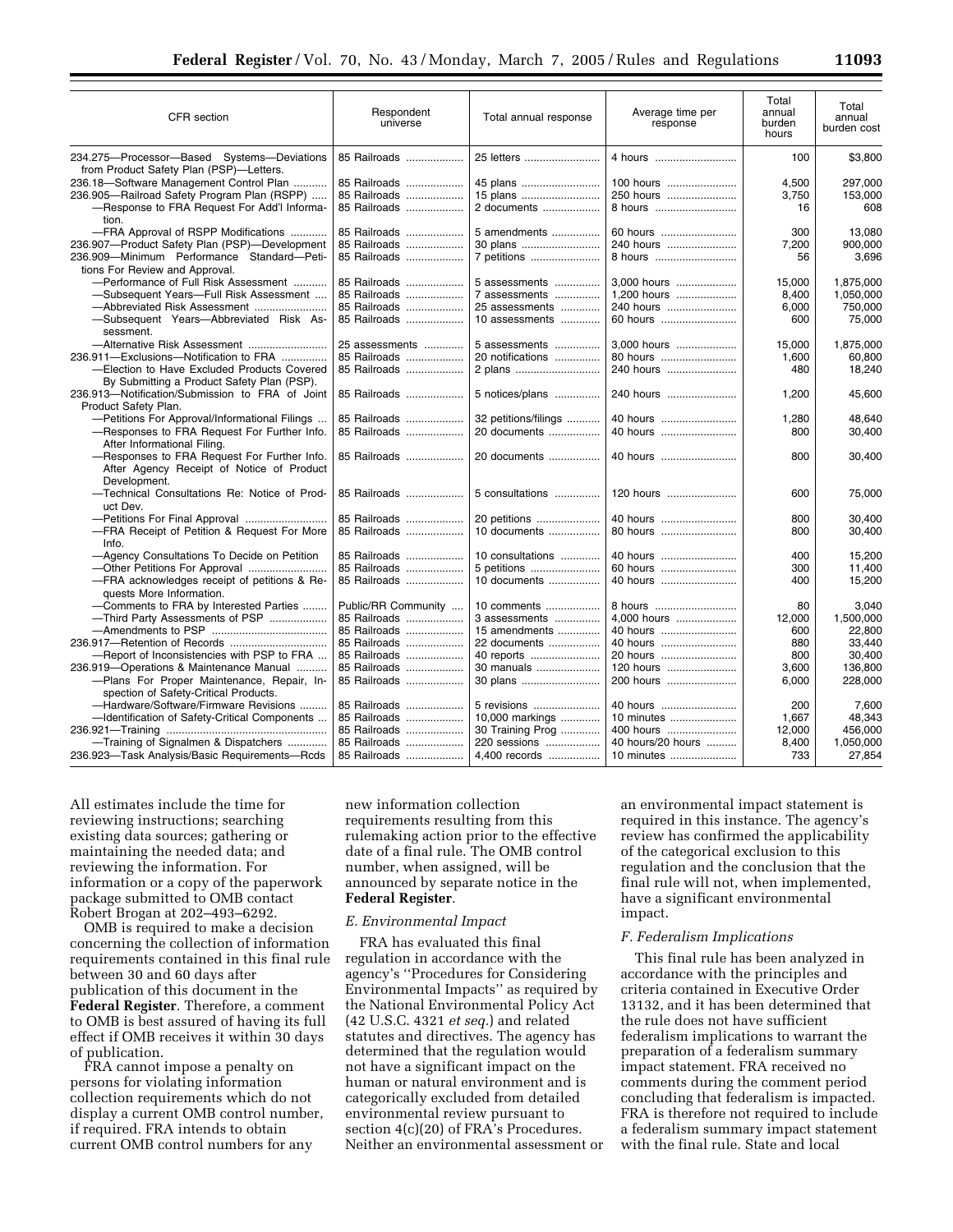| CFR section | Respondent universe | Total annual response | Average time per response | Total annual burden hours | Total annual burden cost |
|---|---|---|---|---|---|
| 234.275—Processor—Based Systems—Deviations from Product Safety Plan (PSP)—Letters. | 85 Railroads | 25 letters | 4 hours | 100 | $3,800 |
| 236.18—Software Management Control Plan | 85 Railroads | 45 plans | 100 hours | 4,500 | 297,000 |
| 236.905—Railroad Safety Program Plan (RSPP) | 85 Railroads | 15 plans | 250 hours | 3,750 | 153,000 |
| —Response to FRA Request For Add'l Information. | 85 Railroads | 2 documents | 8 hours | 16 | 608 |
| —FRA Approval of RSPP Modifications | 85 Railroads | 5 amendments | 60 hours | 300 | 13,080 |
| 236.907—Product Safety Plan (PSP)—Development | 85 Railroads | 30 plans | 240 hours | 7,200 | 900,000 |
| 236.909—Minimum Performance Standard—Petitions For Review and Approval. | 85 Railroads | 7 petitions | 8 hours | 56 | 3,696 |
| —Performance of Full Risk Assessment | 85 Railroads | 5 assessments | 3,000 hours | 15,000 | 1,875,000 |
| —Subsequent Years—Full Risk Assessment | 85 Railroads | 7 assessments | 1,200 hours | 8,400 | 1,050,000 |
| —Abbreviated Risk Assessment | 85 Railroads | 25 assessments | 240 hours | 6,000 | 750,000 |
| —Subsequent Years—Abbreviated Risk Assessment. | 85 Railroads | 10 assessments | 60 hours | 600 | 75,000 |
| —Alternative Risk Assessment | 25 assessments | 5 assessments | 3,000 hours | 15,000 | 1,875,000 |
| 236.911—Exclusions—Notification to FRA | 85 Railroads | 20 notifications | 80 hours | 1,600 | 60,800 |
| —Election to Have Excluded Products Covered By Submitting a Product Safety Plan (PSP). | 85 Railroads | 2 plans | 240 hours | 480 | 18,240 |
| 236.913—Notification/Submission to FRA of Joint Product Safety Plan. | 85 Railroads | 5 notices/plans | 240 hours | 1,200 | 45,600 |
| —Petitions For Approval/Informational Filings | 85 Railroads | 32 petitions/filings | 40 hours | 1,280 | 48,640 |
| —Responses to FRA Request For Further Info. After Informational Filing. | 85 Railroads | 20 documents | 40 hours | 800 | 30,400 |
| —Responses to FRA Request For Further Info. After Agency Receipt of Notice of Product Development. | 85 Railroads | 20 documents | 40 hours | 800 | 30,400 |
| —Technical Consultations Re: Notice of Product Dev. | 85 Railroads | 5 consultations | 120 hours | 600 | 75,000 |
| —Petitions For Final Approval | 85 Railroads | 20 petitions | 40 hours | 800 | 30,400 |
| —FRA Receipt of Petition & Request For More Info. | 85 Railroads | 10 documents | 80 hours | 800 | 30,400 |
| —Agency Consultations To Decide on Petition | 85 Railroads | 10 consultations | 40 hours | 400 | 15,200 |
| —Other Petitions For Approval | 85 Railroads | 5 petitions | 60 hours | 300 | 11,400 |
| —FRA acknowledges receipt of petitions & Requests More Information. | 85 Railroads | 10 documents | 40 hours | 400 | 15,200 |
| —Comments to FRA by Interested Parties | Public/RR Community | 10 comments | 8 hours | 80 | 3,040 |
| —Third Party Assessments of PSP | 85 Railroads | 3 assessments | 4,000 hours | 12,000 | 1,500,000 |
| —Amendments to PSP | 85 Railroads | 15 amendments | 40 hours | 600 | 22,800 |
| 236.917—Retention of Records | 85 Railroads | 22 documents | 40 hours | 880 | 33,440 |
| —Report of Inconsistencies with PSP to FRA | 85 Railroads | 40 reports | 20 hours | 800 | 30,400 |
| 236.919—Operations & Maintenance Manual | 85 Railroads | 30 manuals | 120 hours | 3,600 | 136,800 |
| —Plans For Proper Maintenance, Repair, Inspection of Safety-Critical Products. | 85 Railroads | 30 plans | 200 hours | 6,000 | 228,000 |
| —Hardware/Software/Firmware Revisions | 85 Railroads | 5 revisions | 40 hours | 200 | 7,600 |
| —Identification of Safety-Critical Components | 85 Railroads | 10,000 markings | 10 minutes | 1,667 | 48,343 |
| 236.921—Training | 85 Railroads | 30 Training Prog | 400 hours | 12,000 | 456,000 |
| —Training of Signalmen & Dispatchers | 85 Railroads | 220 sessions | 40 hours/20 hours | 8,400 | 1,050,000 |
| 236.923—Task Analysis/Basic Requirements—Rcds | 85 Railroads | 4,400 records | 10 minutes | 733 | 27,854 |

All estimates include the time for reviewing instructions; searching existing data sources; gathering or maintaining the needed data; and reviewing the information. For information or a copy of the paperwork package submitted to OMB contact Robert Brogan at 202–493–6292.

OMB is required to make a decision concerning the collection of information requirements contained in this final rule between 30 and 60 days after publication of this document in the **Federal Register**. Therefore, a comment to OMB is best assured of having its full effect if OMB receives it within 30 days of publication.

FRA cannot impose a penalty on persons for violating information collection requirements which do not display a current OMB control number, if required. FRA intends to obtain current OMB control numbers for any new information collection requirements resulting from this rulemaking action prior to the effective date of a final rule. The OMB control number, when assigned, will be announced by separate notice in the **Federal Register**.

### *E. Environmental Impact*

FRA has evaluated this final regulation in accordance with the agency's ''Procedures for Considering Environmental Impacts'' as required by the National Environmental Policy Act (42 U.S.C. 4321 *et seq.*) and related statutes and directives. The agency has determined that the regulation would not have a significant impact on the human or natural environment and is categorically excluded from detailed environmental review pursuant to section 4(c)(20) of FRA's Procedures. Neither an environmental assessment or an environmental impact statement is required in this instance. The agency's review has confirmed the applicability of the categorical exclusion to this regulation and the conclusion that the final rule will not, when implemented, have a significant environmental impact.

### *F. Federalism Implications*

This final rule has been analyzed in accordance with the principles and criteria contained in Executive Order 13132, and it has been determined that the rule does not have sufficient federalism implications to warrant the preparation of a federalism summary impact statement. FRA received no comments during the comment period concluding that federalism is impacted. FRA is therefore not required to include a federalism summary impact statement with the final rule. State and local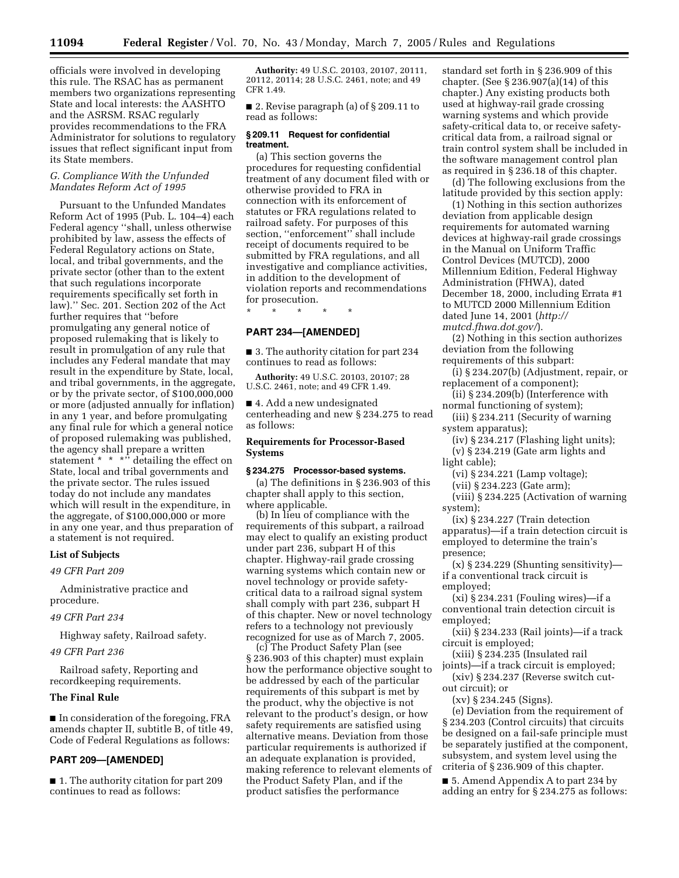officials were involved in developing this rule. The RSAC has as permanent members two organizations representing State and local interests: the AASHTO and the ASRSM. RSAC regularly provides recommendations to the FRA Administrator for solutions to regulatory issues that reflect significant input from its State members.

### *G. Compliance With the Unfunded Mandates Reform Act of 1995*

Pursuant to the Unfunded Mandates Reform Act of 1995 (Pub. L. 104–4) each Federal agency ''shall, unless otherwise prohibited by law, assess the effects of Federal Regulatory actions on State, local, and tribal governments, and the private sector (other than to the extent that such regulations incorporate requirements specifically set forth in law).'' Sec. 201. Section 202 of the Act further requires that ''before promulgating any general notice of proposed rulemaking that is likely to result in promulgation of any rule that includes any Federal mandate that may result in the expenditure by State, local, and tribal governments, in the aggregate, or by the private sector, of $100,000,000 or more (adjusted annually for inflation) in any 1 year, and before promulgating any final rule for which a general notice of proposed rulemaking was published, the agency shall prepare a written statement * * *'' detailing the effect on State, local and tribal governments and the private sector. The rules issued today do not include any mandates which will result in the expenditure, in the aggregate, of $100,000,000 or more in any one year, and thus preparation of a statement is not required.

### List of Subjects

*49 CFR Part 209*

Administrative practice and procedure.

*49 CFR Part 234*

Highway safety, Railroad safety.

*49 CFR Part 236*

Railroad safety, Reporting and recordkeeping requirements.

### The Final Rule

■ In consideration of the foregoing, FRA amends chapter II, subtitle B, of title 49, Code of Federal Regulations as follows:

## PART 209—[AMENDED]

■ 1. The authority citation for part 209 continues to read as follows:

**Authority:** 49 U.S.C. 20103, 20107, 20111, 20112, 20114; 28 U.S.C. 2461, note; and 49 CFR 1.49.

■ 2. Revise paragraph (a) of § 209.11 to read as follows:

### § 209.11 Request for confidential treatment.

(a) This section governs the procedures for requesting confidential treatment of any document filed with or otherwise provided to FRA in connection with its enforcement of statutes or FRA regulations related to railroad safety. For purposes of this section, ''enforcement'' shall include receipt of documents required to be submitted by FRA regulations, and all investigative and compliance activities, in addition to the development of violation reports and recommendations for prosecution.

\* \* \* \* \*

## PART 234—[AMENDED]

■ 3. The authority citation for part 234 continues to read as follows:

**Authority:** 49 U.S.C. 20103, 20107; 28 U.S.C. 2461, note; and 49 CFR 1.49.

■ 4. Add a new undesignated centerheading and new § 234.275 to read as follows:

### Requirements for Processor-Based Systems

### § 234.275 Processor-based systems.

(a) The definitions in § 236.903 of this chapter shall apply to this section, where applicable.

(b) In lieu of compliance with the requirements of this subpart, a railroad may elect to qualify an existing product under part 236, subpart H of this chapter. Highway-rail grade crossing warning systems which contain new or novel technology or provide safety-critical data to a railroad signal system shall comply with part 236, subpart H of this chapter. New or novel technology refers to a technology not previously recognized for use as of March 7, 2005.

(c) The Product Safety Plan (see § 236.903 of this chapter) must explain how the performance objective sought to be addressed by each of the particular requirements of this subpart is met by the product, why the objective is not relevant to the product's design, or how safety requirements are satisfied using alternative means. Deviation from those particular requirements is authorized if an adequate explanation is provided, making reference to relevant elements of the Product Safety Plan, and if the product satisfies the performance standard set forth in § 236.909 of this chapter. (See § 236.907(a)(14) of this chapter.) Any existing products both used at highway-rail grade crossing warning systems and which provide safety-critical data to, or receive safety-critical data from, a railroad signal or train control system shall be included in the software management control plan as required in § 236.18 of this chapter.

(d) The following exclusions from the latitude provided by this section apply:

(1) Nothing in this section authorizes deviation from applicable design requirements for automated warning devices at highway-rail grade crossings in the Manual on Uniform Traffic Control Devices (MUTCD), 2000 Millennium Edition, Federal Highway Administration (FHWA), dated December 18, 2000, including Errata #1 to MUTCD 2000 Millennium Edition dated June 14, 2001 (*http://mutcd.fhwa.dot.gov/*).

(2) Nothing in this section authorizes deviation from the following requirements of this subpart:

(i) § 234.207(b) (Adjustment, repair, or replacement of a component);

(ii) § 234.209(b) (Interference with normal functioning of system);

(iii) § 234.211 (Security of warning system apparatus);

(iv) § 234.217 (Flashing light units);

(v) § 234.219 (Gate arm lights and light cable);

(vi) § 234.221 (Lamp voltage);

(vii) § 234.223 (Gate arm);

(viii) § 234.225 (Activation of warning system);

(ix) § 234.227 (Train detection apparatus)—if a train detection circuit is employed to determine the train's presence;

(x) § 234.229 (Shunting sensitivity)—if a conventional track circuit is employed;

(xi) § 234.231 (Fouling wires)—if a conventional train detection circuit is employed;

(xii) § 234.233 (Rail joints)—if a track circuit is employed;

(xiii) § 234.235 (Insulated rail joints)—if a track circuit is employed;

(xiv) § 234.237 (Reverse switch cut-out circuit); or

(xv) § 234.245 (Signs).

(e) Deviation from the requirement of § 234.203 (Control circuits) that circuits be designed on a fail-safe principle must be separately justified at the component, subsystem, and system level using the criteria of § 236.909 of this chapter.

■ 5. Amend Appendix A to part 234 by adding an entry for § 234.275 as follows: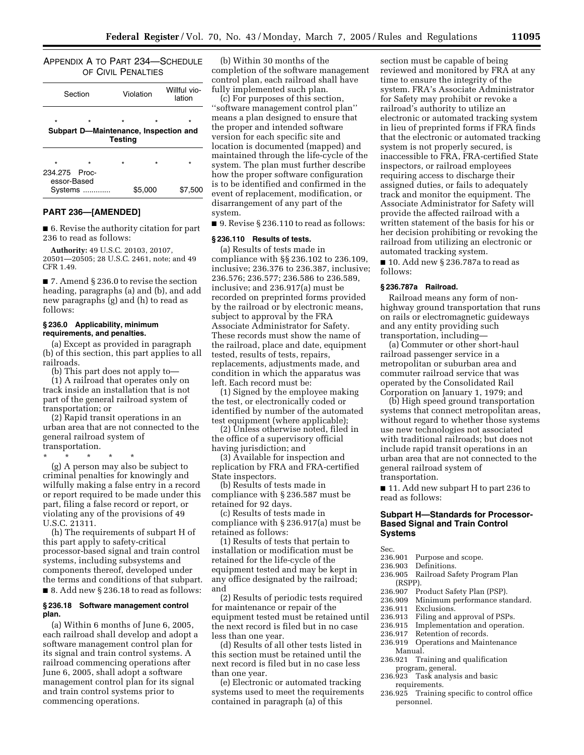APPENDIX A TO PART 234—SCHEDULE OF CIVIL PENALTIES

| Section | Violation | Willful violation |
|---|---|---|
| * * * * * | | |
| **Subpart D—Maintenance, Inspection and Testing** | | |
| * * * * * | | |
| 234.275 Processor-Based Systems ............ | $5,000 | $7,500 |

## PART 236—[AMENDED]

■ 6. Revise the authority citation for part 236 to read as follows:

**Authority:** 49 U.S.C. 20103, 20107, 20501—20505; 28 U.S.C. 2461, note; and 49 CFR 1.49.

■ 7. Amend § 236.0 to revise the section heading, paragraphs (a) and (b), and add new paragraphs (g) and (h) to read as follows:

### § 236.0 Applicability, minimum requirements, and penalties.

(a) Except as provided in paragraph (b) of this section, this part applies to all railroads.

(b) This part does not apply to—

(1) A railroad that operates only on track inside an installation that is not part of the general railroad system of transportation; or

(2) Rapid transit operations in an urban area that are not connected to the general railroad system of transportation.

\* \* \* \* \*

(g) A person may also be subject to criminal penalties for knowingly and wilfully making a false entry in a record or report required to be made under this part, filing a false record or report, or violating any of the provisions of 49 U.S.C. 21311.

(h) The requirements of subpart H of this part apply to safety-critical processor-based signal and train control systems, including subsystems and components thereof, developed under the terms and conditions of that subpart.

■ 8. Add new § 236.18 to read as follows:

### § 236.18 Software management control plan.

(a) Within 6 months of June 6, 2005, each railroad shall develop and adopt a software management control plan for its signal and train control systems. A railroad commencing operations after June 6, 2005, shall adopt a software management control plan for its signal and train control systems prior to commencing operations.

(b) Within 30 months of the completion of the software management control plan, each railroad shall have fully implemented such plan.

(c) For purposes of this section, ''software management control plan'' means a plan designed to ensure that the proper and intended software version for each specific site and location is documented (mapped) and maintained through the life-cycle of the system. The plan must further describe how the proper software configuration is to be identified and confirmed in the event of replacement, modification, or disarrangement of any part of the system.

■ 9. Revise § 236.110 to read as follows:

### § 236.110 Results of tests.

(a) Results of tests made in compliance with §§ 236.102 to 236.109, inclusive; 236.376 to 236.387, inclusive; 236.576; 236.577; 236.586 to 236.589, inclusive; and 236.917(a) must be recorded on preprinted forms provided by the railroad or by electronic means, subject to approval by the FRA Associate Administrator for Safety. These records must show the name of the railroad, place and date, equipment tested, results of tests, repairs, replacements, adjustments made, and condition in which the apparatus was left. Each record must be:

(1) Signed by the employee making the test, or electronically coded or identified by number of the automated test equipment (where applicable);

(2) Unless otherwise noted, filed in the office of a supervisory official having jurisdiction; and

(3) Available for inspection and replication by FRA and FRA-certified State inspectors.

(b) Results of tests made in compliance with § 236.587 must be retained for 92 days.

(c) Results of tests made in compliance with § 236.917(a) must be retained as follows:

(1) Results of tests that pertain to installation or modification must be retained for the life-cycle of the equipment tested and may be kept in any office designated by the railroad; and

(2) Results of periodic tests required for maintenance or repair of the equipment tested must be retained until the next record is filed but in no case less than one year.

(d) Results of all other tests listed in this section must be retained until the next record is filed but in no case less than one year.

(e) Electronic or automated tracking systems used to meet the requirements contained in paragraph (a) of this section must be capable of being reviewed and monitored by FRA at any time to ensure the integrity of the system. FRA's Associate Administrator for Safety may prohibit or revoke a railroad's authority to utilize an electronic or automated tracking system in lieu of preprinted forms if FRA finds that the electronic or automated tracking system is not properly secured, is inaccessible to FRA, FRA-certified State inspectors, or railroad employees requiring access to discharge their assigned duties, or fails to adequately track and monitor the equipment. The Associate Administrator for Safety will provide the affected railroad with a written statement of the basis for his or her decision prohibiting or revoking the railroad from utilizing an electronic or automated tracking system.

■ 10. Add new § 236.787a to read as follows:

### § 236.787a Railroad.

Railroad means any form of non-highway ground transportation that runs on rails or electromagnetic guideways and any entity providing such transportation, including—

(a) Commuter or other short-haul railroad passenger service in a metropolitan or suburban area and commuter railroad service that was operated by the Consolidated Rail Corporation on January 1, 1979; and

(b) High speed ground transportation systems that connect metropolitan areas, without regard to whether those systems use new technologies not associated with traditional railroads; but does not include rapid transit operations in an urban area that are not connected to the general railroad system of transportation.

■ 11. Add new subpart H to part 236 to read as follows:

### Subpart H—Standards for Processor-Based Signal and Train Control Systems

Sec.
236.901 Purpose and scope.
236.903 Definitions.
236.905 Railroad Safety Program Plan (RSPP).
236.907 Product Safety Plan (PSP).
236.909 Minimum performance standard.
236.911 Exclusions.
236.913 Filing and approval of PSPs.
236.915 Implementation and operation.
236.917 Retention of records.
236.919 Operations and Maintenance Manual.
236.921 Training and qualification program, general.
236.923 Task analysis and basic requirements.
236.925 Training specific to control office personnel.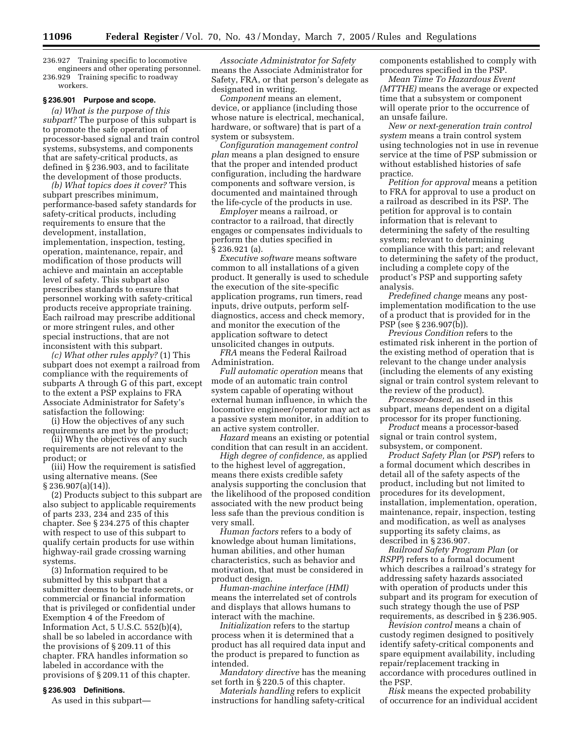236.927 Training specific to locomotive engineers and other operating personnel.
236.929 Training specific to roadway workers.

### § 236.901 Purpose and scope.

*(a) What is the purpose of this subpart?* The purpose of this subpart is to promote the safe operation of processor-based signal and train control systems, subsystems, and components that are safety-critical products, as defined in § 236.903, and to facilitate the development of those products.

*(b) What topics does it cover?* This subpart prescribes minimum, performance-based safety standards for safety-critical products, including requirements to ensure that the development, installation, implementation, inspection, testing, operation, maintenance, repair, and modification of those products will achieve and maintain an acceptable level of safety. This subpart also prescribes standards to ensure that personnel working with safety-critical products receive appropriate training. Each railroad may prescribe additional or more stringent rules, and other special instructions, that are not inconsistent with this subpart.

*(c) What other rules apply?* (1) This subpart does not exempt a railroad from compliance with the requirements of subparts A through G of this part, except to the extent a PSP explains to FRA Associate Administrator for Safety's satisfaction the following:

(i) How the objectives of any such requirements are met by the product;

(ii) Why the objectives of any such requirements are not relevant to the product; or

(iii) How the requirement is satisfied using alternative means. (See § 236.907(a)(14)).

(2) Products subject to this subpart are also subject to applicable requirements of parts 233, 234 and 235 of this chapter. See § 234.275 of this chapter with respect to use of this subpart to qualify certain products for use within highway-rail grade crossing warning systems.

(3) Information required to be submitted by this subpart that a submitter deems to be trade secrets, or commercial or financial information that is privileged or confidential under Exemption 4 of the Freedom of Information Act, 5 U.S.C. 552(b)(4), shall be so labeled in accordance with the provisions of § 209.11 of this chapter. FRA handles information so labeled in accordance with the provisions of § 209.11 of this chapter.

### § 236.903 Definitions.

As used in this subpart—

*Associate Administrator for Safety* means the Associate Administrator for Safety, FRA, or that person's delegate as designated in writing.

*Component* means an element, device, or appliance (including those whose nature is electrical, mechanical, hardware, or software) that is part of a system or subsystem.

*Configuration management control plan* means a plan designed to ensure that the proper and intended product configuration, including the hardware components and software version, is documented and maintained through the life-cycle of the products in use.

*Employer* means a railroad, or contractor to a railroad, that directly engages or compensates individuals to perform the duties specified in § 236.921 (a).

*Executive software* means software common to all installations of a given product. It generally is used to schedule the execution of the site-specific application programs, run timers, read inputs, drive outputs, perform self-diagnostics, access and check memory, and monitor the execution of the application software to detect unsolicited changes in outputs.

*FRA* means the Federal Railroad Administration.

*Full automatic operation* means that mode of an automatic train control system capable of operating without external human influence, in which the locomotive engineer/operator may act as a passive system monitor, in addition to an active system controller.

*Hazard* means an existing or potential condition that can result in an accident.

*High degree of confidence,* as applied to the highest level of aggregation, means there exists credible safety analysis supporting the conclusion that the likelihood of the proposed condition associated with the new product being less safe than the previous condition is very small.

*Human factors* refers to a body of knowledge about human limitations, human abilities, and other human characteristics, such as behavior and motivation, that must be considered in product design.

*Human-machine interface (HMI)* means the interrelated set of controls and displays that allows humans to interact with the machine.

*Initialization* refers to the startup process when it is determined that a product has all required data input and the product is prepared to function as intended.

*Mandatory directive* has the meaning set forth in § 220.5 of this chapter.

*Materials handling* refers to explicit instructions for handling safety-critical components established to comply with procedures specified in the PSP.

*Mean Time To Hazardous Event (MTTHE)* means the average or expected time that a subsystem or component will operate prior to the occurrence of an unsafe failure.

*New or next-generation train control system* means a train control system using technologies not in use in revenue service at the time of PSP submission or without established histories of safe practice.

*Petition for approval* means a petition to FRA for approval to use a product on a railroad as described in its PSP. The petition for approval is to contain information that is relevant to determining the safety of the resulting system; relevant to determining compliance with this part; and relevant to determining the safety of the product, including a complete copy of the product's PSP and supporting safety analysis.

*Predefined change* means any post-implementation modification to the use of a product that is provided for in the PSP (see § 236.907(b)).

*Previous Condition* refers to the estimated risk inherent in the portion of the existing method of operation that is relevant to the change under analysis (including the elements of any existing signal or train control system relevant to the review of the product).

*Processor-based,* as used in this subpart, means dependent on a digital processor for its proper functioning.

*Product* means a processor-based signal or train control system, subsystem, or component.

*Product Safety Plan* (or *PSP*) refers to a formal document which describes in detail all of the safety aspects of the product, including but not limited to procedures for its development, installation, implementation, operation, maintenance, repair, inspection, testing and modification, as well as analyses supporting its safety claims, as described in § 236.907.

*Railroad Safety Program Plan* (or *RSPP*) refers to a formal document which describes a railroad's strategy for addressing safety hazards associated with operation of products under this subpart and its program for execution of such strategy though the use of PSP requirements, as described in § 236.905.

*Revision control* means a chain of custody regimen designed to positively identify safety-critical components and spare equipment availability, including repair/replacement tracking in accordance with procedures outlined in the PSP.

*Risk* means the expected probability of occurrence for an individual accident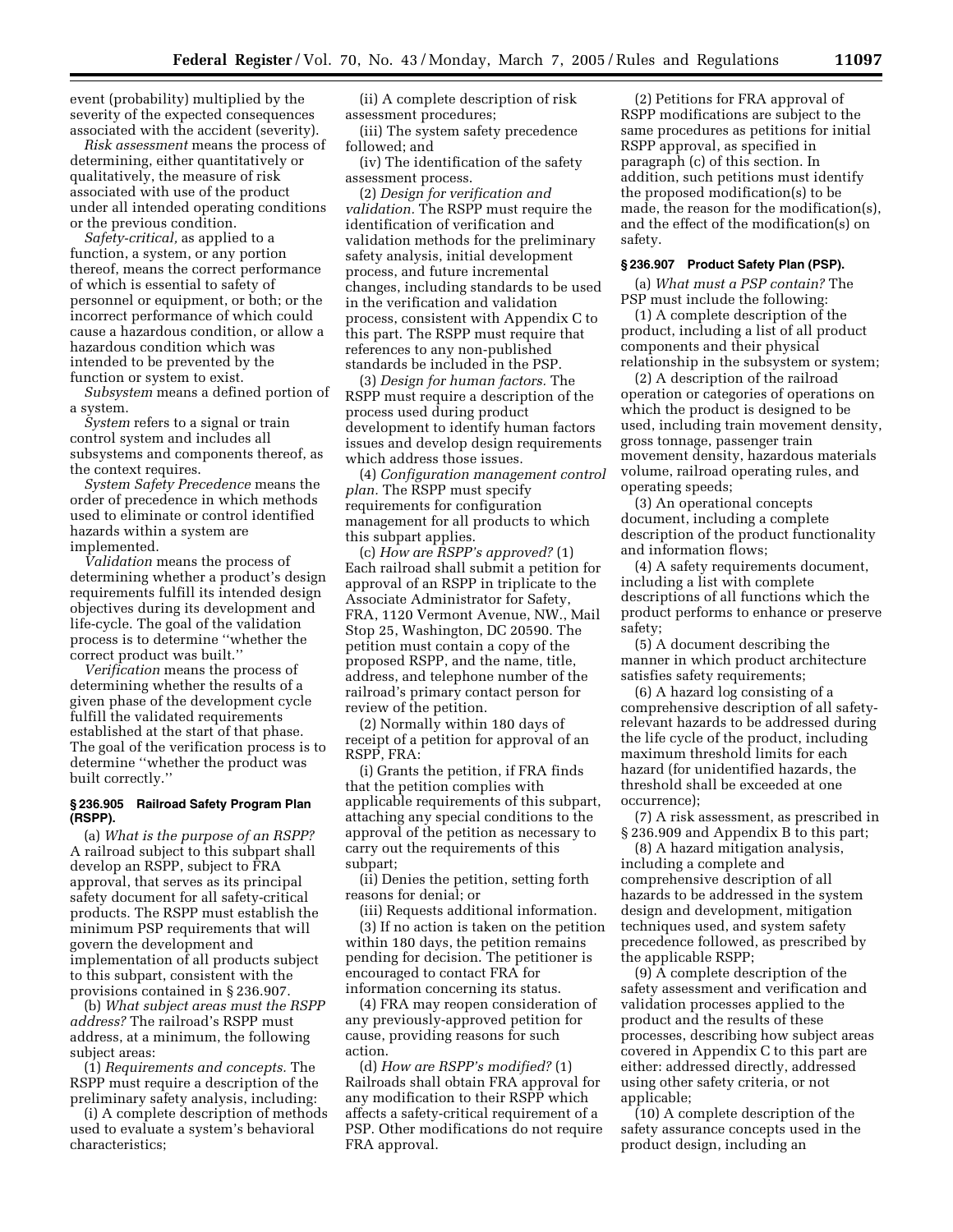event (probability) multiplied by the severity of the expected consequences associated with the accident (severity).

*Risk assessment* means the process of determining, either quantitatively or qualitatively, the measure of risk associated with use of the product under all intended operating conditions or the previous condition.

*Safety-critical,* as applied to a function, a system, or any portion thereof, means the correct performance of which is essential to safety of personnel or equipment, or both; or the incorrect performance of which could cause a hazardous condition, or allow a hazardous condition which was intended to be prevented by the function or system to exist.

*Subsystem* means a defined portion of a system.

*System* refers to a signal or train control system and includes all subsystems and components thereof, as the context requires.

*System Safety Precedence* means the order of precedence in which methods used to eliminate or control identified hazards within a system are implemented.

*Validation* means the process of determining whether a product's design requirements fulfill its intended design objectives during its development and life-cycle. The goal of the validation process is to determine ''whether the correct product was built.''

*Verification* means the process of determining whether the results of a given phase of the development cycle fulfill the validated requirements established at the start of that phase. The goal of the verification process is to determine ''whether the product was built correctly.''

### § 236.905 Railroad Safety Program Plan (RSPP).

(a) *What is the purpose of an RSPP?* A railroad subject to this subpart shall develop an RSPP, subject to FRA approval, that serves as its principal safety document for all safety-critical products. The RSPP must establish the minimum PSP requirements that will govern the development and implementation of all products subject to this subpart, consistent with the provisions contained in § 236.907.

(b) *What subject areas must the RSPP address?* The railroad's RSPP must address, at a minimum, the following subject areas:

(1) *Requirements and concepts.* The RSPP must require a description of the preliminary safety analysis, including:

(i) A complete description of methods used to evaluate a system's behavioral characteristics;

(ii) A complete description of risk assessment procedures;

(iii) The system safety precedence followed; and

(iv) The identification of the safety assessment process.

(2) *Design for verification and validation.* The RSPP must require the identification of verification and validation methods for the preliminary safety analysis, initial development process, and future incremental changes, including standards to be used in the verification and validation process, consistent with Appendix C to this part. The RSPP must require that references to any non-published standards be included in the PSP.

(3) *Design for human factors.* The RSPP must require a description of the process used during product development to identify human factors issues and develop design requirements which address those issues.

(4) *Configuration management control plan.* The RSPP must specify requirements for configuration management for all products to which this subpart applies.

(c) *How are RSPP's approved?* (1) Each railroad shall submit a petition for approval of an RSPP in triplicate to the Associate Administrator for Safety, FRA, 1120 Vermont Avenue, NW., Mail Stop 25, Washington, DC 20590. The petition must contain a copy of the proposed RSPP, and the name, title, address, and telephone number of the railroad's primary contact person for review of the petition.

(2) Normally within 180 days of receipt of a petition for approval of an RSPP, FRA:

(i) Grants the petition, if FRA finds that the petition complies with applicable requirements of this subpart, attaching any special conditions to the approval of the petition as necessary to carry out the requirements of this subpart;

(ii) Denies the petition, setting forth reasons for denial; or

(iii) Requests additional information.

(3) If no action is taken on the petition within 180 days, the petition remains pending for decision. The petitioner is encouraged to contact FRA for information concerning its status.

(4) FRA may reopen consideration of any previously-approved petition for cause, providing reasons for such action.

(d) *How are RSPP's modified?* (1) Railroads shall obtain FRA approval for any modification to their RSPP which affects a safety-critical requirement of a PSP. Other modifications do not require FRA approval.

(2) Petitions for FRA approval of RSPP modifications are subject to the same procedures as petitions for initial RSPP approval, as specified in paragraph (c) of this section. In addition, such petitions must identify the proposed modification(s) to be made, the reason for the modification(s), and the effect of the modification(s) on safety.

### § 236.907 Product Safety Plan (PSP).

(a) *What must a PSP contain?* The PSP must include the following:

(1) A complete description of the product, including a list of all product components and their physical relationship in the subsystem or system;

(2) A description of the railroad operation or categories of operations on which the product is designed to be used, including train movement density, gross tonnage, passenger train movement density, hazardous materials volume, railroad operating rules, and operating speeds;

(3) An operational concepts document, including a complete description of the product functionality and information flows;

(4) A safety requirements document, including a list with complete descriptions of all functions which the product performs to enhance or preserve safety;

(5) A document describing the manner in which product architecture satisfies safety requirements;

(6) A hazard log consisting of a comprehensive description of all safety-relevant hazards to be addressed during the life cycle of the product, including maximum threshold limits for each hazard (for unidentified hazards, the threshold shall be exceeded at one occurrence);

(7) A risk assessment, as prescribed in § 236.909 and Appendix B to this part;

(8) A hazard mitigation analysis, including a complete and comprehensive description of all hazards to be addressed in the system design and development, mitigation techniques used, and system safety precedence followed, as prescribed by the applicable RSPP;

(9) A complete description of the safety assessment and verification and validation processes applied to the product and the results of these processes, describing how subject areas covered in Appendix C to this part are either: addressed directly, addressed using other safety criteria, or not applicable;

(10) A complete description of the safety assurance concepts used in the product design, including an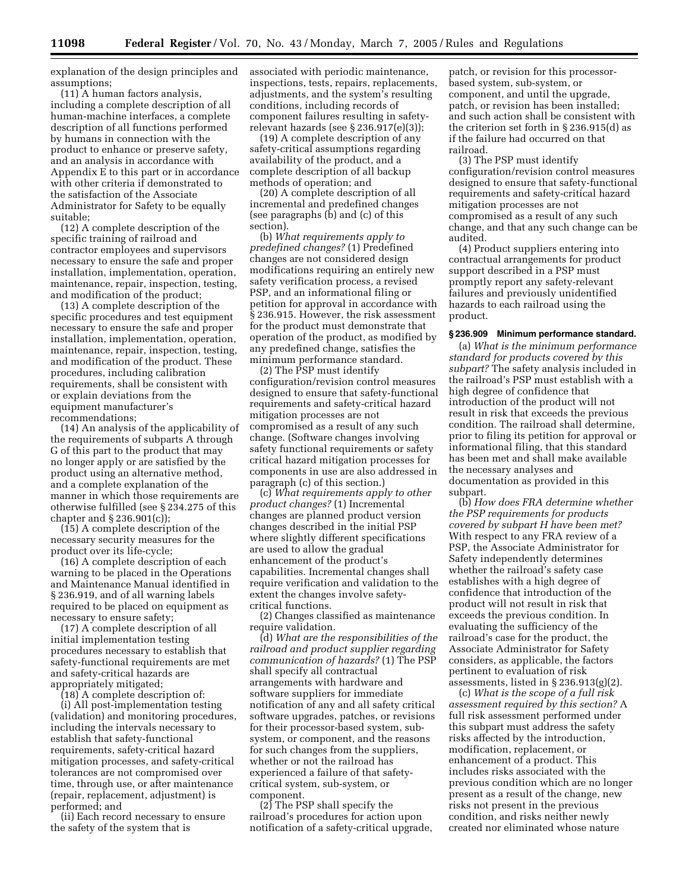explanation of the design principles and assumptions;

(11) A human factors analysis, including a complete description of all human-machine interfaces, a complete description of all functions performed by humans in connection with the product to enhance or preserve safety, and an analysis in accordance with Appendix E to this part or in accordance with other criteria if demonstrated to the satisfaction of the Associate Administrator for Safety to be equally suitable;

(12) A complete description of the specific training of railroad and contractor employees and supervisors necessary to ensure the safe and proper installation, implementation, operation, maintenance, repair, inspection, testing, and modification of the product;

(13) A complete description of the specific procedures and test equipment necessary to ensure the safe and proper installation, implementation, operation, maintenance, repair, inspection, testing, and modification of the product. These procedures, including calibration requirements, shall be consistent with or explain deviations from the equipment manufacturer's recommendations;

(14) An analysis of the applicability of the requirements of subparts A through G of this part to the product that may no longer apply or are satisfied by the product using an alternative method, and a complete explanation of the manner in which those requirements are otherwise fulfilled (see § 234.275 of this chapter and § 236.901(c));

(15) A complete description of the necessary security measures for the product over its life-cycle;

(16) A complete description of each warning to be placed in the Operations and Maintenance Manual identified in § 236.919, and of all warning labels required to be placed on equipment as necessary to ensure safety;

(17) A complete description of all initial implementation testing procedures necessary to establish that safety-functional requirements are met and safety-critical hazards are appropriately mitigated;

(18) A complete description of:

(i) All post-implementation testing (validation) and monitoring procedures, including the intervals necessary to establish that safety-functional requirements, safety-critical hazard mitigation processes, and safety-critical tolerances are not compromised over time, through use, or after maintenance (repair, replacement, adjustment) is performed; and

(ii) Each record necessary to ensure the safety of the system that is associated with periodic maintenance, inspections, tests, repairs, replacements, adjustments, and the system's resulting conditions, including records of component failures resulting in safety-relevant hazards (see § 236.917(e)(3));

(19) A complete description of any safety-critical assumptions regarding availability of the product, and a complete description of all backup methods of operation; and

(20) A complete description of all incremental and predefined changes (see paragraphs (b) and (c) of this section).

(b) *What requirements apply to predefined changes?* (1) Predefined changes are not considered design modifications requiring an entirely new safety verification process, a revised PSP, and an informational filing or petition for approval in accordance with § 236.915. However, the risk assessment for the product must demonstrate that operation of the product, as modified by any predefined change, satisfies the minimum performance standard.

(2) The PSP must identify configuration/revision control measures designed to ensure that safety-functional requirements and safety-critical hazard mitigation processes are not compromised as a result of any such change. (Software changes involving safety functional requirements or safety critical hazard mitigation processes for components in use are also addressed in paragraph (c) of this section.)

(c) *What requirements apply to other product changes?* (1) Incremental changes are planned product version changes described in the initial PSP where slightly different specifications are used to allow the gradual enhancement of the product's capabilities. Incremental changes shall require verification and validation to the extent the changes involve safety-critical functions.

(2) Changes classified as maintenance require validation.

(d) *What are the responsibilities of the railroad and product supplier regarding communication of hazards?* (1) The PSP shall specify all contractual arrangements with hardware and software suppliers for immediate notification of any and all safety critical software upgrades, patches, or revisions for their processor-based system, sub-system, or component, and the reasons for such changes from the suppliers, whether or not the railroad has experienced a failure of that safety-critical system, sub-system, or component.

(2) The PSP shall specify the railroad's procedures for action upon notification of a safety-critical upgrade, patch, or revision for this processor-based system, sub-system, or component, and until the upgrade, patch, or revision has been installed; and such action shall be consistent with the criterion set forth in § 236.915(d) as if the failure had occurred on that railroad.

(3) The PSP must identify configuration/revision control measures designed to ensure that safety-functional requirements and safety-critical hazard mitigation processes are not compromised as a result of any such change, and that any such change can be audited.

(4) Product suppliers entering into contractual arrangements for product support described in a PSP must promptly report any safety-relevant failures and previously unidentified hazards to each railroad using the product.

### § 236.909 Minimum performance standard.

(a) *What is the minimum performance standard for products covered by this subpart?* The safety analysis included in the railroad's PSP must establish with a high degree of confidence that introduction of the product will not result in risk that exceeds the previous condition. The railroad shall determine, prior to filing its petition for approval or informational filing, that this standard has been met and shall make available the necessary analyses and documentation as provided in this subpart.

(b) *How does FRA determine whether the PSP requirements for products covered by subpart H have been met?* With respect to any FRA review of a PSP, the Associate Administrator for Safety independently determines whether the railroad's safety case establishes with a high degree of confidence that introduction of the product will not result in risk that exceeds the previous condition. In evaluating the sufficiency of the railroad's case for the product, the Associate Administrator for Safety considers, as applicable, the factors pertinent to evaluation of risk assessments, listed in § 236.913(g)(2).

(c) *What is the scope of a full risk assessment required by this section?* A full risk assessment performed under this subpart must address the safety risks affected by the introduction, modification, replacement, or enhancement of a product. This includes risks associated with the previous condition which are no longer present as a result of the change, new risks not present in the previous condition, and risks neither newly created nor eliminated whose nature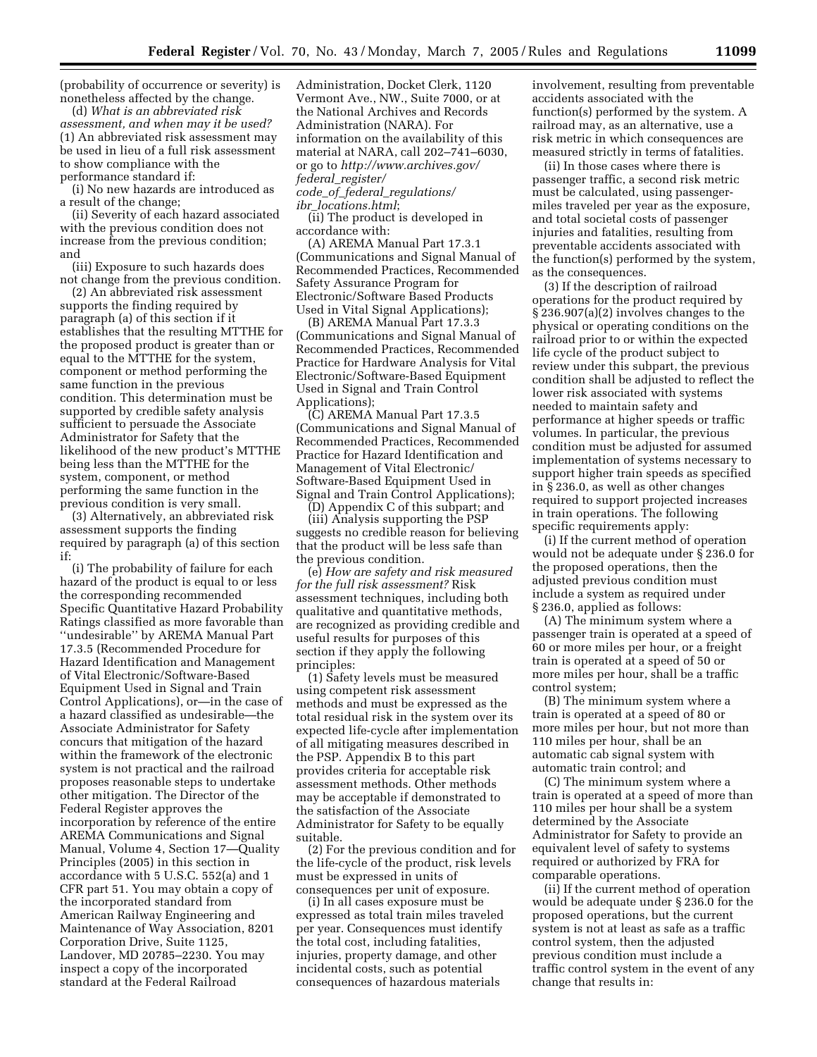(probability of occurrence or severity) is nonetheless affected by the change.

(d) *What is an abbreviated risk assessment, and when may it be used?* (1) An abbreviated risk assessment may be used in lieu of a full risk assessment to show compliance with the performance standard if:

(i) No new hazards are introduced as a result of the change;

(ii) Severity of each hazard associated with the previous condition does not increase from the previous condition; and

(iii) Exposure to such hazards does not change from the previous condition.

(2) An abbreviated risk assessment supports the finding required by paragraph (a) of this section if it establishes that the resulting MTTHE for the proposed product is greater than or equal to the MTTHE for the system, component or method performing the same function in the previous condition. This determination must be supported by credible safety analysis sufficient to persuade the Associate Administrator for Safety that the likelihood of the new product's MTTHE being less than the MTTHE for the system, component, or method performing the same function in the previous condition is very small.

(3) Alternatively, an abbreviated risk assessment supports the finding required by paragraph (a) of this section if:

(i) The probability of failure for each hazard of the product is equal to or less the corresponding recommended Specific Quantitative Hazard Probability Ratings classified as more favorable than ''undesirable'' by AREMA Manual Part 17.3.5 (Recommended Procedure for Hazard Identification and Management of Vital Electronic/Software-Based Equipment Used in Signal and Train Control Applications), or—in the case of a hazard classified as undesirable—the Associate Administrator for Safety concurs that mitigation of the hazard within the framework of the electronic system is not practical and the railroad proposes reasonable steps to undertake other mitigation. The Director of the Federal Register approves the incorporation by reference of the entire AREMA Communications and Signal Manual, Volume 4, Section 17—Quality Principles (2005) in this section in accordance with 5 U.S.C. 552(a) and 1 CFR part 51. You may obtain a copy of the incorporated standard from American Railway Engineering and Maintenance of Way Association, 8201 Corporation Drive, Suite 1125, Landover, MD 20785–2230. You may inspect a copy of the incorporated standard at the Federal Railroad Administration, Docket Clerk, 1120 Vermont Ave., NW., Suite 7000, or at the National Archives and Records Administration (NARA). For information on the availability of this material at NARA, call 202–741–6030, or go to *http://www.archives.gov/federal_register/code_of_federal_regulations/ibr_locations.html*;

(ii) The product is developed in accordance with:

(A) AREMA Manual Part 17.3.1 (Communications and Signal Manual of Recommended Practices, Recommended Safety Assurance Program for Electronic/Software Based Products Used in Vital Signal Applications);

(B) AREMA Manual Part 17.3.3 (Communications and Signal Manual of Recommended Practices, Recommended Practice for Hardware Analysis for Vital Electronic/Software-Based Equipment Used in Signal and Train Control Applications);

(C) AREMA Manual Part 17.3.5 (Communications and Signal Manual of Recommended Practices, Recommended Practice for Hazard Identification and Management of Vital Electronic/Software-Based Equipment Used in Signal and Train Control Applications);

(D) Appendix C of this subpart; and

(iii) Analysis supporting the PSP suggests no credible reason for believing that the product will be less safe than the previous condition.

(e) *How are safety and risk measured for the full risk assessment?* Risk assessment techniques, including both qualitative and quantitative methods, are recognized as providing credible and useful results for purposes of this section if they apply the following principles:

(1) Safety levels must be measured using competent risk assessment methods and must be expressed as the total residual risk in the system over its expected life-cycle after implementation of all mitigating measures described in the PSP. Appendix B to this part provides criteria for acceptable risk assessment methods. Other methods may be acceptable if demonstrated to the satisfaction of the Associate Administrator for Safety to be equally suitable.

(2) For the previous condition and for the life-cycle of the product, risk levels must be expressed in units of consequences per unit of exposure.

(i) In all cases exposure must be expressed as total train miles traveled per year. Consequences must identify the total cost, including fatalities, injuries, property damage, and other incidental costs, such as potential consequences of hazardous materials involvement, resulting from preventable accidents associated with the function(s) performed by the system. A railroad may, as an alternative, use a risk metric in which consequences are measured strictly in terms of fatalities.

(ii) In those cases where there is passenger traffic, a second risk metric must be calculated, using passenger-miles traveled per year as the exposure, and total societal costs of passenger injuries and fatalities, resulting from preventable accidents associated with the function(s) performed by the system, as the consequences.

(3) If the description of railroad operations for the product required by § 236.907(a)(2) involves changes to the physical or operating conditions on the railroad prior to or within the expected life cycle of the product subject to review under this subpart, the previous condition shall be adjusted to reflect the lower risk associated with systems needed to maintain safety and performance at higher speeds or traffic volumes. In particular, the previous condition must be adjusted for assumed implementation of systems necessary to support higher train speeds as specified in § 236.0, as well as other changes required to support projected increases in train operations. The following specific requirements apply:

(i) If the current method of operation would not be adequate under § 236.0 for the proposed operations, then the adjusted previous condition must include a system as required under § 236.0, applied as follows:

(A) The minimum system where a passenger train is operated at a speed of 60 or more miles per hour, or a freight train is operated at a speed of 50 or more miles per hour, shall be a traffic control system;

(B) The minimum system where a train is operated at a speed of 80 or more miles per hour, but not more than 110 miles per hour, shall be an automatic cab signal system with automatic train control; and

(C) The minimum system where a train is operated at a speed of more than 110 miles per hour shall be a system determined by the Associate Administrator for Safety to provide an equivalent level of safety to systems required or authorized by FRA for comparable operations.

(ii) If the current method of operation would be adequate under § 236.0 for the proposed operations, but the current system is not at least as safe as a traffic control system, then the adjusted previous condition must include a traffic control system in the event of any change that results in: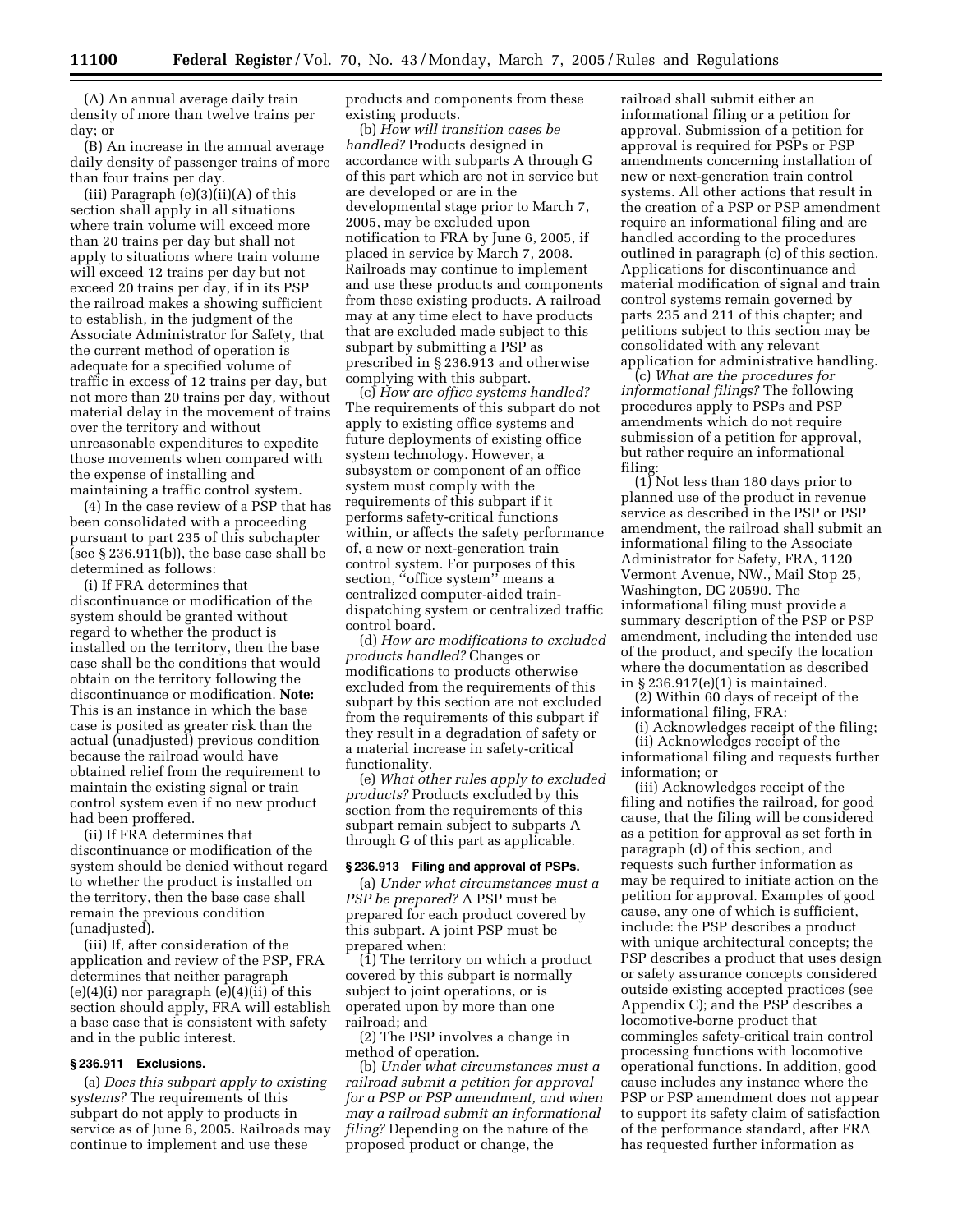(A) An annual average daily train density of more than twelve trains per day; or

(B) An increase in the annual average daily density of passenger trains of more than four trains per day.

(iii) Paragraph (e)(3)(ii)(A) of this section shall apply in all situations where train volume will exceed more than 20 trains per day but shall not apply to situations where train volume will exceed 12 trains per day but not exceed 20 trains per day, if in its PSP the railroad makes a showing sufficient to establish, in the judgment of the Associate Administrator for Safety, that the current method of operation is adequate for a specified volume of traffic in excess of 12 trains per day, but not more than 20 trains per day, without material delay in the movement of trains over the territory and without unreasonable expenditures to expedite those movements when compared with the expense of installing and maintaining a traffic control system.

(4) In the case review of a PSP that has been consolidated with a proceeding pursuant to part 235 of this subchapter (see § 236.911(b)), the base case shall be determined as follows:

(i) If FRA determines that discontinuance or modification of the system should be granted without regard to whether the product is installed on the territory, then the base case shall be the conditions that would obtain on the territory following the discontinuance or modification. **Note:** This is an instance in which the base case is posited as greater risk than the actual (unadjusted) previous condition because the railroad would have obtained relief from the requirement to maintain the existing signal or train control system even if no new product had been proffered.

(ii) If FRA determines that discontinuance or modification of the system should be denied without regard to whether the product is installed on the territory, then the base case shall remain the previous condition (unadjusted).

(iii) If, after consideration of the application and review of the PSP, FRA determines that neither paragraph (e)(4)(i) nor paragraph (e)(4)(ii) of this section should apply, FRA will establish a base case that is consistent with safety and in the public interest.

### § 236.911 Exclusions.

(a) *Does this subpart apply to existing systems?* The requirements of this subpart do not apply to products in service as of June 6, 2005. Railroads may continue to implement and use these products and components from these existing products.

(b) *How will transition cases be handled?* Products designed in accordance with subparts A through G of this part which are not in service but are developed or are in the developmental stage prior to March 7, 2005, may be excluded upon notification to FRA by June 6, 2005, if placed in service by March 7, 2008. Railroads may continue to implement and use these products and components from these existing products. A railroad may at any time elect to have products that are excluded made subject to this subpart by submitting a PSP as prescribed in § 236.913 and otherwise complying with this subpart.

(c) *How are office systems handled?* The requirements of this subpart do not apply to existing office systems and future deployments of existing office system technology. However, a subsystem or component of an office system must comply with the requirements of this subpart if it performs safety-critical functions within, or affects the safety performance of, a new or next-generation train control system. For purposes of this section, "office system" means a centralized computer-aided train-dispatching system or centralized traffic control board.

(d) *How are modifications to excluded products handled?* Changes or modifications to products otherwise excluded from the requirements of this subpart by this section are not excluded from the requirements of this subpart if they result in a degradation of safety or a material increase in safety-critical functionality.

(e) *What other rules apply to excluded products?* Products excluded by this section from the requirements of this subpart remain subject to subparts A through G of this part as applicable.

### § 236.913 Filing and approval of PSPs.

(a) *Under what circumstances must a PSP be prepared?* A PSP must be prepared for each product covered by this subpart. A joint PSP must be prepared when:

(1) The territory on which a product covered by this subpart is normally subject to joint operations, or is operated upon by more than one railroad; and

(2) The PSP involves a change in method of operation.

(b) *Under what circumstances must a railroad submit a petition for approval for a PSP or PSP amendment, and when may a railroad submit an informational filing?* Depending on the nature of the proposed product or change, the railroad shall submit either an informational filing or a petition for approval. Submission of a petition for approval is required for PSPs or PSP amendments concerning installation of new or next-generation train control systems. All other actions that result in the creation of a PSP or PSP amendment require an informational filing and are handled according to the procedures outlined in paragraph (c) of this section. Applications for discontinuance and material modification of signal and train control systems remain governed by parts 235 and 211 of this chapter; and petitions subject to this section may be consolidated with any relevant application for administrative handling.

(c) *What are the procedures for informational filings?* The following procedures apply to PSPs and PSP amendments which do not require submission of a petition for approval, but rather require an informational filing:

(1) Not less than 180 days prior to planned use of the product in revenue service as described in the PSP or PSP amendment, the railroad shall submit an informational filing to the Associate Administrator for Safety, FRA, 1120 Vermont Avenue, NW., Mail Stop 25, Washington, DC 20590. The informational filing must provide a summary description of the PSP or PSP amendment, including the intended use of the product, and specify the location where the documentation as described in § 236.917(e)(1) is maintained.

(2) Within 60 days of receipt of the informational filing, FRA:

(i) Acknowledges receipt of the filing;

(ii) Acknowledges receipt of the informational filing and requests further information; or

(iii) Acknowledges receipt of the filing and notifies the railroad, for good cause, that the filing will be considered as a petition for approval as set forth in paragraph (d) of this section, and requests such further information as may be required to initiate action on the petition for approval. Examples of good cause, any one of which is sufficient, include: the PSP describes a product with unique architectural concepts; the PSP describes a product that uses design or safety assurance concepts considered outside existing accepted practices (see Appendix C); and the PSP describes a locomotive-borne product that commingles safety-critical train control processing functions with locomotive operational functions. In addition, good cause includes any instance where the PSP or PSP amendment does not appear to support its safety claim of satisfaction of the performance standard, after FRA has requested further information as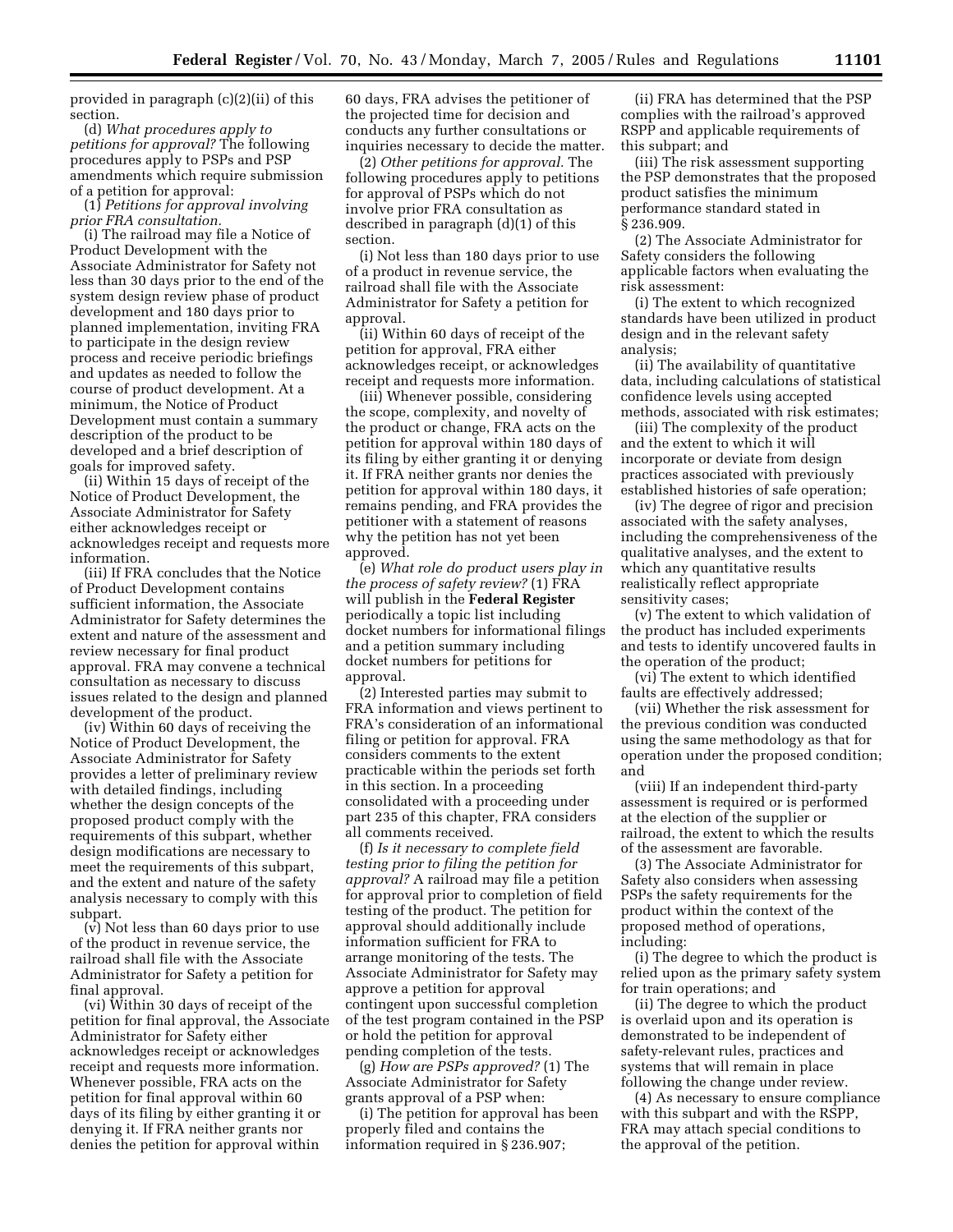provided in paragraph (c)(2)(ii) of this section.

(d) *What procedures apply to petitions for approval?* The following procedures apply to PSPs and PSP amendments which require submission of a petition for approval:

(1) *Petitions for approval involving prior FRA consultation.*

(i) The railroad may file a Notice of Product Development with the Associate Administrator for Safety not less than 30 days prior to the end of the system design review phase of product development and 180 days prior to planned implementation, inviting FRA to participate in the design review process and receive periodic briefings and updates as needed to follow the course of product development. At a minimum, the Notice of Product Development must contain a summary description of the product to be developed and a brief description of goals for improved safety.

(ii) Within 15 days of receipt of the Notice of Product Development, the Associate Administrator for Safety either acknowledges receipt or acknowledges receipt and requests more information.

(iii) If FRA concludes that the Notice of Product Development contains sufficient information, the Associate Administrator for Safety determines the extent and nature of the assessment and review necessary for final product approval. FRA may convene a technical consultation as necessary to discuss issues related to the design and planned development of the product.

(iv) Within 60 days of receiving the Notice of Product Development, the Associate Administrator for Safety provides a letter of preliminary review with detailed findings, including whether the design concepts of the proposed product comply with the requirements of this subpart, whether design modifications are necessary to meet the requirements of this subpart, and the extent and nature of the safety analysis necessary to comply with this subpart.

(v) Not less than 60 days prior to use of the product in revenue service, the railroad shall file with the Associate Administrator for Safety a petition for final approval.

(vi) Within 30 days of receipt of the petition for final approval, the Associate Administrator for Safety either acknowledges receipt or acknowledges receipt and requests more information. Whenever possible, FRA acts on the petition for final approval within 60 days of its filing by either granting it or denying it. If FRA neither grants nor denies the petition for approval within 60 days, FRA advises the petitioner of the projected time for decision and conducts any further consultations or inquiries necessary to decide the matter.

(2) *Other petitions for approval.* The following procedures apply to petitions for approval of PSPs which do not involve prior FRA consultation as described in paragraph (d)(1) of this section.

(i) Not less than 180 days prior to use of a product in revenue service, the railroad shall file with the Associate Administrator for Safety a petition for approval.

(ii) Within 60 days of receipt of the petition for approval, FRA either acknowledges receipt, or acknowledges receipt and requests more information.

(iii) Whenever possible, considering the scope, complexity, and novelty of the product or change, FRA acts on the petition for approval within 180 days of its filing by either granting it or denying it. If FRA neither grants nor denies the petition for approval within 180 days, it remains pending, and FRA provides the petitioner with a statement of reasons why the petition has not yet been approved.

(e) *What role do product users play in the process of safety review?* (1) FRA will publish in the **Federal Register** periodically a topic list including docket numbers for informational filings and a petition summary including docket numbers for petitions for approval.

(2) Interested parties may submit to FRA information and views pertinent to FRA's consideration of an informational filing or petition for approval. FRA considers comments to the extent practicable within the periods set forth in this section. In a proceeding consolidated with a proceeding under part 235 of this chapter, FRA considers all comments received.

(f) *Is it necessary to complete field testing prior to filing the petition for approval?* A railroad may file a petition for approval prior to completion of field testing of the product. The petition for approval should additionally include information sufficient for FRA to arrange monitoring of the tests. The Associate Administrator for Safety may approve a petition for approval contingent upon successful completion of the test program contained in the PSP or hold the petition for approval pending completion of the tests.

(g) *How are PSPs approved?* (1) The Associate Administrator for Safety grants approval of a PSP when:

(i) The petition for approval has been properly filed and contains the information required in § 236.907;

(ii) FRA has determined that the PSP complies with the railroad's approved RSPP and applicable requirements of this subpart; and

(iii) The risk assessment supporting the PSP demonstrates that the proposed product satisfies the minimum performance standard stated in § 236.909.

(2) The Associate Administrator for Safety considers the following applicable factors when evaluating the risk assessment:

(i) The extent to which recognized standards have been utilized in product design and in the relevant safety analysis;

(ii) The availability of quantitative data, including calculations of statistical confidence levels using accepted methods, associated with risk estimates;

(iii) The complexity of the product and the extent to which it will incorporate or deviate from design practices associated with previously established histories of safe operation;

(iv) The degree of rigor and precision associated with the safety analyses, including the comprehensiveness of the qualitative analyses, and the extent to which any quantitative results realistically reflect appropriate sensitivity cases;

(v) The extent to which validation of the product has included experiments and tests to identify uncovered faults in the operation of the product;

(vi) The extent to which identified faults are effectively addressed;

(vii) Whether the risk assessment for the previous condition was conducted using the same methodology as that for operation under the proposed condition; and

(viii) If an independent third-party assessment is required or is performed at the election of the supplier or railroad, the extent to which the results of the assessment are favorable.

(3) The Associate Administrator for Safety also considers when assessing PSPs the safety requirements for the product within the context of the proposed method of operations, including:

(i) The degree to which the product is relied upon as the primary safety system for train operations; and

(ii) The degree to which the product is overlaid upon and its operation is demonstrated to be independent of safety-relevant rules, practices and systems that will remain in place following the change under review.

(4) As necessary to ensure compliance with this subpart and with the RSPP, FRA may attach special conditions to the approval of the petition.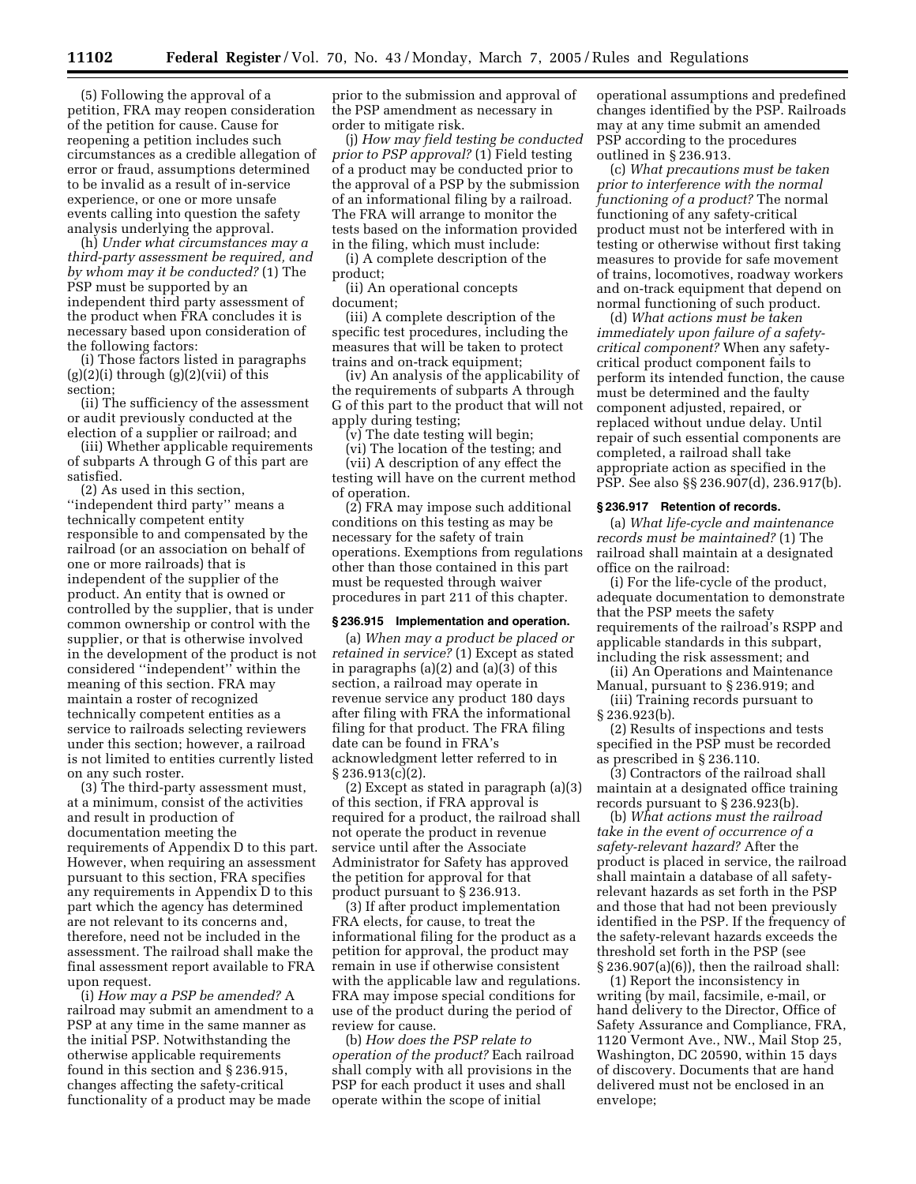(5) Following the approval of a petition, FRA may reopen consideration of the petition for cause. Cause for reopening a petition includes such circumstances as a credible allegation of error or fraud, assumptions determined to be invalid as a result of in-service experience, or one or more unsafe events calling into question the safety analysis underlying the approval.

(h) *Under what circumstances may a third-party assessment be required, and by whom may it be conducted?* (1) The PSP must be supported by an independent third party assessment of the product when FRA concludes it is necessary based upon consideration of the following factors:

(i) Those factors listed in paragraphs (g)(2)(i) through (g)(2)(vii) of this section;

(ii) The sufficiency of the assessment or audit previously conducted at the election of a supplier or railroad; and

(iii) Whether applicable requirements of subparts A through G of this part are satisfied.

(2) As used in this section, ''independent third party'' means a technically competent entity responsible to and compensated by the railroad (or an association on behalf of one or more railroads) that is independent of the supplier of the product. An entity that is owned or controlled by the supplier, that is under common ownership or control with the supplier, or that is otherwise involved in the development of the product is not considered ''independent'' within the meaning of this section. FRA may maintain a roster of recognized technically competent entities as a service to railroads selecting reviewers under this section; however, a railroad is not limited to entities currently listed on any such roster.

(3) The third-party assessment must, at a minimum, consist of the activities and result in production of documentation meeting the requirements of Appendix D to this part. However, when requiring an assessment pursuant to this section, FRA specifies any requirements in Appendix D to this part which the agency has determined are not relevant to its concerns and, therefore, need not be included in the assessment. The railroad shall make the final assessment report available to FRA upon request.

(i) *How may a PSP be amended?* A railroad may submit an amendment to a PSP at any time in the same manner as the initial PSP. Notwithstanding the otherwise applicable requirements found in this section and § 236.915, changes affecting the safety-critical functionality of a product may be made prior to the submission and approval of the PSP amendment as necessary in order to mitigate risk.

(j) *How may field testing be conducted prior to PSP approval?* (1) Field testing of a product may be conducted prior to the approval of a PSP by the submission of an informational filing by a railroad. The FRA will arrange to monitor the tests based on the information provided in the filing, which must include:

(i) A complete description of the product;

(ii) An operational concepts document;

(iii) A complete description of the specific test procedures, including the measures that will be taken to protect trains and on-track equipment;

(iv) An analysis of the applicability of the requirements of subparts A through G of this part to the product that will not apply during testing;

(v) The date testing will begin;

(vi) The location of the testing; and

(vii) A description of any effect the testing will have on the current method of operation.

(2) FRA may impose such additional conditions on this testing as may be necessary for the safety of train operations. Exemptions from regulations other than those contained in this part must be requested through waiver procedures in part 211 of this chapter.

## § 236.915 Implementation and operation.

(a) *When may a product be placed or retained in service?* (1) Except as stated in paragraphs (a)(2) and (a)(3) of this section, a railroad may operate in revenue service any product 180 days after filing with FRA the informational filing for that product. The FRA filing date can be found in FRA's acknowledgment letter referred to in § 236.913(c)(2).

(2) Except as stated in paragraph (a)(3) of this section, if FRA approval is required for a product, the railroad shall not operate the product in revenue service until after the Associate Administrator for Safety has approved the petition for approval for that product pursuant to § 236.913.

(3) If after product implementation FRA elects, for cause, to treat the informational filing for the product as a petition for approval, the product may remain in use if otherwise consistent with the applicable law and regulations. FRA may impose special conditions for use of the product during the period of review for cause.

(b) *How does the PSP relate to operation of the product?* Each railroad shall comply with all provisions in the PSP for each product it uses and shall operate within the scope of initial operational assumptions and predefined changes identified by the PSP. Railroads may at any time submit an amended PSP according to the procedures outlined in § 236.913.

(c) *What precautions must be taken prior to interference with the normal functioning of a product?* The normal functioning of any safety-critical product must not be interfered with in testing or otherwise without first taking measures to provide for safe movement of trains, locomotives, roadway workers and on-track equipment that depend on normal functioning of such product.

(d) *What actions must be taken immediately upon failure of a safety-critical component?* When any safety-critical product component fails to perform its intended function, the cause must be determined and the faulty component adjusted, repaired, or replaced without undue delay. Until repair of such essential components are completed, a railroad shall take appropriate action as specified in the PSP. See also §§ 236.907(d), 236.917(b).

## § 236.917 Retention of records.

(a) *What life-cycle and maintenance records must be maintained?* (1) The railroad shall maintain at a designated office on the railroad:

(i) For the life-cycle of the product, adequate documentation to demonstrate that the PSP meets the safety requirements of the railroad's RSPP and applicable standards in this subpart, including the risk assessment; and

(ii) An Operations and Maintenance Manual, pursuant to § 236.919; and

(iii) Training records pursuant to § 236.923(b).

(2) Results of inspections and tests specified in the PSP must be recorded as prescribed in § 236.110.

(3) Contractors of the railroad shall maintain at a designated office training records pursuant to § 236.923(b).

(b) *What actions must the railroad take in the event of occurrence of a safety-relevant hazard?* After the product is placed in service, the railroad shall maintain a database of all safety-relevant hazards as set forth in the PSP and those that had not been previously identified in the PSP. If the frequency of the safety-relevant hazards exceeds the threshold set forth in the PSP (see § 236.907(a)(6)), then the railroad shall:

(1) Report the inconsistency in writing (by mail, facsimile, e-mail, or hand delivery to the Director, Office of Safety Assurance and Compliance, FRA, 1120 Vermont Ave., NW., Mail Stop 25, Washington, DC 20590, within 15 days of discovery. Documents that are hand delivered must not be enclosed in an envelope;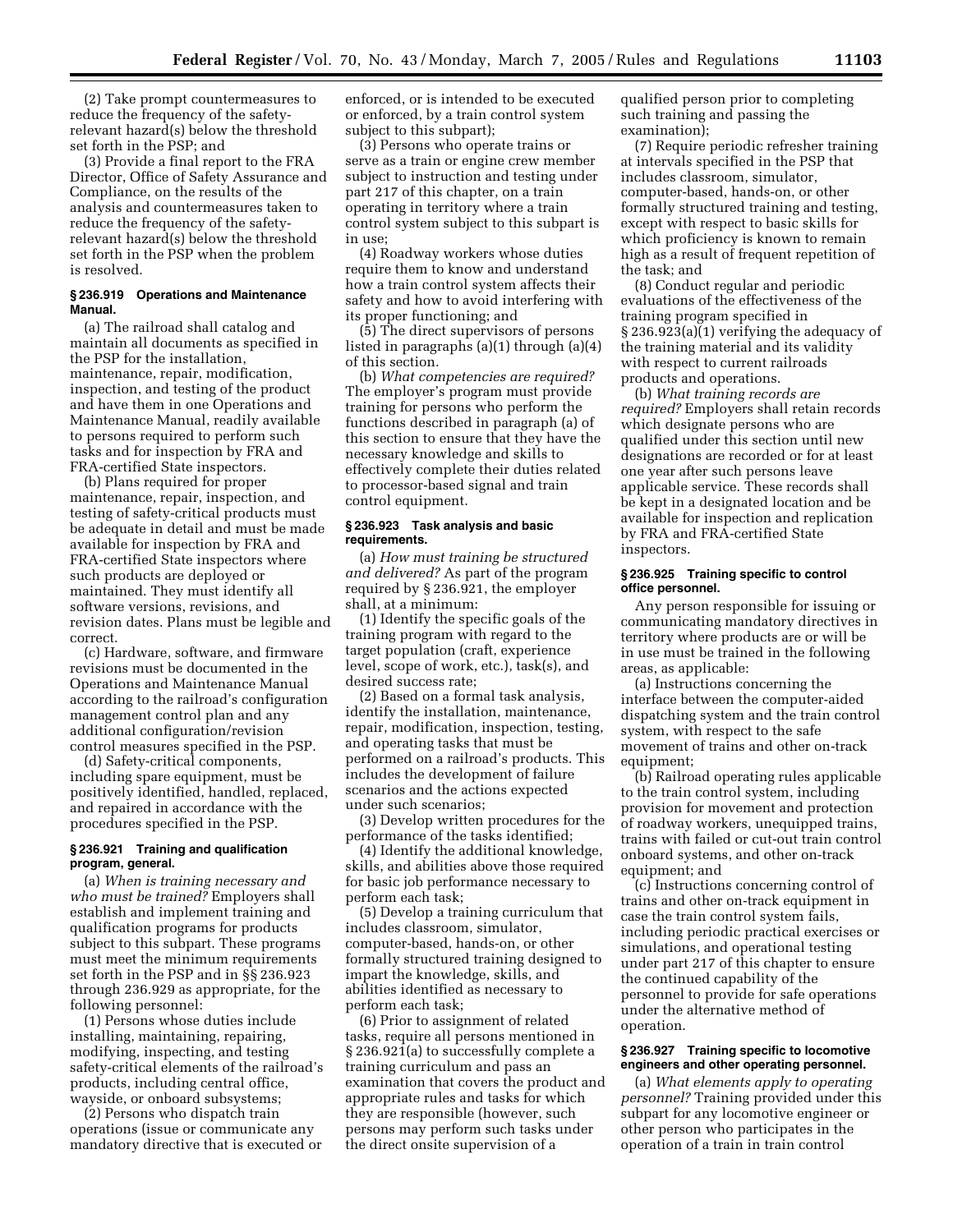(2) Take prompt countermeasures to reduce the frequency of the safety-relevant hazard(s) below the threshold set forth in the PSP; and

(3) Provide a final report to the FRA Director, Office of Safety Assurance and Compliance, on the results of the analysis and countermeasures taken to reduce the frequency of the safety-relevant hazard(s) below the threshold set forth in the PSP when the problem is resolved.

### § 236.919 Operations and Maintenance Manual.

(a) The railroad shall catalog and maintain all documents as specified in the PSP for the installation, maintenance, repair, modification, inspection, and testing of the product and have them in one Operations and Maintenance Manual, readily available to persons required to perform such tasks and for inspection by FRA and FRA-certified State inspectors.

(b) Plans required for proper maintenance, repair, inspection, and testing of safety-critical products must be adequate in detail and must be made available for inspection by FRA and FRA-certified State inspectors where such products are deployed or maintained. They must identify all software versions, revisions, and revision dates. Plans must be legible and correct.

(c) Hardware, software, and firmware revisions must be documented in the Operations and Maintenance Manual according to the railroad's configuration management control plan and any additional configuration/revision control measures specified in the PSP.

(d) Safety-critical components, including spare equipment, must be positively identified, handled, replaced, and repaired in accordance with the procedures specified in the PSP.

### § 236.921 Training and qualification program, general.

(a) *When is training necessary and who must be trained?* Employers shall establish and implement training and qualification programs for products subject to this subpart. These programs must meet the minimum requirements set forth in the PSP and in §§ 236.923 through 236.929 as appropriate, for the following personnel:

(1) Persons whose duties include installing, maintaining, repairing, modifying, inspecting, and testing safety-critical elements of the railroad's products, including central office, wayside, or onboard subsystems;

(2) Persons who dispatch train operations (issue or communicate any mandatory directive that is executed or enforced, or is intended to be executed or enforced, by a train control system subject to this subpart);

(3) Persons who operate trains or serve as a train or engine crew member subject to instruction and testing under part 217 of this chapter, on a train operating in territory where a train control system subject to this subpart is in use;

(4) Roadway workers whose duties require them to know and understand how a train control system affects their safety and how to avoid interfering with its proper functioning; and

(5) The direct supervisors of persons listed in paragraphs (a)(1) through (a)(4) of this section.

(b) *What competencies are required?* The employer's program must provide training for persons who perform the functions described in paragraph (a) of this section to ensure that they have the necessary knowledge and skills to effectively complete their duties related to processor-based signal and train control equipment.

### § 236.923 Task analysis and basic requirements.

(a) *How must training be structured and delivered?* As part of the program required by § 236.921, the employer shall, at a minimum:

(1) Identify the specific goals of the training program with regard to the target population (craft, experience level, scope of work, etc.), task(s), and desired success rate;

(2) Based on a formal task analysis, identify the installation, maintenance, repair, modification, inspection, testing, and operating tasks that must be performed on a railroad's products. This includes the development of failure scenarios and the actions expected under such scenarios;

(3) Develop written procedures for the performance of the tasks identified;

(4) Identify the additional knowledge, skills, and abilities above those required for basic job performance necessary to perform each task;

(5) Develop a training curriculum that includes classroom, simulator, computer-based, hands-on, or other formally structured training designed to impart the knowledge, skills, and abilities identified as necessary to perform each task;

(6) Prior to assignment of related tasks, require all persons mentioned in § 236.921(a) to successfully complete a training curriculum and pass an examination that covers the product and appropriate rules and tasks for which they are responsible (however, such persons may perform such tasks under the direct onsite supervision of a qualified person prior to completing such training and passing the examination);

(7) Require periodic refresher training at intervals specified in the PSP that includes classroom, simulator, computer-based, hands-on, or other formally structured training and testing, except with respect to basic skills for which proficiency is known to remain high as a result of frequent repetition of the task; and

(8) Conduct regular and periodic evaluations of the effectiveness of the training program specified in § 236.923(a)(1) verifying the adequacy of the training material and its validity with respect to current railroads products and operations.

(b) *What training records are required?* Employers shall retain records which designate persons who are qualified under this section until new designations are recorded or for at least one year after such persons leave applicable service. These records shall be kept in a designated location and be available for inspection and replication by FRA and FRA-certified State inspectors.

### § 236.925 Training specific to control office personnel.

Any person responsible for issuing or communicating mandatory directives in territory where products are or will be in use must be trained in the following areas, as applicable:

(a) Instructions concerning the interface between the computer-aided dispatching system and the train control system, with respect to the safe movement of trains and other on-track equipment;

(b) Railroad operating rules applicable to the train control system, including provision for movement and protection of roadway workers, unequipped trains, trains with failed or cut-out train control onboard systems, and other on-track equipment; and

(c) Instructions concerning control of trains and other on-track equipment in case the train control system fails, including periodic practical exercises or simulations, and operational testing under part 217 of this chapter to ensure the continued capability of the personnel to provide for safe operations under the alternative method of operation.

### § 236.927 Training specific to locomotive engineers and other operating personnel.

(a) *What elements apply to operating personnel?* Training provided under this subpart for any locomotive engineer or other person who participates in the operation of a train in train control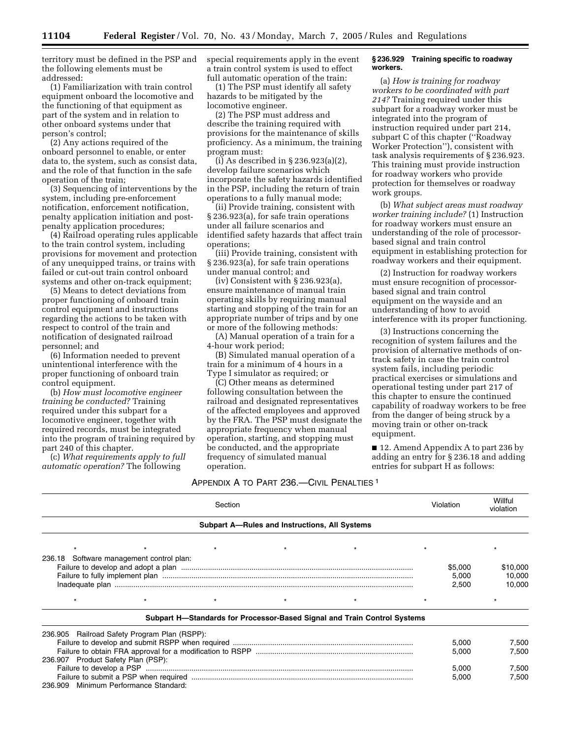territory must be defined in the PSP and the following elements must be addressed:

(1) Familiarization with train control equipment onboard the locomotive and the functioning of that equipment as part of the system and in relation to other onboard systems under that person's control;

(2) Any actions required of the onboard personnel to enable, or enter data to, the system, such as consist data, and the role of that function in the safe operation of the train;

(3) Sequencing of interventions by the system, including pre-enforcement notification, enforcement notification, penalty application initiation and post-penalty application procedures;

(4) Railroad operating rules applicable to the train control system, including provisions for movement and protection of any unequipped trains, or trains with failed or cut-out train control onboard systems and other on-track equipment;

(5) Means to detect deviations from proper functioning of onboard train control equipment and instructions regarding the actions to be taken with respect to control of the train and notification of designated railroad personnel; and

(6) Information needed to prevent unintentional interference with the proper functioning of onboard train control equipment.

(b) *How must locomotive engineer training be conducted?* Training required under this subpart for a locomotive engineer, together with required records, must be integrated into the program of training required by part 240 of this chapter.

(c) *What requirements apply to full automatic operation?* The following special requirements apply in the event a train control system is used to effect full automatic operation of the train:

(1) The PSP must identify all safety hazards to be mitigated by the locomotive engineer.

(2) The PSP must address and describe the training required with provisions for the maintenance of skills proficiency. As a minimum, the training program must:

(i) As described in § 236.923(a)(2), develop failure scenarios which incorporate the safety hazards identified in the PSP, including the return of train operations to a fully manual mode;

(ii) Provide training, consistent with § 236.923(a), for safe train operations under all failure scenarios and identified safety hazards that affect train operations;

(iii) Provide training, consistent with § 236.923(a), for safe train operations under manual control; and

(iv) Consistent with § 236.923(a), ensure maintenance of manual train operating skills by requiring manual starting and stopping of the train for an appropriate number of trips and by one or more of the following methods:

(A) Manual operation of a train for a 4-hour work period;

(B) Simulated manual operation of a train for a minimum of 4 hours in a Type I simulator as required; or

(C) Other means as determined following consultation between the railroad and designated representatives of the affected employees and approved by the FRA. The PSP must designate the appropriate frequency when manual operation, starting, and stopping must be conducted, and the appropriate frequency of simulated manual operation.

**§ 236.929 Training specific to roadway workers.**

(a) *How is training for roadway workers to be coordinated with part 214?* Training required under this subpart for a roadway worker must be integrated into the program of instruction required under part 214, subpart C of this chapter (''Roadway Worker Protection''), consistent with task analysis requirements of § 236.923. This training must provide instruction for roadway workers who provide protection for themselves or roadway work groups.

(b) *What subject areas must roadway worker training include?* (1) Instruction for roadway workers must ensure an understanding of the role of processor-based signal and train control equipment in establishing protection for roadway workers and their equipment.

(2) Instruction for roadway workers must ensure recognition of processor-based signal and train control equipment on the wayside and an understanding of how to avoid interference with its proper functioning.

(3) Instructions concerning the recognition of system failures and the provision of alternative methods of on-track safety in case the train control system fails, including periodic practical exercises or simulations and operational testing under part 217 of this chapter to ensure the continued capability of roadway workers to be free from the danger of being struck by a moving train or other on-track equipment.

■ 12. Amend Appendix A to part 236 by adding an entry for § 236.18 and adding entries for subpart H as follows:

APPENDIX A TO PART 236.—CIVIL PENALTIES [1]

| Section | Violation | Willful violation |
|---|---|---|
| **Subpart A—Rules and Instructions, All Systems** | | |
| * * * * * | * | * |
| 236.18 Software management control plan: | | |
| Failure to develop and adopt a plan | $5,000 | $10,000 |
| Failure to fully implement plan | 5,000 | 10,000 |
| Inadequate plan | 2,500 | 10,000 |
| * * * * * | * | * |
| **Subpart H—Standards for Processor-Based Signal and Train Control Systems** | | |
| 236.905 Railroad Safety Program Plan (RSPP): | | |
| Failure to develop and submit RSPP when required | 5,000 | 7,500 |
| Failure to obtain FRA approval for a modification to RSPP | 5,000 | 7,500 |
| 236.907 Product Safety Plan (PSP): | | |
| Failure to develop a PSP | 5,000 | 7,500 |
| Failure to submit a PSP when required | 5,000 | 7,500 |
| 236.909 Minimum Performance Standard: | | |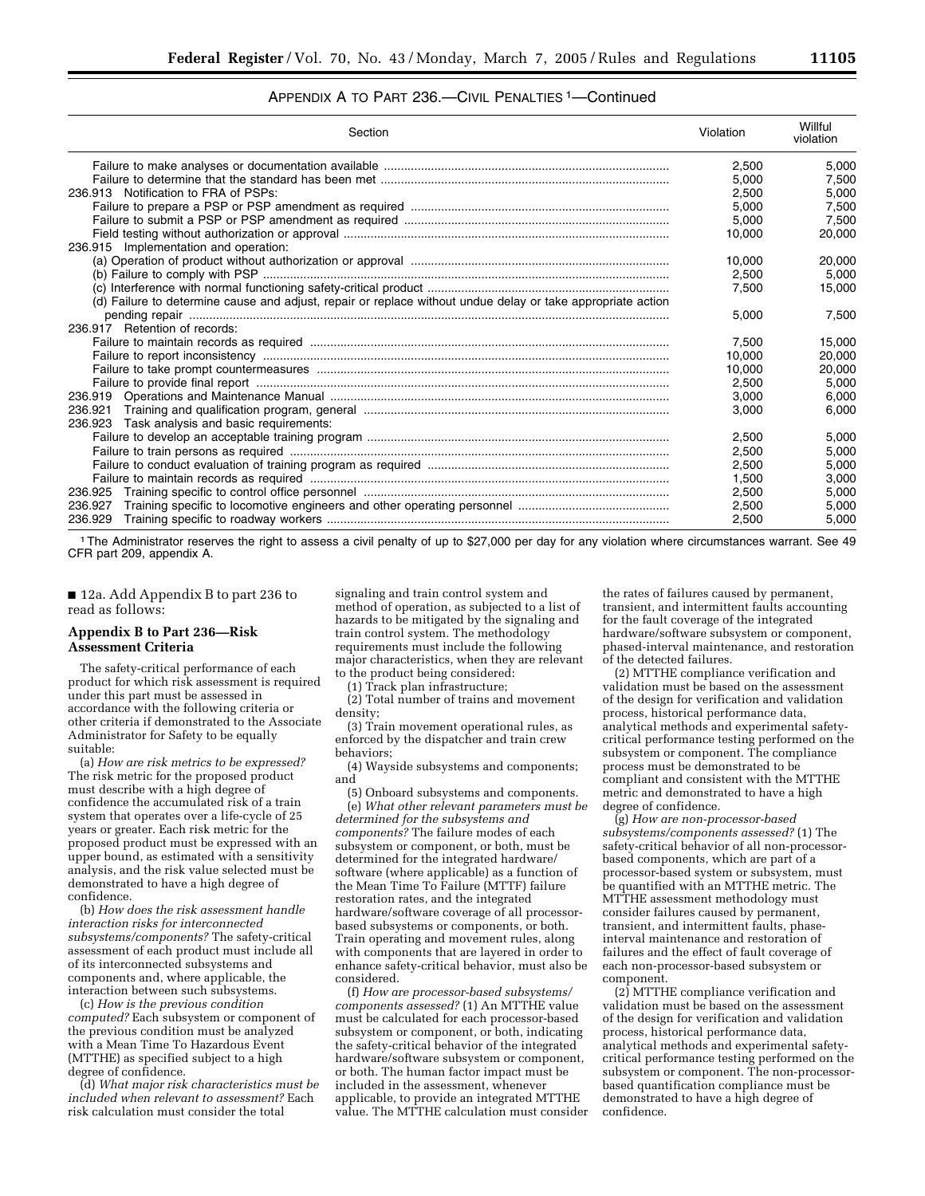### APPENDIX A TO PART 236.—CIVIL PENALTIES [1]—Continued

| Section | Violation | Willful violation |
|---|---|---|
| Failure to make analyses or documentation available | 2,500 | 5,000 |
| Failure to determine that the standard has been met | 5,000 | 7,500 |
| 236.913 Notification to FRA of PSPs: | 2,500 | 5,000 |
| Failure to prepare a PSP or PSP amendment as required | 5,000 | 7,500 |
| Failure to submit a PSP or PSP amendment as required | 5,000 | 7,500 |
| Field testing without authorization or approval | 10,000 | 20,000 |
| 236.915 Implementation and operation: | | |
| (a) Operation of product without authorization or approval | 10,000 | 20,000 |
| (b) Failure to comply with PSP | 2,500 | 5,000 |
| (c) Interference with normal functioning safety-critical product | 7,500 | 15,000 |
| (d) Failure to determine cause and adjust, repair or replace without undue delay or take appropriate action pending repair | 5,000 | 7,500 |
| 236.917 Retention of records: | | |
| Failure to maintain records as required | 7,500 | 15,000 |
| Failure to report inconsistency | 10,000 | 20,000 |
| Failure to take prompt countermeasures | 10,000 | 20,000 |
| Failure to provide final report | 2,500 | 5,000 |
| 236.919 Operations and Maintenance Manual | 3,000 | 6,000 |
| 236.921 Training and qualification program, general | 3,000 | 6,000 |
| 236.923 Task analysis and basic requirements: | | |
| Failure to develop an acceptable training program | 2,500 | 5,000 |
| Failure to train persons as required | 2,500 | 5,000 |
| Failure to conduct evaluation of training program as required | 2,500 | 5,000 |
| Failure to maintain records as required | 1,500 | 3,000 |
| 236.925 Training specific to control office personnel | 2,500 | 5,000 |
| 236.927 Training specific to locomotive engineers and other operating personnel | 2,500 | 5,000 |
| 236.929 Training specific to roadway workers | 2,500 | 5,000 |

[1] The Administrator reserves the right to assess a civil penalty of up to $27,000 per day for any violation where circumstances warrant. See 49 CFR part 209, appendix A.

■ 12a. Add Appendix B to part 236 to read as follows:

## Appendix B to Part 236—Risk Assessment Criteria

The safety-critical performance of each product for which risk assessment is required under this part must be assessed in accordance with the following criteria or other criteria if demonstrated to the Associate Administrator for Safety to be equally suitable:

(a) *How are risk metrics to be expressed?* The risk metric for the proposed product must describe with a high degree of confidence the accumulated risk of a train system that operates over a life-cycle of 25 years or greater. Each risk metric for the proposed product must be expressed with an upper bound, as estimated with a sensitivity analysis, and the risk value selected must be demonstrated to have a high degree of confidence.

(b) *How does the risk assessment handle interaction risks for interconnected subsystems/components?* The safety-critical assessment of each product must include all of its interconnected subsystems and components and, where applicable, the interaction between such subsystems.

(c) *How is the previous condition computed?* Each subsystem or component of the previous condition must be analyzed with a Mean Time To Hazardous Event (MTTHE) as specified subject to a high degree of confidence.

(d) *What major risk characteristics must be included when relevant to assessment?* Each risk calculation must consider the total signaling and train control system and method of operation, as subjected to a list of hazards to be mitigated by the signaling and train control system. The methodology requirements must include the following major characteristics, when they are relevant to the product being considered:

(1) Track plan infrastructure;

(2) Total number of trains and movement density;

(3) Train movement operational rules, as enforced by the dispatcher and train crew behaviors;

(4) Wayside subsystems and components; and

(5) Onboard subsystems and components.

(e) *What other relevant parameters must be determined for the subsystems and components?* The failure modes of each subsystem or component, or both, must be determined for the integrated hardware/software (where applicable) as a function of the Mean Time To Failure (MTTF) failure restoration rates, and the integrated hardware/software coverage of all processor-based subsystems or components, or both. Train operating and movement rules, along with components that are layered in order to enhance safety-critical behavior, must also be considered.

(f) *How are processor-based subsystems/components assessed?* (1) An MTTHE value must be calculated for each processor-based subsystem or component, or both, indicating the safety-critical behavior of the integrated hardware/software subsystem or component, or both. The human factor impact must be included in the assessment, whenever applicable, to provide an integrated MTTHE value. The MTTHE calculation must consider the rates of failures caused by permanent, transient, and intermittent faults accounting for the fault coverage of the integrated hardware/software subsystem or component, phased-interval maintenance, and restoration of the detected failures.

(2) MTTHE compliance verification and validation must be based on the assessment of the design for verification and validation process, historical performance data, analytical methods and experimental safety-critical performance testing performed on the subsystem or component. The compliance process must be demonstrated to be compliant and consistent with the MTTHE metric and demonstrated to have a high degree of confidence.

(g) *How are non-processor-based subsystems/components assessed?* (1) The safety-critical behavior of all non-processor-based components, which are part of a processor-based system or subsystem, must be quantified with an MTTHE metric. The MTTHE assessment methodology must consider failures caused by permanent, transient, and intermittent faults, phase-interval maintenance and restoration of failures and the effect of fault coverage of each non-processor-based subsystem or component.

(2) MTTHE compliance verification and validation must be based on the assessment of the design for verification and validation process, historical performance data, analytical methods and experimental safety-critical performance testing performed on the subsystem or component. The non-processor-based quantification compliance must be demonstrated to have a high degree of confidence.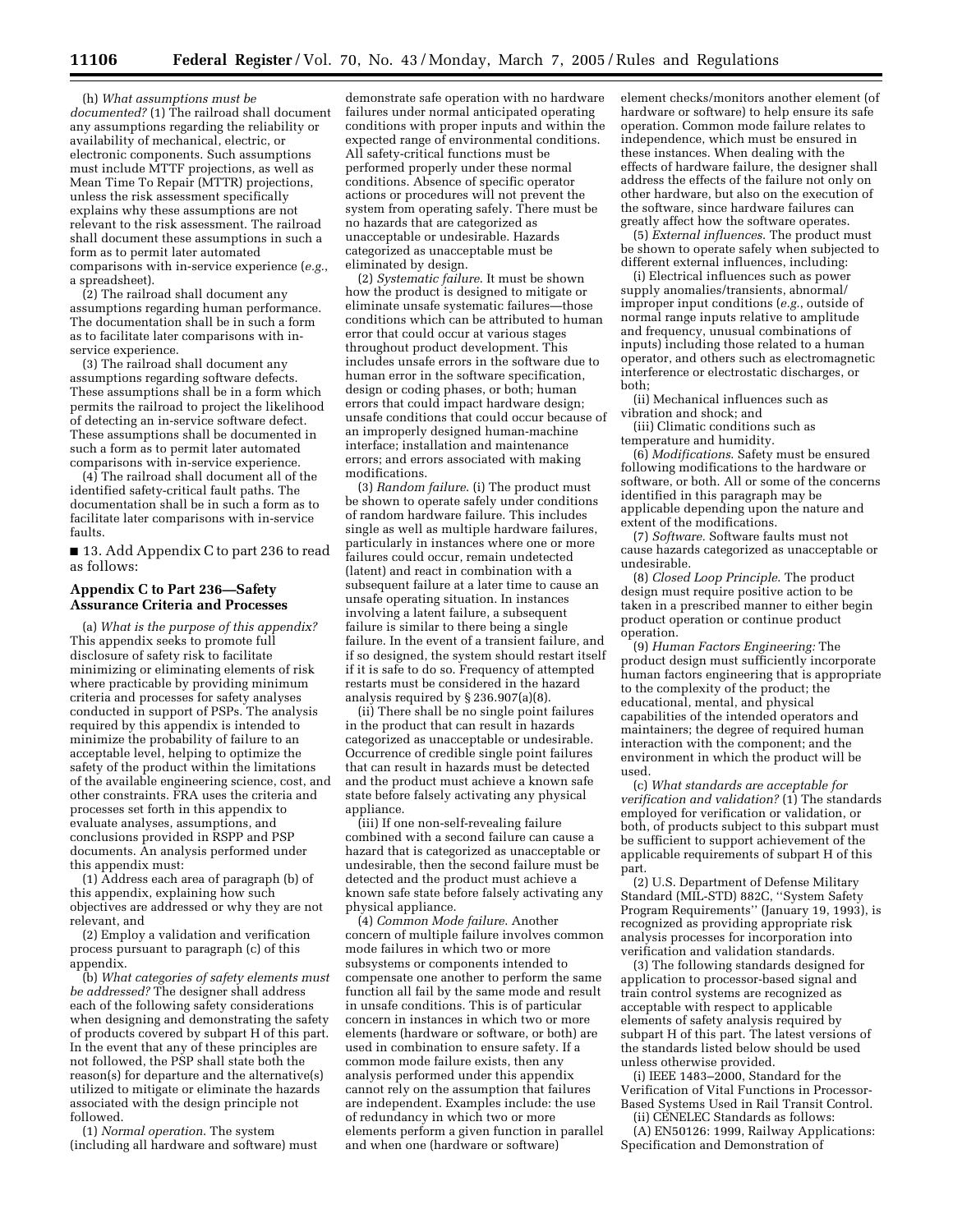(h) *What assumptions must be documented?* (1) The railroad shall document any assumptions regarding the reliability or availability of mechanical, electric, or electronic components. Such assumptions must include MTTF projections, as well as Mean Time To Repair (MTTR) projections, unless the risk assessment specifically explains why these assumptions are not relevant to the risk assessment. The railroad shall document these assumptions in such a form as to permit later automated comparisons with in-service experience (*e.g.*, a spreadsheet).

(2) The railroad shall document any assumptions regarding human performance. The documentation shall be in such a form as to facilitate later comparisons with in-service experience.

(3) The railroad shall document any assumptions regarding software defects. These assumptions shall be in a form which permits the railroad to project the likelihood of detecting an in-service software defect. These assumptions shall be documented in such a form as to permit later automated comparisons with in-service experience.

(4) The railroad shall document all of the identified safety-critical fault paths. The documentation shall be in such a form as to facilitate later comparisons with in-service faults.

■ 13. Add Appendix C to part 236 to read as follows:

## Appendix C to Part 236—Safety Assurance Criteria and Processes

(a) *What is the purpose of this appendix?* This appendix seeks to promote full disclosure of safety risk to facilitate minimizing or eliminating elements of risk where practicable by providing minimum criteria and processes for safety analyses conducted in support of PSPs. The analysis required by this appendix is intended to minimize the probability of failure to an acceptable level, helping to optimize the safety of the product within the limitations of the available engineering science, cost, and other constraints. FRA uses the criteria and processes set forth in this appendix to evaluate analyses, assumptions, and conclusions provided in RSPP and PSP documents. An analysis performed under this appendix must:

(1) Address each area of paragraph (b) of this appendix, explaining how such objectives are addressed or why they are not relevant, and

(2) Employ a validation and verification process pursuant to paragraph (c) of this appendix.

(b) *What categories of safety elements must be addressed?* The designer shall address each of the following safety considerations when designing and demonstrating the safety of products covered by subpart H of this part. In the event that any of these principles are not followed, the PSP shall state both the reason(s) for departure and the alternative(s) utilized to mitigate or eliminate the hazards associated with the design principle not followed.

(1) *Normal operation*. The system (including all hardware and software) must demonstrate safe operation with no hardware failures under normal anticipated operating conditions with proper inputs and within the expected range of environmental conditions. All safety-critical functions must be performed properly under these normal conditions. Absence of specific operator actions or procedures will not prevent the system from operating safely. There must be no hazards that are categorized as unacceptable or undesirable. Hazards categorized as unacceptable must be eliminated by design.

(2) *Systematic failure*. It must be shown how the product is designed to mitigate or eliminate unsafe systematic failures—those conditions which can be attributed to human error that could occur at various stages throughout product development. This includes unsafe errors in the software due to human error in the software specification, design or coding phases, or both; human errors that could impact hardware design; unsafe conditions that could occur because of an improperly designed human-machine interface; installation and maintenance errors; and errors associated with making modifications.

(3) *Random failure*. (i) The product must be shown to operate safely under conditions of random hardware failure. This includes single as well as multiple hardware failures, particularly in instances where one or more failures could occur, remain undetected (latent) and react in combination with a subsequent failure at a later time to cause an unsafe operating situation. In instances involving a latent failure, a subsequent failure is similar to there being a single failure. In the event of a transient failure, and if so designed, the system should restart itself if it is safe to do so. Frequency of attempted restarts must be considered in the hazard analysis required by § 236.907(a)(8).

(ii) There shall be no single point failures in the product that can result in hazards categorized as unacceptable or undesirable. Occurrence of credible single point failures that can result in hazards must be detected and the product must achieve a known safe state before falsely activating any physical appliance.

(iii) If one non-self-revealing failure combined with a second failure can cause a hazard that is categorized as unacceptable or undesirable, then the second failure must be detected and the product must achieve a known safe state before falsely activating any physical appliance.

(4) *Common Mode failure*. Another concern of multiple failure involves common mode failures in which two or more subsystems or components intended to compensate one another to perform the same function all fail by the same mode and result in unsafe conditions. This is of particular concern in instances in which two or more elements (hardware or software, or both) are used in combination to ensure safety. If a common mode failure exists, then any analysis performed under this appendix cannot rely on the assumption that failures are independent. Examples include: the use of redundancy in which two or more elements perform a given function in parallel and when one (hardware or software) element checks/monitors another element (of hardware or software) to help ensure its safe operation. Common mode failure relates to independence, which must be ensured in these instances. When dealing with the effects of hardware failure, the designer shall address the effects of the failure not only on other hardware, but also on the execution of the software, since hardware failures can greatly affect how the software operates.

(5) *External influences*. The product must be shown to operate safely when subjected to different external influences, including:

(i) Electrical influences such as power supply anomalies/transients, abnormal/improper input conditions (*e.g.*, outside of normal range inputs relative to amplitude and frequency, unusual combinations of inputs) including those related to a human operator, and others such as electromagnetic interference or electrostatic discharges, or both;

(ii) Mechanical influences such as vibration and shock; and

(iii) Climatic conditions such as temperature and humidity.

(6) *Modifications*. Safety must be ensured following modifications to the hardware or software, or both. All or some of the concerns identified in this paragraph may be applicable depending upon the nature and extent of the modifications.

(7) *Software*. Software faults must not cause hazards categorized as unacceptable or undesirable.

(8) *Closed Loop Principle*. The product design must require positive action to be taken in a prescribed manner to either begin product operation or continue product operation.

(9) *Human Factors Engineering:* The product design must sufficiently incorporate human factors engineering that is appropriate to the complexity of the product; the educational, mental, and physical capabilities of the intended operators and maintainers; the degree of required human interaction with the component; and the environment in which the product will be used.

(c) *What standards are acceptable for verification and validation?* (1) The standards employed for verification or validation, or both, of products subject to this subpart must be sufficient to support achievement of the applicable requirements of subpart H of this part.

(2) U.S. Department of Defense Military Standard (MIL-STD) 882C, ''System Safety Program Requirements'' (January 19, 1993), is recognized as providing appropriate risk analysis processes for incorporation into verification and validation standards.

(3) The following standards designed for application to processor-based signal and train control systems are recognized as acceptable with respect to applicable elements of safety analysis required by subpart H of this part. The latest versions of the standards listed below should be used unless otherwise provided.

(i) IEEE 1483–2000, Standard for the Verification of Vital Functions in Processor-Based Systems Used in Rail Transit Control.

(ii) CENELEC Standards as follows:

(A) EN50126: 1999, Railway Applications: Specification and Demonstration of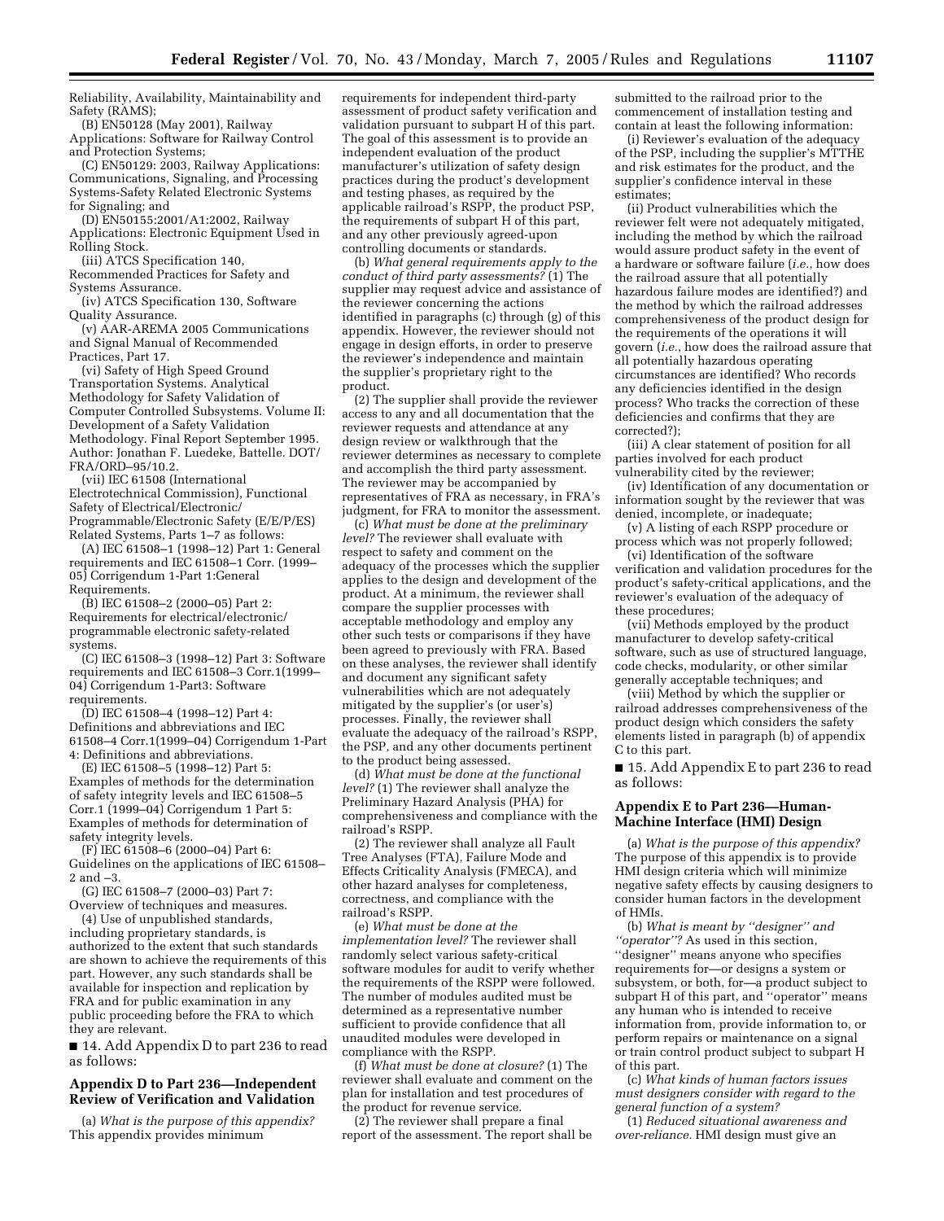Reliability, Availability, Maintainability and Safety (RAMS);

(B) EN50128 (May 2001), Railway Applications: Software for Railway Control and Protection Systems;

(C) EN50129: 2003, Railway Applications: Communications, Signaling, and Processing Systems-Safety Related Electronic Systems for Signaling; and

(D) EN50155:2001/A1:2002, Railway Applications: Electronic Equipment Used in Rolling Stock.

(iii) ATCS Specification 140, Recommended Practices for Safety and Systems Assurance.

(iv) ATCS Specification 130, Software Quality Assurance.

(v) AAR-AREMA 2005 Communications and Signal Manual of Recommended Practices, Part 17.

(vi) Safety of High Speed Ground Transportation Systems. Analytical Methodology for Safety Validation of Computer Controlled Subsystems. Volume II: Development of a Safety Validation Methodology. Final Report September 1995. Author: Jonathan F. Luedeke, Battelle. DOT/FRA/ORD–95/10.2.

(vii) IEC 61508 (International Electrotechnical Commission), Functional Safety of Electrical/Electronic/Programmable/Electronic Safety (E/E/P/ES) Related Systems, Parts 1–7 as follows:

(A) IEC 61508–1 (1998–12) Part 1: General requirements and IEC 61508–1 Corr. (1999–05) Corrigendum 1-Part 1:General Requirements.

(B) IEC 61508–2 (2000–05) Part 2: Requirements for electrical/electronic/programmable electronic safety-related systems.

(C) IEC 61508–3 (1998–12) Part 3: Software requirements and IEC 61508–3 Corr.1(1999–04) Corrigendum 1-Part3: Software requirements.

(D) IEC 61508–4 (1998–12) Part 4: Definitions and abbreviations and IEC 61508–4 Corr.1(1999–04) Corrigendum 1-Part 4: Definitions and abbreviations.

(E) IEC 61508–5 (1998–12) Part 5: Examples of methods for the determination of safety integrity levels and IEC 61508–5 Corr.1 (1999–04) Corrigendum 1 Part 5: Examples of methods for determination of safety integrity levels.

(F) IEC 61508–6 (2000–04) Part 6: Guidelines on the applications of IEC 61508–2 and –3.

(G) IEC 61508–7 (2000–03) Part 7: Overview of techniques and measures.

(4) Use of unpublished standards, including proprietary standards, is authorized to the extent that such standards are shown to achieve the requirements of this part. However, any such standards shall be available for inspection and replication by FRA and for public examination in any public proceeding before the FRA to which they are relevant.

■ 14. Add Appendix D to part 236 to read as follows:

## Appendix D to Part 236—Independent Review of Verification and Validation

(a) *What is the purpose of this appendix?* This appendix provides minimum requirements for independent third-party assessment of product safety verification and validation pursuant to subpart H of this part. The goal of this assessment is to provide an independent evaluation of the product manufacturer's utilization of safety design practices during the product's development and testing phases, as required by the applicable railroad's RSPP, the product PSP, the requirements of subpart H of this part, and any other previously agreed-upon controlling documents or standards.

(b) *What general requirements apply to the conduct of third party assessments?* (1) The supplier may request advice and assistance of the reviewer concerning the actions identified in paragraphs (c) through (g) of this appendix. However, the reviewer should not engage in design efforts, in order to preserve the reviewer's independence and maintain the supplier's proprietary right to the product.

(2) The supplier shall provide the reviewer access to any and all documentation that the reviewer requests and attendance at any design review or walkthrough that the reviewer determines as necessary to complete and accomplish the third party assessment. The reviewer may be accompanied by representatives of FRA as necessary, in FRA's judgment, for FRA to monitor the assessment.

(c) *What must be done at the preliminary level?* The reviewer shall evaluate with respect to safety and comment on the adequacy of the processes which the supplier applies to the design and development of the product. At a minimum, the reviewer shall compare the supplier processes with acceptable methodology and employ any other such tests or comparisons if they have been agreed to previously with FRA. Based on these analyses, the reviewer shall identify and document any significant safety vulnerabilities which are not adequately mitigated by the supplier's (or user's) processes. Finally, the reviewer shall evaluate the adequacy of the railroad's RSPP, the PSP, and any other documents pertinent to the product being assessed.

(d) *What must be done at the functional level?* (1) The reviewer shall analyze the Preliminary Hazard Analysis (PHA) for comprehensiveness and compliance with the railroad's RSPP.

(2) The reviewer shall analyze all Fault Tree Analyses (FTA), Failure Mode and Effects Criticality Analysis (FMECA), and other hazard analyses for completeness, correctness, and compliance with the railroad's RSPP.

(e) *What must be done at the implementation level?* The reviewer shall randomly select various safety-critical software modules for audit to verify whether the requirements of the RSPP were followed. The number of modules audited must be determined as a representative number sufficient to provide confidence that all unaudited modules were developed in compliance with the RSPP.

(f) *What must be done at closure?* (1) The reviewer shall evaluate and comment on the plan for installation and test procedures of the product for revenue service.

(2) The reviewer shall prepare a final report of the assessment. The report shall be submitted to the railroad prior to the commencement of installation testing and contain at least the following information:

(i) Reviewer's evaluation of the adequacy of the PSP, including the supplier's MTTHE and risk estimates for the product, and the supplier's confidence interval in these estimates;

(ii) Product vulnerabilities which the reviewer felt were not adequately mitigated, including the method by which the railroad would assure product safety in the event of a hardware or software failure (*i.e.*, how does the railroad assure that all potentially hazardous failure modes are identified?) and the method by which the railroad addresses comprehensiveness of the product design for the requirements of the operations it will govern (*i.e.*, how does the railroad assure that all potentially hazardous operating circumstances are identified? Who records any deficiencies identified in the design process? Who tracks the correction of these deficiencies and confirms that they are corrected?);

(iii) A clear statement of position for all parties involved for each product vulnerability cited by the reviewer;

(iv) Identification of any documentation or information sought by the reviewer that was denied, incomplete, or inadequate;

(v) A listing of each RSPP procedure or process which was not properly followed;

(vi) Identification of the software verification and validation procedures for the product's safety-critical applications, and the reviewer's evaluation of the adequacy of these procedures;

(vii) Methods employed by the product manufacturer to develop safety-critical software, such as use of structured language, code checks, modularity, or other similar generally acceptable techniques; and

(viii) Method by which the supplier or railroad addresses comprehensiveness of the product design which considers the safety elements listed in paragraph (b) of appendix C to this part.

■ 15. Add Appendix E to part 236 to read as follows:

## Appendix E to Part 236—Human-Machine Interface (HMI) Design

(a) *What is the purpose of this appendix?* The purpose of this appendix is to provide HMI design criteria which will minimize negative safety effects by causing designers to consider human factors in the development of HMIs.

(b) *What is meant by "designer" and "operator"?* As used in this section, "designer" means anyone who specifies requirements for—or designs a system or subsystem, or both, for—a product subject to subpart H of this part, and "operator" means any human who is intended to receive information from, provide information to, or perform repairs or maintenance on a signal or train control product subject to subpart H of this part.

(c) *What kinds of human factors issues must designers consider with regard to the general function of a system?*

(1) *Reduced situational awareness and over-reliance.* HMI design must give an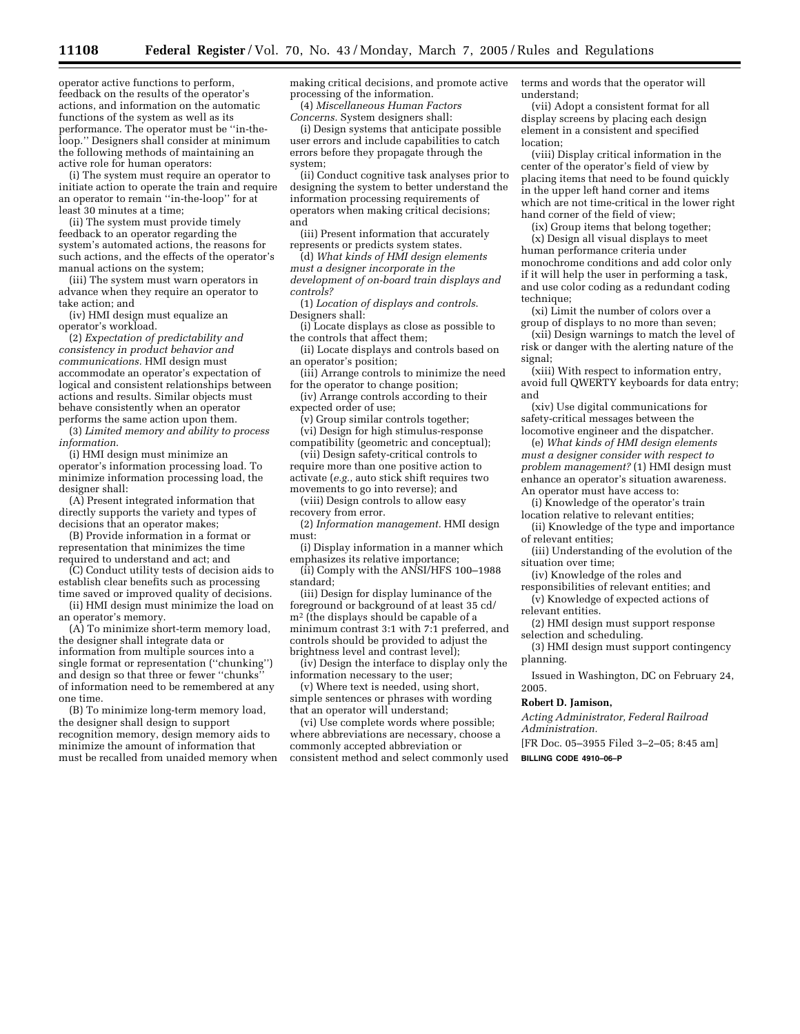operator active functions to perform, feedback on the results of the operator's actions, and information on the automatic functions of the system as well as its performance. The operator must be ''in-the-loop.'' Designers shall consider at minimum the following methods of maintaining an active role for human operators:

(i) The system must require an operator to initiate action to operate the train and require an operator to remain ''in-the-loop'' for at least 30 minutes at a time;

(ii) The system must provide timely feedback to an operator regarding the system's automated actions, the reasons for such actions, and the effects of the operator's manual actions on the system;

(iii) The system must warn operators in advance when they require an operator to take action; and

(iv) HMI design must equalize an operator's workload.

(2) *Expectation of predictability and consistency in product behavior and communications.* HMI design must accommodate an operator's expectation of logical and consistent relationships between actions and results. Similar objects must behave consistently when an operator performs the same action upon them.

(3) *Limited memory and ability to process information.*

(i) HMI design must minimize an operator's information processing load. To minimize information processing load, the designer shall:

(A) Present integrated information that directly supports the variety and types of decisions that an operator makes;

(B) Provide information in a format or representation that minimizes the time required to understand and act; and

(C) Conduct utility tests of decision aids to establish clear benefits such as processing time saved or improved quality of decisions.

(ii) HMI design must minimize the load on an operator's memory.

(A) To minimize short-term memory load, the designer shall integrate data or information from multiple sources into a single format or representation (''chunking'') and design so that three or fewer ''chunks'' of information need to be remembered at any one time.

(B) To minimize long-term memory load, the designer shall design to support recognition memory, design memory aids to minimize the amount of information that must be recalled from unaided memory when making critical decisions, and promote active processing of the information.

(4) *Miscellaneous Human Factors Concerns.* System designers shall:

(i) Design systems that anticipate possible user errors and include capabilities to catch errors before they propagate through the system;

(ii) Conduct cognitive task analyses prior to designing the system to better understand the information processing requirements of operators when making critical decisions; and

(iii) Present information that accurately represents or predicts system states.

(d) *What kinds of HMI design elements must a designer incorporate in the development of on-board train displays and controls?*

(1) *Location of displays and controls.* Designers shall:

(i) Locate displays as close as possible to the controls that affect them;

(ii) Locate displays and controls based on an operator's position;

(iii) Arrange controls to minimize the need for the operator to change position;

(iv) Arrange controls according to their expected order of use;

(v) Group similar controls together;

(vi) Design for high stimulus-response compatibility (geometric and conceptual);

(vii) Design safety-critical controls to require more than one positive action to activate (*e.g.*, auto stick shift requires two movements to go into reverse); and

(viii) Design controls to allow easy recovery from error.

(2) *Information management.* HMI design must:

(i) Display information in a manner which emphasizes its relative importance;

(ii) Comply with the ANSI/HFS 100–1988 standard;

(iii) Design for display luminance of the foreground or background of at least 35 cd/$m^2$ (the displays should be capable of a minimum contrast 3:1 with 7:1 preferred, and controls should be provided to adjust the brightness level and contrast level);

(iv) Design the interface to display only the information necessary to the user;

(v) Where text is needed, using short, simple sentences or phrases with wording that an operator will understand;

(vi) Use complete words where possible; where abbreviations are necessary, choose a commonly accepted abbreviation or consistent method and select commonly used terms and words that the operator will understand;

(vii) Adopt a consistent format for all display screens by placing each design element in a consistent and specified location;

(viii) Display critical information in the center of the operator's field of view by placing items that need to be found quickly in the upper left hand corner and items which are not time-critical in the lower right hand corner of the field of view;

(ix) Group items that belong together;

(x) Design all visual displays to meet human performance criteria under monochrome conditions and add color only if it will help the user in performing a task, and use color coding as a redundant coding technique;

(xi) Limit the number of colors over a group of displays to no more than seven;

(xii) Design warnings to match the level of risk or danger with the alerting nature of the signal;

(xiii) With respect to information entry, avoid full QWERTY keyboards for data entry; and

(xiv) Use digital communications for safety-critical messages between the locomotive engineer and the dispatcher.

(e) *What kinds of HMI design elements must a designer consider with respect to problem management?* (1) HMI design must enhance an operator's situation awareness. An operator must have access to:

(i) Knowledge of the operator's train location relative to relevant entities;

(ii) Knowledge of the type and importance of relevant entities;

(iii) Understanding of the evolution of the situation over time;

(iv) Knowledge of the roles and responsibilities of relevant entities; and

(v) Knowledge of expected actions of relevant entities.

(2) HMI design must support response selection and scheduling.

(3) HMI design must support contingency planning.

Issued in Washington, DC on February 24, 2005.

**Robert D. Jamison,**

*Acting Administrator, Federal Railroad Administration.*

[FR Doc. 05–3955 Filed 3–2–05; 8:45 am]

**BILLING CODE 4910–06–P**